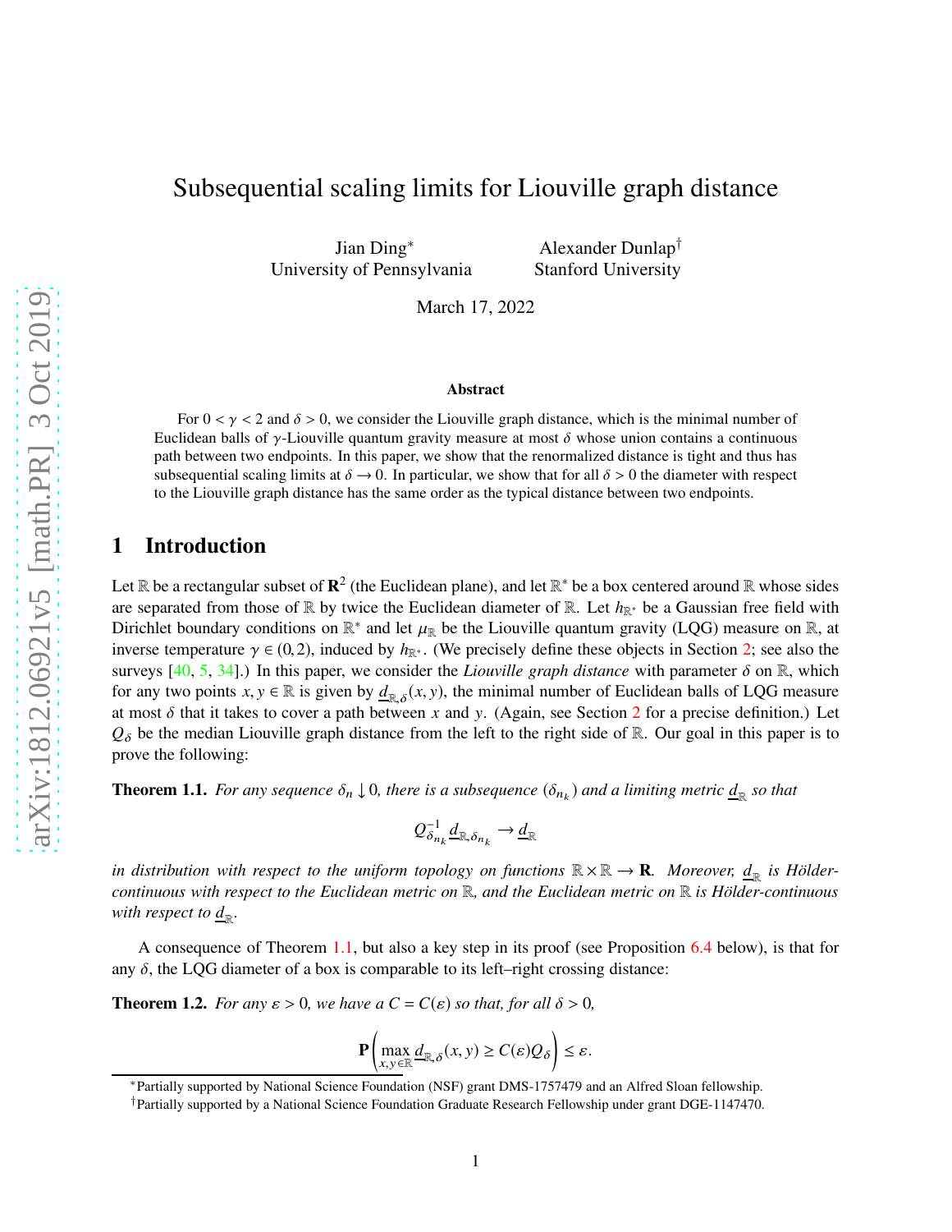# Subsequential scaling limits for Liouville graph distance

Jian Ding[*]
University of Pennsylvania

Alexander Dunlap[†]
Stanford University

March 17, 2022

**Abstract**

For $0 < \gamma < 2$ and $\delta > 0$, we consider the Liouville graph distance, which is the minimal number of Euclidean balls of $\gamma$-Liouville quantum gravity measure at most $\delta$ whose union contains a continuous path between two endpoints. In this paper, we show that the renormalized distance is tight and thus has subsequential scaling limits at $\delta \to 0$. In particular, we show that for all $\delta > 0$ the diameter with respect to the Liouville graph distance has the same order as the typical distance between two endpoints.

## 1 Introduction

Let $\mathbb{R}$ be a rectangular subset of $\mathbf{R}^2$ (the Euclidean plane), and let $\mathbb{R}^*$ be a box centered around $\mathbb{R}$ whose sides are separated from those of $\mathbb{R}$ by twice the Euclidean diameter of $\mathbb{R}$. Let $h_{\mathbb{R}^*}$ be a Gaussian free field with Dirichlet boundary conditions on $\mathbb{R}^*$ and let $\mu_{\mathbb{R}}$ be the Liouville quantum gravity (LQG) measure on $\mathbb{R}$, at inverse temperature $\gamma \in (0, 2)$, induced by $h_{\mathbb{R}^*}$. (We precisely define these objects in Section 2; see also the surveys [40, 5, 34].) In this paper, we consider the *Liouville graph distance* with parameter $\delta$ on $\mathbb{R}$, which for any two points $x, y \in \mathbb{R}$ is given by $\underline{d}_{\mathbb{R},\delta}(x, y)$, the minimal number of Euclidean balls of LQG measure at most $\delta$ that it takes to cover a path between $x$ and $y$. (Again, see Section 2 for a precise definition.) Let $Q_\delta$ be the median Liouville graph distance from the left to the right side of $\mathbb{R}$. Our goal in this paper is to prove the following:

**Theorem 1.1.** *For any sequence $\delta_n \downarrow 0$, there is a subsequence $(\delta_{n_k})$ and a limiting metric $\underline{d}_{\mathbb{R}}$ so that*

$$Q_{\delta_{n_k}}^{-1} \underline{d}_{\mathbb{R},\delta_{n_k}} \to \underline{d}_{\mathbb{R}}$$

*in distribution with respect to the uniform topology on functions $\mathbb{R} \times \mathbb{R} \to \mathbf{R}$. Moreover, $\underline{d}_{\mathbb{R}}$ is Hölder-continuous with respect to the Euclidean metric on $\mathbb{R}$, and the Euclidean metric on $\mathbb{R}$ is Hölder-continuous with respect to $\underline{d}_{\mathbb{R}}$.*

A consequence of Theorem 1.1, but also a key step in its proof (see Proposition 6.4 below), is that for any $\delta$, the LQG diameter of a box is comparable to its left–right crossing distance:

**Theorem 1.2.** *For any $\varepsilon > 0$, we have a $C = C(\varepsilon)$ so that, for all $\delta > 0$,*

$$\mathbf{P}\left( \max_{x,y \in \mathbb{R}} \underline{d}_{\mathbb{R},\delta}(x, y) \geq C(\varepsilon) Q_\delta \right) \leq \varepsilon.$$

---

[*] Partially supported by National Science Foundation (NSF) grant DMS-1757479 and an Alfred Sloan fellowship.

[†] Partially supported by a National Science Foundation Graduate Research Fellowship under grant DGE-1147470.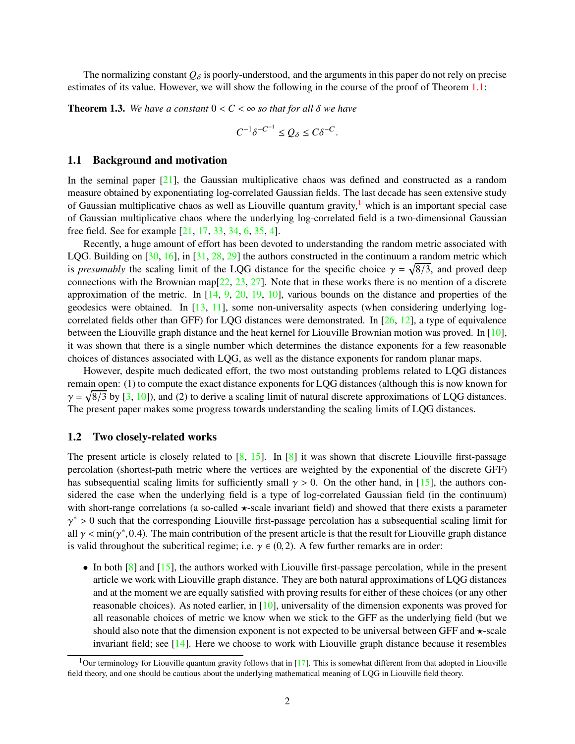The normalizing constant $Q_\delta$ is poorly-understood, and the arguments in this paper do not rely on precise estimates of its value. However, we will show the following in the course of the proof of Theorem 1.1:

**Theorem 1.3.** *We have a constant* $0 < C < \infty$ *so that for all* $\delta$ *we have*

$$C^{-1}\delta^{-C^{-1}} \leq Q_\delta \leq C\delta^{-C}.$$

## 1.1 Background and motivation

In the seminal paper [21], the Gaussian multiplicative chaos was defined and constructed as a random measure obtained by exponentiating log-correlated Gaussian fields. The last decade has seen extensive study of Gaussian multiplicative chaos as well as Liouville quantum gravity,[1] which is an important special case of Gaussian multiplicative chaos where the underlying log-correlated field is a two-dimensional Gaussian free field. See for example [21, 17, 33, 34, 6, 35, 4].

Recently, a huge amount of effort has been devoted to understanding the random metric associated with LQG. Building on [30, 16], in [31, 28, 29] the authors constructed in the continuum a random metric which is *presumably* the scaling limit of the LQG distance for the specific choice $\gamma = \sqrt{8/3}$, and proved deep connections with the Brownian map[22, 23, 27]. Note that in these works there is no mention of a discrete approximation of the metric. In [14, 9, 20, 19, 10], various bounds on the distance and properties of the geodesics were obtained. In [13, 11], some non-universality aspects (when considering underlying log-correlated fields other than GFF) for LQG distances were demonstrated. In [26, 12], a type of equivalence between the Liouville graph distance and the heat kernel for Liouville Brownian motion was proved. In [10], it was shown that there is a single number which determines the distance exponents for a few reasonable choices of distances associated with LQG, as well as the distance exponents for random planar maps.

However, despite much dedicated effort, the two most outstanding problems related to LQG distances remain open: (1) to compute the exact distance exponents for LQG distances (although this is now known for $\gamma = \sqrt{8/3}$ by [3, 10]), and (2) to derive a scaling limit of natural discrete approximations of LQG distances. The present paper makes some progress towards understanding the scaling limits of LQG distances.

## 1.2 Two closely-related works

The present article is closely related to [8, 15]. In [8] it was shown that discrete Liouville first-passage percolation (shortest-path metric where the vertices are weighted by the exponential of the discrete GFF) has subsequential scaling limits for sufficiently small $\gamma > 0$. On the other hand, in [15], the authors considered the case when the underlying field is a type of log-correlated Gaussian field (in the continuum) with short-range correlations (a so-called $\star$-scale invariant field) and showed that there exists a parameter $\gamma^* > 0$ such that the corresponding Liouville first-passage percolation has a subsequential scaling limit for all $\gamma < \min(\gamma^*, 0.4)$. The main contribution of the present article is that the result for Liouville graph distance is valid throughout the subcritical regime; i.e. $\gamma \in (0, 2)$. A few further remarks are in order:

- In both [8] and [15], the authors worked with Liouville first-passage percolation, while in the present article we work with Liouville graph distance. They are both natural approximations of LQG distances and at the moment we are equally satisfied with proving results for either of these choices (or any other reasonable choices). As noted earlier, in [10], universality of the dimension exponents was proved for all reasonable choices of metric we know when we stick to the GFF as the underlying field (but we should also note that the dimension exponent is not expected to be universal between GFF and $\star$-scale invariant field; see [14]. Here we choose to work with Liouville graph distance because it resembles

[1] Our terminology for Liouville quantum gravity follows that in [17]. This is somewhat different from that adopted in Liouville field theory, and one should be cautious about the underlying mathematical meaning of LQG in Liouville field theory.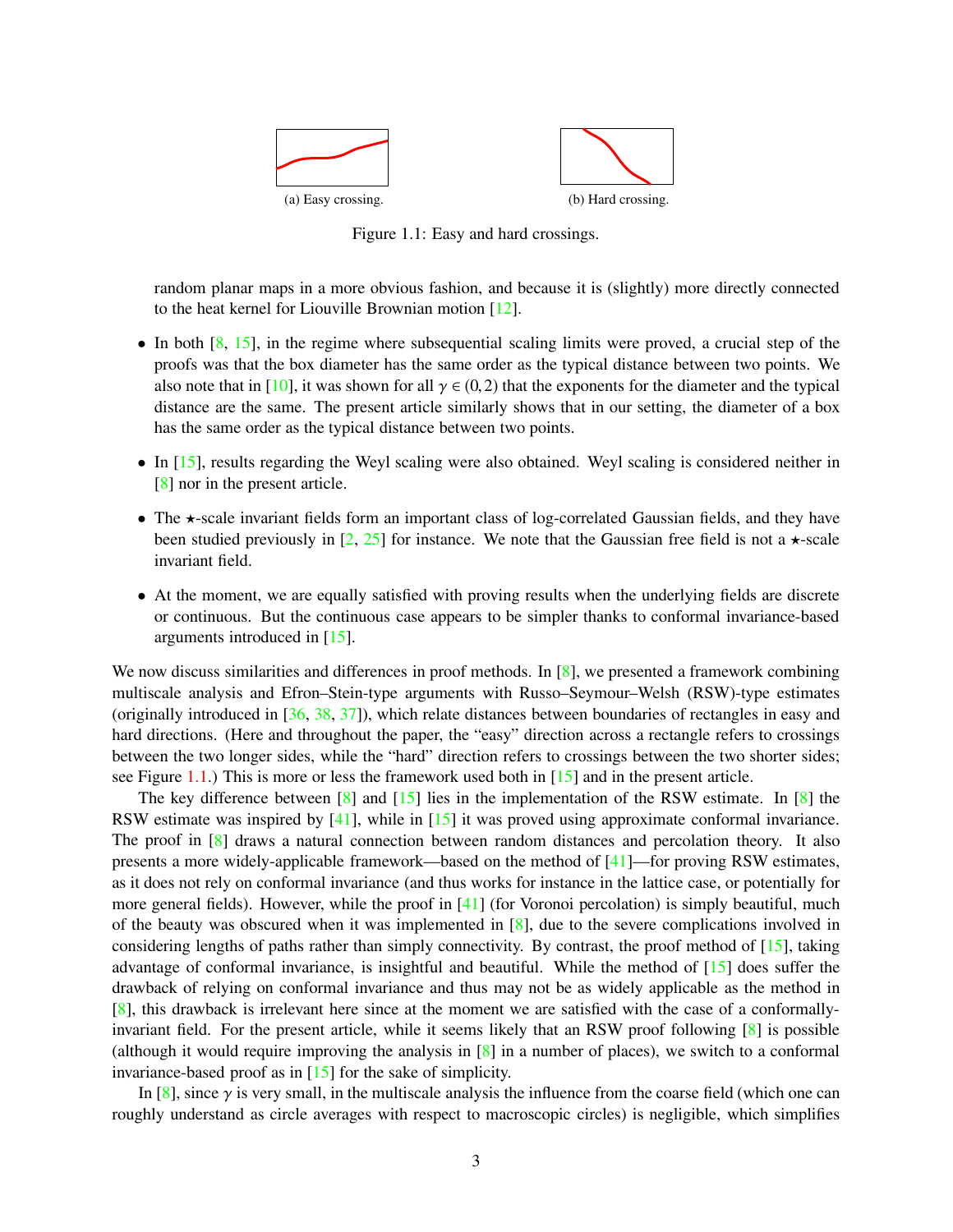(a) Easy crossing.

(b) Hard crossing.

Figure 1.1: Easy and hard crossings.

random planar maps in a more obvious fashion, and because it is (slightly) more directly connected to the heat kernel for Liouville Brownian motion [12].

- In both [8, 15], in the regime where subsequential scaling limits were proved, a crucial step of the proofs was that the box diameter has the same order as the typical distance between two points. We also note that in [10], it was shown for all $\gamma \in (0,2)$ that the exponents for the diameter and the typical distance are the same. The present article similarly shows that in our setting, the diameter of a box has the same order as the typical distance between two points.
- In [15], results regarding the Weyl scaling were also obtained. Weyl scaling is considered neither in [8] nor in the present article.
- The $\star$-scale invariant fields form an important class of log-correlated Gaussian fields, and they have been studied previously in [2, 25] for instance. We note that the Gaussian free field is not a $\star$-scale invariant field.
- At the moment, we are equally satisfied with proving results when the underlying fields are discrete or continuous. But the continuous case appears to be simpler thanks to conformal invariance-based arguments introduced in [15].

We now discuss similarities and differences in proof methods. In [8], we presented a framework combining multiscale analysis and Efron–Stein-type arguments with Russo–Seymour–Welsh (RSW)-type estimates (originally introduced in [36, 38, 37]), which relate distances between boundaries of rectangles in easy and hard directions. (Here and throughout the paper, the "easy" direction across a rectangle refers to crossings between the two longer sides, while the "hard" direction refers to crossings between the two shorter sides; see Figure 1.1.) This is more or less the framework used both in [15] and in the present article.

The key difference between [8] and [15] lies in the implementation of the RSW estimate. In [8] the RSW estimate was inspired by [41], while in [15] it was proved using approximate conformal invariance. The proof in [8] draws a natural connection between random distances and percolation theory. It also presents a more widely-applicable framework—based on the method of [41]—for proving RSW estimates, as it does not rely on conformal invariance (and thus works for instance in the lattice case, or potentially for more general fields). However, while the proof in [41] (for Voronoi percolation) is simply beautiful, much of the beauty was obscured when it was implemented in [8], due to the severe complications involved in considering lengths of paths rather than simply connectivity. By contrast, the proof method of [15], taking advantage of conformal invariance, is insightful and beautiful. While the method of [15] does suffer the drawback of relying on conformal invariance and thus may not be as widely applicable as the method in [8], this drawback is irrelevant here since at the moment we are satisfied with the case of a conformally-invariant field. For the present article, while it seems likely that an RSW proof following [8] is possible (although it would require improving the analysis in [8] in a number of places), we switch to a conformal invariance-based proof as in [15] for the sake of simplicity.

In [8], since $\gamma$ is very small, in the multiscale analysis the influence from the coarse field (which one can roughly understand as circle averages with respect to macroscopic circles) is negligible, which simplifies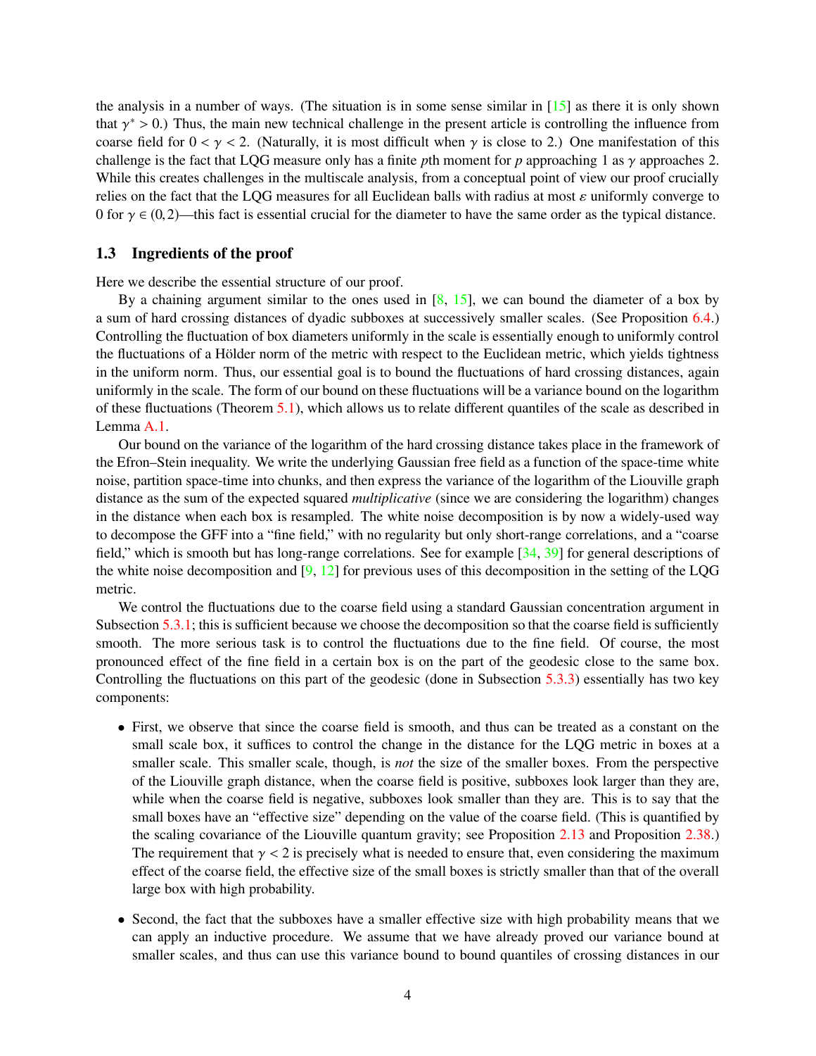the analysis in a number of ways. (The situation is in some sense similar in [15] as there it is only shown that $\gamma^* > 0$.) Thus, the main new technical challenge in the present article is controlling the influence from coarse field for $0 < \gamma < 2$. (Naturally, it is most difficult when $\gamma$ is close to 2.) One manifestation of this challenge is the fact that LQG measure only has a finite $p$th moment for $p$ approaching 1 as $\gamma$ approaches 2. While this creates challenges in the multiscale analysis, from a conceptual point of view our proof crucially relies on the fact that the LQG measures for all Euclidean balls with radius at most $\varepsilon$ uniformly converge to 0 for $\gamma \in (0, 2)$—this fact is essential crucial for the diameter to have the same order as the typical distance.

### 1.3 Ingredients of the proof

Here we describe the essential structure of our proof.

By a chaining argument similar to the ones used in [8, 15], we can bound the diameter of a box by a sum of hard crossing distances of dyadic subboxes at successively smaller scales. (See Proposition 6.4.) Controlling the fluctuation of box diameters uniformly in the scale is essentially enough to uniformly control the fluctuations of a Hölder norm of the metric with respect to the Euclidean metric, which yields tightness in the uniform norm. Thus, our essential goal is to bound the fluctuations of hard crossing distances, again uniformly in the scale. The form of our bound on these fluctuations will be a variance bound on the logarithm of these fluctuations (Theorem 5.1), which allows us to relate different quantiles of the scale as described in Lemma A.1.

Our bound on the variance of the logarithm of the hard crossing distance takes place in the framework of the Efron–Stein inequality. We write the underlying Gaussian free field as a function of the space-time white noise, partition space-time into chunks, and then express the variance of the logarithm of the Liouville graph distance as the sum of the expected squared *multiplicative* (since we are considering the logarithm) changes in the distance when each box is resampled. The white noise decomposition is by now a widely-used way to decompose the GFF into a "fine field," with no regularity but only short-range correlations, and a "coarse field," which is smooth but has long-range correlations. See for example [34, 39] for general descriptions of the white noise decomposition and [9, 12] for previous uses of this decomposition in the setting of the LQG metric.

We control the fluctuations due to the coarse field using a standard Gaussian concentration argument in Subsection 5.3.1; this is sufficient because we choose the decomposition so that the coarse field is sufficiently smooth. The more serious task is to control the fluctuations due to the fine field. Of course, the most pronounced effect of the fine field in a certain box is on the part of the geodesic close to the same box. Controlling the fluctuations on this part of the geodesic (done in Subsection 5.3.3) essentially has two key components:

- First, we observe that since the coarse field is smooth, and thus can be treated as a constant on the small scale box, it suffices to control the change in the distance for the LQG metric in boxes at a smaller scale. This smaller scale, though, is *not* the size of the smaller boxes. From the perspective of the Liouville graph distance, when the coarse field is positive, subboxes look larger than they are, while when the coarse field is negative, subboxes look smaller than they are. This is to say that the small boxes have an "effective size" depending on the value of the coarse field. (This is quantified by the scaling covariance of the Liouville quantum gravity; see Proposition 2.13 and Proposition 2.38.) The requirement that $\gamma < 2$ is precisely what is needed to ensure that, even considering the maximum effect of the coarse field, the effective size of the small boxes is strictly smaller than that of the overall large box with high probability.
- Second, the fact that the subboxes have a smaller effective size with high probability means that we can apply an inductive procedure. We assume that we have already proved our variance bound at smaller scales, and thus can use this variance bound to bound quantiles of crossing distances in our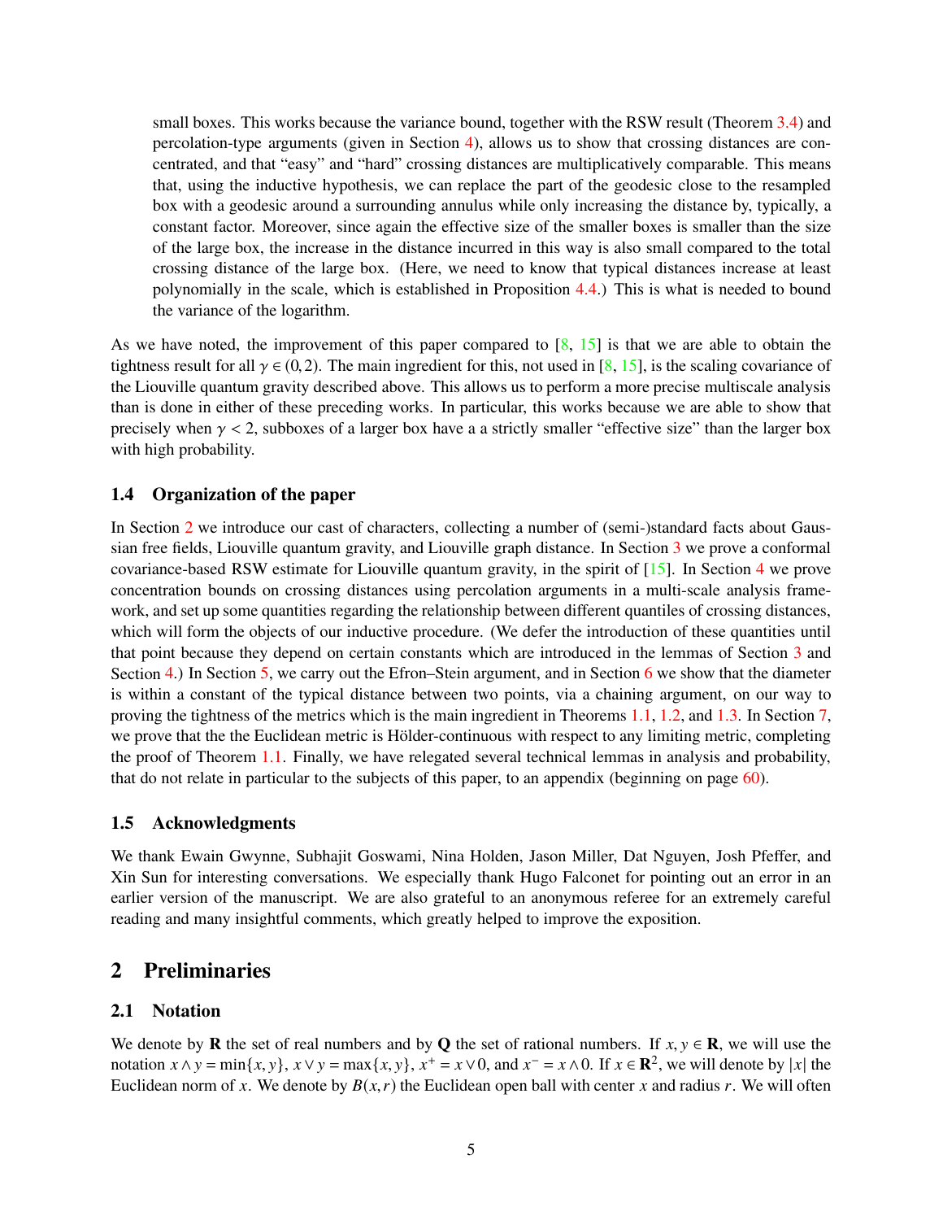small boxes. This works because the variance bound, together with the RSW result (Theorem 3.4) and percolation-type arguments (given in Section 4), allows us to show that crossing distances are concentrated, and that "easy" and "hard" crossing distances are multiplicatively comparable. This means that, using the inductive hypothesis, we can replace the part of the geodesic close to the resampled box with a geodesic around a surrounding annulus while only increasing the distance by, typically, a constant factor. Moreover, since again the effective size of the smaller boxes is smaller than the size of the large box, the increase in the distance incurred in this way is also small compared to the total crossing distance of the large box. (Here, we need to know that typical distances increase at least polynomially in the scale, which is established in Proposition 4.4.) This is what is needed to bound the variance of the logarithm.

As we have noted, the improvement of this paper compared to [8, 15] is that we are able to obtain the tightness result for all $\gamma \in (0, 2)$. The main ingredient for this, not used in [8, 15], is the scaling covariance of the Liouville quantum gravity described above. This allows us to perform a more precise multiscale analysis than is done in either of these preceding works. In particular, this works because we are able to show that precisely when $\gamma < 2$, subboxes of a larger box have a a strictly smaller "effective size" than the larger box with high probability.

### 1.4 Organization of the paper

In Section 2 we introduce our cast of characters, collecting a number of (semi-)standard facts about Gaussian free fields, Liouville quantum gravity, and Liouville graph distance. In Section 3 we prove a conformal covariance-based RSW estimate for Liouville quantum gravity, in the spirit of [15]. In Section 4 we prove concentration bounds on crossing distances using percolation arguments in a multi-scale analysis framework, and set up some quantities regarding the relationship between different quantiles of crossing distances, which will form the objects of our inductive procedure. (We defer the introduction of these quantities until that point because they depend on certain constants which are introduced in the lemmas of Section 3 and Section 4.) In Section 5, we carry out the Efron–Stein argument, and in Section 6 we show that the diameter is within a constant of the typical distance between two points, via a chaining argument, on our way to proving the tightness of the metrics which is the main ingredient in Theorems 1.1, 1.2, and 1.3. In Section 7, we prove that the the Euclidean metric is Hölder-continuous with respect to any limiting metric, completing the proof of Theorem 1.1. Finally, we have relegated several technical lemmas in analysis and probability, that do not relate in particular to the subjects of this paper, to an appendix (beginning on page 60).

### 1.5 Acknowledgments

We thank Ewain Gwynne, Subhajit Goswami, Nina Holden, Jason Miller, Dat Nguyen, Josh Pfeffer, and Xin Sun for interesting conversations. We especially thank Hugo Falconet for pointing out an error in an earlier version of the manuscript. We are also grateful to an anonymous referee for an extremely careful reading and many insightful comments, which greatly helped to improve the exposition.

## 2 Preliminaries

### 2.1 Notation

We denote by $\mathbf{R}$ the set of real numbers and by $\mathbf{Q}$ the set of rational numbers. If $x, y \in \mathbf{R}$, we will use the notation $x \wedge y = \min\{x, y\}$, $x \vee y = \max\{x, y\}$, $x^+ = x \vee 0$, and $x^- = x \wedge 0$. If $x \in \mathbf{R}^2$, we will denote by $|x|$ the Euclidean norm of $x$. We denote by $B(x, r)$ the Euclidean open ball with center $x$ and radius $r$. We will often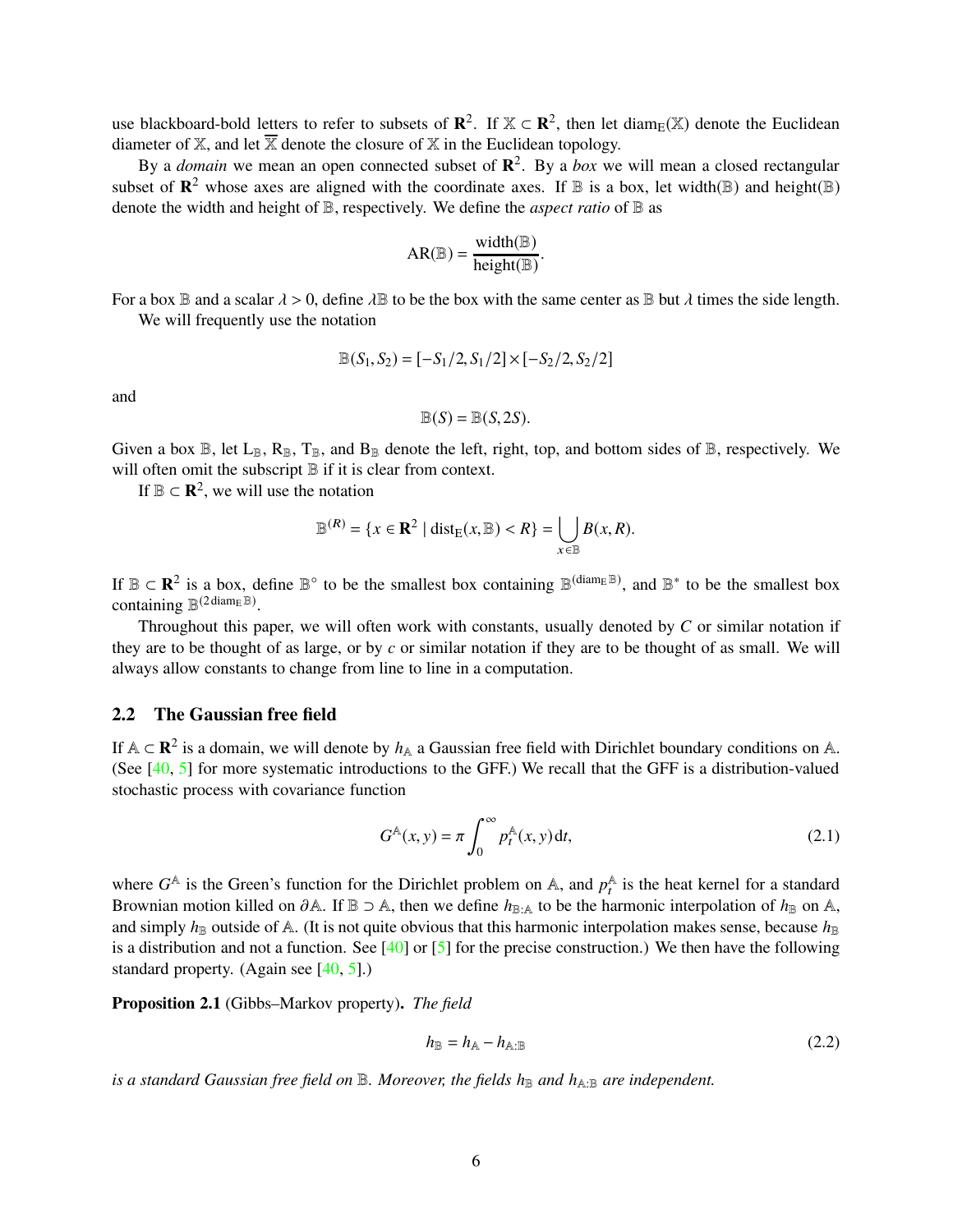use blackboard-bold letters to refer to subsets of $\mathbf{R}^2$. If $\mathbb{X} \subset \mathbf{R}^2$, then let $\operatorname{diam}_{\mathrm{E}}(\mathbb{X})$ denote the Euclidean diameter of $\mathbb{X}$, and let $\overline{\mathbb{X}}$ denote the closure of $\mathbb{X}$ in the Euclidean topology.

By a *domain* we mean an open connected subset of $\mathbf{R}^2$. By a *box* we will mean a closed rectangular subset of $\mathbf{R}^2$ whose axes are aligned with the coordinate axes. If $\mathbb{B}$ is a box, let $\operatorname{width}(\mathbb{B})$ and $\operatorname{height}(\mathbb{B})$ denote the width and height of $\mathbb{B}$, respectively. We define the *aspect ratio* of $\mathbb{B}$ as

$$\operatorname{AR}(\mathbb{B}) = \frac{\operatorname{width}(\mathbb{B})}{\operatorname{height}(\mathbb{B})}.$$

For a box $\mathbb{B}$ and a scalar $\lambda > 0$, define $\lambda\mathbb{B}$ to be the box with the same center as $\mathbb{B}$ but $\lambda$ times the side length.

We will frequently use the notation

$$\mathbb{B}(S_1, S_2) = [-S_1/2, S_1/2] \times [-S_2/2, S_2/2]$$

and

$$\mathbb{B}(S) = \mathbb{B}(S, 2S).$$

Given a box $\mathbb{B}$, let $\mathrm{L}_{\mathbb{B}}$, $\mathrm{R}_{\mathbb{B}}$, $\mathrm{T}_{\mathbb{B}}$, and $\mathrm{B}_{\mathbb{B}}$ denote the left, right, top, and bottom sides of $\mathbb{B}$, respectively. We will often omit the subscript $\mathbb{B}$ if it is clear from context.

If $\mathbb{B} \subset \mathbf{R}^2$, we will use the notation

$$\mathbb{B}^{(R)} = \{x \in \mathbf{R}^2 \mid \operatorname{dist}_{\mathrm{E}}(x, \mathbb{B}) < R\} = \bigcup_{x \in \mathbb{B}} B(x, R).$$

If $\mathbb{B} \subset \mathbf{R}^2$ is a box, define $\mathbb{B}^\circ$ to be the smallest box containing $\mathbb{B}^{(\operatorname{diam}_{\mathrm{E}} \mathbb{B})}$, and $\mathbb{B}^*$ to be the smallest box containing $\mathbb{B}^{(2 \operatorname{diam}_{\mathrm{E}} \mathbb{B})}$.

Throughout this paper, we will often work with constants, usually denoted by $C$ or similar notation if they are to be thought of as large, or by $c$ or similar notation if they are to be thought of as small. We will always allow constants to change from line to line in a computation.

### 2.2 The Gaussian free field

If $\mathbb{A} \subset \mathbf{R}^2$ is a domain, we will denote by $h_{\mathbb{A}}$ a Gaussian free field with Dirichlet boundary conditions on $\mathbb{A}$. (See [40, 5] for more systematic introductions to the GFF.) We recall that the GFF is a distribution-valued stochastic process with covariance function

$$G^{\mathbb{A}}(x, y) = \pi \int_0^\infty p_t^{\mathbb{A}}(x, y)\,\mathrm{d}t, \tag{2.1}$$

where $G^{\mathbb{A}}$ is the Green's function for the Dirichlet problem on $\mathbb{A}$, and $p_t^{\mathbb{A}}$ is the heat kernel for a standard Brownian motion killed on $\partial\mathbb{A}$. If $\mathbb{B} \supset \mathbb{A}$, then we define $h_{\mathbb{B}:\mathbb{A}}$ to be the harmonic interpolation of $h_{\mathbb{B}}$ on $\mathbb{A}$, and simply $h_{\mathbb{B}}$ outside of $\mathbb{A}$. (It is not quite obvious that this harmonic interpolation makes sense, because $h_{\mathbb{B}}$ is a distribution and not a function. See [40] or [5] for the precise construction.) We then have the following standard property. (Again see [40, 5].)

**Proposition 2.1** (Gibbs–Markov property). *The field*

$$h_{\mathbb{B}} = h_{\mathbb{A}} - h_{\mathbb{A}:\mathbb{B}} \tag{2.2}$$

*is a standard Gaussian free field on $\mathbb{B}$. Moreover, the fields $h_{\mathbb{B}}$ and $h_{\mathbb{A}:\mathbb{B}}$ are independent.*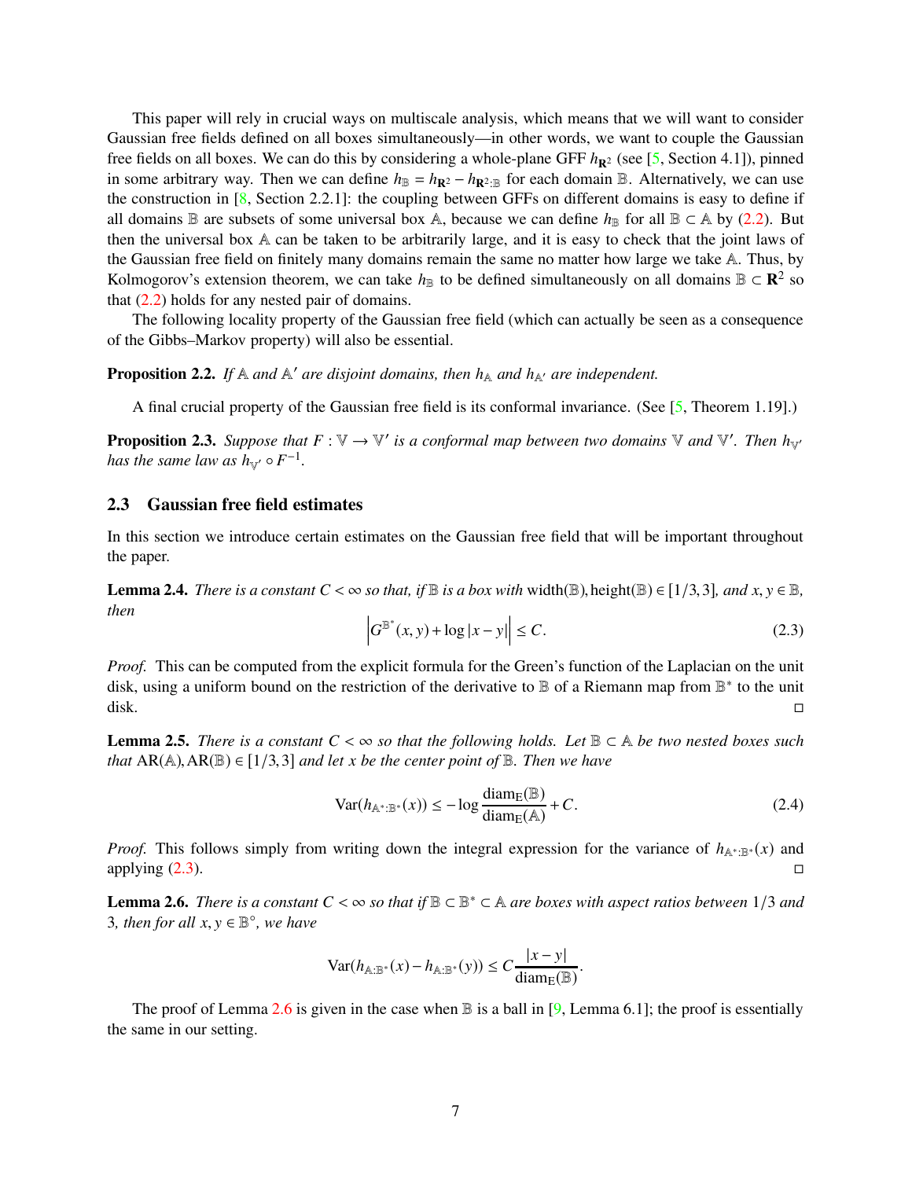This paper will rely in crucial ways on multiscale analysis, which means that we will want to consider Gaussian free fields defined on all boxes simultaneously—in other words, we want to couple the Gaussian free fields on all boxes. We can do this by considering a whole-plane GFF $h_{\mathbf{R}^2}$ (see [5, Section 4.1]), pinned in some arbitrary way. Then we can define $h_{\mathbb{B}} = h_{\mathbf{R}^2} - h_{\mathbf{R}^2:\mathbb{B}}$ for each domain $\mathbb{B}$. Alternatively, we can use the construction in [8, Section 2.2.1]: the coupling between GFFs on different domains is easy to define if all domains $\mathbb{B}$ are subsets of some universal box $\mathbb{A}$, because we can define $h_{\mathbb{B}}$ for all $\mathbb{B} \subset \mathbb{A}$ by (2.2). But then the universal box $\mathbb{A}$ can be taken to be arbitrarily large, and it is easy to check that the joint laws of the Gaussian free field on finitely many domains remain the same no matter how large we take $\mathbb{A}$. Thus, by Kolmogorov's extension theorem, we can take $h_{\mathbb{B}}$ to be defined simultaneously on all domains $\mathbb{B} \subset \mathbf{R}^2$ so that (2.2) holds for any nested pair of domains.

The following locality property of the Gaussian free field (which can actually be seen as a consequence of the Gibbs–Markov property) will also be essential.

**Proposition 2.2.** *If $\mathbb{A}$ and $\mathbb{A}'$ are disjoint domains, then $h_{\mathbb{A}}$ and $h_{\mathbb{A}'}$ are independent.*

A final crucial property of the Gaussian free field is its conformal invariance. (See [5, Theorem 1.19].)

**Proposition 2.3.** *Suppose that $F : \mathbb{V} \to \mathbb{V}'$ is a conformal map between two domains $\mathbb{V}$ and $\mathbb{V}'$. Then $h_{\mathbb{V}'}$ has the same law as $h_{\mathbb{V}'} \circ F^{-1}$.*

### 2.3 Gaussian free field estimates

In this section we introduce certain estimates on the Gaussian free field that will be important throughout the paper.

**Lemma 2.4.** *There is a constant $C < \infty$ so that, if $\mathbb{B}$ is a box with* width$(\mathbb{B})$, height$(\mathbb{B}) \in [1/3, 3]$*, and $x, y \in \mathbb{B}$, then*

$$\left| G^{\mathbb{B}^*}(x, y) + \log|x - y| \right| \le C. \tag{2.3}$$

*Proof.* This can be computed from the explicit formula for the Green's function of the Laplacian on the unit disk, using a uniform bound on the restriction of the derivative to $\mathbb{B}$ of a Riemann map from $\mathbb{B}^*$ to the unit disk. ◻

**Lemma 2.5.** *There is a constant $C < \infty$ so that the following holds. Let $\mathbb{B} \subset \mathbb{A}$ be two nested boxes such that* $\mathrm{AR}(\mathbb{A}), \mathrm{AR}(\mathbb{B}) \in [1/3, 3]$ *and let $x$ be the center point of $\mathbb{B}$. Then we have*

$$\mathrm{Var}(h_{\mathbb{A}^*:\mathbb{B}^*}(x)) \le -\log \frac{\mathrm{diam}_{\mathrm{E}}(\mathbb{B})}{\mathrm{diam}_{\mathrm{E}}(\mathbb{A})} + C. \tag{2.4}$$

*Proof.* This follows simply from writing down the integral expression for the variance of $h_{\mathbb{A}^*:\mathbb{B}^*}(x)$ and applying (2.3). ◻

**Lemma 2.6.** *There is a constant $C < \infty$ so that if $\mathbb{B} \subset \mathbb{B}^* \subset \mathbb{A}$ are boxes with aspect ratios between $1/3$ and $3$, then for all $x, y \in \mathbb{B}^\circ$, we have*

$$\mathrm{Var}(h_{\mathbb{A}:\mathbb{B}^*}(x) - h_{\mathbb{A}:\mathbb{B}^*}(y)) \le C \frac{|x - y|}{\mathrm{diam}_{\mathrm{E}}(\mathbb{B})}.$$

The proof of Lemma 2.6 is given in the case when $\mathbb{B}$ is a ball in [9, Lemma 6.1]; the proof is essentially the same in our setting.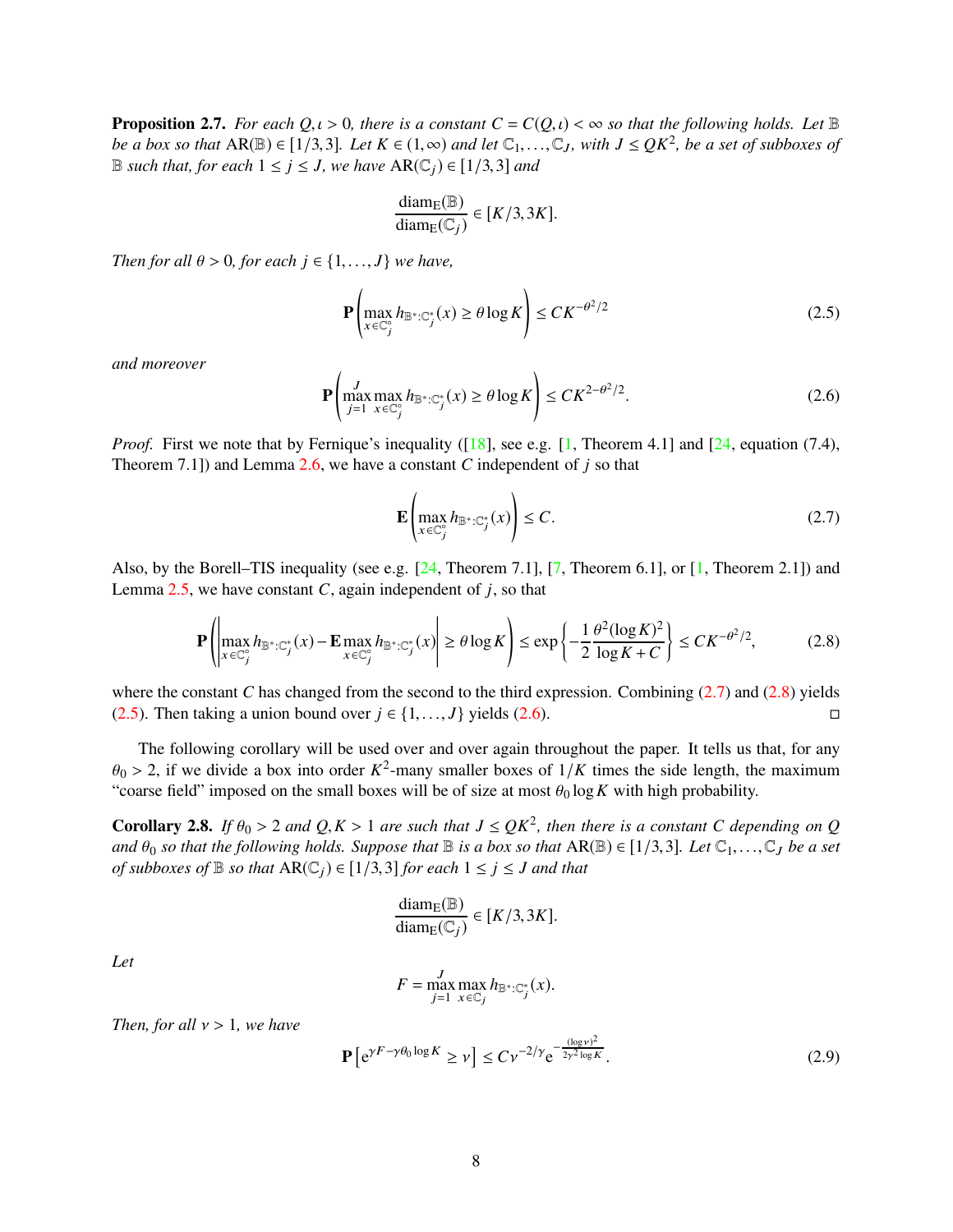**Proposition 2.7.** *For each $Q, \iota > 0$, there is a constant $C = C(Q, \iota) < \infty$ so that the following holds. Let $\mathbb{B}$ be a box so that $\mathrm{AR}(\mathbb{B}) \in [1/3, 3]$. Let $K \in (1, \infty)$ and let $\mathbb{C}_1, \ldots, \mathbb{C}_J$, with $J \le QK^2$, be a set of subboxes of $\mathbb{B}$ such that, for each $1 \le j \le J$, we have $\mathrm{AR}(\mathbb{C}_j) \in [1/3, 3]$ and*

$$\frac{\mathrm{diam}_{\mathrm{E}}(\mathbb{B})}{\mathrm{diam}_{\mathrm{E}}(\mathbb{C}_j)} \in [K/3, 3K].$$

*Then for all $\theta > 0$, for each $j \in \{1, \ldots, J\}$ we have,*

$$\mathbf{P}\left( \max_{x \in \mathbb{C}_j^\circ} h_{\mathbb{B}^*:\mathbb{C}_j^*}(x) \ge \theta \log K \right) \le C K^{-\theta^2/2} \tag{2.5}$$

*and moreover*

$$\mathbf{P}\left( \max_{j=1}^{J} \max_{x \in \mathbb{C}_j^\circ} h_{\mathbb{B}^*:\mathbb{C}_j^*}(x) \ge \theta \log K \right) \le C K^{2-\theta^2/2}. \tag{2.6}$$

*Proof.* First we note that by Fernique's inequality ([18], see e.g. [1, Theorem 4.1] and [24, equation (7.4), Theorem 7.1]) and Lemma 2.6, we have a constant $C$ independent of $j$ so that

$$\mathbf{E}\left( \max_{x \in \mathbb{C}_j^\circ} h_{\mathbb{B}^*:\mathbb{C}_j^*}(x) \right) \le C. \tag{2.7}$$

Also, by the Borell–TIS inequality (see e.g. [24, Theorem 7.1], [7, Theorem 6.1], or [1, Theorem 2.1]) and Lemma 2.5, we have constant $C$, again independent of $j$, so that

$$\mathbf{P}\left( \left| \max_{x \in \mathbb{C}_j^\circ} h_{\mathbb{B}^*:\mathbb{C}_j^*}(x) - \mathbf{E} \max_{x \in \mathbb{C}_j^\circ} h_{\mathbb{B}^*:\mathbb{C}_j^*}(x) \right| \ge \theta \log K \right) \le \exp\left\{ -\frac{1}{2} \frac{\theta^2 (\log K)^2}{\log K + C} \right\} \le C K^{-\theta^2/2}, \tag{2.8}$$

where the constant $C$ has changed from the second to the third expression. Combining (2.7) and (2.8) yields (2.5). Then taking a union bound over $j \in \{1, \ldots, J\}$ yields (2.6). $\square$

The following corollary will be used over and over again throughout the paper. It tells us that, for any $\theta_0 > 2$, if we divide a box into order $K^2$-many smaller boxes of $1/K$ times the side length, the maximum "coarse field" imposed on the small boxes will be of size at most $\theta_0 \log K$ with high probability.

**Corollary 2.8.** *If $\theta_0 > 2$ and $Q, K > 1$ are such that $J \le QK^2$, then there is a constant $C$ depending on $Q$ and $\theta_0$ so that the following holds. Suppose that $\mathbb{B}$ is a box so that $\mathrm{AR}(\mathbb{B}) \in [1/3, 3]$. Let $\mathbb{C}_1, \ldots, \mathbb{C}_J$ be a set of subboxes of $\mathbb{B}$ so that $\mathrm{AR}(\mathbb{C}_j) \in [1/3, 3]$ for each $1 \le j \le J$ and that*

$$\frac{\mathrm{diam}_{\mathrm{E}}(\mathbb{B})}{\mathrm{diam}_{\mathrm{E}}(\mathbb{C}_j)} \in [K/3, 3K].$$

*Let*

$$F = \max_{j=1}^{J} \max_{x \in \mathbb{C}_j} h_{\mathbb{B}^*:\mathbb{C}_j^*}(x).$$

*Then, for all $v > 1$, we have*

$$\mathbf{P}\left[ \mathrm{e}^{\gamma F - \gamma \theta_0 \log K} \ge v \right] \le C v^{-2/\gamma} \mathrm{e}^{-\frac{(\log v)^2}{2\gamma^2 \log K}}. \tag{2.9}$$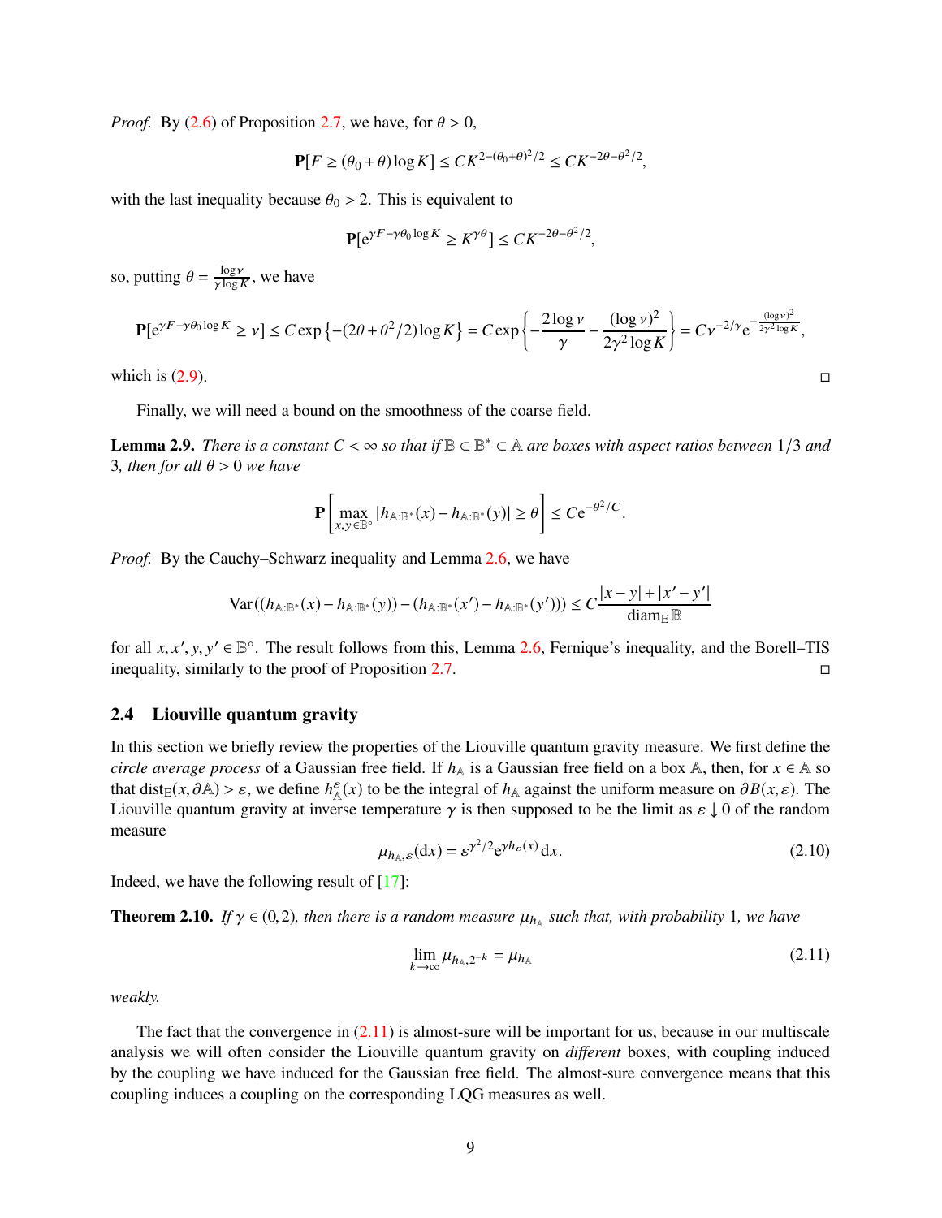*Proof.* By (2.6) of Proposition 2.7, we have, for $\theta > 0$,

$$\mathbf{P}[F \geq (\theta_0 + \theta) \log K] \leq CK^{2-(\theta_0+\theta)^2/2} \leq CK^{-2\theta-\theta^2/2},$$

with the last inequality because $\theta_0 > 2$. This is equivalent to

$$\mathbf{P}[\mathrm{e}^{\gamma F - \gamma\theta_0 \log K} \geq K^{\gamma\theta}] \leq CK^{-2\theta-\theta^2/2},$$

so, putting $\theta = \frac{\log \nu}{\gamma \log K}$, we have

$$\mathbf{P}[\mathrm{e}^{\gamma F - \gamma\theta_0 \log K} \geq \nu] \leq C \exp\left\{-(2\theta + \theta^2/2) \log K\right\} = C \exp\left\{-\frac{2 \log \nu}{\gamma} - \frac{(\log \nu)^2}{2\gamma^2 \log K}\right\} = C\nu^{-2/\gamma} \mathrm{e}^{-\frac{(\log \nu)^2}{2\gamma^2 \log K}},$$

which is (2.9). □

Finally, we will need a bound on the smoothness of the coarse field.

**Lemma 2.9.** *There is a constant $C < \infty$ so that if $\mathbb{B} \subset \mathbb{B}^* \subset \mathbb{A}$ are boxes with aspect ratios between $1/3$ and $3$, then for all $\theta > 0$ we have*

$$\mathbf{P}\left[\max_{x,y \in \mathbb{B}^\circ} |h_{\mathbb{A}:\mathbb{B}^*}(x) - h_{\mathbb{A}:\mathbb{B}^*}(y)| \geq \theta\right] \leq C\mathrm{e}^{-\theta^2/C}.$$

*Proof.* By the Cauchy–Schwarz inequality and Lemma 2.6, we have

$$\operatorname{Var}\left((h_{\mathbb{A}:\mathbb{B}^*}(x) - h_{\mathbb{A}:\mathbb{B}^*}(y)) - (h_{\mathbb{A}:\mathbb{B}^*}(x') - h_{\mathbb{A}:\mathbb{B}^*}(y'))\right) \leq C \frac{|x - y| + |x' - y'|}{\operatorname{diam}_{\mathrm{E}} \mathbb{B}}$$

for all $x, x', y, y' \in \mathbb{B}^\circ$. The result follows from this, Lemma 2.6, Fernique's inequality, and the Borell–TIS inequality, similarly to the proof of Proposition 2.7. □

## 2.4 Liouville quantum gravity

In this section we briefly review the properties of the Liouville quantum gravity measure. We first define the *circle average process* of a Gaussian free field. If $h_{\mathbb{A}}$ is a Gaussian free field on a box $\mathbb{A}$, then, for $x \in \mathbb{A}$ so that $\operatorname{dist}_{\mathrm{E}}(x, \partial\mathbb{A}) > \varepsilon$, we define $h^\varepsilon_{\mathbb{A}}(x)$ to be the integral of $h_{\mathbb{A}}$ against the uniform measure on $\partial B(x, \varepsilon)$. The Liouville quantum gravity at inverse temperature $\gamma$ is then supposed to be the limit as $\varepsilon \downarrow 0$ of the random measure

$$\mu_{h_{\mathbb{A}},\varepsilon}(\mathrm{d}x) = \varepsilon^{\gamma^2/2} \mathrm{e}^{\gamma h_\varepsilon(x)} \, \mathrm{d}x. \tag{2.10}$$

Indeed, we have the following result of [17]:

**Theorem 2.10.** *If $\gamma \in (0, 2)$, then there is a random measure $\mu_{h_{\mathbb{A}}}$ such that, with probability 1, we have*

$$\lim_{k \to \infty} \mu_{h_{\mathbb{A}}, 2^{-k}} = \mu_{h_{\mathbb{A}}} \tag{2.11}$$

*weakly.*

The fact that the convergence in (2.11) is almost-sure will be important for us, because in our multiscale analysis we will often consider the Liouville quantum gravity on *different* boxes, with coupling induced by the coupling we have induced for the Gaussian free field. The almost-sure convergence means that this coupling induces a coupling on the corresponding LQG measures as well.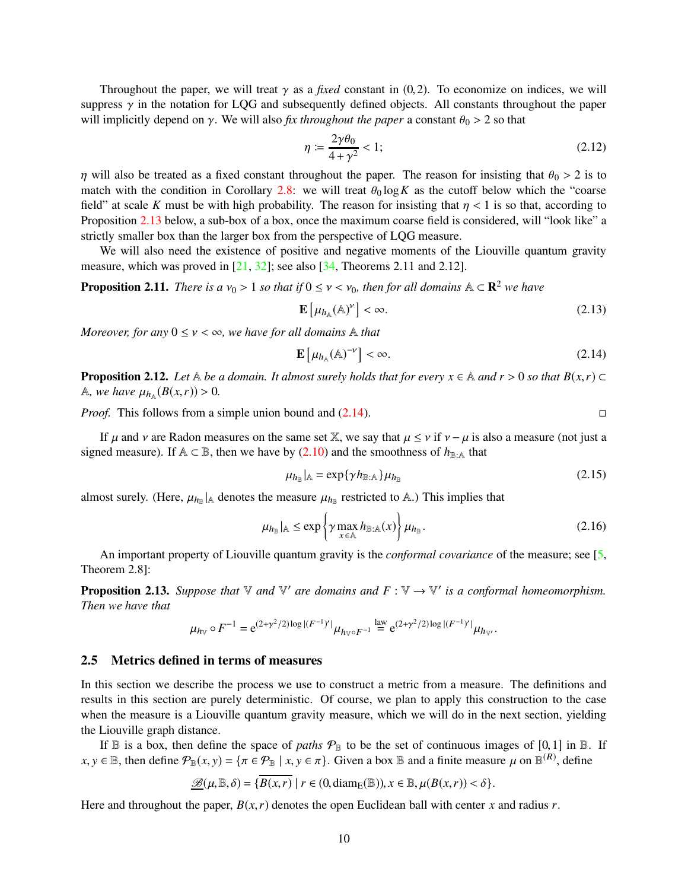Throughout the paper, we will treat $\gamma$ as a *fixed* constant in $(0,2)$. To economize on indices, we will suppress $\gamma$ in the notation for LQG and subsequently defined objects. All constants throughout the paper will implicitly depend on $\gamma$. We will also *fix throughout the paper* a constant $\theta_0 > 2$ so that

$$\eta := \frac{2\gamma\theta_0}{4+\gamma^2} < 1; \tag{2.12}$$

$\eta$ will also be treated as a fixed constant throughout the paper. The reason for insisting that $\theta_0 > 2$ is to match with the condition in Corollary 2.8: we will treat $\theta_0 \log K$ as the cutoff below which the "coarse field" at scale $K$ must be with high probability. The reason for insisting that $\eta < 1$ is so that, according to Proposition 2.13 below, a sub-box of a box, once the maximum coarse field is considered, will "look like" a strictly smaller box than the larger box from the perspective of LQG measure.

We will also need the existence of positive and negative moments of the Liouville quantum gravity measure, which was proved in [21, 32]; see also [34, Theorems 2.11 and 2.12].

**Proposition 2.11.** *There is a $\nu_0 > 1$ so that if $0 \le \nu < \nu_0$, then for all domains $\mathbb{A} \subset \mathbf{R}^2$ we have*

$$\mathbf{E}\left[\mu_{h_{\mathbb{A}}}(\mathbb{A})^{\nu}\right] < \infty. \tag{2.13}$$

*Moreover, for any $0 \le \nu < \infty$, we have for all domains $\mathbb{A}$ that*

$$\mathbf{E}\left[\mu_{h_{\mathbb{A}}}(\mathbb{A})^{-\nu}\right] < \infty. \tag{2.14}$$

**Proposition 2.12.** *Let $\mathbb{A}$ be a domain. It almost surely holds that for every $x \in \mathbb{A}$ and $r > 0$ so that $B(x,r) \subset \mathbb{A}$, we have $\mu_{h_{\mathbb{A}}}(B(x,r)) > 0$.*

*Proof.* This follows from a simple union bound and (2.14). □

If $\mu$ and $\nu$ are Radon measures on the same set $\mathbb{X}$, we say that $\mu \le \nu$ if $\nu - \mu$ is also a measure (not just a signed measure). If $\mathbb{A} \subset \mathbb{B}$, then we have by (2.10) and the smoothness of $h_{\mathbb{B}:\mathbb{A}}$ that

$$\mu_{h_{\mathbb{B}}}|_{\mathbb{A}} = \exp\{\gamma h_{\mathbb{B}:\mathbb{A}}\}\mu_{h_{\mathbb{B}}} \tag{2.15}$$

almost surely. (Here, $\mu_{h_{\mathbb{B}}}|_{\mathbb{A}}$ denotes the measure $\mu_{h_{\mathbb{B}}}$ restricted to $\mathbb{A}$.) This implies that

$$\mu_{h_{\mathbb{B}}}|_{\mathbb{A}} \le \exp\left\{\gamma \max_{x\in\mathbb{A}} h_{\mathbb{B}:\mathbb{A}}(x)\right\}\mu_{h_{\mathbb{B}}}. \tag{2.16}$$

An important property of Liouville quantum gravity is the *conformal covariance* of the measure; see [5, Theorem 2.8]:

**Proposition 2.13.** *Suppose that $\mathbb{V}$ and $\mathbb{V}'$ are domains and $F : \mathbb{V} \to \mathbb{V}'$ is a conformal homeomorphism. Then we have that*

$$\mu_{h_{\mathbb{V}}} \circ F^{-1} = \mathrm{e}^{(2+\gamma^2/2)\log|(F^{-1})'|}\mu_{h_{\mathbb{V}}\circ F^{-1}} \overset{\text{law}}{=} \mathrm{e}^{(2+\gamma^2/2)\log|(F^{-1})'|}\mu_{h_{\mathbb{V}'}}.$$

## 2.5 Metrics defined in terms of measures

In this section we describe the process we use to construct a metric from a measure. The definitions and results in this section are purely deterministic. Of course, we plan to apply this construction to the case when the measure is a Liouville quantum gravity measure, which we will do in the next section, yielding the Liouville graph distance.

If $\mathbb{B}$ is a box, then define the space of *paths* $\mathcal{P}_{\mathbb{B}}$ to be the set of continuous images of $[0,1]$ in $\mathbb{B}$. If $x, y \in \mathbb{B}$, then define $\mathcal{P}_{\mathbb{B}}(x,y) = \{\pi \in \mathcal{P}_{\mathbb{B}} \mid x, y \in \pi\}$. Given a box $\mathbb{B}$ and a finite measure $\mu$ on $\mathbb{B}^{(R)}$, define

$$\underline{\mathscr{B}}(\mu, \mathbb{B}, \delta) = \{\overline{B(x,r)} \mid r \in (0, \mathrm{diam}_{\mathrm{E}}(\mathbb{B})), x \in \mathbb{B}, \mu(B(x,r)) < \delta\}.$$

Here and throughout the paper, $B(x,r)$ denotes the open Euclidean ball with center $x$ and radius $r$.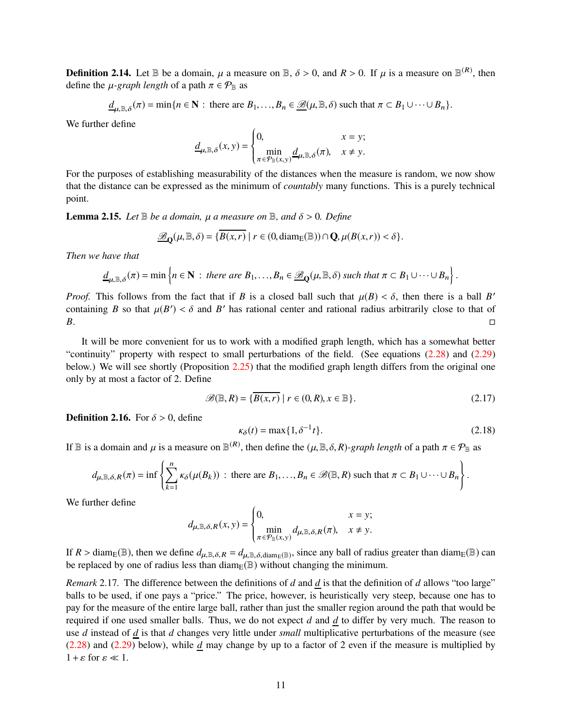**Definition 2.14.** Let $\mathbb{B}$ be a domain, $\mu$ a measure on $\mathbb{B}$, $\delta > 0$, and $R > 0$. If $\mu$ is a measure on $\mathbb{B}^{(R)}$, then define the *$\mu$-graph length* of a path $\pi \in \mathcal{P}_{\mathbb{B}}$ as

$$\underline{d}_{\mu,\mathbb{B},\delta}(\pi) = \min\{n \in \mathbf{N} \,:\, \text{there are } B_1, \ldots, B_n \in \underline{\mathscr{B}}(\mu, \mathbb{B}, \delta) \text{ such that } \pi \subset B_1 \cup \cdots \cup B_n\}.$$

We further define

$$\underline{d}_{\mu,\mathbb{B},\delta}(x, y) = \begin{cases} 0, & x = y; \\ \min\limits_{\pi \in \mathcal{P}_{\mathbb{B}}(x,y)} \underline{d}_{\mu,\mathbb{B},\delta}(\pi), & x \neq y. \end{cases}$$

For the purposes of establishing measurability of the distances when the measure is random, we now show that the distance can be expressed as the minimum of *countably* many functions. This is a purely technical point.

**Lemma 2.15.** *Let $\mathbb{B}$ be a domain, $\mu$ a measure on $\mathbb{B}$, and $\delta > 0$. Define*

$$\underline{\mathscr{B}}_{\mathbf{Q}}(\mu, \mathbb{B}, \delta) = \{\overline{B(x, r)} \mid r \in (0, \operatorname{diam}_{\mathrm{E}}(\mathbb{B})) \cap \mathbf{Q}, \mu(B(x, r)) < \delta\}.$$

*Then we have that*

$$\underline{d}_{\mu,\mathbb{B},\delta}(\pi) = \min\left\{n \in \mathbf{N} \,:\, \textit{there are } B_1, \ldots, B_n \in \underline{\mathscr{B}}_{\mathbf{Q}}(\mu, \mathbb{B}, \delta) \textit{ such that } \pi \subset B_1 \cup \cdots \cup B_n\right\}.$$

*Proof.* This follows from the fact that if $B$ is a closed ball such that $\mu(B) < \delta$, then there is a ball $B'$ containing $B$ so that $\mu(B') < \delta$ and $B'$ has rational center and rational radius arbitrarily close to that of $B$. $\square$

It will be more convenient for us to work with a modified graph length, which has a somewhat better "continuity" property with respect to small perturbations of the field. (See equations (2.28) and (2.29) below.) We will see shortly (Proposition 2.25) that the modified graph length differs from the original one only by at most a factor of 2. Define

$$\mathscr{B}(\mathbb{B}, R) = \{\overline{B(x, r)} \mid r \in (0, R), x \in \mathbb{B}\}. \tag{2.17}$$

**Definition 2.16.** For $\delta > 0$, define

$$\kappa_\delta(t) = \max\{1, \delta^{-1} t\}. \tag{2.18}$$

If $\mathbb{B}$ is a domain and $\mu$ is a measure on $\mathbb{B}^{(R)}$, then define the *$(\mu, \mathbb{B}, \delta, R)$-graph length* of a path $\pi \in \mathcal{P}_{\mathbb{B}}$ as

$$d_{\mu,\mathbb{B},\delta,R}(\pi) = \inf\left\{\sum_{k=1}^{n} \kappa_\delta(\mu(B_k)) \,:\, \text{there are } B_1, \ldots, B_n \in \mathscr{B}(\mathbb{B}, R) \text{ such that } \pi \subset B_1 \cup \cdots \cup B_n\right\}.$$

We further define

$$d_{\mu,\mathbb{B},\delta,R}(x, y) = \begin{cases} 0, & x = y; \\ \min\limits_{\pi \in \mathcal{P}_{\mathbb{B}}(x,y)} d_{\mu,\mathbb{B},\delta,R}(\pi), & x \neq y. \end{cases}$$

If $R > \operatorname{diam}_{\mathrm{E}}(\mathbb{B})$, then we define $d_{\mu,\mathbb{B},\delta,R} = d_{\mu,\mathbb{B},\delta,\operatorname{diam}_{\mathrm{E}}(\mathbb{B})}$, since any ball of radius greater than $\operatorname{diam}_{\mathrm{E}}(\mathbb{B})$ can be replaced by one of radius less than $\operatorname{diam}_{\mathrm{E}}(\mathbb{B})$ without changing the minimum.

*Remark* 2.17. The difference between the definitions of $d$ and $\underline{d}$ is that the definition of $d$ allows "too large" balls to be used, if one pays a "price." The price, however, is heuristically very steep, because one has to pay for the measure of the entire large ball, rather than just the smaller region around the path that would be required if one used smaller balls. Thus, we do not expect $d$ and $\underline{d}$ to differ by very much. The reason to use $d$ instead of $\underline{d}$ is that $d$ changes very little under *small* multiplicative perturbations of the measure (see (2.28) and (2.29) below), while $\underline{d}$ may change by up to a factor of 2 even if the measure is multiplied by $1 + \varepsilon$ for $\varepsilon \ll 1$.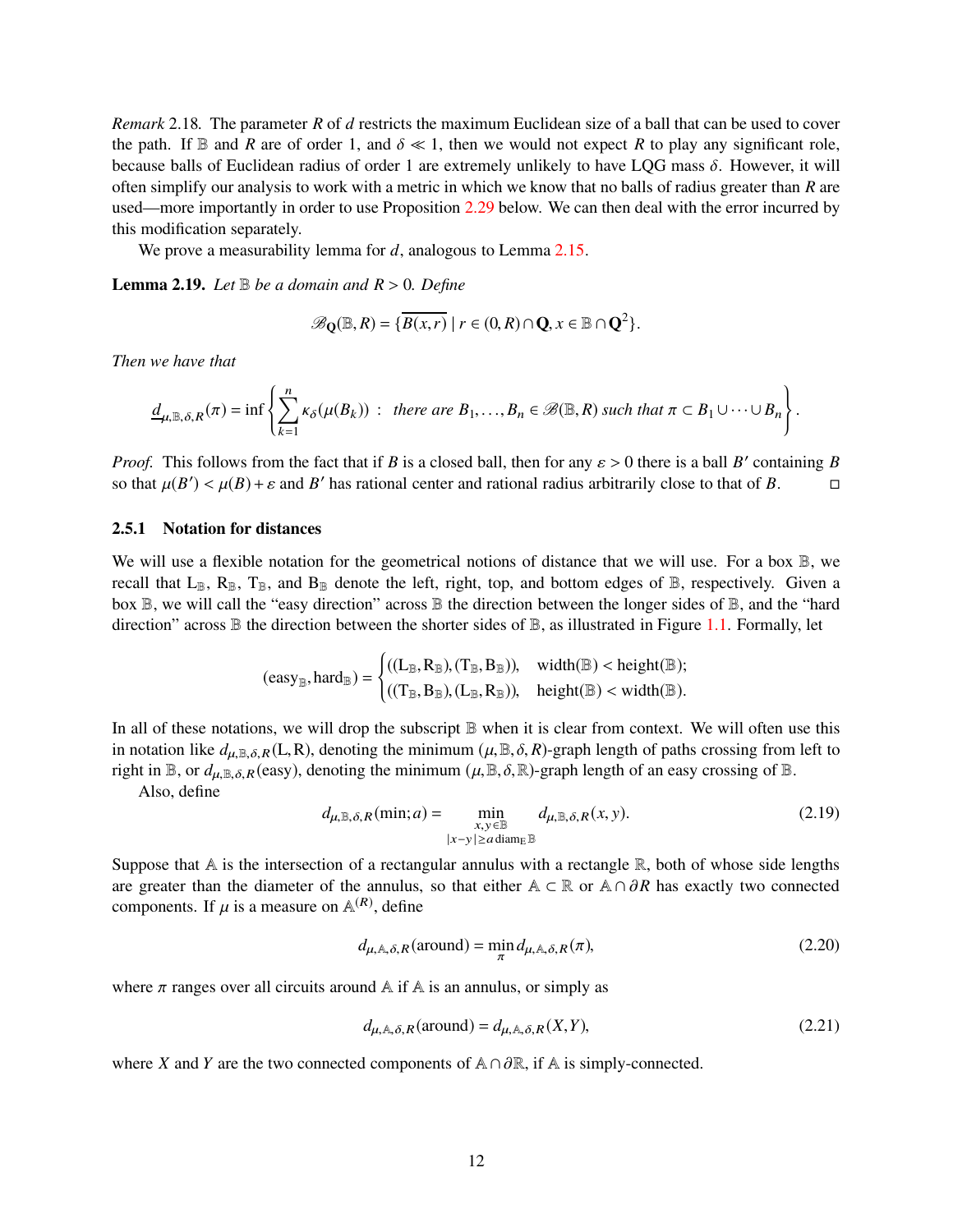*Remark* 2.18. The parameter $R$ of $d$ restricts the maximum Euclidean size of a ball that can be used to cover the path. If $\mathbb{B}$ and $R$ are of order 1, and $\delta \ll 1$, then we would not expect $R$ to play any significant role, because balls of Euclidean radius of order 1 are extremely unlikely to have LQG mass $\delta$. However, it will often simplify our analysis to work with a metric in which we know that no balls of radius greater than $R$ are used—more importantly in order to use Proposition 2.29 below. We can then deal with the error incurred by this modification separately.

We prove a measurability lemma for $d$, analogous to Lemma 2.15.

**Lemma 2.19.** *Let $\mathbb{B}$ be a domain and $R > 0$. Define*

$$\mathscr{B}_{\mathbf{Q}}(\mathbb{B}, R) = \{\overline{B(x,r)} \mid r \in (0,R) \cap \mathbf{Q}, x \in \mathbb{B} \cap \mathbf{Q}^2\}.$$

*Then we have that*

$$\underline{d}_{\mu,\mathbb{B},\delta,R}(\pi) = \inf\left\{\sum_{k=1}^{n} \kappa_\delta(\mu(B_k)) \ :\ \text{there are } B_1,\ldots,B_n \in \mathscr{B}(\mathbb{B},R) \text{ such that } \pi \subset B_1 \cup \cdots \cup B_n\right\}.$$

*Proof.* This follows from the fact that if $B$ is a closed ball, then for any $\varepsilon > 0$ there is a ball $B'$ containing $B$ so that $\mu(B') < \mu(B) + \varepsilon$ and $B'$ has rational center and rational radius arbitrarily close to that of $B$. $\square$

### 2.5.1 Notation for distances

We will use a flexible notation for the geometrical notions of distance that we will use. For a box $\mathbb{B}$, we recall that $\mathrm{L}_\mathbb{B}$, $\mathrm{R}_\mathbb{B}$, $\mathrm{T}_\mathbb{B}$, and $\mathrm{B}_\mathbb{B}$ denote the left, right, top, and bottom edges of $\mathbb{B}$, respectively. Given a box $\mathbb{B}$, we will call the "easy direction" across $\mathbb{B}$ the direction between the longer sides of $\mathbb{B}$, and the "hard direction" across $\mathbb{B}$ the direction between the shorter sides of $\mathbb{B}$, as illustrated in Figure 1.1. Formally, let

$$(\mathrm{easy}_\mathbb{B}, \mathrm{hard}_\mathbb{B}) = \begin{cases} ((\mathrm{L}_\mathbb{B}, \mathrm{R}_\mathbb{B}), (\mathrm{T}_\mathbb{B}, \mathrm{B}_\mathbb{B})), & \mathrm{width}(\mathbb{B}) < \mathrm{height}(\mathbb{B}); \\ ((\mathrm{T}_\mathbb{B}, \mathrm{B}_\mathbb{B}), (\mathrm{L}_\mathbb{B}, \mathrm{R}_\mathbb{B})), & \mathrm{height}(\mathbb{B}) < \mathrm{width}(\mathbb{B}). \end{cases}$$

In all of these notations, we will drop the subscript $\mathbb{B}$ when it is clear from context. We will often use this in notation like $d_{\mu,\mathbb{B},\delta,R}(\mathrm{L},\mathrm{R})$, denoting the minimum $(\mu,\mathbb{B},\delta,R)$-graph length of paths crossing from left to right in $\mathbb{B}$, or $d_{\mu,\mathbb{B},\delta,R}(\mathrm{easy})$, denoting the minimum $(\mu,\mathbb{B},\delta,\mathbb{R})$-graph length of an easy crossing of $\mathbb{B}$.

Also, define

$$d_{\mu,\mathbb{B},\delta,R}(\min;a) = \min_{\substack{x,y\in\mathbb{B} \\ |x-y|\geq a\,\mathrm{diam}_\mathrm{E}\mathbb{B}}} d_{\mu,\mathbb{B},\delta,R}(x,y). \tag{2.19}$$

Suppose that $\mathbb{A}$ is the intersection of a rectangular annulus with a rectangle $\mathbb{R}$, both of whose side lengths are greater than the diameter of the annulus, so that either $\mathbb{A} \subset \mathbb{R}$ or $\mathbb{A} \cap \partial R$ has exactly two connected components. If $\mu$ is a measure on $\mathbb{A}^{(R)}$, define

$$d_{\mu,\mathbb{A},\delta,R}(\mathrm{around}) = \min_\pi d_{\mu,\mathbb{A},\delta,R}(\pi), \tag{2.20}$$

where $\pi$ ranges over all circuits around $\mathbb{A}$ if $\mathbb{A}$ is an annulus, or simply as

$$d_{\mu,\mathbb{A},\delta,R}(\mathrm{around}) = d_{\mu,\mathbb{A},\delta,R}(X,Y), \tag{2.21}$$

where $X$ and $Y$ are the two connected components of $\mathbb{A} \cap \partial\mathbb{R}$, if $\mathbb{A}$ is simply-connected.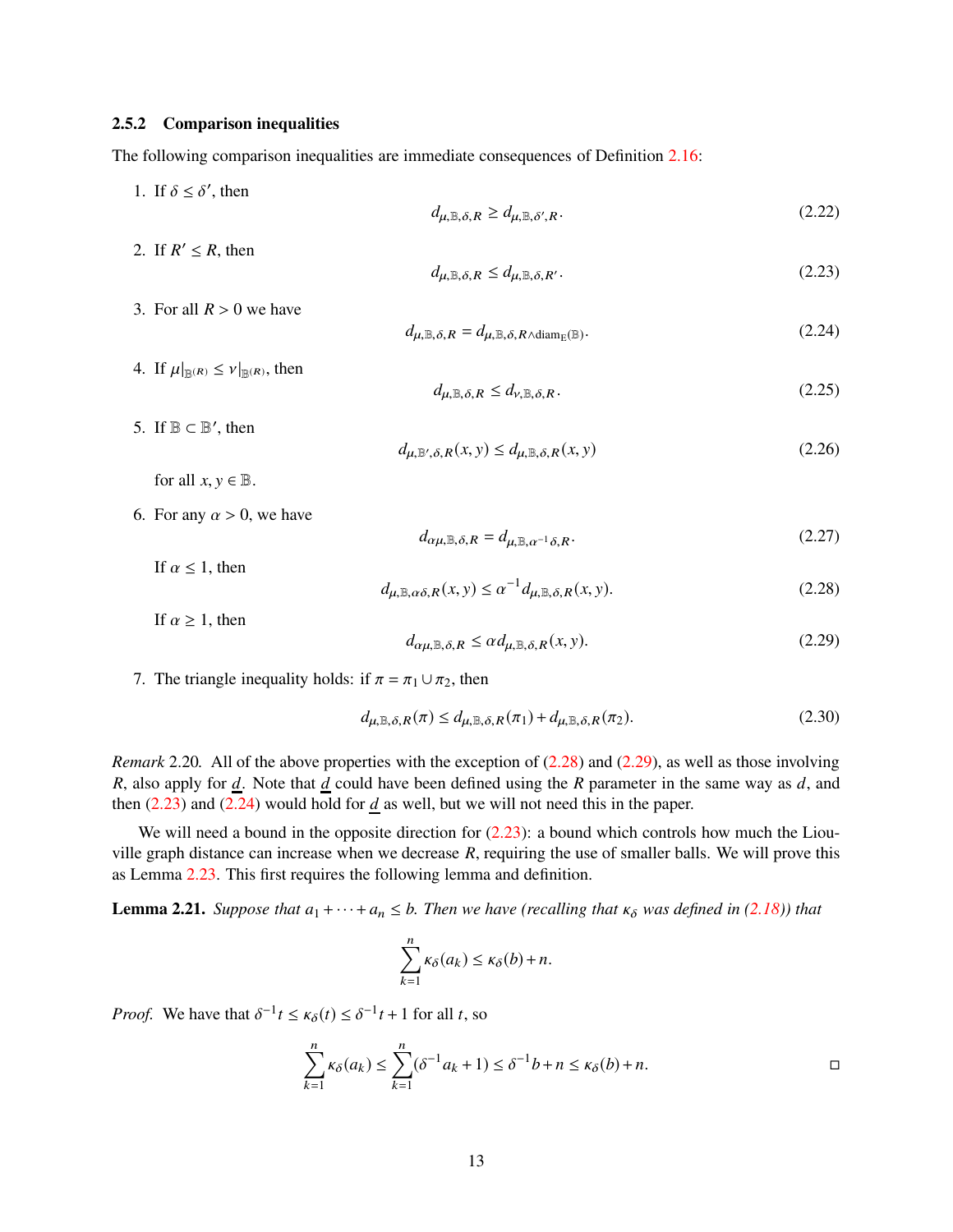### 2.5.2 Comparison inequalities

The following comparison inequalities are immediate consequences of Definition 2.16:

1. If $\delta \le \delta'$, then
$$d_{\mu,\mathbb{B},\delta,R} \ge d_{\mu,\mathbb{B},\delta',R}. \tag{2.22}$$

2. If $R' \le R$, then
$$d_{\mu,\mathbb{B},\delta,R} \le d_{\mu,\mathbb{B},\delta,R'}. \tag{2.23}$$

3. For all $R > 0$ we have
$$d_{\mu,\mathbb{B},\delta,R} = d_{\mu,\mathbb{B},\delta,R\wedge \mathrm{diam}_{\mathbb{E}}(\mathbb{B})}. \tag{2.24}$$

4. If $\mu|_{\mathbb{B}(R)} \le \nu|_{\mathbb{B}(R)}$, then
$$d_{\mu,\mathbb{B},\delta,R} \le d_{\nu,\mathbb{B},\delta,R}. \tag{2.25}$$

5. If $\mathbb{B} \subset \mathbb{B}'$, then
$$d_{\mu,\mathbb{B}',\delta,R}(x,y) \le d_{\mu,\mathbb{B},\delta,R}(x,y) \tag{2.26}$$
for all $x, y \in \mathbb{B}$.

6. For any $\alpha > 0$, we have
$$d_{\alpha\mu,\mathbb{B},\delta,R} = d_{\mu,\mathbb{B},\alpha^{-1}\delta,R}. \tag{2.27}$$
If $\alpha \le 1$, then
$$d_{\mu,\mathbb{B},\alpha\delta,R}(x,y) \le \alpha^{-1} d_{\mu,\mathbb{B},\delta,R}(x,y). \tag{2.28}$$
If $\alpha \ge 1$, then
$$d_{\alpha\mu,\mathbb{B},\delta,R} \le \alpha d_{\mu,\mathbb{B},\delta,R}(x,y). \tag{2.29}$$

7. The triangle inequality holds: if $\pi = \pi_1 \cup \pi_2$, then
$$d_{\mu,\mathbb{B},\delta,R}(\pi) \le d_{\mu,\mathbb{B},\delta,R}(\pi_1) + d_{\mu,\mathbb{B},\delta,R}(\pi_2). \tag{2.30}$$

*Remark* 2.20*.* All of the above properties with the exception of (2.28) and (2.29), as well as those involving $R$, also apply for $\underline{d}$. Note that $\underline{d}$ could have been defined using the $R$ parameter in the same way as $d$, and then (2.23) and (2.24) would hold for $\underline{d}$ as well, but we will not need this in the paper.

We will need a bound in the opposite direction for (2.23): a bound which controls how much the Liouville graph distance can increase when we decrease $R$, requiring the use of smaller balls. We will prove this as Lemma 2.23. This first requires the following lemma and definition.

**Lemma 2.21.** *Suppose that $a_1 + \cdots + a_n \le b$. Then we have (recalling that $\kappa_\delta$ was defined in (2.18)) that*
$$\sum_{k=1}^{n} \kappa_\delta(a_k) \le \kappa_\delta(b) + n.$$

*Proof.* We have that $\delta^{-1}t \le \kappa_\delta(t) \le \delta^{-1}t + 1$ for all $t$, so
$$\sum_{k=1}^{n} \kappa_\delta(a_k) \le \sum_{k=1}^{n} (\delta^{-1}a_k + 1) \le \delta^{-1}b + n \le \kappa_\delta(b) + n. \qquad \square$$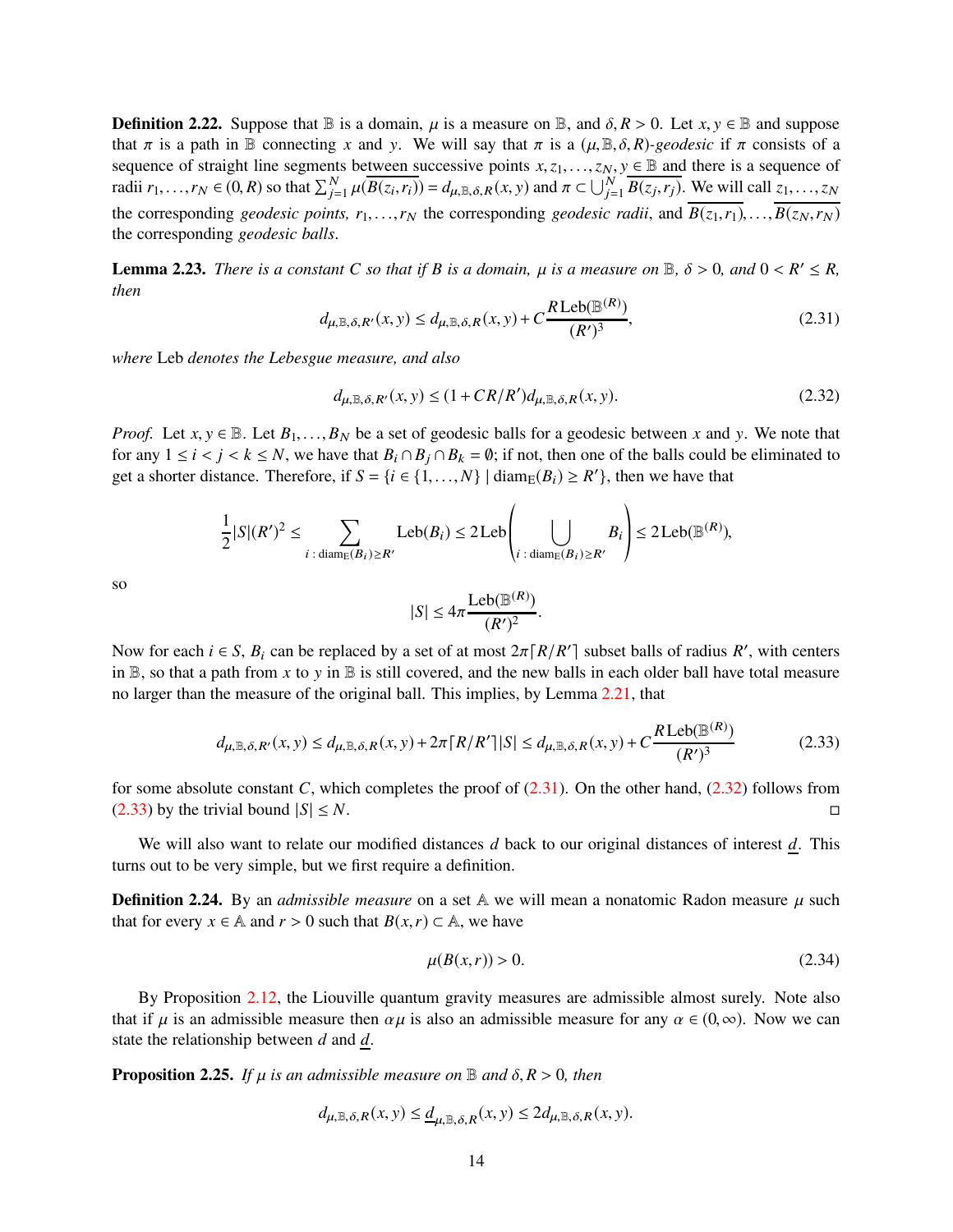**Definition 2.22.** Suppose that $\mathbb{B}$ is a domain, $\mu$ is a measure on $\mathbb{B}$, and $\delta, R > 0$. Let $x, y \in \mathbb{B}$ and suppose that $\pi$ is a path in $\mathbb{B}$ connecting $x$ and $y$. We will say that $\pi$ is a $(\mu, \mathbb{B}, \delta, R)$-*geodesic* if $\pi$ consists of a sequence of straight line segments between successive points $x, z_1, \ldots, z_N, y \in \mathbb{B}$ and there is a sequence of radii $r_1, \ldots, r_N \in (0, R)$ so that $\sum_{j=1}^N \mu(\overline{B(z_i, r_i)}) = d_{\mu,\mathbb{B},\delta,R}(x, y)$ and $\pi \subset \bigcup_{j=1}^N \overline{B(z_j, r_j)}$. We will call $z_1, \ldots, z_N$ the corresponding *geodesic points*, $r_1, \ldots, r_N$ the corresponding *geodesic radii*, and $\overline{B(z_1, r_1)}, \ldots, \overline{B(z_N, r_N)}$ the corresponding *geodesic balls*.

**Lemma 2.23.** *There is a constant $C$ so that if $B$ is a domain, $\mu$ is a measure on $\mathbb{B}$, $\delta > 0$, and $0 < R' \le R$, then*

$$d_{\mu,\mathbb{B},\delta,R'}(x, y) \le d_{\mu,\mathbb{B},\delta,R}(x, y) + C\frac{R\,\mathrm{Leb}(\mathbb{B}^{(R)})}{(R')^3}, \tag{2.31}$$

*where* Leb *denotes the Lebesgue measure, and also*

$$d_{\mu,\mathbb{B},\delta,R'}(x, y) \le (1 + CR/R')d_{\mu,\mathbb{B},\delta,R}(x, y). \tag{2.32}$$

*Proof.* Let $x, y \in \mathbb{B}$. Let $B_1, \ldots, B_N$ be a set of geodesic balls for a geodesic between $x$ and $y$. We note that for any $1 \le i < j < k \le N$, we have that $B_i \cap B_j \cap B_k = \emptyset$; if not, then one of the balls could be eliminated to get a shorter distance. Therefore, if $S = \{i \in \{1, \ldots, N\} \mid \mathrm{diam}_{\mathrm{E}}(B_i) \ge R'\}$, then we have that

$$\frac{1}{2}|S|(R')^2 \le \sum_{i\,:\,\mathrm{diam}_{\mathrm{E}}(B_i)\ge R'} \mathrm{Leb}(B_i) \le 2\,\mathrm{Leb}\left(\bigcup_{i\,:\,\mathrm{diam}_{\mathrm{E}}(B_i)\ge R'} B_i\right) \le 2\,\mathrm{Leb}(\mathbb{B}^{(R)}),$$

so

$$|S| \le 4\pi\frac{\mathrm{Leb}(\mathbb{B}^{(R)})}{(R')^2}.$$

Now for each $i \in S$, $B_i$ can be replaced by a set of at most $2\pi\lceil R/R'\rceil$ subset balls of radius $R'$, with centers in $\mathbb{B}$, so that a path from $x$ to $y$ in $\mathbb{B}$ is still covered, and the new balls in each older ball have total measure no larger than the measure of the original ball. This implies, by Lemma 2.21, that

$$d_{\mu,\mathbb{B},\delta,R'}(x, y) \le d_{\mu,\mathbb{B},\delta,R}(x, y) + 2\pi\lceil R/R'\rceil|S| \le d_{\mu,\mathbb{B},\delta,R}(x, y) + C\frac{R\,\mathrm{Leb}(\mathbb{B}^{(R)})}{(R')^3} \tag{2.33}$$

for some absolute constant $C$, which completes the proof of (2.31). On the other hand, (2.32) follows from (2.33) by the trivial bound $|S| \le N$. ◻

We will also want to relate our modified distances $d$ back to our original distances of interest $\underline{d}$. This turns out to be very simple, but we first require a definition.

**Definition 2.24.** By an *admissible measure* on a set $\mathbb{A}$ we will mean a nonatomic Radon measure $\mu$ such that for every $x \in \mathbb{A}$ and $r > 0$ such that $B(x, r) \subset \mathbb{A}$, we have

$$\mu(B(x, r)) > 0. \tag{2.34}$$

By Proposition 2.12, the Liouville quantum gravity measures are admissible almost surely. Note also that if $\mu$ is an admissible measure then $\alpha\mu$ is also an admissible measure for any $\alpha \in (0, \infty)$. Now we can state the relationship between $d$ and $\underline{d}$.

**Proposition 2.25.** *If $\mu$ is an admissible measure on $\mathbb{B}$ and $\delta, R > 0$, then*

$$d_{\mu,\mathbb{B},\delta,R}(x, y) \le \underline{d}_{\mu,\mathbb{B},\delta,R}(x, y) \le 2d_{\mu,\mathbb{B},\delta,R}(x, y).$$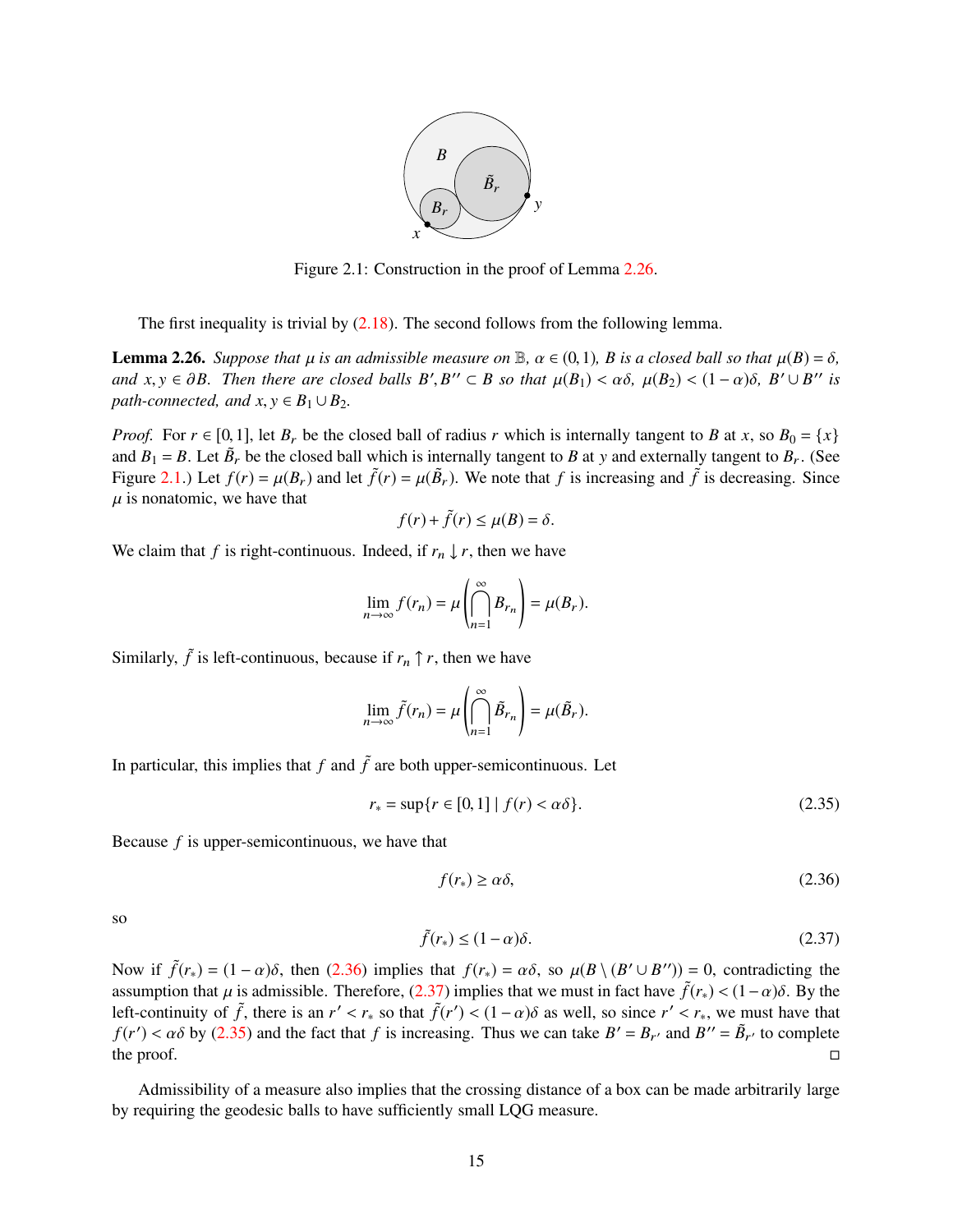Figure 2.1: Construction in the proof of Lemma 2.26.

The first inequality is trivial by (2.18). The second follows from the following lemma.

**Lemma 2.26.** *Suppose that $\mu$ is an admissible measure on $\mathbb{B}$, $\alpha \in (0,1)$, $B$ is a closed ball so that $\mu(B) = \delta$, and $x, y \in \partial B$. Then there are closed balls $B', B'' \subset B$ so that $\mu(B_1) < \alpha\delta$, $\mu(B_2) < (1-\alpha)\delta$, $B' \cup B''$ is path-connected, and $x, y \in B_1 \cup B_2$.*

*Proof.* For $r \in [0,1]$, let $B_r$ be the closed ball of radius $r$ which is internally tangent to $B$ at $x$, so $B_0 = \{x\}$ and $B_1 = B$. Let $\tilde{B}_r$ be the closed ball which is internally tangent to $B$ at $y$ and externally tangent to $B_r$. (See Figure 2.1.) Let $f(r) = \mu(B_r)$ and let $\tilde{f}(r) = \mu(\tilde{B}_r)$. We note that $f$ is increasing and $\tilde{f}$ is decreasing. Since $\mu$ is nonatomic, we have that

$$f(r) + \tilde{f}(r) \le \mu(B) = \delta.$$

We claim that $f$ is right-continuous. Indeed, if $r_n \downarrow r$, then we have

$$\lim_{n\to\infty} f(r_n) = \mu\left(\bigcap_{n=1}^{\infty} B_{r_n}\right) = \mu(B_r).$$

Similarly, $\tilde{f}$ is left-continuous, because if $r_n \uparrow r$, then we have

$$\lim_{n\to\infty} \tilde{f}(r_n) = \mu\left(\bigcap_{n=1}^{\infty} \tilde{B}_{r_n}\right) = \mu(\tilde{B}_r).$$

In particular, this implies that $f$ and $\tilde{f}$ are both upper-semicontinuous. Let

$$r_* = \sup\{r \in [0,1] \mid f(r) < \alpha\delta\}. \tag{2.35}$$

Because $f$ is upper-semicontinuous, we have that

$$f(r_*) \ge \alpha\delta, \tag{2.36}$$

so

$$\tilde{f}(r_*) \le (1-\alpha)\delta. \tag{2.37}$$

Now if $\tilde{f}(r_*) = (1-\alpha)\delta$, then (2.36) implies that $f(r_*) = \alpha\delta$, so $\mu(B \setminus (B' \cup B'')) = 0$, contradicting the assumption that $\mu$ is admissible. Therefore, (2.37) implies that we must in fact have $\tilde{f}(r_*) < (1-\alpha)\delta$. By the left-continuity of $\tilde{f}$, there is an $r' < r_*$ so that $\tilde{f}(r') < (1-\alpha)\delta$ as well, so since $r' < r_*$, we must have that $f(r') < \alpha\delta$ by (2.35) and the fact that $f$ is increasing. Thus we can take $B' = B_{r'}$ and $B'' = \tilde{B}_{r'}$ to complete the proof. ◻

Admissibility of a measure also implies that the crossing distance of a box can be made arbitrarily large by requiring the geodesic balls to have sufficiently small LQG measure.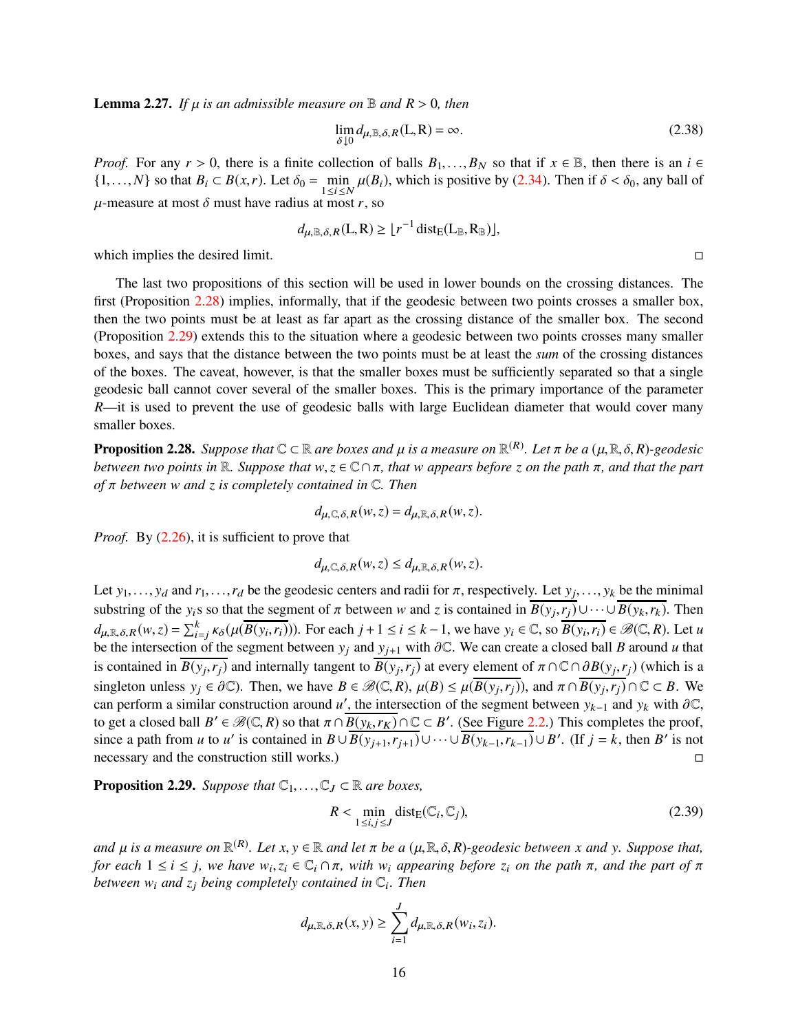**Lemma 2.27.** *If $\mu$ is an admissible measure on $\mathbb{B}$ and $R > 0$, then*

$$\lim_{\delta \downarrow 0} d_{\mu,\mathbb{B},\delta,R}(\mathrm{L},\mathrm{R}) = \infty. \tag{2.38}$$

*Proof.* For any $r > 0$, there is a finite collection of balls $B_1, \ldots, B_N$ so that if $x \in \mathbb{B}$, then there is an $i \in \{1, \ldots, N\}$ so that $B_i \subset B(x,r)$. Let $\delta_0 = \min_{1 \le i \le N} \mu(B_i)$, which is positive by (2.34). Then if $\delta < \delta_0$, any ball of $\mu$-measure at most $\delta$ must have radius at most $r$, so

$$d_{\mu,\mathbb{B},\delta,R}(\mathrm{L},\mathrm{R}) \ge \lfloor r^{-1} \operatorname{dist}_{\mathrm{E}}(\mathrm{L}_{\mathbb{B}},\mathrm{R}_{\mathbb{B}}) \rfloor,$$

which implies the desired limit. □

The last two propositions of this section will be used in lower bounds on the crossing distances. The first (Proposition 2.28) implies, informally, that if the geodesic between two points crosses a smaller box, then the two points must be at least as far apart as the crossing distance of the smaller box. The second (Proposition 2.29) extends this to the situation where a geodesic between two points crosses many smaller boxes, and says that the distance between the two points must be at least the *sum* of the crossing distances of the boxes. The caveat, however, is that the smaller boxes must be sufficiently separated so that a single geodesic ball cannot cover several of the smaller boxes. This is the primary importance of the parameter $R$—it is used to prevent the use of geodesic balls with large Euclidean diameter that would cover many smaller boxes.

**Proposition 2.28.** *Suppose that $\mathbb{C} \subset \mathbb{R}$ are boxes and $\mu$ is a measure on $\mathbb{R}^{(R)}$. Let $\pi$ be a $(\mu,\mathbb{R},\delta,R)$-geodesic between two points in $\mathbb{R}$. Suppose that $w, z \in \mathbb{C} \cap \pi$, that $w$ appears before $z$ on the path $\pi$, and that the part of $\pi$ between $w$ and $z$ is completely contained in $\mathbb{C}$. Then*

$$d_{\mu,\mathbb{C},\delta,R}(w,z) = d_{\mu,\mathbb{R},\delta,R}(w,z).$$

*Proof.* By (2.26), it is sufficient to prove that

$$d_{\mu,\mathbb{C},\delta,R}(w,z) \le d_{\mu,\mathbb{R},\delta,R}(w,z).$$

Let $y_1, \ldots, y_d$ and $r_1, \ldots, r_d$ be the geodesic centers and radii for $\pi$, respectively. Let $y_j, \ldots, y_k$ be the minimal substring of the $y_i$s so that the segment of $\pi$ between $w$ and $z$ is contained in $\overline{B(y_j,r_j)} \cup \cdots \cup \overline{B(y_k,r_k)}$. Then $d_{\mu,\mathbb{R},\delta,R}(w,z) = \sum_{i=j}^{k} \kappa_\delta(\mu(\overline{B(y_i,r_i)}))$. For each $j+1 \le i \le k-1$, we have $y_i \in \mathbb{C}$, so $\overline{B(y_i,r_i)} \in \mathscr{B}(\mathbb{C},R)$. Let $u$ be the intersection of the segment between $y_j$ and $y_{j+1}$ with $\partial\mathbb{C}$. We can create a closed ball $B$ around $u$ that is contained in $\overline{B(y_j,r_j)}$ and internally tangent to $\overline{B(y_j,r_j)}$ at every element of $\pi \cap \mathbb{C} \cap \partial B(y_j,r_j)$ (which is a singleton unless $y_j \in \partial\mathbb{C}$). Then, we have $B \in \mathscr{B}(\mathbb{C},R)$, $\mu(B) \le \mu(\overline{B(y_j,r_j)})$, and $\pi \cap \overline{B(y_j,r_j)} \cap \mathbb{C} \subset B$. We can perform a similar construction around $u'$, the intersection of the segment between $y_{k-1}$ and $y_k$ with $\partial\mathbb{C}$, to get a closed ball $B' \in \mathscr{B}(\mathbb{C},R)$ so that $\pi \cap \overline{B(y_k,r_K)} \cap \mathbb{C} \subset B'$. (See Figure 2.2.) This completes the proof, since a path from $u$ to $u'$ is contained in $B \cup \overline{B(y_{j+1},r_{j+1})} \cup \cdots \cup \overline{B(y_{k-1},r_{k-1})} \cup B'$. (If $j = k$, then $B'$ is not necessary and the construction still works.) □

**Proposition 2.29.** *Suppose that $\mathbb{C}_1, \ldots, \mathbb{C}_J \subset \mathbb{R}$ are boxes,*

$$R < \min_{1 \le i,j \le J} \operatorname{dist}_{\mathrm{E}}(\mathbb{C}_i,\mathbb{C}_j), \tag{2.39}$$

*and $\mu$ is a measure on $\mathbb{R}^{(R)}$. Let $x, y \in \mathbb{R}$ and let $\pi$ be a $(\mu,\mathbb{R},\delta,R)$-geodesic between $x$ and $y$. Suppose that, for each $1 \le i \le j$, we have $w_i, z_i \in \mathbb{C}_i \cap \pi$, with $w_i$ appearing before $z_i$ on the path $\pi$, and the part of $\pi$ between $w_i$ and $z_j$ being completely contained in $\mathbb{C}_i$. Then*

$$d_{\mu,\mathbb{R},\delta,R}(x,y) \ge \sum_{i=1}^{J} d_{\mu,\mathbb{R},\delta,R}(w_i,z_i).$$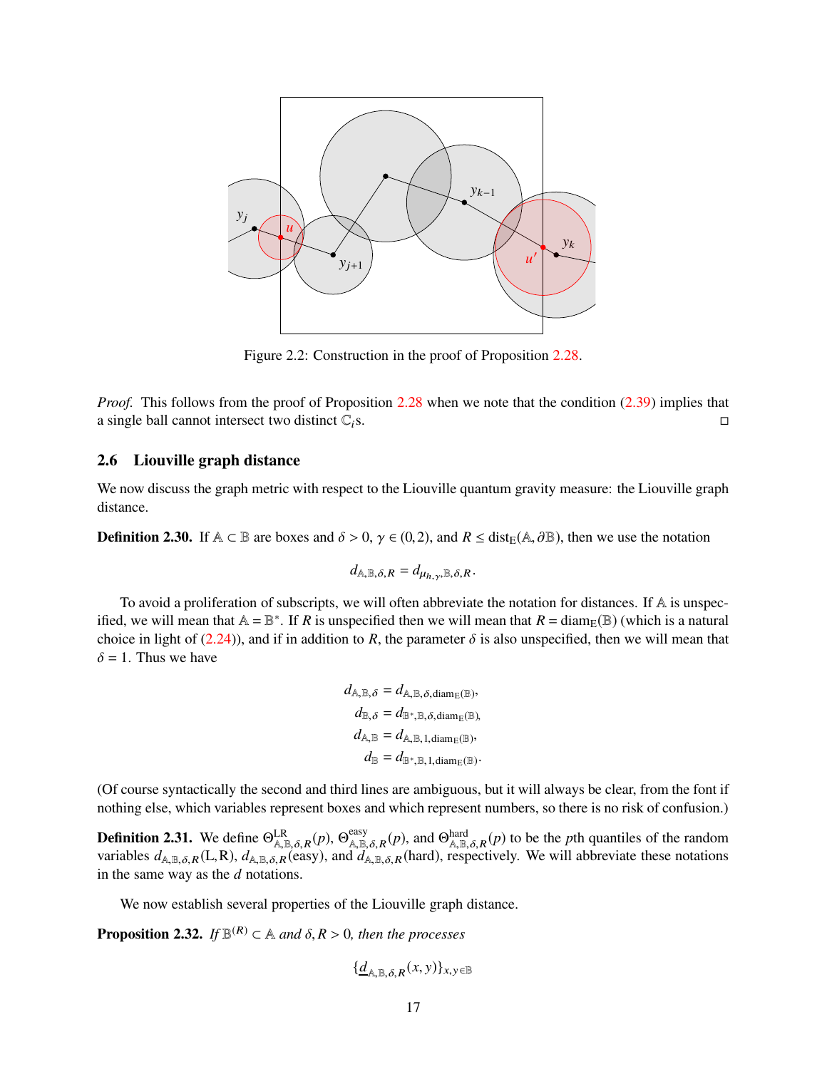Figure 2.2: Construction in the proof of Proposition 2.28.

*Proof.* This follows from the proof of Proposition 2.28 when we note that the condition (2.39) implies that a single ball cannot intersect two distinct $\mathbb{C}_i$s. □

## 2.6 Liouville graph distance

We now discuss the graph metric with respect to the Liouville quantum gravity measure: the Liouville graph distance.

**Definition 2.30.** If $\mathbb{A} \subset \mathbb{B}$ are boxes and $\delta > 0$, $\gamma \in (0,2)$, and $R \leq \mathrm{dist}_{\mathrm{E}}(\mathbb{A}, \partial\mathbb{B})$, then we use the notation

$$d_{\mathbb{A},\mathbb{B},\delta,R} = d_{\mu_{h,\gamma},\mathbb{B},\delta,R}.$$

To avoid a proliferation of subscripts, we will often abbreviate the notation for distances. If $\mathbb{A}$ is unspecified, we will mean that $\mathbb{A} = \mathbb{B}^*$. If $R$ is unspecified then we will mean that $R = \mathrm{diam}_{\mathrm{E}}(\mathbb{B})$ (which is a natural choice in light of (2.24)), and if in addition to $R$, the parameter $\delta$ is also unspecified, then we will mean that $\delta = 1$. Thus we have

$$\begin{aligned}
d_{\mathbb{A},\mathbb{B},\delta} &= d_{\mathbb{A},\mathbb{B},\delta,\mathrm{diam}_{\mathrm{E}}(\mathbb{B})}, \\
d_{\mathbb{B},\delta} &= d_{\mathbb{B}^*,\mathbb{B},\delta,\mathrm{diam}_{\mathrm{E}}(\mathbb{B})}, \\
d_{\mathbb{A},\mathbb{B}} &= d_{\mathbb{A},\mathbb{B},1,\mathrm{diam}_{\mathrm{E}}(\mathbb{B})}, \\
d_{\mathbb{B}} &= d_{\mathbb{B}^*,\mathbb{B},1,\mathrm{diam}_{\mathrm{E}}(\mathbb{B})}.
\end{aligned}$$

(Of course syntactically the second and third lines are ambiguous, but it will always be clear, from the font if nothing else, which variables represent boxes and which represent numbers, so there is no risk of confusion.)

**Definition 2.31.** We define $\Theta^{\mathrm{LR}}_{\mathbb{A},\mathbb{B},\delta,R}(p)$, $\Theta^{\mathrm{easy}}_{\mathbb{A},\mathbb{B},\delta,R}(p)$, and $\Theta^{\mathrm{hard}}_{\mathbb{A},\mathbb{B},\delta,R}(p)$ to be the $p$th quantiles of the random variables $d_{\mathbb{A},\mathbb{B},\delta,R}(\mathrm{L},\mathrm{R})$, $d_{\mathbb{A},\mathbb{B},\delta,R}(\mathrm{easy})$, and $d_{\mathbb{A},\mathbb{B},\delta,R}(\mathrm{hard})$, respectively. We will abbreviate these notations in the same way as the $d$ notations.

We now establish several properties of the Liouville graph distance.

**Proposition 2.32.** *If $\mathbb{B}^{(R)} \subset \mathbb{A}$ and $\delta, R > 0$, then the processes*

$$\{\underline{d}_{\mathbb{A},\mathbb{B},\delta,R}(x,y)\}_{x,y\in\mathbb{B}}$$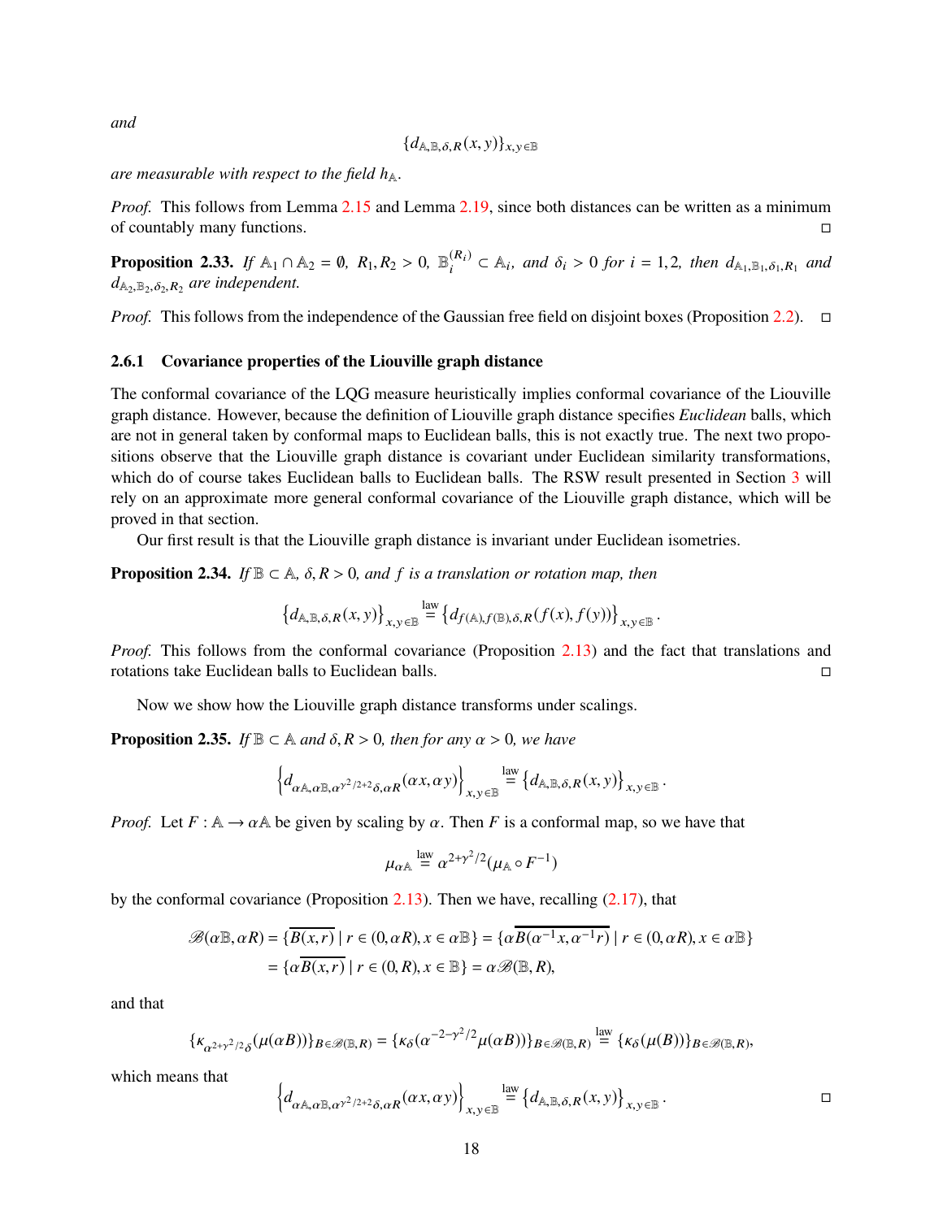*and*

$$\{d_{\mathbb{A},\mathbb{B},\delta,R}(x,y)\}_{x,y\in\mathbb{B}}$$

*are measurable with respect to the field $h_{\mathbb{A}}$.*

*Proof.* This follows from Lemma 2.15 and Lemma 2.19, since both distances can be written as a minimum of countably many functions. □

**Proposition 2.33.** *If $\mathbb{A}_1 \cap \mathbb{A}_2 = \emptyset$, $R_1, R_2 > 0$, $\mathbb{B}_i^{(R_i)} \subset \mathbb{A}_i$, and $\delta_i > 0$ for $i = 1, 2$, then $d_{\mathbb{A}_1,\mathbb{B}_1,\delta_1,R_1}$ and $d_{\mathbb{A}_2,\mathbb{B}_2,\delta_2,R_2}$ are independent.*

*Proof.* This follows from the independence of the Gaussian free field on disjoint boxes (Proposition 2.2). □

### 2.6.1 Covariance properties of the Liouville graph distance

The conformal covariance of the LQG measure heuristically implies conformal covariance of the Liouville graph distance. However, because the definition of Liouville graph distance specifies *Euclidean* balls, which are not in general taken by conformal maps to Euclidean balls, this is not exactly true. The next two propositions observe that the Liouville graph distance is covariant under Euclidean similarity transformations, which do of course takes Euclidean balls to Euclidean balls. The RSW result presented in Section 3 will rely on an approximate more general conformal covariance of the Liouville graph distance, which will be proved in that section.

Our first result is that the Liouville graph distance is invariant under Euclidean isometries.

**Proposition 2.34.** *If $\mathbb{B} \subset \mathbb{A}$, $\delta, R > 0$, and $f$ is a translation or rotation map, then*

$$\left\{d_{\mathbb{A},\mathbb{B},\delta,R}(x,y)\right\}_{x,y\in\mathbb{B}} \overset{\text{law}}{=} \left\{d_{f(\mathbb{A}),f(\mathbb{B}),\delta,R}(f(x),f(y))\right\}_{x,y\in\mathbb{B}}.$$

*Proof.* This follows from the conformal covariance (Proposition 2.13) and the fact that translations and rotations take Euclidean balls to Euclidean balls. □

Now we show how the Liouville graph distance transforms under scalings.

**Proposition 2.35.** *If $\mathbb{B} \subset \mathbb{A}$ and $\delta, R > 0$, then for any $\alpha > 0$, we have*

$$\left\{d_{\alpha\mathbb{A},\alpha\mathbb{B},\alpha^{\gamma^2/2+2}\delta,\alpha R}(\alpha x,\alpha y)\right\}_{x,y\in\mathbb{B}} \overset{\text{law}}{=} \left\{d_{\mathbb{A},\mathbb{B},\delta,R}(x,y)\right\}_{x,y\in\mathbb{B}}.$$

*Proof.* Let $F : \mathbb{A} \to \alpha\mathbb{A}$ be given by scaling by $\alpha$. Then $F$ is a conformal map, so we have that

$$\mu_{\alpha\mathbb{A}} \overset{\text{law}}{=} \alpha^{2+\gamma^2/2}(\mu_{\mathbb{A}} \circ F^{-1})$$

by the conformal covariance (Proposition 2.13). Then we have, recalling (2.17), that

$$\begin{aligned}
\mathscr{B}(\alpha\mathbb{B},\alpha R) &= \{\overline{B(x,r)} \mid r \in (0,\alpha R), x \in \alpha\mathbb{B}\} = \{\alpha\overline{B(\alpha^{-1}x,\alpha^{-1}r)} \mid r \in (0,\alpha R), x \in \alpha\mathbb{B}\} \\
&= \{\alpha\overline{B(x,r)} \mid r \in (0,R), x \in \mathbb{B}\} = \alpha\mathscr{B}(\mathbb{B},R),
\end{aligned}$$

and that

$$\{\kappa_{\alpha^{2+\gamma^2/2}\delta}(\mu(\alpha B))\}_{B\in\mathscr{B}(\mathbb{B},R)} = \{\kappa_\delta(\alpha^{-2-\gamma^2/2}\mu(\alpha B))\}_{B\in\mathscr{B}(\mathbb{B},R)} \overset{\text{law}}{=} \{\kappa_\delta(\mu(B))\}_{B\in\mathscr{B}(\mathbb{B},R)},$$

which means that

$$\left\{d_{\alpha\mathbb{A},\alpha\mathbb{B},\alpha^{\gamma^2/2+2}\delta,\alpha R}(\alpha x,\alpha y)\right\}_{x,y\in\mathbb{B}} \overset{\text{law}}{=} \left\{d_{\mathbb{A},\mathbb{B},\delta,R}(x,y)\right\}_{x,y\in\mathbb{B}}.$$

□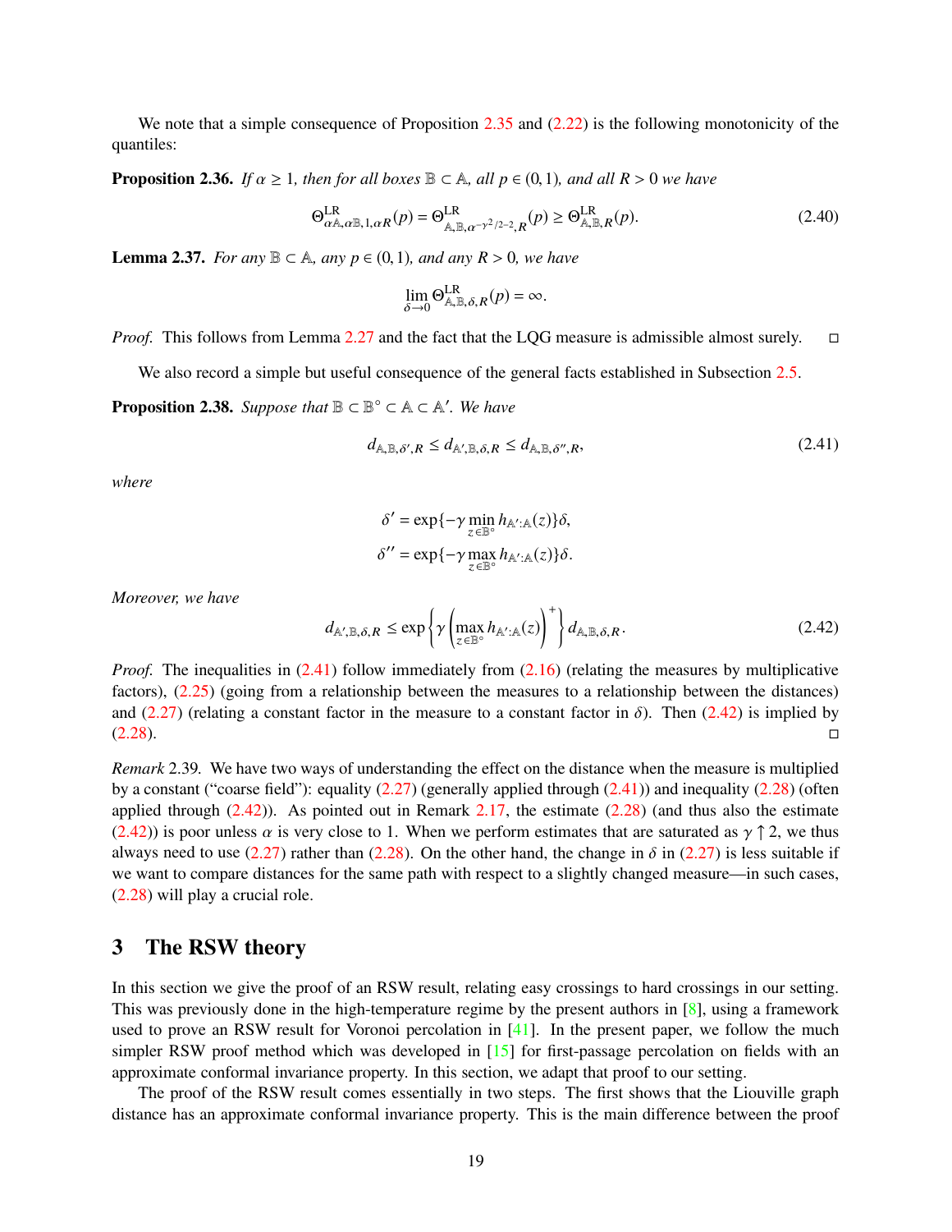We note that a simple consequence of Proposition 2.35 and (2.22) is the following monotonicity of the quantiles:

**Proposition 2.36.** *If $\alpha \geq 1$, then for all boxes $\mathbb{B} \subset \mathbb{A}$, all $p \in (0,1)$, and all $R > 0$ we have*

$$\Theta^{\mathrm{LR}}_{\alpha\mathbb{A},\alpha\mathbb{B},1,\alpha R}(p) = \Theta^{\mathrm{LR}}_{\mathbb{A},\mathbb{B},\alpha^{-\gamma^2/2-2},R}(p) \geq \Theta^{\mathrm{LR}}_{\mathbb{A},\mathbb{B},R}(p). \tag{2.40}$$

**Lemma 2.37.** *For any $\mathbb{B} \subset \mathbb{A}$, any $p \in (0,1)$, and any $R > 0$, we have*

$$\lim_{\delta \to 0} \Theta^{\mathrm{LR}}_{\mathbb{A},\mathbb{B},\delta,R}(p) = \infty.$$

*Proof.* This follows from Lemma 2.27 and the fact that the LQG measure is admissible almost surely. □

We also record a simple but useful consequence of the general facts established in Subsection 2.5.

**Proposition 2.38.** *Suppose that $\mathbb{B} \subset \mathbb{B}^\circ \subset \mathbb{A} \subset \mathbb{A}'$. We have*

$$d_{\mathbb{A},\mathbb{B},\delta',R} \leq d_{\mathbb{A}',\mathbb{B},\delta,R} \leq d_{\mathbb{A},\mathbb{B},\delta'',R}, \tag{2.41}$$

*where*

$$\delta' = \exp\{-\gamma \min_{z \in \mathbb{B}^\circ} h_{\mathbb{A}':\mathbb{A}}(z)\}\delta,$$
$$\delta'' = \exp\{-\gamma \max_{z \in \mathbb{B}^\circ} h_{\mathbb{A}':\mathbb{A}}(z)\}\delta.$$

*Moreover, we have*

$$d_{\mathbb{A}',\mathbb{B},\delta,R} \leq \exp\left\{\gamma \left(\max_{z \in \mathbb{B}^\circ} h_{\mathbb{A}':\mathbb{A}}(z)\right)^+\right\} d_{\mathbb{A},\mathbb{B},\delta,R}. \tag{2.42}$$

*Proof.* The inequalities in (2.41) follow immediately from (2.16) (relating the measures by multiplicative factors), (2.25) (going from a relationship between the measures to a relationship between the distances) and (2.27) (relating a constant factor in the measure to a constant factor in $\delta$). Then (2.42) is implied by (2.28). □

*Remark* 2.39. We have two ways of understanding the effect on the distance when the measure is multiplied by a constant ("coarse field"): equality (2.27) (generally applied through (2.41)) and inequality (2.28) (often applied through (2.42)). As pointed out in Remark 2.17, the estimate (2.28) (and thus also the estimate (2.42)) is poor unless $\alpha$ is very close to 1. When we perform estimates that are saturated as $\gamma \uparrow 2$, we thus always need to use (2.27) rather than (2.28). On the other hand, the change in $\delta$ in (2.27) is less suitable if we want to compare distances for the same path with respect to a slightly changed measure—in such cases, (2.28) will play a crucial role.

# 3 The RSW theory

In this section we give the proof of an RSW result, relating easy crossings to hard crossings in our setting. This was previously done in the high-temperature regime by the present authors in [8], using a framework used to prove an RSW result for Voronoi percolation in [41]. In the present paper, we follow the much simpler RSW proof method which was developed in [15] for first-passage percolation on fields with an approximate conformal invariance property. In this section, we adapt that proof to our setting.

The proof of the RSW result comes essentially in two steps. The first shows that the Liouville graph distance has an approximate conformal invariance property. This is the main difference between the proof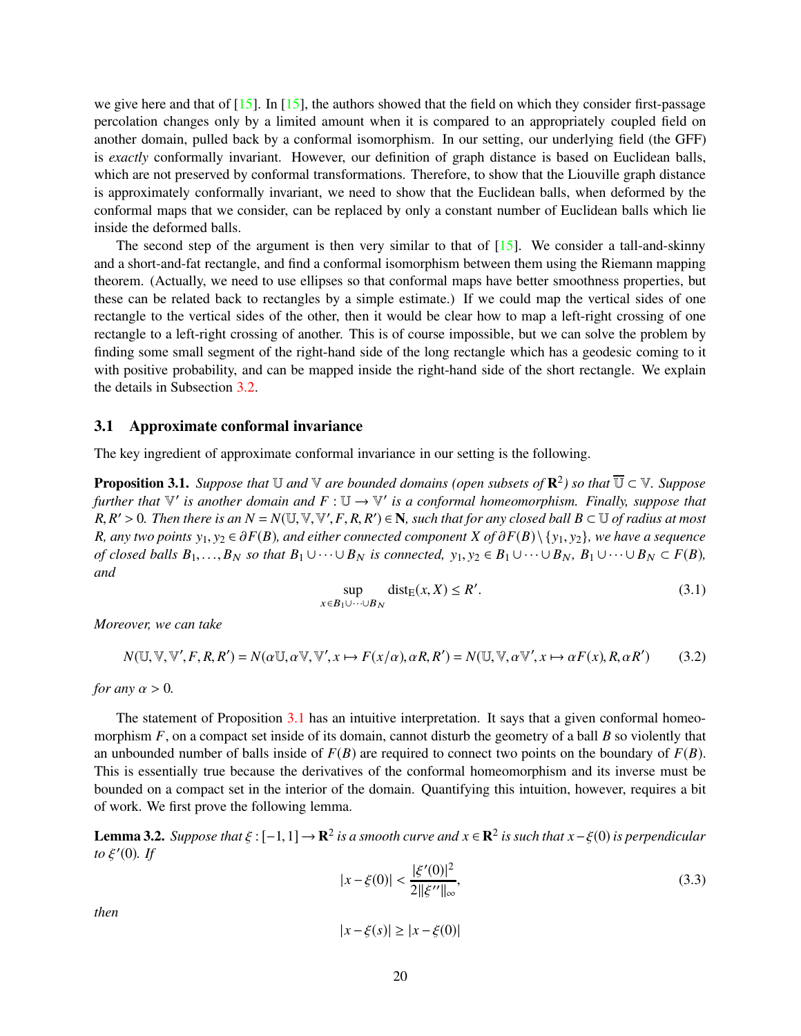we give here and that of [15]. In [15], the authors showed that the field on which they consider first-passage percolation changes only by a limited amount when it is compared to an appropriately coupled field on another domain, pulled back by a conformal isomorphism. In our setting, our underlying field (the GFF) is *exactly* conformally invariant. However, our definition of graph distance is based on Euclidean balls, which are not preserved by conformal transformations. Therefore, to show that the Liouville graph distance is approximately conformally invariant, we need to show that the Euclidean balls, when deformed by the conformal maps that we consider, can be replaced by only a constant number of Euclidean balls which lie inside the deformed balls.

The second step of the argument is then very similar to that of [15]. We consider a tall-and-skinny and a short-and-fat rectangle, and find a conformal isomorphism between them using the Riemann mapping theorem. (Actually, we need to use ellipses so that conformal maps have better smoothness properties, but these can be related back to rectangles by a simple estimate.) If we could map the vertical sides of one rectangle to the vertical sides of the other, then it would be clear how to map a left-right crossing of one rectangle to a left-right crossing of another. This is of course impossible, but we can solve the problem by finding some small segment of the right-hand side of the long rectangle which has a geodesic coming to it with positive probability, and can be mapped inside the right-hand side of the short rectangle. We explain the details in Subsection 3.2.

### 3.1 Approximate conformal invariance

The key ingredient of approximate conformal invariance in our setting is the following.

**Proposition 3.1.** *Suppose that $\mathbb{U}$ and $\mathbb{V}$ are bounded domains (open subsets of $\mathbf{R}^2$) so that $\overline{\mathbb{U}} \subset \mathbb{V}$. Suppose further that $\mathbb{V}'$ is another domain and $F : \mathbb{U} \to \mathbb{V}'$ is a conformal homeomorphism. Finally, suppose that $R, R' > 0$. Then there is an $N = N(\mathbb{U}, \mathbb{V}, \mathbb{V}', F, R, R') \in \mathbf{N}$, such that for any closed ball $B \subset \mathbb{U}$ of radius at most $R$, any two points $y_1, y_2 \in \partial F(B)$, and either connected component $X$ of $\partial F(B) \setminus \{y_1, y_2\}$, we have a sequence of closed balls $B_1, \ldots, B_N$ so that $B_1 \cup \cdots \cup B_N$ is connected, $y_1, y_2 \in B_1 \cup \cdots \cup B_N$, $B_1 \cup \cdots \cup B_N \subset F(B)$, and*

$$\sup_{x \in B_1 \cup \cdots \cup B_N} \mathrm{dist}_{\mathrm{E}}(x, X) \le R'. \tag{3.1}$$

*Moreover, we can take*

$$N(\mathbb{U}, \mathbb{V}, \mathbb{V}', F, R, R') = N(\alpha\mathbb{U}, \alpha\mathbb{V}, \mathbb{V}', x \mapsto F(x/\alpha), \alpha R, R') = N(\mathbb{U}, \mathbb{V}, \alpha\mathbb{V}', x \mapsto \alpha F(x), R, \alpha R') \tag{3.2}$$

*for any $\alpha > 0$.*

The statement of Proposition 3.1 has an intuitive interpretation. It says that a given conformal homeomorphism $F$, on a compact set inside of its domain, cannot disturb the geometry of a ball $B$ so violently that an unbounded number of balls inside of $F(B)$ are required to connect two points on the boundary of $F(B)$. This is essentially true because the derivatives of the conformal homeomorphism and its inverse must be bounded on a compact set in the interior of the domain. Quantifying this intuition, however, requires a bit of work. We first prove the following lemma.

**Lemma 3.2.** *Suppose that $\xi : [-1, 1] \to \mathbf{R}^2$ is a smooth curve and $x \in \mathbf{R}^2$ is such that $x - \xi(0)$ is perpendicular to $\xi'(0)$. If*

$$|x - \xi(0)| < \frac{|\xi'(0)|^2}{2\|\xi''\|_\infty}, \tag{3.3}$$

*then*

$$|x - \xi(s)| \ge |x - \xi(0)|$$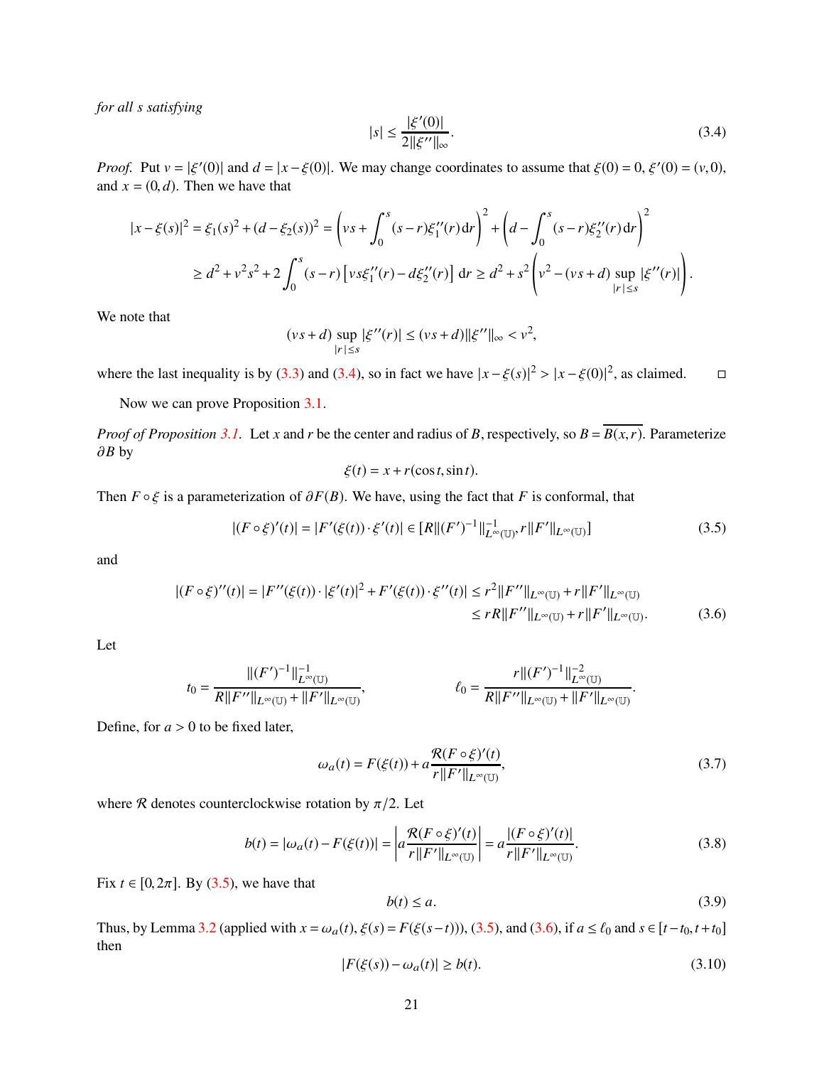*for all $s$ satisfying*

$$|s| \le \frac{|\xi'(0)|}{2\|\xi''\|_\infty}. \tag{3.4}$$

*Proof.* Put $v = |\xi'(0)|$ and $d = |x - \xi(0)|$. We may change coordinates to assume that $\xi(0) = 0$, $\xi'(0) = (v, 0)$, and $x = (0, d)$. Then we have that

$$\begin{aligned}
|x - \xi(s)|^2 = \xi_1(s)^2 + (d - \xi_2(s))^2 &= \left(vs + \int_0^s (s-r)\xi_1''(r)\,\mathrm{d}r\right)^2 + \left(d - \int_0^s (s-r)\xi_2''(r)\,\mathrm{d}r\right)^2 \\
&\ge d^2 + v^2 s^2 + 2\int_0^s (s-r)\left[vs\xi_1''(r) - d\xi_2''(r)\right]\,\mathrm{d}r \ge d^2 + s^2\left(v^2 - (vs+d)\sup_{|r|\le s}|\xi''(r)|\right).
\end{aligned}$$

We note that

$$(vs+d)\sup_{|r|\le s}|\xi''(r)| \le (vs+d)\|\xi''\|_\infty < v^2,$$

where the last inequality is by (3.3) and (3.4), so in fact we have $|x - \xi(s)|^2 > |x - \xi(0)|^2$, as claimed. □

Now we can prove Proposition 3.1.

*Proof of Proposition 3.1.* Let $x$ and $r$ be the center and radius of $B$, respectively, so $B = \overline{B(x,r)}$. Parameterize $\partial B$ by

$$\xi(t) = x + r(\cos t, \sin t).$$

Then $F \circ \xi$ is a parameterization of $\partial F(B)$. We have, using the fact that $F$ is conformal, that

$$|(F\circ\xi)'(t)| = |F'(\xi(t))\cdot\xi'(t)| \in [R\|(F')^{-1}\|_{L^\infty(\mathbb{U})}^{-1}, r\|F'\|_{L^\infty(\mathbb{U})}] \tag{3.5}$$

and

$$\begin{aligned}
|(F\circ\xi)''(t)| = |F''(\xi(t))\cdot|\xi'(t)|^2 + F'(\xi(t))\cdot\xi''(t)| &\le r^2\|F''\|_{L^\infty(\mathbb{U})} + r\|F'\|_{L^\infty(\mathbb{U})} \\
&\le rR\|F''\|_{L^\infty(\mathbb{U})} + r\|F'\|_{L^\infty(\mathbb{U})}.
\end{aligned} \tag{3.6}$$

Let

$$t_0 = \frac{\|(F')^{-1}\|_{L^\infty(\mathbb{U})}^{-1}}{R\|F''\|_{L^\infty(\mathbb{U})} + \|F'\|_{L^\infty(\mathbb{U})}}, \qquad\qquad \ell_0 = \frac{r\|(F')^{-1}\|_{L^\infty(\mathbb{U})}^{-2}}{R\|F''\|_{L^\infty(\mathbb{U})} + \|F'\|_{L^\infty(\mathbb{U})}}.$$

Define, for $a > 0$ to be fixed later,

$$\omega_a(t) = F(\xi(t)) + a\frac{\mathcal{R}(F\circ\xi)'(t)}{r\|F'\|_{L^\infty(\mathbb{U})}}, \tag{3.7}$$

where $\mathcal{R}$ denotes counterclockwise rotation by $\pi/2$. Let

$$b(t) = |\omega_a(t) - F(\xi(t))| = \left|a\frac{\mathcal{R}(F\circ\xi)'(t)}{r\|F'\|_{L^\infty(\mathbb{U})}}\right| = a\frac{|(F\circ\xi)'(t)|}{r\|F'\|_{L^\infty(\mathbb{U})}}. \tag{3.8}$$

Fix $t \in [0, 2\pi]$. By (3.5), we have that

$$b(t) \le a. \tag{3.9}$$

Thus, by Lemma 3.2 (applied with $x = \omega_a(t)$, $\xi(s) = F(\xi(s-t))$), (3.5), and (3.6), if $a \le \ell_0$ and $s \in [t - t_0, t + t_0]$ then

$$|F(\xi(s)) - \omega_a(t)| \ge b(t). \tag{3.10}$$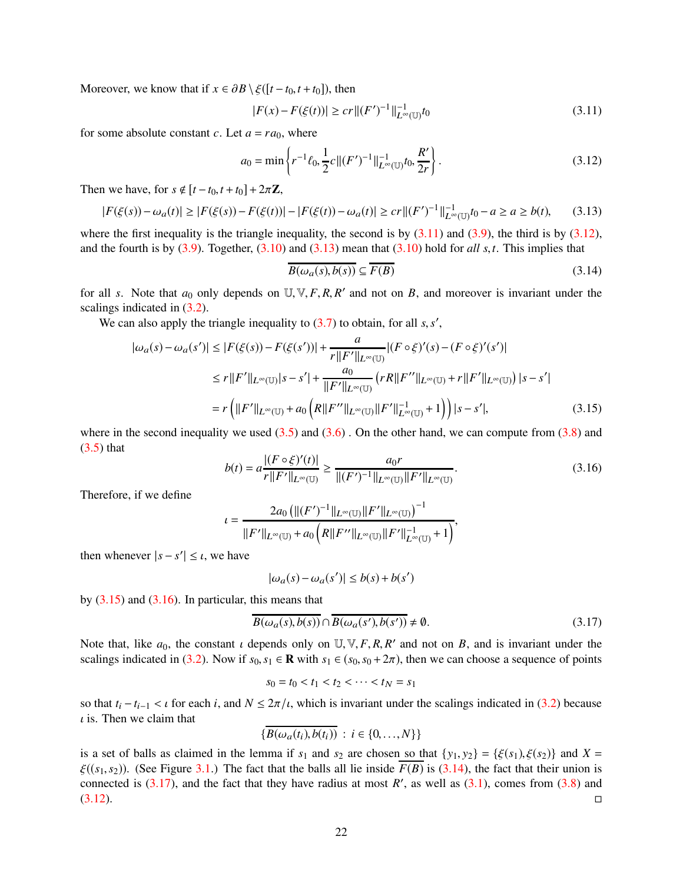Moreover, we know that if $x \in \partial B \setminus \xi([t-t_0, t+t_0])$, then

$$|F(x) - F(\xi(t))| \geq cr\|(F')^{-1}\|_{L^\infty(\mathbb{U})}^{-1} t_0 \tag{3.11}$$

for some absolute constant $c$. Let $a = ra_0$, where

$$a_0 = \min\left\{ r^{-1}\ell_0, \frac{1}{2}c\|(F')^{-1}\|_{L^\infty(\mathbb{U})}^{-1} t_0, \frac{R'}{2r} \right\}. \tag{3.12}$$

Then we have, for $s \notin [t-t_0, t+t_0] + 2\pi\mathbf{Z}$,

$$|F(\xi(s)) - \omega_a(t)| \geq |F(\xi(s)) - F(\xi(t))| - |F(\xi(t)) - \omega_a(t)| \geq cr\|(F')^{-1}\|_{L^\infty(\mathbb{U})}^{-1} t_0 - a \geq a \geq b(t), \tag{3.13}$$

where the first inequality is the triangle inequality, the second is by (3.11) and (3.9), the third is by (3.12), and the fourth is by (3.9). Together, (3.10) and (3.13) mean that (3.10) hold for *all* $s, t$. This implies that

$$\overline{B(\omega_a(s), b(s))} \subseteq \overline{F(B)} \tag{3.14}$$

for all $s$. Note that $a_0$ only depends on $\mathbb{U}, \mathbb{V}, F, R, R'$ and not on $B$, and moreover is invariant under the scalings indicated in (3.2).

We can also apply the triangle inequality to (3.7) to obtain, for all $s, s'$,

$$\begin{aligned}
|\omega_a(s) - \omega_a(s')| &\leq |F(\xi(s)) - F(\xi(s'))| + \frac{a}{r\|F'\|_{L^\infty(\mathbb{U})}} |(F\circ\xi)'(s) - (F\circ\xi)'(s')| \\
&\leq r\|F'\|_{L^\infty(\mathbb{U})}|s - s'| + \frac{a_0}{\|F'\|_{L^\infty(\mathbb{U})}} \left( rR\|F''\|_{L^\infty(\mathbb{U})} + r\|F'\|_{L^\infty(\mathbb{U})} \right) |s - s'| \\
&= r\left( \|F'\|_{L^\infty(\mathbb{U})} + a_0\left( R\|F''\|_{L^\infty(\mathbb{U})}\|F'\|_{L^\infty(\mathbb{U})}^{-1} + 1 \right) \right) |s - s'|,
\end{aligned} \tag{3.15}$$

where in the second inequality we used (3.5) and (3.6) . On the other hand, we can compute from (3.8) and (3.5) that

$$b(t) = a\frac{|(F\circ\xi)'(t)|}{r\|F'\|_{L^\infty(\mathbb{U})}} \geq \frac{a_0 r}{\|(F')^{-1}\|_{L^\infty(\mathbb{U})}\|F'\|_{L^\infty(\mathbb{U})}}. \tag{3.16}$$

Therefore, if we define

$$\iota = \frac{2a_0\left( \|(F')^{-1}\|_{L^\infty(\mathbb{U})}\|F'\|_{L^\infty(\mathbb{U})} \right)^{-1}}{\|F'\|_{L^\infty(\mathbb{U})} + a_0\left( R\|F''\|_{L^\infty(\mathbb{U})}\|F'\|_{L^\infty(\mathbb{U})}^{-1} + 1 \right)},$$

then whenever $|s - s'| \leq \iota$, we have

$$|\omega_a(s) - \omega_a(s')| \leq b(s) + b(s')$$

by (3.15) and (3.16). In particular, this means that

$$\overline{B(\omega_a(s), b(s))} \cap \overline{B(\omega_a(s'), b(s'))} \neq \emptyset. \tag{3.17}$$

Note that, like $a_0$, the constant $\iota$ depends only on $\mathbb{U}, \mathbb{V}, F, R, R'$ and not on $B$, and is invariant under the scalings indicated in (3.2). Now if $s_0, s_1 \in \mathbf{R}$ with $s_1 \in (s_0, s_0 + 2\pi)$, then we can choose a sequence of points

$$s_0 = t_0 < t_1 < t_2 < \cdots < t_N = s_1$$

so that $t_i - t_{i-1} < \iota$ for each $i$, and $N \leq 2\pi/\iota$, which is invariant under the scalings indicated in (3.2) because $\iota$ is. Then we claim that

$$\{\overline{B(\omega_a(t_i), b(t_i))} \ : \ i \in \{0, \ldots, N\}\}$$

is a set of balls as claimed in the lemma if $s_1$ and $s_2$ are chosen so that $\{y_1, y_2\} = \{\xi(s_1), \xi(s_2)\}$ and $X = \xi((s_1, s_2))$. (See Figure 3.1.) The fact that the balls all lie inside $\overline{F(B)}$ is (3.14), the fact that their union is connected is (3.17), and the fact that they have radius at most $R'$, as well as (3.1), comes from (3.8) and (3.12). ◻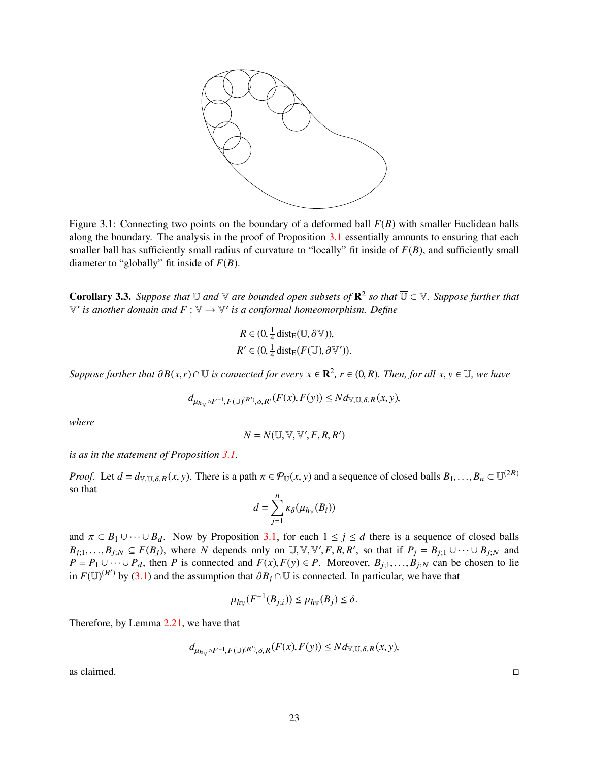Figure 3.1: Connecting two points on the boundary of a deformed ball $F(B)$ with smaller Euclidean balls along the boundary. The analysis in the proof of Proposition 3.1 essentially amounts to ensuring that each smaller ball has sufficiently small radius of curvature to "locally" fit inside of $F(B)$, and sufficiently small diameter to "globally" fit inside of $F(B)$.

**Corollary 3.3.** *Suppose that $\mathbb{U}$ and $\mathbb{V}$ are bounded open subsets of $\mathbf{R}^2$ so that $\overline{\mathbb{U}} \subset \mathbb{V}$. Suppose further that $\mathbb{V}'$ is another domain and $F : \mathbb{V} \to \mathbb{V}'$ is a conformal homeomorphism. Define*

$$R \in (0, \tfrac{1}{4}\operatorname{dist}_{\mathrm{E}}(\mathbb{U}, \partial\mathbb{V})),$$
$$R' \in (0, \tfrac{1}{4}\operatorname{dist}_{\mathrm{E}}(F(\mathbb{U}), \partial\mathbb{V}')).$$

*Suppose further that $\partial B(x,r) \cap \mathbb{U}$ is connected for every $x \in \mathbf{R}^2$, $r \in (0, R)$. Then, for all $x, y \in \mathbb{U}$, we have*

$$d_{\mu_{h_{\mathbb{V}}} \circ F^{-1}, F(\mathbb{U})^{(R')}, \delta, R'}(F(x), F(y)) \leq N d_{\mathbb{V},\mathbb{U},\delta,R}(x,y),$$

*where*

$$N = N(\mathbb{U}, \mathbb{V}, \mathbb{V}', F, R, R')$$

*is as in the statement of Proposition 3.1.*

*Proof.* Let $d = d_{\mathbb{V},\mathbb{U},\delta,R}(x,y)$. There is a path $\pi \in \mathcal{P}_{\mathbb{U}}(x,y)$ and a sequence of closed balls $B_1, \ldots, B_n \subset \mathbb{U}^{(2R)}$ so that

$$d = \sum_{j=1}^{n} \kappa_\delta(\mu_{h_{\mathbb{V}}}(B_i))$$

and $\pi \subset B_1 \cup \cdots \cup B_d$. Now by Proposition 3.1, for each $1 \leq j \leq d$ there is a sequence of closed balls $B_{j;1}, \ldots, B_{j;N} \subseteq F(B_j)$, where $N$ depends only on $\mathbb{U}, \mathbb{V}, \mathbb{V}', F, R, R'$, so that if $P_j = B_{j;1} \cup \cdots \cup B_{j;N}$ and $P = P_1 \cup \cdots \cup P_d$, then $P$ is connected and $F(x), F(y) \in P$. Moreover, $B_{j;1}, \ldots, B_{j;N}$ can be chosen to lie in $F(\mathbb{U})^{(R')}$ by (3.1) and the assumption that $\partial B_j \cap \mathbb{U}$ is connected. In particular, we have that

$$\mu_{h_{\mathbb{V}}}(F^{-1}(B_{j;i})) \leq \mu_{h_{\mathbb{V}}}(B_j) \leq \delta.$$

Therefore, by Lemma 2.21, we have that

$$d_{\mu_{h_{\mathbb{V}}} \circ F^{-1}, F(\mathbb{U})^{(R')}, \delta, R}(F(x), F(y)) \leq N d_{\mathbb{V},\mathbb{U},\delta,R}(x,y),$$

as claimed. ◻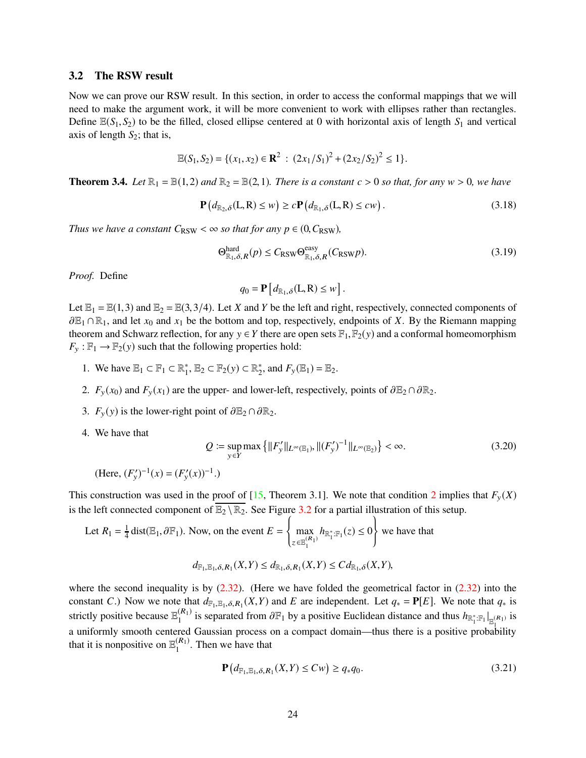### 3.2 The RSW result

Now we can prove our RSW result. In this section, in order to access the conformal mappings that we will need to make the argument work, it will be more convenient to work with ellipses rather than rectangles. Define $\mathbb{E}(S_1, S_2)$ to be the filled, closed ellipse centered at 0 with horizontal axis of length $S_1$ and vertical axis of length $S_2$; that is,

$$\mathbb{E}(S_1, S_2) = \{(x_1, x_2) \in \mathbf{R}^2 \;:\; (2x_1/S_1)^2 + (2x_2/S_2)^2 \le 1\}.$$

**Theorem 3.4.** *Let $\mathbb{R}_1 = \mathbb{B}(1,2)$ and $\mathbb{R}_2 = \mathbb{B}(2,1)$. There is a constant $c > 0$ so that, for any $w > 0$, we have*

$$\mathbf{P}\left(d_{\mathbb{R}_2,\delta}(\mathrm{L},\mathrm{R}) \le w\right) \ge c\mathbf{P}\left(d_{\mathbb{R}_1,\delta}(\mathrm{L},\mathrm{R}) \le cw\right). \tag{3.18}$$

*Thus we have a constant $C_{\mathrm{RSW}} < \infty$ so that for any $p \in (0, C_{\mathrm{RSW}})$,*

$$\Theta^{\mathrm{hard}}_{\mathbb{R}_1,\delta,R}(p) \le C_{\mathrm{RSW}} \Theta^{\mathrm{easy}}_{\mathbb{R}_1,\delta,R}(C_{\mathrm{RSW}} p). \tag{3.19}$$

*Proof.* Define

$$q_0 = \mathbf{P}\left[d_{\mathbb{R}_1,\delta}(\mathrm{L},\mathrm{R}) \le w\right].$$

Let $\mathbb{E}_1 = \mathbb{E}(1,3)$ and $\mathbb{E}_2 = \mathbb{E}(3,3/4)$. Let $X$ and $Y$ be the left and right, respectively, connected components of $\partial\mathbb{E}_1 \cap \mathbb{R}_1$, and let $x_0$ and $x_1$ be the bottom and top, respectively, endpoints of $X$. By the Riemann mapping theorem and Schwarz reflection, for any $y \in Y$ there are open sets $\mathbb{F}_1, \mathbb{F}_2(y)$ and a conformal homeomorphism $F_y : \mathbb{F}_1 \to \mathbb{F}_2(y)$ such that the following properties hold:

1. We have $\mathbb{E}_1 \subset \mathbb{F}_1 \subset \mathbb{R}_1^*$, $\mathbb{E}_2 \subset \mathbb{F}_2(y) \subset \mathbb{R}_2^*$, and $F_y(\mathbb{E}_1) = \mathbb{E}_2$.
2. $F_y(x_0)$ and $F_y(x_1)$ are the upper- and lower-left, respectively, points of $\partial\mathbb{E}_2 \cap \partial\mathbb{R}_2$.
3. $F_y(y)$ is the lower-right point of $\partial\mathbb{E}_2 \cap \partial\mathbb{R}_2$.
4. We have that
$$Q := \sup_{y \in Y} \max\left\{\|F_y'\|_{L^\infty(\mathbb{E}_1)}, \|(F_y')^{-1}\|_{L^\infty(\mathbb{E}_2)}\right\} < \infty. \tag{3.20}$$
(Here, $(F_y')^{-1}(x) = (F_y'(x))^{-1}$.)

This construction was used in the proof of [15, Theorem 3.1]. We note that condition 2 implies that $F_y(X)$ is the left connected component of $\overline{\mathbb{E}_2 \setminus \mathbb{R}_2}$. See Figure 3.2 for a partial illustration of this setup.

Let $R_1 = \frac{1}{4}\operatorname{dist}(\mathbb{E}_1, \partial\mathbb{F}_1)$. Now, on the event $E = \left\{\max\limits_{z \in \mathbb{E}_1^{(R_1)}} h_{\mathbb{R}_1^*:\mathbb{F}_1}(z) \le 0\right\}$ we have that

$$d_{\mathbb{F}_1,\mathbb{E}_1,\delta,R_1}(X,Y) \le d_{\mathbb{R}_1,\delta,R_1}(X,Y) \le C d_{\mathbb{R}_1,\delta}(X,Y),$$

where the second inequality is by (2.32). (Here we have folded the geometrical factor in (2.32) into the constant $C$.) Now we note that $d_{\mathbb{F}_1,\mathbb{E}_1,\delta,R_1}(X,Y)$ and $E$ are independent. Let $q_* = \mathbf{P}[E]$. We note that $q_*$ is strictly positive because $\mathbb{E}_1^{(R_1)}$ is separated from $\partial\mathbb{F}_1$ by a positive Euclidean distance and thus $h_{\mathbb{R}_1^*:\mathbb{F}_1}|_{\mathbb{E}_1^{(R_1)}}$ is a uniformly smooth centered Gaussian process on a compact domain—thus there is a positive probability that it is nonpositive on $\mathbb{E}_1^{(R_1)}$. Then we have that

$$\mathbf{P}\left(d_{\mathbb{F}_1,\mathbb{E}_1,\delta,R_1}(X,Y) \le Cw\right) \ge q_* q_0. \tag{3.21}$$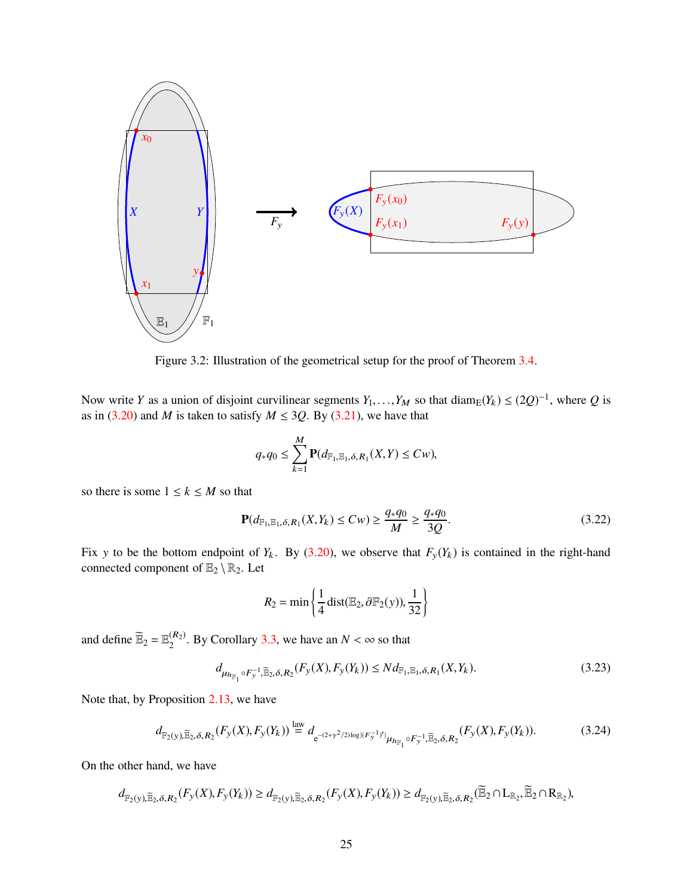Figure 3.2: Illustration of the geometrical setup for the proof of Theorem 3.4.

Now write $Y$ as a union of disjoint curvilinear segments $Y_1, \ldots, Y_M$ so that $\mathrm{diam}_{\mathbb{E}}(Y_k) \le (2Q)^{-1}$, where $Q$ is as in (3.20) and $M$ is taken to satisfy $M \le 3Q$. By (3.21), we have that

$$q_* q_0 \le \sum_{k=1}^{M} \mathbf{P}(d_{\mathbb{F}_1, \mathbb{E}_1, \delta, R_1}(X, Y) \le Cw),$$

so there is some $1 \le k \le M$ so that

$$\mathbf{P}(d_{\mathbb{F}_1, \mathbb{E}_1, \delta, R_1}(X, Y_k) \le Cw) \ge \frac{q_* q_0}{M} \ge \frac{q_* q_0}{3Q}. \tag{3.22}$$

Fix $y$ to be the bottom endpoint of $Y_k$. By (3.20), we observe that $F_y(Y_k)$ is contained in the right-hand connected component of $\mathbb{E}_2 \setminus \mathbb{R}_2$. Let

$$R_2 = \min\left\{\frac{1}{4}\mathrm{dist}(\mathbb{E}_2, \partial \mathbb{F}_2(y)), \frac{1}{32}\right\}$$

and define $\widetilde{\mathbb{E}}_2 = \mathbb{E}_2^{(R_2)}$. By Corollary 3.3, we have an $N < \infty$ so that

$$d_{\mu_{h_{\mathbb{F}_1}} \circ F_y^{-1}, \widetilde{\mathbb{E}}_2, \delta, R_2}(F_y(X), F_y(Y_k)) \le N d_{\mathbb{F}_1, \mathbb{E}_1, \delta, R_1}(X, Y_k). \tag{3.23}$$

Note that, by Proposition 2.13, we have

$$d_{\mathbb{F}_2(y), \widetilde{\mathbb{E}}_2, \delta, R_2}(F_y(X), F_y(Y_k)) \overset{\text{law}}{=} d_{e^{-(2+\gamma^2/2)\log|(F_y^{-1})'|} \mu_{h_{\mathbb{F}_1}} \circ F_y^{-1}, \widetilde{\mathbb{E}}_2, \delta, R_2}(F_y(X), F_y(Y_k)). \tag{3.24}$$

On the other hand, we have

$$d_{\mathbb{F}_2(y), \widetilde{\mathbb{E}}_2, \delta, R_2}(F_y(X), F_y(Y_k)) \ge d_{\mathbb{F}_2(y), \widetilde{\mathbb{E}}_2, \delta, R_2}(F_y(X), F_y(Y_k)) \ge d_{\mathbb{F}_2(y), \widetilde{\mathbb{E}}_2, \delta, R_2}(\widetilde{\mathbb{E}}_2 \cap \mathrm{L}_{\mathbb{R}_2}, \widetilde{\mathbb{E}}_2 \cap \mathrm{R}_{\mathbb{R}_2}),$$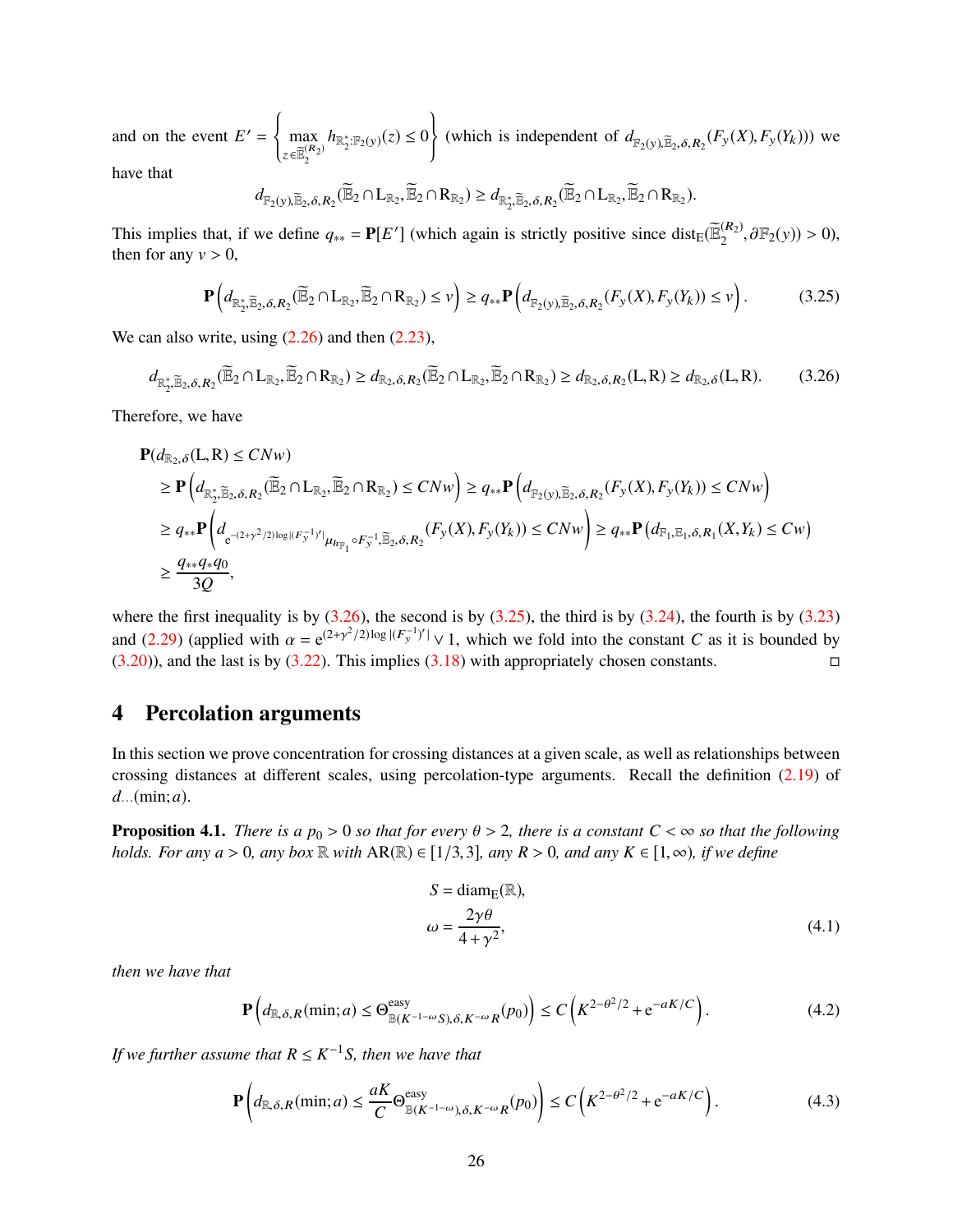and on the event $E' = \left\{ \max_{z \in \widetilde{\mathbb{E}}_2^{(R_2)}} h_{\mathbb{R}_2^*:\mathbb{F}_2(y)}(z) \le 0 \right\}$ (which is independent of $d_{\mathbb{F}_2(y),\widetilde{\mathbb{E}}_2,\delta,R_2}(F_y(X), F_y(Y_k))$) we have that

$$d_{\mathbb{F}_2(y),\widetilde{\mathbb{E}}_2,\delta,R_2}(\widetilde{\mathbb{E}}_2 \cap \mathrm{L}_{\mathbb{R}_2}, \widetilde{\mathbb{E}}_2 \cap \mathrm{R}_{\mathbb{R}_2}) \ge d_{\mathbb{R}_2^*,\widetilde{\mathbb{E}}_2,\delta,R_2}(\widetilde{\mathbb{E}}_2 \cap \mathrm{L}_{\mathbb{R}_2}, \widetilde{\mathbb{E}}_2 \cap \mathrm{R}_{\mathbb{R}_2}).$$

This implies that, if we define $q_{**} = \mathbf{P}[E']$ (which again is strictly positive since $\mathrm{dist}_{\mathrm{E}}(\widetilde{\mathbb{E}}_2^{(R_2)}, \partial \mathbb{F}_2(y)) > 0$), then for any $v > 0$,

$$\mathbf{P}\left(d_{\mathbb{R}_2^*,\widetilde{\mathbb{E}}_2,\delta,R_2}(\widetilde{\mathbb{E}}_2 \cap \mathrm{L}_{\mathbb{R}_2}, \widetilde{\mathbb{E}}_2 \cap \mathrm{R}_{\mathbb{R}_2}) \le v\right) \ge q_{**}\mathbf{P}\left(d_{\mathbb{F}_2(y),\widetilde{\mathbb{E}}_2,\delta,R_2}(F_y(X), F_y(Y_k)) \le v\right). \tag{3.25}$$

We can also write, using (2.26) and then (2.23),

$$d_{\mathbb{R}_2^*,\widetilde{\mathbb{E}}_2,\delta,R_2}(\widetilde{\mathbb{E}}_2 \cap \mathrm{L}_{\mathbb{R}_2}, \widetilde{\mathbb{E}}_2 \cap \mathrm{R}_{\mathbb{R}_2}) \ge d_{\mathbb{R}_2,\delta,R_2}(\widetilde{\mathbb{E}}_2 \cap \mathrm{L}_{\mathbb{R}_2}, \widetilde{\mathbb{E}}_2 \cap \mathrm{R}_{\mathbb{R}_2}) \ge d_{\mathbb{R}_2,\delta,R_2}(\mathrm{L}, \mathrm{R}) \ge d_{\mathbb{R}_2,\delta}(\mathrm{L}, \mathrm{R}). \tag{3.26}$$

Therefore, we have

$$\begin{aligned}
&\mathbf{P}(d_{\mathbb{R}_2,\delta}(\mathrm{L},\mathrm{R}) \le CNw) \\
&\quad \ge \mathbf{P}\left(d_{\mathbb{R}_2^*,\widetilde{\mathbb{E}}_2,\delta,R_2}(\widetilde{\mathbb{E}}_2 \cap \mathrm{L}_{\mathbb{R}_2}, \widetilde{\mathbb{E}}_2 \cap \mathrm{R}_{\mathbb{R}_2}) \le CNw\right) \ge q_{**}\mathbf{P}\left(d_{\mathbb{F}_2(y),\widetilde{\mathbb{E}}_2,\delta,R_2}(F_y(X), F_y(Y_k)) \le CNw\right) \\
&\quad \ge q_{**}\mathbf{P}\left(d_{\mathrm{e}^{-(2+\gamma^2/2)\log|(F_y^{-1})'|}\mu_{h_{\mathbb{F}_1}} \circ F_y^{-1},\widetilde{\mathbb{E}}_2,\delta,R_2}(F_y(X), F_y(Y_k)) \le CNw\right) \ge q_{**}\mathbf{P}\left(d_{\mathbb{F}_1,\mathbb{E}_1,\delta,R_1}(X, Y_k) \le Cw\right) \\
&\quad \ge \frac{q_{**}q_* q_0}{3Q},
\end{aligned}$$

where the first inequality is by (3.26), the second is by (3.25), the third is by (3.24), the fourth is by (3.23) and (2.29) (applied with $\alpha = \mathrm{e}^{(2+\gamma^2/2)\log|(F_y^{-1})'|} \vee 1$, which we fold into the constant $C$ as it is bounded by (3.20)), and the last is by (3.22). This implies (3.18) with appropriately chosen constants. ◻

# 4 Percolation arguments

In this section we prove concentration for crossing distances at a given scale, as well as relationships between crossing distances at different scales, using percolation-type arguments. Recall the definition (2.19) of $d_{\dots}(\min; a)$.

**Proposition 4.1.** *There is a $p_0 > 0$ so that for every $\theta > 2$, there is a constant $C < \infty$ so that the following holds. For any $a > 0$, any box $\mathbb{R}$ with $\mathrm{AR}(\mathbb{R}) \in [1/3, 3]$, any $R > 0$, and any $K \in [1, \infty)$, if we define*

$$\begin{aligned}
S &= \mathrm{diam}_{\mathrm{E}}(\mathbb{R}), \\
\omega &= \frac{2\gamma\theta}{4+\gamma^2},
\end{aligned} \tag{4.1}$$

*then we have that*

$$\mathbf{P}\left(d_{\mathbb{R},\delta,R}(\min; a) \le \Theta^{\mathrm{easy}}_{\mathbb{B}(K^{-1-\omega}S),\delta,K^{-\omega}R}(p_0)\right) \le C\left(K^{2-\theta^2/2} + \mathrm{e}^{-aK/C}\right). \tag{4.2}$$

*If we further assume that $R \le K^{-1}S$, then we have that*

$$\mathbf{P}\left(d_{\mathbb{R},\delta,R}(\min; a) \le \frac{aK}{C}\Theta^{\mathrm{easy}}_{\mathbb{B}(K^{-1-\omega}),\delta,K^{-\omega}R}(p_0)\right) \le C\left(K^{2-\theta^2/2} + \mathrm{e}^{-aK/C}\right). \tag{4.3}$$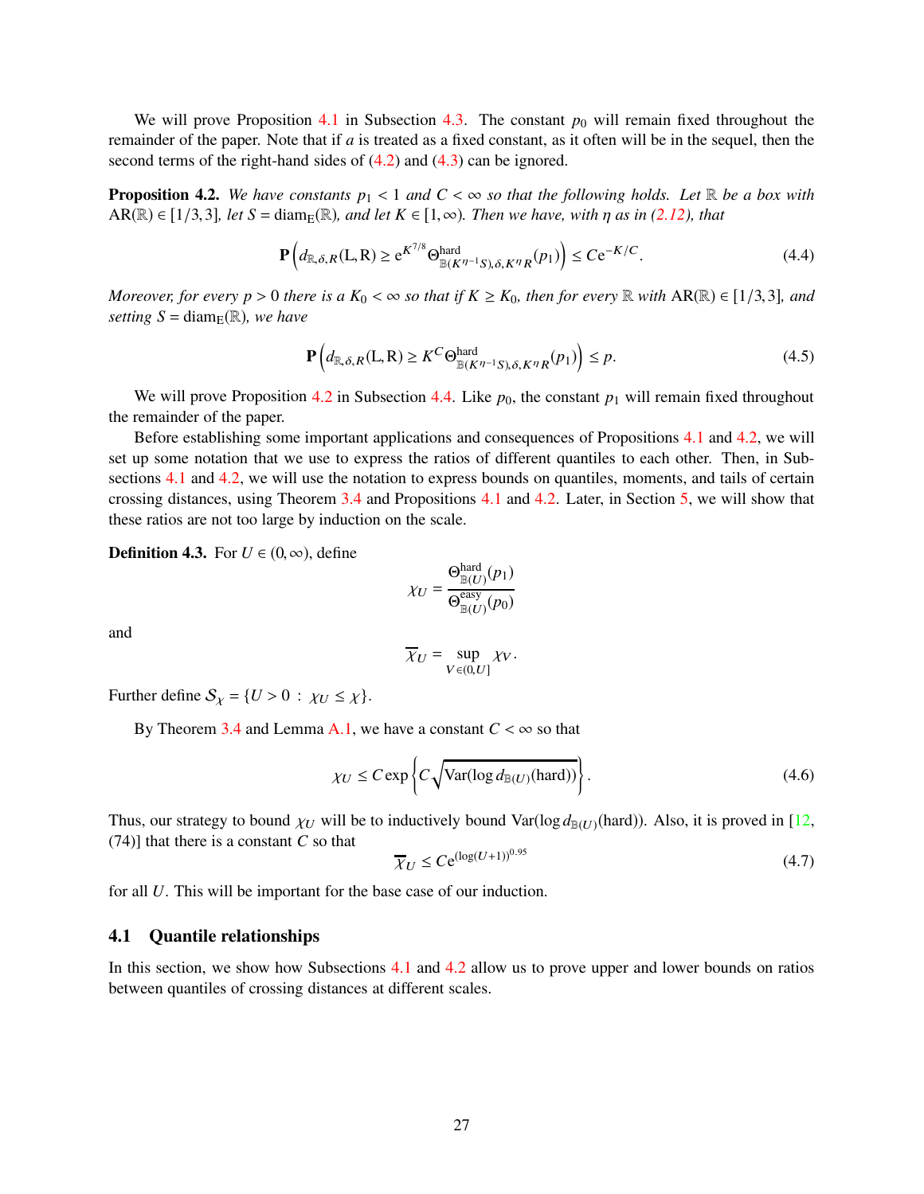We will prove Proposition 4.1 in Subsection 4.3. The constant $p_0$ will remain fixed throughout the remainder of the paper. Note that if $a$ is treated as a fixed constant, as it often will be in the sequel, then the second terms of the right-hand sides of (4.2) and (4.3) can be ignored.

**Proposition 4.2.** *We have constants $p_1 < 1$ and $C < \infty$ so that the following holds. Let $\mathbb{R}$ be a box with $\mathrm{AR}(\mathbb{R}) \in [1/3, 3]$, let $S = \mathrm{diam}_{\mathrm{E}}(\mathbb{R})$, and let $K \in [1, \infty)$. Then we have, with $\eta$ as in (2.12), that*

$$\mathbf{P}\left(d_{\mathbb{R},\delta,R}(\mathrm{L},\mathrm{R}) \geq \mathrm{e}^{K^{7/8}} \Theta^{\mathrm{hard}}_{\mathbb{B}(K^{\eta-1}S),\delta,K^{\eta}R}(p_1)\right) \leq C\mathrm{e}^{-K/C}. \tag{4.4}$$

*Moreover, for every $p > 0$ there is a $K_0 < \infty$ so that if $K \geq K_0$, then for every $\mathbb{R}$ with $\mathrm{AR}(\mathbb{R}) \in [1/3, 3]$, and setting $S = \mathrm{diam}_{\mathrm{E}}(\mathbb{R})$, we have*

$$\mathbf{P}\left(d_{\mathbb{R},\delta,R}(\mathrm{L},\mathrm{R}) \geq K^{C} \Theta^{\mathrm{hard}}_{\mathbb{B}(K^{\eta-1}S),\delta,K^{\eta}R}(p_1)\right) \leq p. \tag{4.5}$$

We will prove Proposition 4.2 in Subsection 4.4. Like $p_0$, the constant $p_1$ will remain fixed throughout the remainder of the paper.

Before establishing some important applications and consequences of Propositions 4.1 and 4.2, we will set up some notation that we use to express the ratios of different quantiles to each other. Then, in Subsections 4.1 and 4.2, we will use the notation to express bounds on quantiles, moments, and tails of certain crossing distances, using Theorem 3.4 and Propositions 4.1 and 4.2. Later, in Section 5, we will show that these ratios are not too large by induction on the scale.

**Definition 4.3.** For $U \in (0, \infty)$, define

$$\chi_U = \frac{\Theta^{\mathrm{hard}}_{\mathbb{B}(U)}(p_1)}{\Theta^{\mathrm{easy}}_{\mathbb{B}(U)}(p_0)}$$

and

$$\overline{\chi}_U = \sup_{V \in (0,U]} \chi_V.$$

Further define $\mathcal{S}_\chi = \{U > 0 \,:\, \chi_U \leq \chi\}$.

By Theorem 3.4 and Lemma A.1, we have a constant $C < \infty$ so that

$$\chi_U \leq C \exp\left\{C\sqrt{\mathrm{Var}(\log d_{\mathbb{B}(U)}(\mathrm{hard}))}\right\}. \tag{4.6}$$

Thus, our strategy to bound $\chi_U$ will be to inductively bound $\mathrm{Var}(\log d_{\mathbb{B}(U)}(\mathrm{hard}))$. Also, it is proved in [12, (74)] that there is a constant $C$ so that

$$\overline{\chi}_U \leq C\mathrm{e}^{(\log(U+1))^{0.95}} \tag{4.7}$$

for all $U$. This will be important for the base case of our induction.

## 4.1 Quantile relationships

In this section, we show how Subsections 4.1 and 4.2 allow us to prove upper and lower bounds on ratios between quantiles of crossing distances at different scales.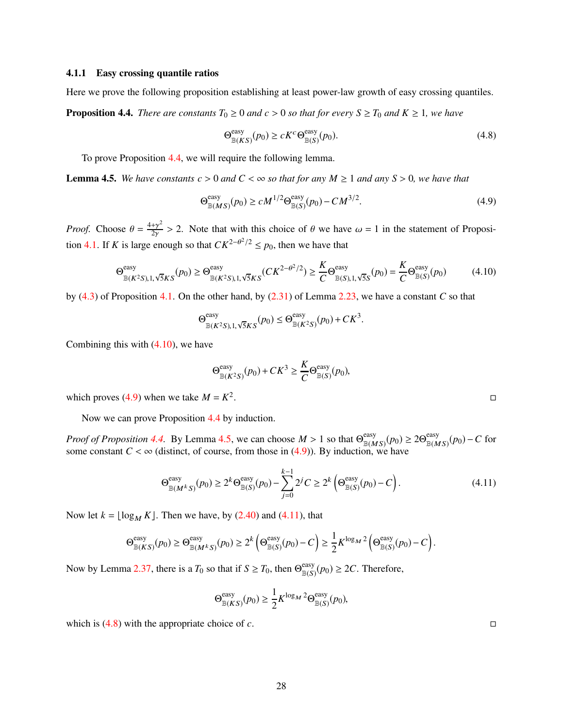### 4.1.1 Easy crossing quantile ratios

Here we prove the following proposition establishing at least power-law growth of easy crossing quantiles.

**Proposition 4.4.** *There are constants $T_0 \geq 0$ and $c > 0$ so that for every $S \geq T_0$ and $K \geq 1$, we have*

$$\Theta^{\mathrm{easy}}_{\mathbb{B}(KS)}(p_0) \geq cK^c \Theta^{\mathrm{easy}}_{\mathbb{B}(S)}(p_0). \tag{4.8}$$

To prove Proposition 4.4, we will require the following lemma.

**Lemma 4.5.** *We have constants $c > 0$ and $C < \infty$ so that for any $M \geq 1$ and any $S > 0$, we have that*

$$\Theta^{\mathrm{easy}}_{\mathbb{B}(MS)}(p_0) \geq cM^{1/2}\Theta^{\mathrm{easy}}_{\mathbb{B}(S)}(p_0) - CM^{3/2}. \tag{4.9}$$

*Proof.* Choose $\theta = \frac{4+\gamma^2}{2\gamma} > 2$. Note that with this choice of $\theta$ we have $\omega = 1$ in the statement of Proposition 4.1. If $K$ is large enough so that $CK^{2-\theta^2/2} \leq p_0$, then we have that

$$\Theta^{\mathrm{easy}}_{\mathbb{B}(K^2S),1,\sqrt{5}KS}(p_0) \geq \Theta^{\mathrm{easy}}_{\mathbb{B}(K^2S),1,\sqrt{5}KS}(CK^{2-\theta^2/2}) \geq \frac{K}{C}\Theta^{\mathrm{easy}}_{\mathbb{B}(S),1,\sqrt{5}S}(p_0) = \frac{K}{C}\Theta^{\mathrm{easy}}_{\mathbb{B}(S)}(p_0) \tag{4.10}$$

by (4.3) of Proposition 4.1. On the other hand, by (2.31) of Lemma 2.23, we have a constant $C$ so that

$$\Theta^{\mathrm{easy}}_{\mathbb{B}(K^2S),1,\sqrt{5}KS}(p_0) \leq \Theta^{\mathrm{easy}}_{\mathbb{B}(K^2S)}(p_0) + CK^3.$$

Combining this with (4.10), we have

$$\Theta^{\mathrm{easy}}_{\mathbb{B}(K^2S)}(p_0) + CK^3 \geq \frac{K}{C}\Theta^{\mathrm{easy}}_{\mathbb{B}(S)}(p_0),$$

which proves (4.9) when we take $M = K^2$. ◻

Now we can prove Proposition 4.4 by induction.

*Proof of Proposition 4.4.* By Lemma 4.5, we can choose $M > 1$ so that $\Theta^{\mathrm{easy}}_{\mathbb{B}(MS)}(p_0) \geq 2\Theta^{\mathrm{easy}}_{\mathbb{B}(MS)}(p_0) - C$ for some constant $C < \infty$ (distinct, of course, from those in (4.9)). By induction, we have

$$\Theta^{\mathrm{easy}}_{\mathbb{B}(M^kS)}(p_0) \geq 2^k\Theta^{\mathrm{easy}}_{\mathbb{B}(S)}(p_0) - \sum_{j=0}^{k-1}2^jC \geq 2^k\left(\Theta^{\mathrm{easy}}_{\mathbb{B}(S)}(p_0) - C\right). \tag{4.11}$$

Now let $k = \lfloor \log_M K \rfloor$. Then we have, by (2.40) and (4.11), that

$$\Theta^{\mathrm{easy}}_{\mathbb{B}(KS)}(p_0) \geq \Theta^{\mathrm{easy}}_{\mathbb{B}(M^kS)}(p_0) \geq 2^k\left(\Theta^{\mathrm{easy}}_{\mathbb{B}(S)}(p_0) - C\right) \geq \frac{1}{2}K^{\log_M 2}\left(\Theta^{\mathrm{easy}}_{\mathbb{B}(S)}(p_0) - C\right).$$

Now by Lemma 2.37, there is a $T_0$ so that if $S \geq T_0$, then $\Theta^{\mathrm{easy}}_{\mathbb{B}(S)}(p_0) \geq 2C$. Therefore,

$$\Theta^{\mathrm{easy}}_{\mathbb{B}(KS)}(p_0) \geq \frac{1}{2}K^{\log_M 2}\Theta^{\mathrm{easy}}_{\mathbb{B}(S)}(p_0),$$

which is (4.8) with the appropriate choice of $c$. ◻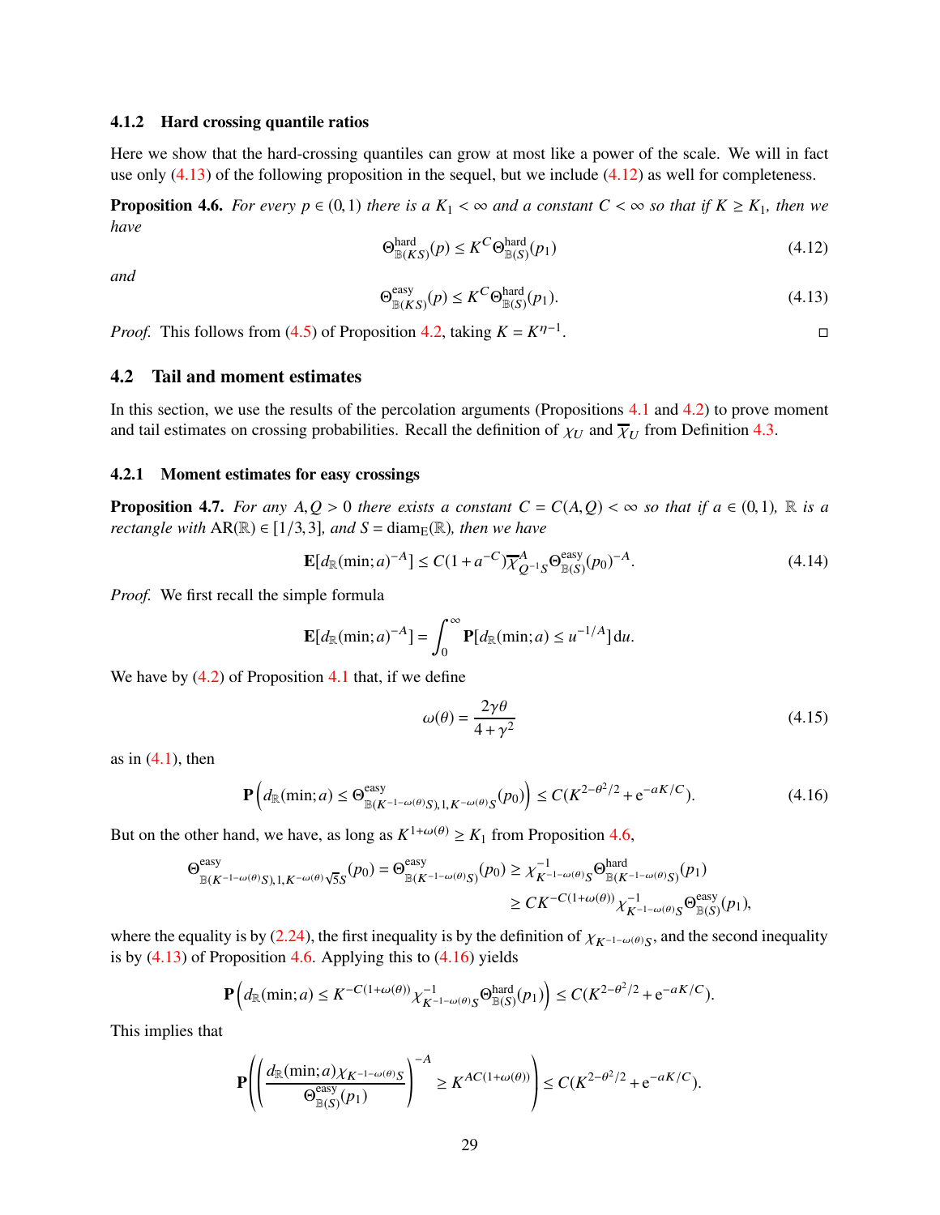### 4.1.2 Hard crossing quantile ratios

Here we show that the hard-crossing quantiles can grow at most like a power of the scale. We will in fact use only (4.13) of the following proposition in the sequel, but we include (4.12) as well for completeness.

**Proposition 4.6.** *For every $p \in (0,1)$ there is a $K_1 < \infty$ and a constant $C < \infty$ so that if $K \ge K_1$, then we have*

$$\Theta^{\mathrm{hard}}_{\mathbb{B}(KS)}(p) \le K^C \Theta^{\mathrm{hard}}_{\mathbb{B}(S)}(p_1) \tag{4.12}$$

*and*

$$\Theta^{\mathrm{easy}}_{\mathbb{B}(KS)}(p) \le K^C \Theta^{\mathrm{hard}}_{\mathbb{B}(S)}(p_1). \tag{4.13}$$

*Proof.* This follows from (4.5) of Proposition 4.2, taking $K = K^{\eta-1}$. ◻

## 4.2 Tail and moment estimates

In this section, we use the results of the percolation arguments (Propositions 4.1 and 4.2) to prove moment and tail estimates on crossing probabilities. Recall the definition of $\chi_U$ and $\overline{\chi}_U$ from Definition 4.3.

### 4.2.1 Moment estimates for easy crossings

**Proposition 4.7.** *For any $A, Q > 0$ there exists a constant $C = C(A,Q) < \infty$ so that if $a \in (0,1)$, $\mathbb{R}$ is a rectangle with $\mathrm{AR}(\mathbb{R}) \in [1/3, 3]$, and $S = \mathrm{diam}_{\mathrm{E}}(\mathbb{R})$, then we have*

$$\mathbf{E}[d_{\mathbb{R}}(\min; a)^{-A}] \le C(1 + a^{-C})\overline{\chi}^A_{Q^{-1}S} \Theta^{\mathrm{easy}}_{\mathbb{B}(S)}(p_0)^{-A}. \tag{4.14}$$

*Proof.* We first recall the simple formula

$$\mathbf{E}[d_{\mathbb{R}}(\min; a)^{-A}] = \int_0^\infty \mathbf{P}[d_{\mathbb{R}}(\min; a) \le u^{-1/A}]\,\mathrm{d}u.$$

We have by (4.2) of Proposition 4.1 that, if we define

$$\omega(\theta) = \frac{2\gamma\theta}{4+\gamma^2} \tag{4.15}$$

as in (4.1), then

$$\mathbf{P}\Big(d_{\mathbb{R}}(\min; a) \le \Theta^{\mathrm{easy}}_{\mathbb{B}(K^{-1-\omega(\theta)}S),1,K^{-\omega(\theta)}S}(p_0)\Big) \le C(K^{2-\theta^2/2} + \mathrm{e}^{-aK/C}). \tag{4.16}$$

But on the other hand, we have, as long as $K^{1+\omega(\theta)} \ge K_1$ from Proposition 4.6,

$$\begin{aligned}
\Theta^{\mathrm{easy}}_{\mathbb{B}(K^{-1-\omega(\theta)}S),1,K^{-\omega(\theta)}\sqrt{5}S}(p_0) = \Theta^{\mathrm{easy}}_{\mathbb{B}(K^{-1-\omega(\theta)}S)}(p_0) &\ge \chi^{-1}_{K^{-1-\omega(\theta)}S}\Theta^{\mathrm{hard}}_{\mathbb{B}(K^{-1-\omega(\theta)}S)}(p_1) \\
&\ge CK^{-C(1+\omega(\theta))}\chi^{-1}_{K^{-1-\omega(\theta)}S}\Theta^{\mathrm{easy}}_{\mathbb{B}(S)}(p_1),
\end{aligned}$$

where the equality is by (2.24), the first inequality is by the definition of $\chi_{K^{-1-\omega(\theta)}S}$, and the second inequality is by (4.13) of Proposition 4.6. Applying this to (4.16) yields

$$\mathbf{P}\Big(d_{\mathbb{R}}(\min; a) \le K^{-C(1+\omega(\theta))}\chi^{-1}_{K^{-1-\omega(\theta)}S}\Theta^{\mathrm{hard}}_{\mathbb{B}(S)}(p_1)\Big) \le C(K^{2-\theta^2/2} + \mathrm{e}^{-aK/C}).$$

This implies that

$$\mathbf{P}\left(\left(\frac{d_{\mathbb{R}}(\min; a)\chi_{K^{-1-\omega(\theta)}S}}{\Theta^{\mathrm{easy}}_{\mathbb{B}(S)}(p_1)}\right)^{-A} \ge K^{AC(1+\omega(\theta))}\right) \le C(K^{2-\theta^2/2} + \mathrm{e}^{-aK/C}).$$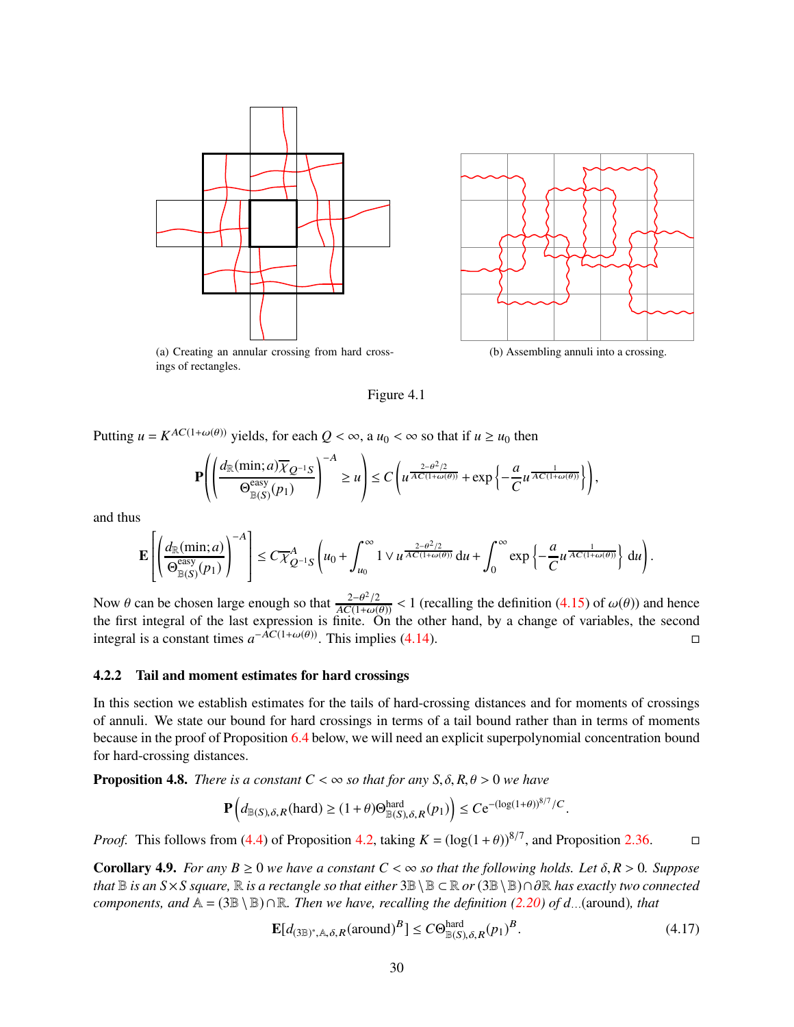(a) Creating an annular crossing from hard crossings of rectangles.

(b) Assembling annuli into a crossing.

Figure 4.1

Putting $u = K^{AC(1+\omega(\theta))}$ yields, for each $Q < \infty$, a $u_0 < \infty$ so that if $u \geq u_0$ then

$$\mathbf{P}\left(\left(\frac{d_{\mathbb{R}}(\min; a)\overline{\chi}_{Q^{-1}S}}{\Theta^{\text{easy}}_{\mathbb{B}(S)}(p_1)}\right)^{-A} \geq u\right) \leq C\left(u^{\frac{2-\theta^2/2}{AC(1+\omega(\theta))}} + \exp\left\{-\frac{a}{C}u^{\frac{1}{AC(1+\omega(\theta))}}\right\}\right),$$

and thus

$$\mathbf{E}\left[\left(\frac{d_{\mathbb{R}}(\min; a)}{\Theta^{\text{easy}}_{\mathbb{B}(S)}(p_1)}\right)^{-A}\right] \leq C\overline{\chi}^A_{Q^{-1}S}\left(u_0 + \int_{u_0}^{\infty} 1 \vee u^{\frac{2-\theta^2/2}{AC(1+\omega(\theta))}}\,\mathrm{d}u + \int_0^{\infty} \exp\left\{-\frac{a}{C}u^{\frac{1}{AC(1+\omega(\theta))}}\right\}\mathrm{d}u\right).$$

Now $\theta$ can be chosen large enough so that $\frac{2-\theta^2/2}{AC(1+\omega(\theta))} < 1$ (recalling the definition (4.15) of $\omega(\theta)$) and hence the first integral of the last expression is finite. On the other hand, by a change of variables, the second integral is a constant times $a^{-AC(1+\omega(\theta))}$. This implies (4.14). □

### 4.2.2 Tail and moment estimates for hard crossings

In this section we establish estimates for the tails of hard-crossing distances and for moments of crossings of annuli. We state our bound for hard crossings in terms of a tail bound rather than in terms of moments because in the proof of Proposition 6.4 below, we will need an explicit superpolynomial concentration bound for hard-crossing distances.

**Proposition 4.8.** *There is a constant $C < \infty$ so that for any $S, \delta, R, \theta > 0$ we have*

$$\mathbf{P}\left(d_{\mathbb{B}(S),\delta,R}(\text{hard}) \geq (1+\theta)\Theta^{\text{hard}}_{\mathbb{B}(S),\delta,R}(p_1)\right) \leq C\mathrm{e}^{-(\log(1+\theta))^{8/7}/C}.$$

*Proof.* This follows from (4.4) of Proposition 4.2, taking $K = (\log(1+\theta))^{8/7}$, and Proposition 2.36. □

**Corollary 4.9.** *For any $B \geq 0$ we have a constant $C < \infty$ so that the following holds. Let $\delta, R > 0$. Suppose that $\mathbb{B}$ is an $S \times S$ square, $\mathbb{R}$ is a rectangle so that either $3\mathbb{B} \setminus \mathbb{B} \subset \mathbb{R}$ or $(3\mathbb{B} \setminus \mathbb{B}) \cap \partial\mathbb{R}$ has exactly two connected components, and $\mathbb{A} = (3\mathbb{B} \setminus \mathbb{B}) \cap \mathbb{R}$. Then we have, recalling the definition (2.20) of $d_{\ldots}(\text{around})$, that*

$$\mathbf{E}[d_{(3\mathbb{B})^*,\mathbb{A},\delta,R}(\text{around})^B] \leq C\Theta^{\text{hard}}_{\mathbb{B}(S),\delta,R}(p_1)^B. \tag{4.17}$$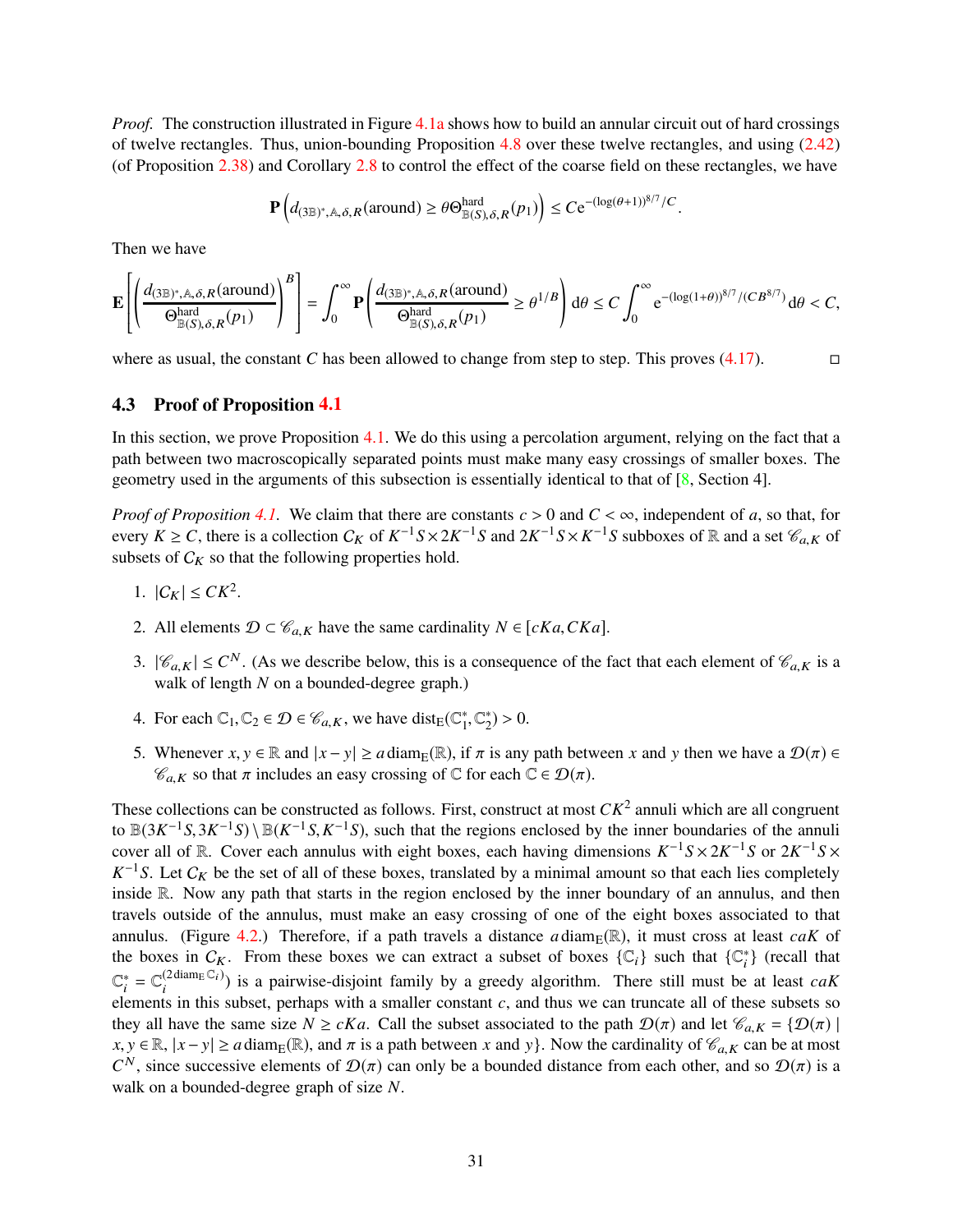*Proof.* The construction illustrated in Figure 4.1a shows how to build an annular circuit out of hard crossings of twelve rectangles. Thus, union-bounding Proposition 4.8 over these twelve rectangles, and using (2.42) (of Proposition 2.38) and Corollary 2.8 to control the effect of the coarse field on these rectangles, we have

$$\mathbf{P}\left(d_{(3\mathbb{B})^*,\mathbb{A},\delta,R}(\text{around}) \geq \theta\Theta^{\text{hard}}_{\mathbb{B}(S),\delta,R}(p_1)\right) \leq C\mathrm{e}^{-(\log(\theta+1))^{8/7}/C}.$$

Then we have

$$\mathbf{E}\left[\left(\frac{d_{(3\mathbb{B})^*,\mathbb{A},\delta,R}(\text{around})}{\Theta^{\text{hard}}_{\mathbb{B}(S),\delta,R}(p_1)}\right)^B\right] = \int_0^\infty \mathbf{P}\left(\frac{d_{(3\mathbb{B})^*,\mathbb{A},\delta,R}(\text{around})}{\Theta^{\text{hard}}_{\mathbb{B}(S),\delta,R}(p_1)} \geq \theta^{1/B}\right)\mathrm{d}\theta \leq C\int_0^\infty \mathrm{e}^{-(\log(1+\theta))^{8/7}/(CB^{8/7})}\,\mathrm{d}\theta < C,$$

where as usual, the constant $C$ has been allowed to change from step to step. This proves (4.17). □

## 4.3 Proof of Proposition 4.1

In this section, we prove Proposition 4.1. We do this using a percolation argument, relying on the fact that a path between two macroscopically separated points must make many easy crossings of smaller boxes. The geometry used in the arguments of this subsection is essentially identical to that of [8, Section 4].

*Proof of Proposition 4.1.* We claim that there are constants $c > 0$ and $C < \infty$, independent of $a$, so that, for every $K \geq C$, there is a collection $\mathcal{C}_K$ of $K^{-1}S \times 2K^{-1}S$ and $2K^{-1}S \times K^{-1}S$ subboxes of $\mathbb{R}$ and a set $\mathscr{C}_{a,K}$ of subsets of $\mathcal{C}_K$ so that the following properties hold.

1. $|\mathcal{C}_K| \leq CK^2$.
2. All elements $\mathcal{D} \subset \mathscr{C}_{a,K}$ have the same cardinality $N \in [cKa, CKa]$.
3. $|\mathscr{C}_{a,K}| \leq C^N$. (As we describe below, this is a consequence of the fact that each element of $\mathscr{C}_{a,K}$ is a walk of length $N$ on a bounded-degree graph.)
4. For each $\mathbb{C}_1, \mathbb{C}_2 \in \mathcal{D} \in \mathscr{C}_{a,K}$, we have $\operatorname{dist}_{\mathrm{E}}(\mathbb{C}_1^*, \mathbb{C}_2^*) > 0$.
5. Whenever $x, y \in \mathbb{R}$ and $|x - y| \geq a\operatorname{diam}_{\mathrm{E}}(\mathbb{R})$, if $\pi$ is any path between $x$ and $y$ then we have a $\mathcal{D}(\pi) \in \mathscr{C}_{a,K}$ so that $\pi$ includes an easy crossing of $\mathbb{C}$ for each $\mathbb{C} \in \mathcal{D}(\pi)$.

These collections can be constructed as follows. First, construct at most $CK^2$ annuli which are all congruent to $\mathbb{B}(3K^{-1}S, 3K^{-1}S) \setminus \mathbb{B}(K^{-1}S, K^{-1}S)$, such that the regions enclosed by the inner boundaries of the annuli cover all of $\mathbb{R}$. Cover each annulus with eight boxes, each having dimensions $K^{-1}S \times 2K^{-1}S$ or $2K^{-1}S \times K^{-1}S$. Let $\mathcal{C}_K$ be the set of all of these boxes, translated by a minimal amount so that each lies completely inside $\mathbb{R}$. Now any path that starts in the region enclosed by the inner boundary of an annulus, and then travels outside of the annulus, must make an easy crossing of one of the eight boxes associated to that annulus. (Figure 4.2.) Therefore, if a path travels a distance $a\operatorname{diam}_{\mathrm{E}}(\mathbb{R})$, it must cross at least $caK$ of the boxes in $\mathcal{C}_K$. From these boxes we can extract a subset of boxes $\{\mathbb{C}_i\}$ such that $\{\mathbb{C}_i^*\}$ (recall that $\mathbb{C}_i^* = \mathbb{C}_i^{(2\operatorname{diam}_{\mathrm{E}}\mathbb{C}_i)}$) is a pairwise-disjoint family by a greedy algorithm. There still must be at least $caK$ elements in this subset, perhaps with a smaller constant $c$, and thus we can truncate all of these subsets so they all have the same size $N \geq cKa$. Call the subset associated to the path $\mathcal{D}(\pi)$ and let $\mathscr{C}_{a,K} = \{\mathcal{D}(\pi) \mid x, y \in \mathbb{R}, |x - y| \geq a\operatorname{diam}_{\mathrm{E}}(\mathbb{R}), \text{and } \pi \text{ is a path between } x \text{ and } y\}$. Now the cardinality of $\mathscr{C}_{a,K}$ can be at most $C^N$, since successive elements of $\mathcal{D}(\pi)$ can only be a bounded distance from each other, and so $\mathcal{D}(\pi)$ is a walk on a bounded-degree graph of size $N$.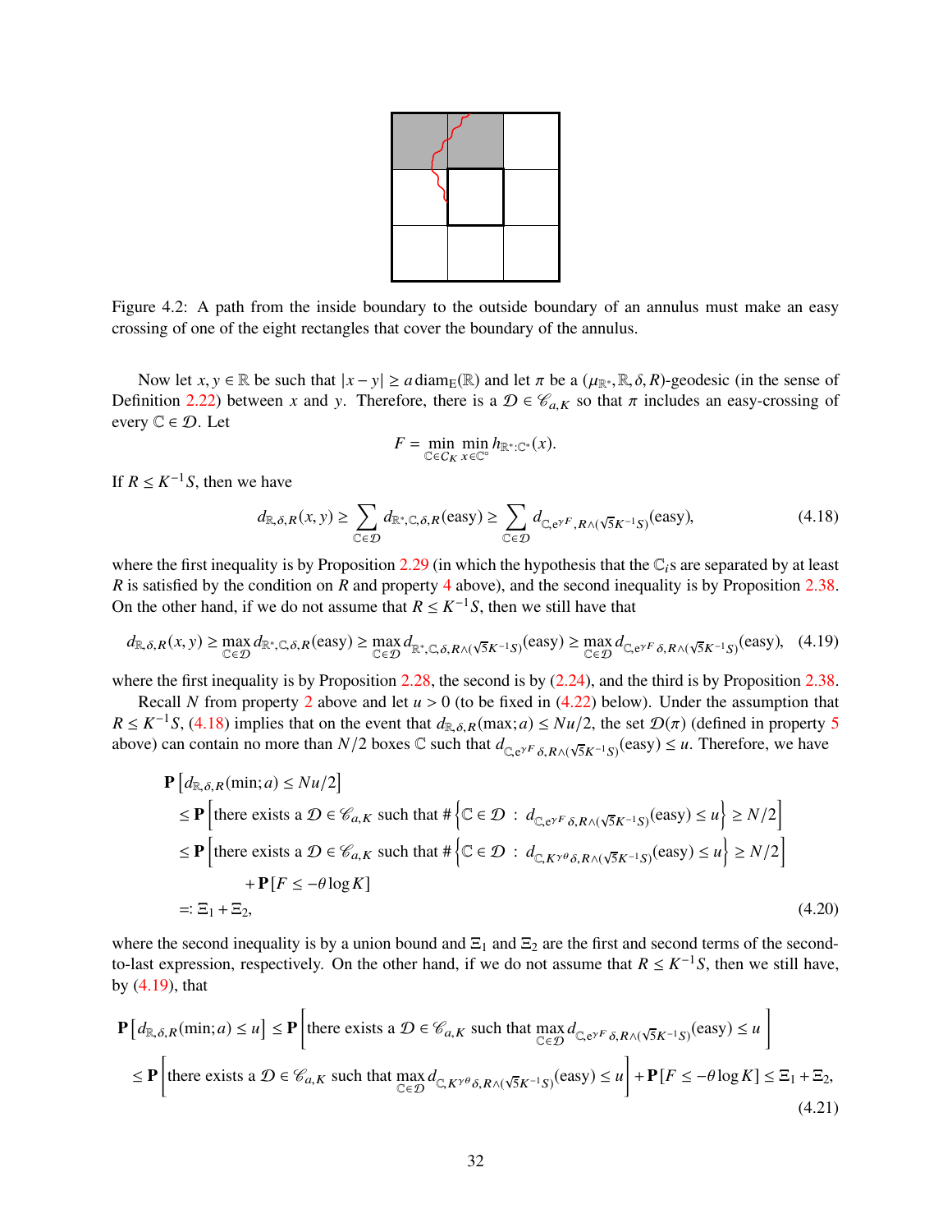Figure 4.2: A path from the inside boundary to the outside boundary of an annulus must make an easy crossing of one of the eight rectangles that cover the boundary of the annulus.

Now let $x, y \in \mathbb{R}$ be such that $|x - y| \geq a \operatorname{diam}_{\mathrm{E}}(\mathbb{R})$ and let $\pi$ be a $(\mu_{\mathbb{R}^*}, \mathbb{R}, \delta, R)$-geodesic (in the sense of Definition 2.22) between $x$ and $y$. Therefore, there is a $\mathcal{D} \in \mathscr{C}_{a,K}$ so that $\pi$ includes an easy-crossing of every $\mathbb{C} \in \mathcal{D}$. Let

$$F = \min_{\mathbb{C} \in C_K} \min_{x \in \mathbb{C}^\circ} h_{\mathbb{R}^*:\mathbb{C}^*}(x).$$

If $R \leq K^{-1}S$, then we have

$$d_{\mathbb{R},\delta,R}(x,y) \geq \sum_{\mathbb{C} \in \mathcal{D}} d_{\mathbb{R}^*,\mathbb{C},\delta,R}(\text{easy}) \geq \sum_{\mathbb{C} \in \mathcal{D}} d_{\mathbb{C},e^{\gamma F},R \wedge (\sqrt{5}K^{-1}S)}(\text{easy}), \tag{4.18}$$

where the first inequality is by Proposition 2.29 (in which the hypothesis that the $\mathbb{C}_i$s are separated by at least $R$ is satisfied by the condition on $R$ and property 4 above), and the second inequality is by Proposition 2.38. On the other hand, if we do not assume that $R \leq K^{-1}S$, then we still have that

$$d_{\mathbb{R},\delta,R}(x,y) \geq \max_{\mathbb{C} \in \mathcal{D}} d_{\mathbb{R}^*,\mathbb{C},\delta,R}(\text{easy}) \geq \max_{\mathbb{C} \in \mathcal{D}} d_{\mathbb{R}^*,\mathbb{C},\delta,R \wedge (\sqrt{5}K^{-1}S)}(\text{easy}) \geq \max_{\mathbb{C} \in \mathcal{D}} d_{\mathbb{C},e^{\gamma F}\delta,R \wedge (\sqrt{5}K^{-1}S)}(\text{easy}), \tag{4.19}$$

where the first inequality is by Proposition 2.28, the second is by (2.24), and the third is by Proposition 2.38.

Recall $N$ from property 2 above and let $u > 0$ (to be fixed in (4.22) below). Under the assumption that $R \leq K^{-1}S$, (4.18) implies that on the event that $d_{\mathbb{R},\delta,R}(\max; a) \leq Nu/2$, the set $\mathcal{D}(\pi)$ (defined in property 5 above) can contain no more than $N/2$ boxes $\mathbb{C}$ such that $d_{\mathbb{C},e^{\gamma F}\delta,R \wedge (\sqrt{5}K^{-1}S)}(\text{easy}) \leq u$. Therefore, we have

$$\begin{aligned}
&\mathbf{P}\left[d_{\mathbb{R},\delta,R}(\min; a) \leq Nu/2\right] \\
&\leq \mathbf{P}\left[\text{there exists a } \mathcal{D} \in \mathscr{C}_{a,K} \text{ such that } \#\left\{\mathbb{C} \in \mathcal{D} \,:\, d_{\mathbb{C},e^{\gamma F}\delta,R \wedge (\sqrt{5}K^{-1}S)}(\text{easy}) \leq u\right\} \geq N/2\right] \\
&\leq \mathbf{P}\left[\text{there exists a } \mathcal{D} \in \mathscr{C}_{a,K} \text{ such that } \#\left\{\mathbb{C} \in \mathcal{D} \,:\, d_{\mathbb{C},K^{\gamma\theta}\delta,R \wedge (\sqrt{5}K^{-1}S)}(\text{easy}) \leq u\right\} \geq N/2\right] \\
&\qquad + \mathbf{P}[F \leq -\theta \log K] \\
&=: \Xi_1 + \Xi_2,
\end{aligned} \tag{4.20}$$

where the second inequality is by a union bound and $\Xi_1$ and $\Xi_2$ are the first and second terms of the second-to-last expression, respectively. On the other hand, if we do not assume that $R \leq K^{-1}S$, then we still have, by (4.19), that

$$\begin{aligned}
\mathbf{P}\left[d_{\mathbb{R},\delta,R}(\min; a) \leq u\right] &\leq \mathbf{P}\left[\text{there exists a } \mathcal{D} \in \mathscr{C}_{a,K} \text{ such that } \max_{\mathbb{C} \in \mathcal{D}} d_{\mathbb{C},e^{\gamma F}\delta,R \wedge (\sqrt{5}K^{-1}S)}(\text{easy}) \leq u\right] \\
&\leq \mathbf{P}\left[\text{there exists a } \mathcal{D} \in \mathscr{C}_{a,K} \text{ such that } \max_{\mathbb{C} \in \mathcal{D}} d_{\mathbb{C},K^{\gamma\theta}\delta,R \wedge (\sqrt{5}K^{-1}S)}(\text{easy}) \leq u\right] + \mathbf{P}[F \leq -\theta \log K] \leq \Xi_1 + \Xi_2,
\end{aligned} \tag{4.21}$$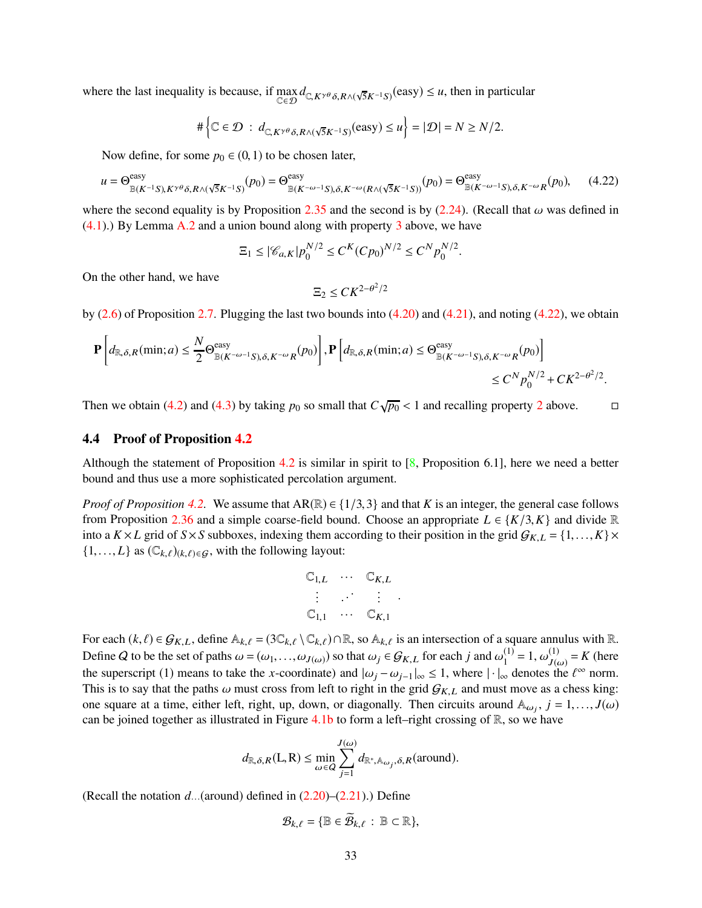where the last inequality is because, if $\max_{\mathbb{C}\in\mathcal{D}} d_{\mathbb{C},K^{\gamma\theta}\delta,R\wedge(\sqrt{5}K^{-1}S)}(\text{easy}) \le u$, then in particular

$$\#\left\{\mathbb{C}\in\mathcal{D} \;:\; d_{\mathbb{C},K^{\gamma\theta}\delta,R\wedge(\sqrt{5}K^{-1}S)}(\text{easy}) \le u\right\} = |\mathcal{D}| = N \ge N/2.$$

Now define, for some $p_0 \in (0,1)$ to be chosen later,

$$u = \Theta^{\text{easy}}_{\mathbb{B}(K^{-1}S),K^{\gamma\theta}\delta,R\wedge(\sqrt{5}K^{-1}S)}(p_0) = \Theta^{\text{easy}}_{\mathbb{B}(K^{-\omega-1}S),\delta,K^{-\omega}(R\wedge(\sqrt{5}K^{-1}S))}(p_0) = \Theta^{\text{easy}}_{\mathbb{B}(K^{-\omega-1}S),\delta,K^{-\omega}R}(p_0), \tag{4.22}$$

where the second equality is by Proposition 2.35 and the second is by (2.24). (Recall that $\omega$ was defined in (4.1).) By Lemma A.2 and a union bound along with property 3 above, we have

$$\Xi_1 \le |\mathscr{C}_{a,K}| p_0^{N/2} \le C^K (Cp_0)^{N/2} \le C^N p_0^{N/2}.$$

On the other hand, we have

$$\Xi_2 \le CK^{2-\theta^2/2}$$

by (2.6) of Proposition 2.7. Plugging the last two bounds into (4.20) and (4.21), and noting (4.22), we obtain

$$\mathbf{P}\left[d_{\mathbb{R},\delta,R}(\min;a) \le \frac{N}{2}\Theta^{\text{easy}}_{\mathbb{B}(K^{-\omega-1}S),\delta,K^{-\omega}R}(p_0)\right], \mathbf{P}\left[d_{\mathbb{R},\delta,R}(\min;a) \le \Theta^{\text{easy}}_{\mathbb{B}(K^{-\omega-1}S),\delta,K^{-\omega}R}(p_0)\right] \le C^N p_0^{N/2} + CK^{2-\theta^2/2}.$$

Then we obtain (4.2) and (4.3) by taking $p_0$ so small that $C\sqrt{p_0} < 1$ and recalling property 2 above. $\square$

### 4.4 Proof of Proposition 4.2

Although the statement of Proposition 4.2 is similar in spirit to [8, Proposition 6.1], here we need a better bound and thus use a more sophisticated percolation argument.

*Proof of Proposition 4.2.* We assume that $\text{AR}(\mathbb{R}) \in \{1/3, 3\}$ and that $K$ is an integer, the general case follows from Proposition 2.36 and a simple coarse-field bound. Choose an appropriate $L \in \{K/3, K\}$ and divide $\mathbb{R}$ into a $K \times L$ grid of $S \times S$ subboxes, indexing them according to their position in the grid $\mathcal{G}_{K,L} = \{1,\ldots,K\}\times\{1,\ldots,L\}$ as $(\mathbb{C}_{k,\ell})_{(k,\ell)\in\mathcal{G}}$, with the following layout:

$$\begin{matrix} \mathbb{C}_{1,L} & \cdots & \mathbb{C}_{K,L} \\ \vdots & \iddots & \vdots \\ \mathbb{C}_{1,1} & \cdots & \mathbb{C}_{K,1} \end{matrix}.$$

For each $(k,\ell) \in \mathcal{G}_{K,L}$, define $\mathbb{A}_{k,\ell} = (3\mathbb{C}_{k,\ell}\setminus\mathbb{C}_{k,\ell})\cap\mathbb{R}$, so $\mathbb{A}_{k,\ell}$ is an intersection of a square annulus with $\mathbb{R}$. Define $\mathcal{Q}$ to be the set of paths $\omega = (\omega_1,\ldots,\omega_{J(\omega)})$ so that $\omega_j \in \mathcal{G}_{K,L}$ for each $j$ and $\omega_1^{(1)} = 1$, $\omega_{J(\omega)}^{(1)} = K$ (here the superscript (1) means to take the $x$-coordinate) and $|\omega_j - \omega_{j-1}|_\infty \le 1$, where $|\cdot|_\infty$ denotes the $\ell^\infty$ norm. This is to say that the paths $\omega$ must cross from left to right in the grid $\mathcal{G}_{K,L}$ and must move as a chess king: one square at a time, either left, right, up, down, or diagonally. Then circuits around $\mathbb{A}_{\omega_j}$, $j = 1,\ldots,J(\omega)$ can be joined together as illustrated in Figure 4.1b to form a left–right crossing of $\mathbb{R}$, so we have

$$d_{\mathbb{R},\delta,R}(\text{L},\text{R}) \le \min_{\omega\in\mathcal{Q}} \sum_{j=1}^{J(\omega)} d_{\mathbb{R}^*,\mathbb{A}_{\omega_j},\delta,R}(\text{around}).$$

(Recall the notation $d_{\ldots}(\text{around})$ defined in (2.20)–(2.21).) Define

$$\mathcal{B}_{k,\ell} = \{\mathbb{B} \in \widetilde{\mathcal{B}}_{k,\ell} \;:\; \mathbb{B}\subset\mathbb{R}\},$$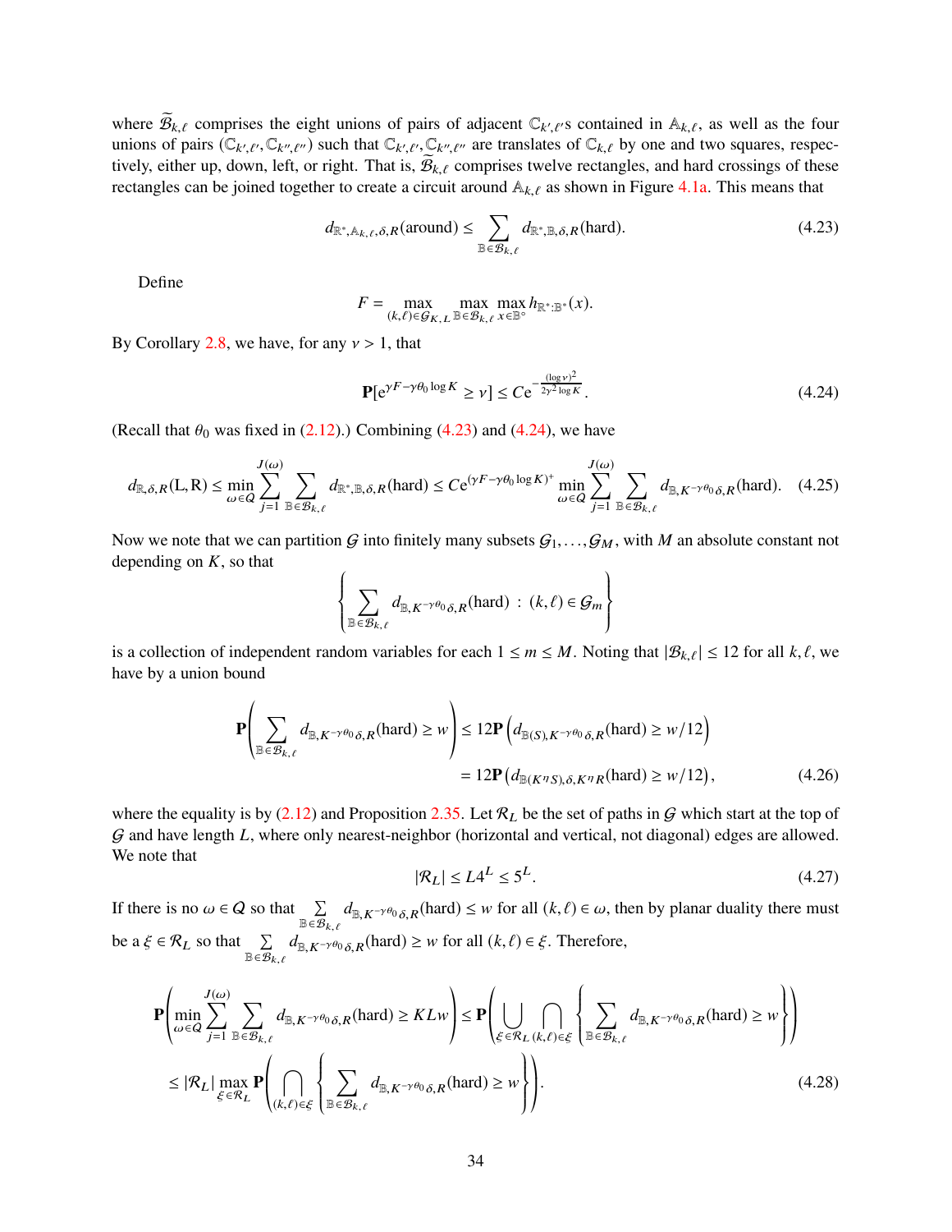where $\widetilde{\mathcal{B}}_{k,\ell}$ comprises the eight unions of pairs of adjacent $\mathbb{C}_{k',\ell'}$s contained in $\mathbb{A}_{k,\ell}$, as well as the four unions of pairs $(\mathbb{C}_{k',\ell'}, \mathbb{C}_{k'',\ell''})$ such that $\mathbb{C}_{k',\ell'}, \mathbb{C}_{k'',\ell''}$ are translates of $\mathbb{C}_{k,\ell}$ by one and two squares, respectively, either up, down, left, or right. That is, $\widetilde{\mathcal{B}}_{k,\ell}$ comprises twelve rectangles, and hard crossings of these rectangles can be joined together to create a circuit around $\mathbb{A}_{k,\ell}$ as shown in Figure 4.1a. This means that

$$d_{\mathbb{R}^*,\mathbb{A}_{k,\ell},\delta,R}(\text{around}) \le \sum_{\mathbb{B}\in\mathcal{B}_{k,\ell}} d_{\mathbb{R}^*,\mathbb{B},\delta,R}(\text{hard}). \tag{4.23}$$

Define

$$F = \max_{(k,\ell)\in\mathcal{G}_{K,L}} \max_{\mathbb{B}\in\mathcal{B}_{k,\ell}} \max_{x\in\mathbb{B}^\circ} h_{\mathbb{R}^*:\mathbb{B}^*}(x).$$

By Corollary 2.8, we have, for any $v > 1$, that

$$\mathbf{P}[e^{\gamma F - \gamma\theta_0 \log K} \ge v] \le C e^{-\frac{(\log v)^2}{2\gamma^2 \log K}}. \tag{4.24}$$

(Recall that $\theta_0$ was fixed in (2.12).) Combining (4.23) and (4.24), we have

$$d_{\mathbb{R},\delta,R}(\mathrm{L},\mathrm{R}) \le \min_{\omega\in Q} \sum_{j=1}^{J(\omega)} \sum_{\mathbb{B}\in\mathcal{B}_{k,\ell}} d_{\mathbb{R}^*,\mathbb{B},\delta,R}(\text{hard}) \le C e^{(\gamma F - \gamma\theta_0\log K)^+} \min_{\omega\in Q} \sum_{j=1}^{J(\omega)} \sum_{\mathbb{B}\in\mathcal{B}_{k,\ell}} d_{\mathbb{B},K^{-\gamma\theta_0}\delta,R}(\text{hard}). \tag{4.25}$$

Now we note that we can partition $\mathcal{G}$ into finitely many subsets $\mathcal{G}_1,\ldots,\mathcal{G}_M$, with $M$ an absolute constant not depending on $K$, so that

$$\left\{ \sum_{\mathbb{B}\in\mathcal{B}_{k,\ell}} d_{\mathbb{B},K^{-\gamma\theta_0}\delta,R}(\text{hard}) \,:\, (k,\ell)\in\mathcal{G}_m \right\}$$

is a collection of independent random variables for each $1 \le m \le M$. Noting that $|\mathcal{B}_{k,\ell}| \le 12$ for all $k,\ell$, we have by a union bound

$$\begin{aligned}
\mathbf{P}\left( \sum_{\mathbb{B}\in\mathcal{B}_{k,\ell}} d_{\mathbb{B},K^{-\gamma\theta_0}\delta,R}(\text{hard}) \ge w \right) &\le 12\mathbf{P}\left( d_{\mathbb{B}(S),K^{-\gamma\theta_0}\delta,R}(\text{hard}) \ge w/12 \right) \\
&= 12\mathbf{P}\left( d_{\mathbb{B}(K^\eta S),\delta,K^\eta R}(\text{hard}) \ge w/12 \right),
\end{aligned} \tag{4.26}$$

where the equality is by (2.12) and Proposition 2.35. Let $\mathcal{R}_L$ be the set of paths in $\mathcal{G}$ which start at the top of $\mathcal{G}$ and have length $L$, where only nearest-neighbor (horizontal and vertical, not diagonal) edges are allowed. We note that

$$|\mathcal{R}_L| \le L4^L \le 5^L. \tag{4.27}$$

If there is no $\omega \in Q$ so that $\sum_{\mathbb{B}\in\mathcal{B}_{k,\ell}} d_{\mathbb{B},K^{-\gamma\theta_0}\delta,R}(\text{hard}) \le w$ for all $(k,\ell)\in\omega$, then by planar duality there must be a $\xi \in \mathcal{R}_L$ so that $\sum_{\mathbb{B}\in\mathcal{B}_{k,\ell}} d_{\mathbb{B},K^{-\gamma\theta_0}\delta,R}(\text{hard}) \ge w$ for all $(k,\ell)\in\xi$. Therefore,

$$\begin{aligned}
\mathbf{P}\left( \min_{\omega\in Q} \sum_{j=1}^{J(\omega)} \sum_{\mathbb{B}\in\mathcal{B}_{k,\ell}} d_{\mathbb{B},K^{-\gamma\theta_0}\delta,R}(\text{hard}) \ge KLw \right) &\le \mathbf{P}\left( \bigcup_{\xi\in\mathcal{R}_L} \bigcap_{(k,\ell)\in\xi} \left\{ \sum_{\mathbb{B}\in\mathcal{B}_{k,\ell}} d_{\mathbb{B},K^{-\gamma\theta_0}\delta,R}(\text{hard}) \ge w \right\} \right) \\
&\le |\mathcal{R}_L| \max_{\xi\in\mathcal{R}_L} \mathbf{P}\left( \bigcap_{(k,\ell)\in\xi} \left\{ \sum_{\mathbb{B}\in\mathcal{B}_{k,\ell}} d_{\mathbb{B},K^{-\gamma\theta_0}\delta,R}(\text{hard}) \ge w \right\} \right).
\end{aligned} \tag{4.28}$$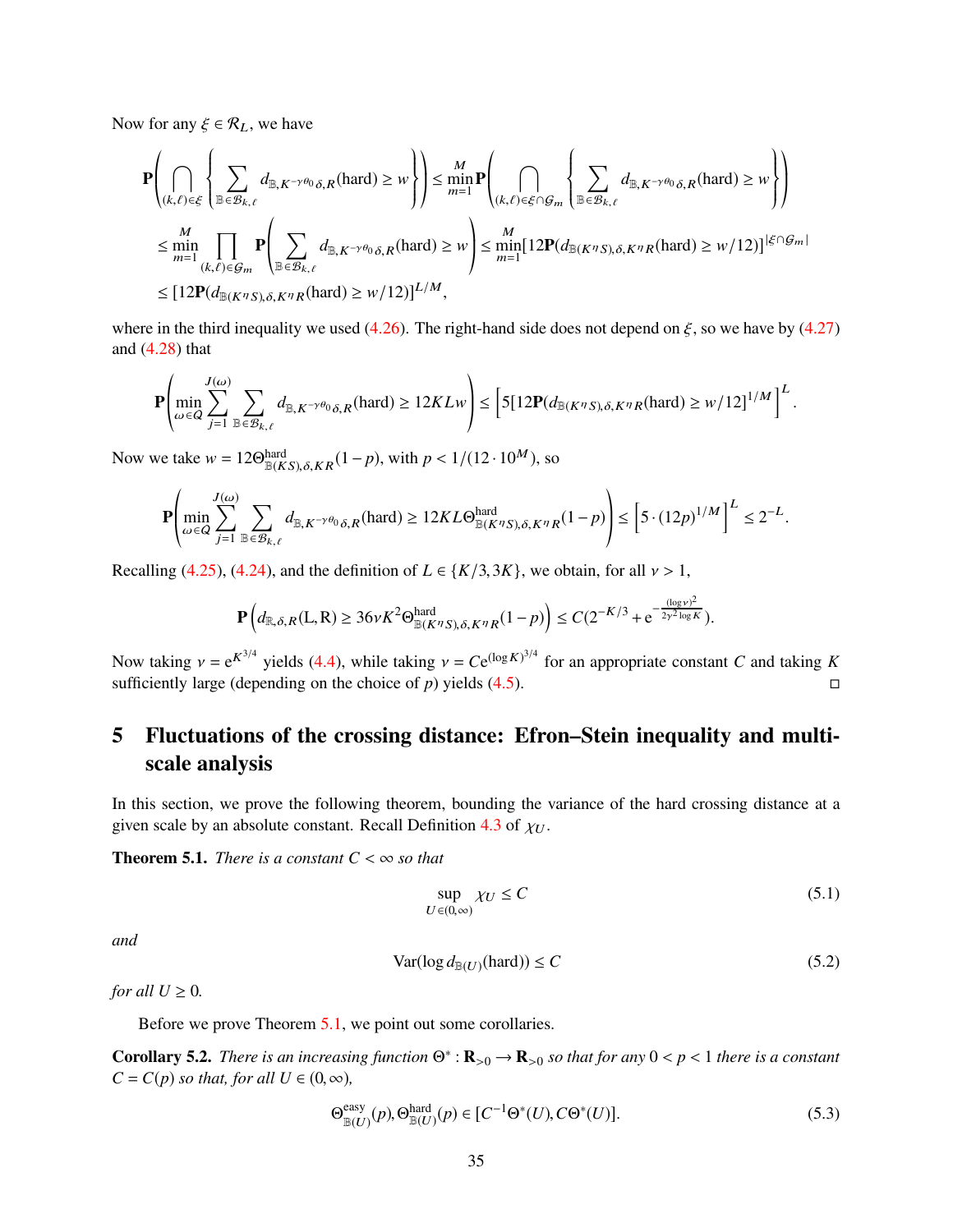Now for any $\xi \in \mathcal{R}_L$, we have

$$
\begin{aligned}
&\mathbf{P}\left(\bigcap_{(k,\ell)\in\xi}\left\{\sum_{\mathbb{B}\in\mathcal{B}_{k,\ell}} d_{\mathbb{B},K^{-\gamma\theta_0}\delta,R}(\mathrm{hard})\geq w\right\}\right)\leq \min_{m=1}^{M}\mathbf{P}\left(\bigcap_{(k,\ell)\in\xi\cap\mathcal{G}_m}\left\{\sum_{\mathbb{B}\in\mathcal{B}_{k,\ell}} d_{\mathbb{B},K^{-\gamma\theta_0}\delta,R}(\mathrm{hard})\geq w\right\}\right)\\
&\leq \min_{m=1}^{M}\prod_{(k,\ell)\in\mathcal{G}_m}\mathbf{P}\left(\sum_{\mathbb{B}\in\mathcal{B}_{k,\ell}} d_{\mathbb{B},K^{-\gamma\theta_0}\delta,R}(\mathrm{hard})\geq w\right)\leq \min_{m=1}^{M}[12\mathbf{P}(d_{\mathbb{B}(K^\eta S),\delta,K^\eta R}(\mathrm{hard})\geq w/12)]^{|\xi\cap\mathcal{G}_m|}\\
&\leq [12\mathbf{P}(d_{\mathbb{B}(K^\eta S),\delta,K^\eta R}(\mathrm{hard})\geq w/12)]^{L/M},
\end{aligned}
$$

where in the third inequality we used (4.26). The right-hand side does not depend on $\xi$, so we have by (4.27) and (4.28) that

$$
\mathbf{P}\left(\min_{\omega\in Q}\sum_{j=1}^{J(\omega)}\sum_{\mathbb{B}\in\mathcal{B}_{k,\ell}} d_{\mathbb{B},K^{-\gamma\theta_0}\delta,R}(\mathrm{hard})\geq 12KLw\right)\leq\left[5[12\mathbf{P}(d_{\mathbb{B}(K^\eta S),\delta,K^\eta R}(\mathrm{hard})\geq w/12]^{1/M}\right]^L.
$$

Now we take $w=12\Theta^{\mathrm{hard}}_{\mathbb{B}(KS),\delta,KR}(1-p)$, with $p<1/(12\cdot 10^M)$, so

$$
\mathbf{P}\left(\min_{\omega\in Q}\sum_{j=1}^{J(\omega)}\sum_{\mathbb{B}\in\mathcal{B}_{k,\ell}} d_{\mathbb{B},K^{-\gamma\theta_0}\delta,R}(\mathrm{hard})\geq 12KL\Theta^{\mathrm{hard}}_{\mathbb{B}(K^\eta S),\delta,K^\eta R}(1-p)\right)\leq\left[5\cdot(12p)^{1/M}\right]^L\leq 2^{-L}.
$$

Recalling (4.25), (4.24), and the definition of $L\in\{K/3,3K\}$, we obtain, for all $\nu>1$,

$$
\mathbf{P}\left(d_{\mathbb{R},\delta,R}(\mathrm{L},\mathrm{R})\geq 36\nu K^2\Theta^{\mathrm{hard}}_{\mathbb{B}(K^\eta S),\delta,K^\eta R}(1-p)\right)\leq C(2^{-K/3}+\mathrm{e}^{-\frac{(\log\nu)^2}{2\gamma^2\log K}}).
$$

Now taking $\nu=\mathrm{e}^{K^{3/4}}$ yields (4.4), while taking $\nu=C\mathrm{e}^{(\log K)^{3/4}}$ for an appropriate constant $C$ and taking $K$ sufficiently large (depending on the choice of $p$) yields (4.5). □

# 5 Fluctuations of the crossing distance: Efron–Stein inequality and multi-scale analysis

In this section, we prove the following theorem, bounding the variance of the hard crossing distance at a given scale by an absolute constant. Recall Definition 4.3 of $\chi_U$.

**Theorem 5.1.** *There is a constant $C<\infty$ so that*

$$
\sup_{U\in(0,\infty)}\chi_U\leq C \tag{5.1}
$$

*and*

$$
\mathrm{Var}(\log d_{\mathbb{B}(U)}(\mathrm{hard}))\leq C \tag{5.2}
$$

*for all $U\geq 0$.*

Before we prove Theorem 5.1, we point out some corollaries.

**Corollary 5.2.** *There is an increasing function $\Theta^*:\mathbf{R}_{>0}\to\mathbf{R}_{>0}$ so that for any $0<p<1$ there is a constant $C=C(p)$ so that, for all $U\in(0,\infty)$,*

$$
\Theta^{\mathrm{easy}}_{\mathbb{B}(U)}(p),\Theta^{\mathrm{hard}}_{\mathbb{B}(U)}(p)\in[C^{-1}\Theta^*(U),C\Theta^*(U)]. \tag{5.3}
$$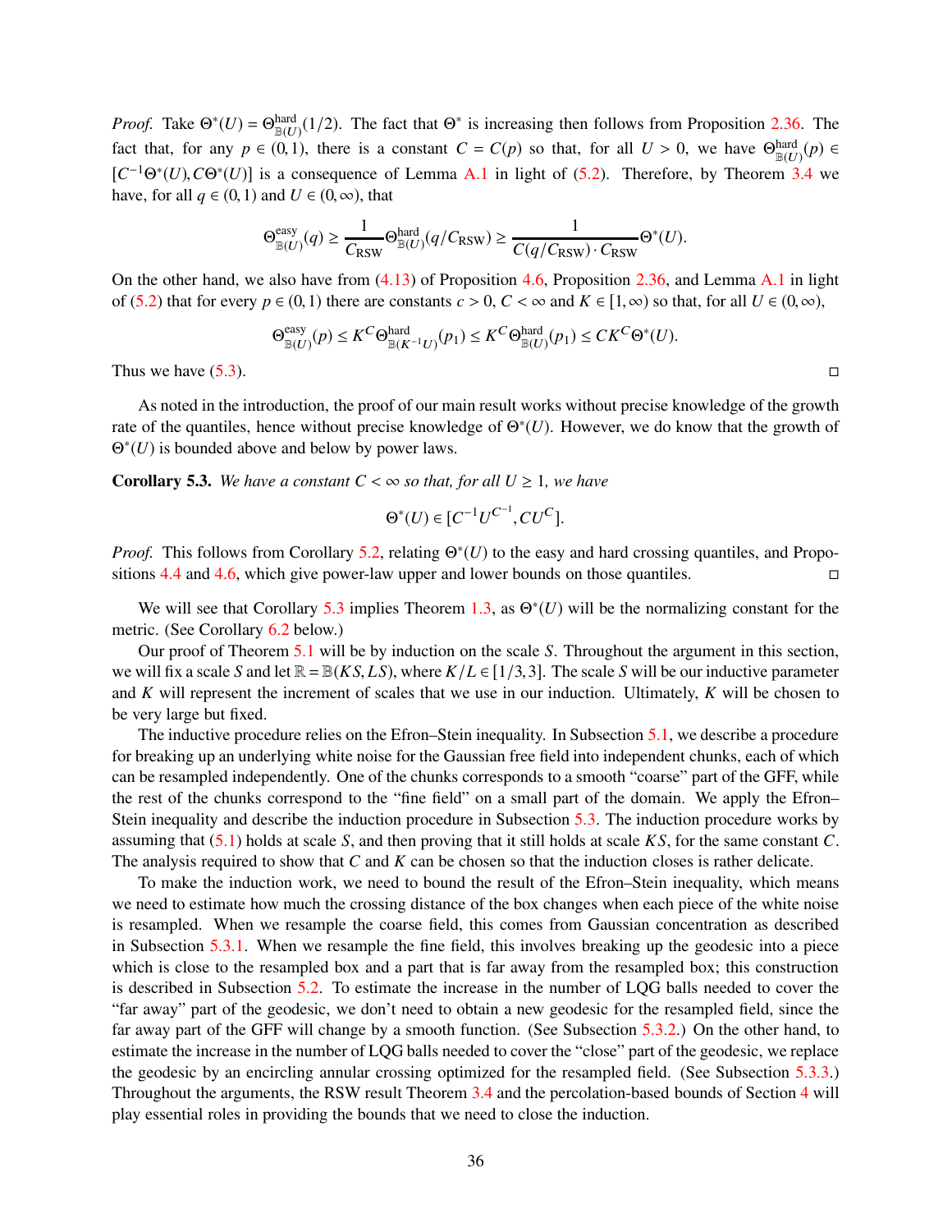*Proof.* Take $\Theta^*(U) = \Theta^{\mathrm{hard}}_{\mathbb{B}(U)}(1/2)$. The fact that $\Theta^*$ is increasing then follows from Proposition 2.36. The fact that, for any $p \in (0,1)$, there is a constant $C = C(p)$ so that, for all $U > 0$, we have $\Theta^{\mathrm{hard}}_{\mathbb{B}(U)}(p) \in [C^{-1}\Theta^*(U), C\Theta^*(U)]$ is a consequence of Lemma A.1 in light of (5.2). Therefore, by Theorem 3.4 we have, for all $q \in (0,1)$ and $U \in (0,\infty)$, that

$$\Theta^{\mathrm{easy}}_{\mathbb{B}(U)}(q) \geq \frac{1}{C_{\mathrm{RSW}}}\Theta^{\mathrm{hard}}_{\mathbb{B}(U)}(q/C_{\mathrm{RSW}}) \geq \frac{1}{C(q/C_{\mathrm{RSW}})\cdot C_{\mathrm{RSW}}}\Theta^*(U).$$

On the other hand, we also have from (4.13) of Proposition 4.6, Proposition 2.36, and Lemma A.1 in light of (5.2) that for every $p \in (0,1)$ there are constants $c > 0$, $C < \infty$ and $K \in [1,\infty)$ so that, for all $U \in (0,\infty)$,

$$\Theta^{\mathrm{easy}}_{\mathbb{B}(U)}(p) \leq K^C \Theta^{\mathrm{hard}}_{\mathbb{B}(K^{-1}U)}(p_1) \leq K^C \Theta^{\mathrm{hard}}_{\mathbb{B}(U)}(p_1) \leq C K^C \Theta^*(U).$$

Thus we have (5.3). $\square$

As noted in the introduction, the proof of our main result works without precise knowledge of the growth rate of the quantiles, hence without precise knowledge of $\Theta^*(U)$. However, we do know that the growth of $\Theta^*(U)$ is bounded above and below by power laws.

**Corollary 5.3.** *We have a constant $C < \infty$ so that, for all $U \geq 1$, we have*

$$\Theta^*(U) \in [C^{-1}U^{C^{-1}}, CU^C].$$

*Proof.* This follows from Corollary 5.2, relating $\Theta^*(U)$ to the easy and hard crossing quantiles, and Propositions 4.4 and 4.6, which give power-law upper and lower bounds on those quantiles. $\square$

We will see that Corollary 5.3 implies Theorem 1.3, as $\Theta^*(U)$ will be the normalizing constant for the metric. (See Corollary 6.2 below.)

Our proof of Theorem 5.1 will be by induction on the scale $S$. Throughout the argument in this section, we will fix a scale $S$ and let $\mathbb{R} = \mathbb{B}(KS, LS)$, where $K/L \in [1/3, 3]$. The scale $S$ will be our inductive parameter and $K$ will represent the increment of scales that we use in our induction. Ultimately, $K$ will be chosen to be very large but fixed.

The inductive procedure relies on the Efron–Stein inequality. In Subsection 5.1, we describe a procedure for breaking up an underlying white noise for the Gaussian free field into independent chunks, each of which can be resampled independently. One of the chunks corresponds to a smooth "coarse" part of the GFF, while the rest of the chunks correspond to the "fine field" on a small part of the domain. We apply the Efron–Stein inequality and describe the induction procedure in Subsection 5.3. The induction procedure works by assuming that (5.1) holds at scale $S$, and then proving that it still holds at scale $KS$, for the same constant $C$. The analysis required to show that $C$ and $K$ can be chosen so that the induction closes is rather delicate.

To make the induction work, we need to bound the result of the Efron–Stein inequality, which means we need to estimate how much the crossing distance of the box changes when each piece of the white noise is resampled. When we resample the coarse field, this comes from Gaussian concentration as described in Subsection 5.3.1. When we resample the fine field, this involves breaking up the geodesic into a piece which is close to the resampled box and a part that is far away from the resampled box; this construction is described in Subsection 5.2. To estimate the increase in the number of LQG balls needed to cover the "far away" part of the geodesic, we don't need to obtain a new geodesic for the resampled field, since the far away part of the GFF will change by a smooth function. (See Subsection 5.3.2.) On the other hand, to estimate the increase in the number of LQG balls needed to cover the "close" part of the geodesic, we replace the geodesic by an encircling annular crossing optimized for the resampled field. (See Subsection 5.3.3.) Throughout the arguments, the RSW result Theorem 3.4 and the percolation-based bounds of Section 4 will play essential roles in providing the bounds that we need to close the induction.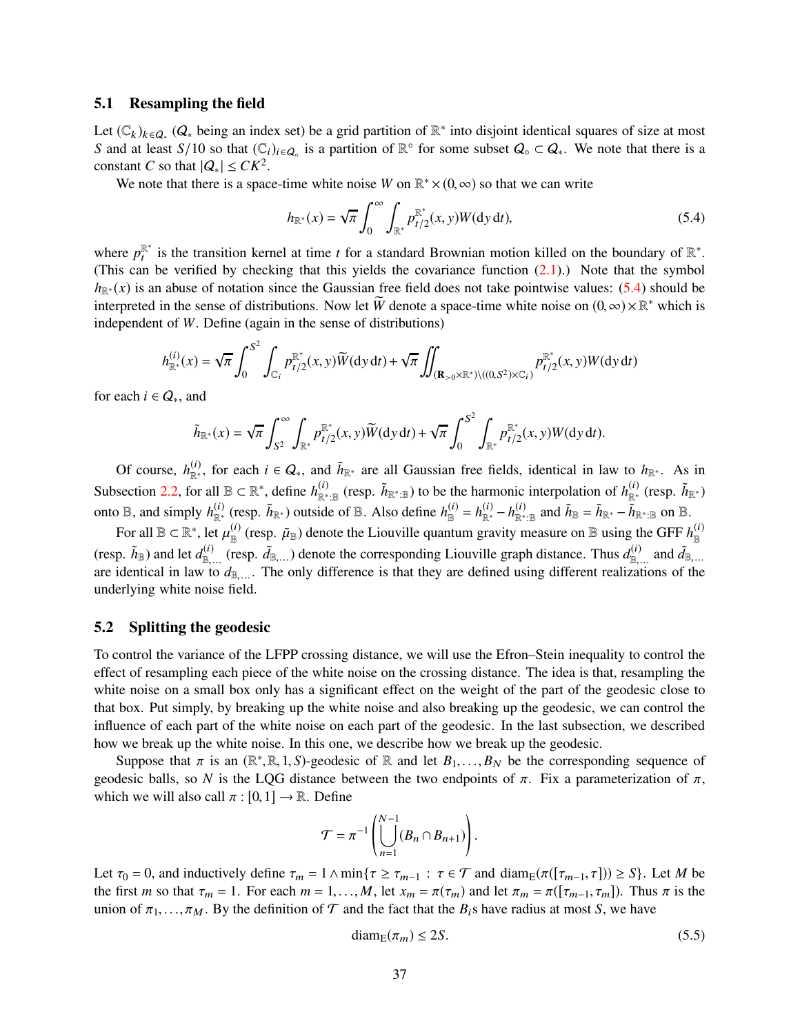### 5.1 Resampling the field

Let $(\mathbb{C}_k)_{k\in Q_*}$ ($Q_*$ being an index set) be a grid partition of $\mathbb{R}^*$ into disjoint identical squares of size at most $S$ and at least $S/10$ so that $(\mathbb{C}_i)_{i\in Q_\circ}$ is a partition of $\mathbb{R}^\circ$ for some subset $Q_\circ \subset Q_*$. We note that there is a constant $C$ so that $|Q_*| \le CK^2$.

We note that there is a space-time white noise $W$ on $\mathbb{R}^* \times (0,\infty)$ so that we can write

$$h_{\mathbb{R}^*}(x) = \sqrt{\pi}\int_0^\infty \int_{\mathbb{R}^*} p^{\mathbb{R}^*}_{t/2}(x,y)W(\mathrm{d}y\,\mathrm{d}t), \tag{5.4}$$

where $p^{\mathbb{R}^*}_t$ is the transition kernel at time $t$ for a standard Brownian motion killed on the boundary of $\mathbb{R}^*$. (This can be verified by checking that this yields the covariance function (2.1).) Note that the symbol $h_{\mathbb{R}^*}(x)$ is an abuse of notation since the Gaussian free field does not take pointwise values: (5.4) should be interpreted in the sense of distributions. Now let $\widetilde{W}$ denote a space-time white noise on $(0,\infty)\times\mathbb{R}^*$ which is independent of $W$. Define (again in the sense of distributions)

$$h^{(i)}_{\mathbb{R}^*}(x) = \sqrt{\pi}\int_0^{S^2}\int_{\mathbb{C}_i} p^{\mathbb{R}^*}_{t/2}(x,y)\widetilde{W}(\mathrm{d}y\,\mathrm{d}t) + \sqrt{\pi}\iint_{(\mathbf{R}_{>0}\times\mathbb{R}^*)\setminus((0,S^2)\times\mathbb{C}_i)} p^{\mathbb{R}^*}_{t/2}(x,y)W(\mathrm{d}y\,\mathrm{d}t)$$

for each $i \in Q_*$, and

$$\tilde{h}_{\mathbb{R}^*}(x) = \sqrt{\pi}\int_{S^2}^\infty\int_{\mathbb{R}^*} p^{\mathbb{R}^*}_{t/2}(x,y)\widetilde{W}(\mathrm{d}y\,\mathrm{d}t) + \sqrt{\pi}\int_0^{S^2}\int_{\mathbb{R}^*} p^{\mathbb{R}^*}_{t/2}(x,y)W(\mathrm{d}y\,\mathrm{d}t).$$

Of course, $h^{(i)}_{\mathbb{R}^*}$, for each $i\in Q_*$, and $\tilde{h}_{\mathbb{R}^*}$ are all Gaussian free fields, identical in law to $h_{\mathbb{R}^*}$. As in Subsection 2.2, for all $\mathbb{B}\subset\mathbb{R}^*$, define $h^{(i)}_{\mathbb{R}^*:\mathbb{B}}$ (resp. $\tilde{h}_{\mathbb{R}^*:\mathbb{B}}$) to be the harmonic interpolation of $h^{(i)}_{\mathbb{R}^*}$ (resp. $\tilde{h}_{\mathbb{R}^*}$) onto $\mathbb{B}$, and simply $h^{(i)}_{\mathbb{R}^*}$ (resp. $\tilde{h}_{\mathbb{R}^*}$) outside of $\mathbb{B}$. Also define $h^{(i)}_{\mathbb{B}} = h^{(i)}_{\mathbb{R}^*} - h^{(i)}_{\mathbb{R}^*:\mathbb{B}}$ and $\tilde{h}_{\mathbb{B}} = \tilde{h}_{\mathbb{R}^*} - \tilde{h}_{\mathbb{R}^*:\mathbb{B}}$ on $\mathbb{B}$.

For all $\mathbb{B}\subset\mathbb{R}^*$, let $\mu^{(i)}_{\mathbb{B}}$ (resp. $\tilde{\mu}_{\mathbb{B}}$) denote the Liouville quantum gravity measure on $\mathbb{B}$ using the GFF $h^{(i)}_{\mathbb{B}}$ (resp. $\tilde{h}_{\mathbb{B}}$) and let $d^{(i)}_{\mathbb{B},\ldots}$ (resp. $\tilde{d}_{\mathbb{B},\ldots}$) denote the corresponding Liouville graph distance. Thus $d^{(i)}_{\mathbb{B},\ldots}$ and $\tilde{d}_{\mathbb{B},\ldots}$ are identical in law to $d_{\mathbb{B},\ldots}$. The only difference is that they are defined using different realizations of the underlying white noise field.

### 5.2 Splitting the geodesic

To control the variance of the LFPP crossing distance, we will use the Efron–Stein inequality to control the effect of resampling each piece of the white noise on the crossing distance. The idea is that, resampling the white noise on a small box only has a significant effect on the weight of the part of the geodesic close to that box. Put simply, by breaking up the white noise and also breaking up the geodesic, we can control the influence of each part of the white noise on each part of the geodesic. In the last subsection, we described how we break up the white noise. In this one, we describe how we break up the geodesic.

Suppose that $\pi$ is an $(\mathbb{R}^*,\mathbb{R},1,S)$-geodesic of $\mathbb{R}$ and let $B_1,\ldots,B_N$ be the corresponding sequence of geodesic balls, so $N$ is the LQG distance between the two endpoints of $\pi$. Fix a parameterization of $\pi$, which we will also call $\pi : [0,1]\to\mathbb{R}$. Define

$$\mathcal{T} = \pi^{-1}\left(\bigcup_{n=1}^{N-1}(B_n\cap B_{n+1})\right).$$

Let $\tau_0 = 0$, and inductively define $\tau_m = 1\wedge\min\{\tau\ge\tau_{m-1} : \tau\in\mathcal{T} \text{ and } \operatorname{diam}_{\mathrm{E}}(\pi([\tau_{m-1},\tau]))\ge S\}$. Let $M$ be the first $m$ so that $\tau_m = 1$. For each $m = 1,\ldots,M$, let $x_m = \pi(\tau_m)$ and let $\pi_m = \pi([\tau_{m-1},\tau_m])$. Thus $\pi$ is the union of $\pi_1,\ldots,\pi_M$. By the definition of $\mathcal{T}$ and the fact that the $B_i$s have radius at most $S$, we have

$$\operatorname{diam}_{\mathrm{E}}(\pi_m)\le 2S. \tag{5.5}$$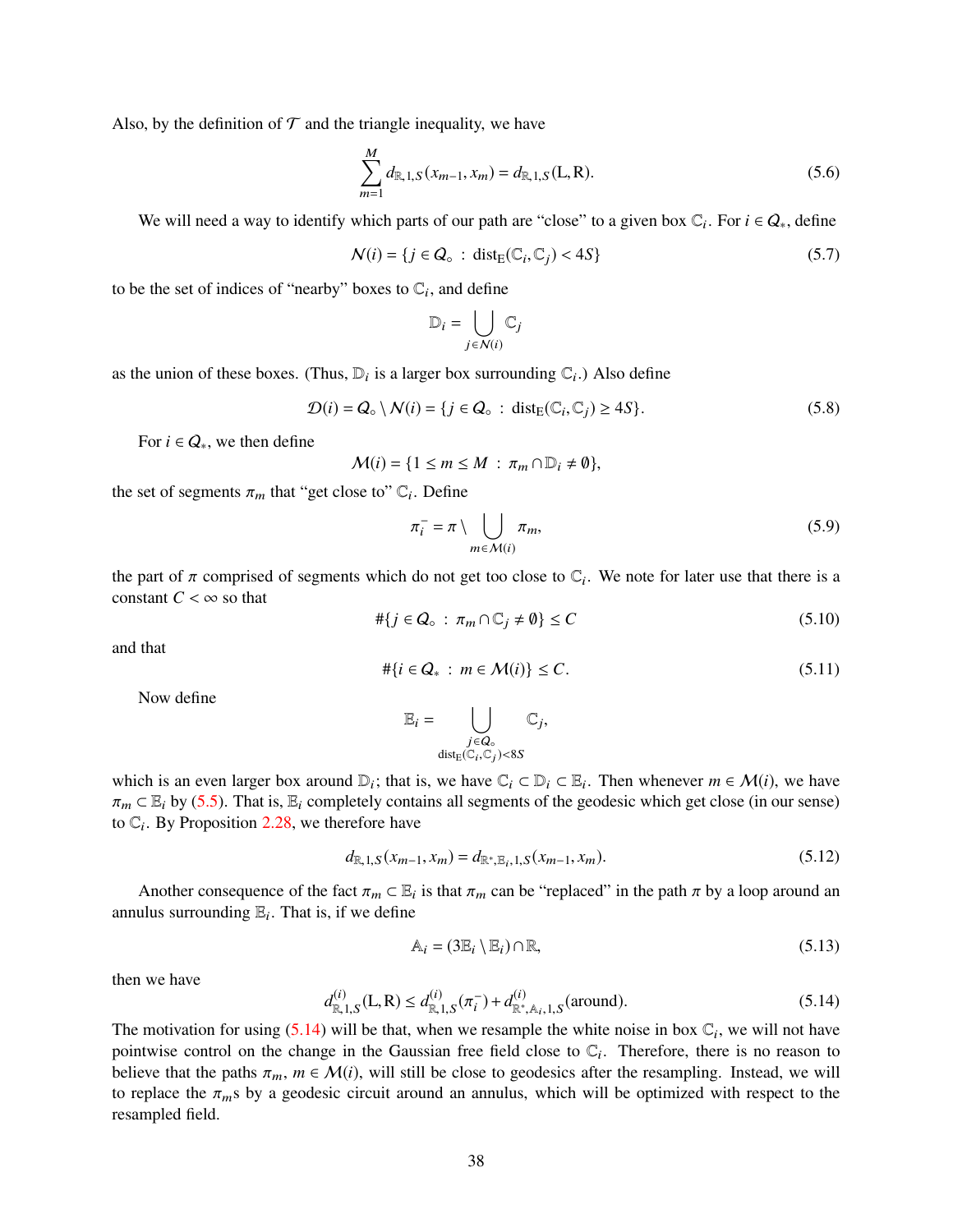Also, by the definition of $\mathcal{T}$ and the triangle inequality, we have

$$\sum_{m=1}^{M} d_{\mathbb{R},1,S}(x_{m-1}, x_m) = d_{\mathbb{R},1,S}(\mathrm{L}, \mathrm{R}). \tag{5.6}$$

We will need a way to identify which parts of our path are "close" to a given box $\mathbb{C}_i$. For $i \in \mathcal{Q}_*$, define

$$\mathcal{N}(i) = \{j \in \mathcal{Q}_\circ \ : \ \mathrm{dist}_{\mathrm{E}}(\mathbb{C}_i, \mathbb{C}_j) < 4S\} \tag{5.7}$$

to be the set of indices of "nearby" boxes to $\mathbb{C}_i$, and define

$$\mathbb{D}_i = \bigcup_{j \in \mathcal{N}(i)} \mathbb{C}_j$$

as the union of these boxes. (Thus, $\mathbb{D}_i$ is a larger box surrounding $\mathbb{C}_i$.) Also define

$$\mathcal{D}(i) = \mathcal{Q}_\circ \setminus \mathcal{N}(i) = \{j \in \mathcal{Q}_\circ \ : \ \mathrm{dist}_{\mathrm{E}}(\mathbb{C}_i, \mathbb{C}_j) \geq 4S\}. \tag{5.8}$$

For $i \in \mathcal{Q}_*$, we then define

$$\mathcal{M}(i) = \{1 \leq m \leq M \ : \ \pi_m \cap \mathbb{D}_i \neq \emptyset\},$$

the set of segments $\pi_m$ that "get close to" $\mathbb{C}_i$. Define

$$\pi_i^- = \pi \setminus \bigcup_{m \in \mathcal{M}(i)} \pi_m, \tag{5.9}$$

the part of $\pi$ comprised of segments which do not get too close to $\mathbb{C}_i$. We note for later use that there is a constant $C < \infty$ so that

$$\#\{j \in \mathcal{Q}_\circ \ : \ \pi_m \cap \mathbb{C}_j \neq \emptyset\} \leq C \tag{5.10}$$

and that

$$\#\{i \in \mathcal{Q}_* \ : \ m \in \mathcal{M}(i)\} \leq C. \tag{5.11}$$

Now define

$$\mathbb{E}_i = \bigcup_{\substack{j \in \mathcal{Q}_\circ \\ \mathrm{dist}_{\mathrm{E}}(\mathbb{C}_i, \mathbb{C}_j) < 8S}} \mathbb{C}_j,$$

which is an even larger box around $\mathbb{D}_i$; that is, we have $\mathbb{C}_i \subset \mathbb{D}_i \subset \mathbb{E}_i$. Then whenever $m \in \mathcal{M}(i)$, we have $\pi_m \subset \mathbb{E}_i$ by (5.5). That is, $\mathbb{E}_i$ completely contains all segments of the geodesic which get close (in our sense) to $\mathbb{C}_i$. By Proposition 2.28, we therefore have

$$d_{\mathbb{R},1,S}(x_{m-1}, x_m) = d_{\mathbb{R}^*,\mathbb{E}_i,1,S}(x_{m-1}, x_m). \tag{5.12}$$

Another consequence of the fact $\pi_m \subset \mathbb{E}_i$ is that $\pi_m$ can be "replaced" in the path $\pi$ by a loop around an annulus surrounding $\mathbb{E}_i$. That is, if we define

$$\mathbb{A}_i = (3\mathbb{E}_i \setminus \mathbb{E}_i) \cap \mathbb{R}, \tag{5.13}$$

then we have

$$d^{(i)}_{\mathbb{R},1,S}(\mathrm{L}, \mathrm{R}) \leq d^{(i)}_{\mathbb{R},1,S}(\pi_i^-) + d^{(i)}_{\mathbb{R}^*,\mathbb{A}_i,1,S}(\text{around}). \tag{5.14}$$

The motivation for using (5.14) will be that, when we resample the white noise in box $\mathbb{C}_i$, we will not have pointwise control on the change in the Gaussian free field close to $\mathbb{C}_i$. Therefore, there is no reason to believe that the paths $\pi_m$, $m \in \mathcal{M}(i)$, will still be close to geodesics after the resampling. Instead, we will to replace the $\pi_m$s by a geodesic circuit around an annulus, which will be optimized with respect to the resampled field.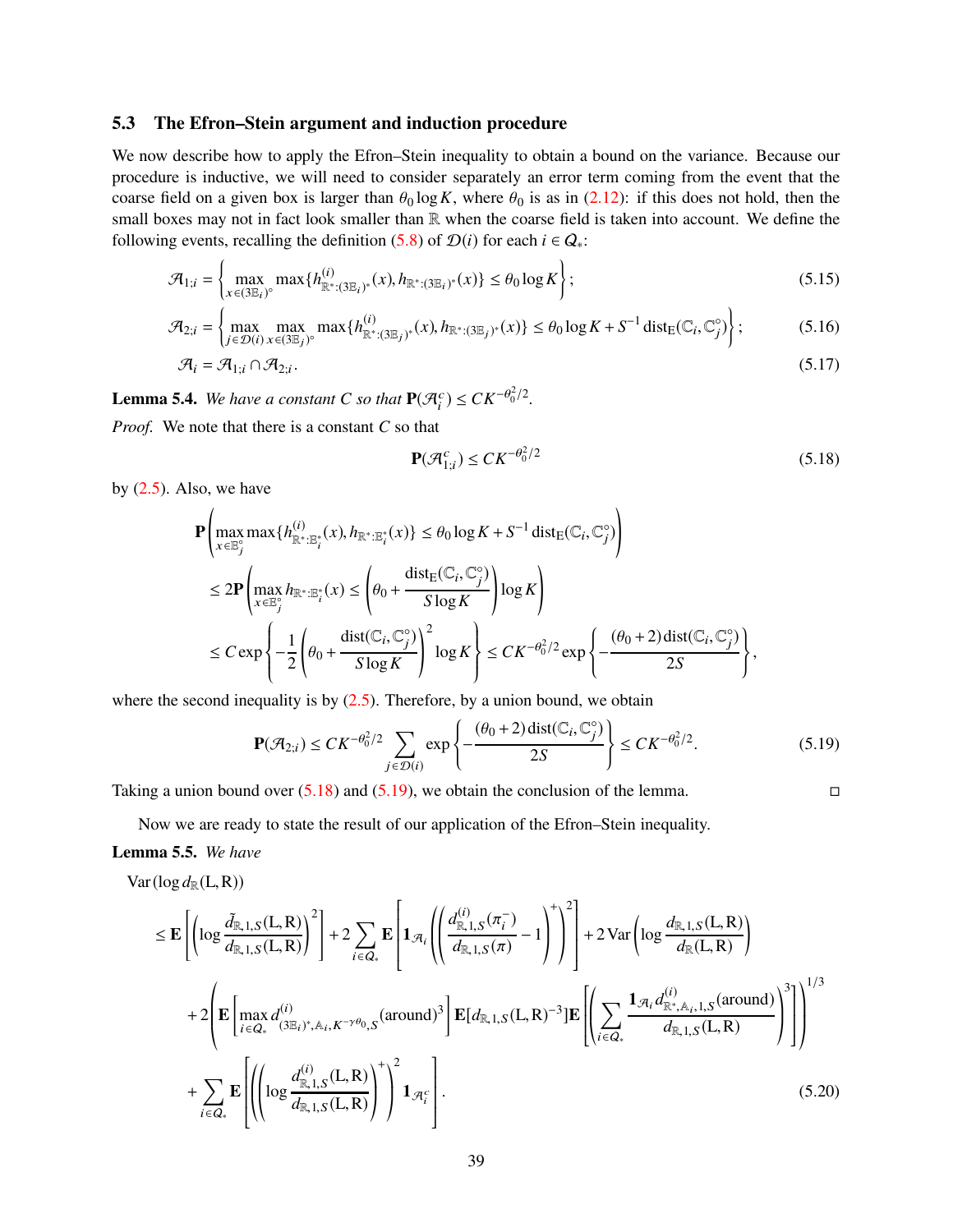## 5.3 The Efron–Stein argument and induction procedure

We now describe how to apply the Efron–Stein inequality to obtain a bound on the variance. Because our procedure is inductive, we will need to consider separately an error term coming from the event that the coarse field on a given box is larger than $\theta_0 \log K$, where $\theta_0$ is as in (2.12): if this does not hold, then the small boxes may not in fact look smaller than $\mathbb{R}$ when the coarse field is taken into account. We define the following events, recalling the definition (5.8) of $\mathcal{D}(i)$ for each $i \in Q_*$:

$$\mathcal{A}_{1;i} = \left\{ \max_{x \in (3\mathbb{E}_i)^\circ} \max\{h^{(i)}_{\mathbb{R}^*:(3\mathbb{E}_i)^*}(x), h_{\mathbb{R}^*:(3\mathbb{E}_i)^*}(x)\} \le \theta_0 \log K \right\}; \tag{5.15}$$

$$\mathcal{A}_{2;i} = \left\{ \max_{j \in \mathcal{D}(i)} \max_{x \in (3\mathbb{E}_j)^\circ} \max\{h^{(i)}_{\mathbb{R}^*:(3\mathbb{E}_j)^*}(x), h_{\mathbb{R}^*:(3\mathbb{E}_j)^*}(x)\} \le \theta_0 \log K + S^{-1} \operatorname{dist}_{\mathrm{E}}(\mathbb{C}_i, \mathbb{C}_j^\circ) \right\}; \tag{5.16}$$

$$\mathcal{A}_i = \mathcal{A}_{1;i} \cap \mathcal{A}_{2;i}. \tag{5.17}$$

**Lemma 5.4.** *We have a constant $C$ so that $\mathbf{P}(\mathcal{A}_i^c) \le CK^{-\theta_0^2/2}$.*

*Proof.* We note that there is a constant $C$ so that

$$\mathbf{P}(\mathcal{A}_{1;i}^c) \le CK^{-\theta_0^2/2} \tag{5.18}$$

by (2.5). Also, we have

$$\begin{aligned}
&\mathbf{P}\left( \max_{x \in \mathbb{E}_j^\circ} \max\{h^{(i)}_{\mathbb{R}^*:\mathbb{E}_i^*}(x), h_{\mathbb{R}^*:\mathbb{E}_i^*}(x)\} \le \theta_0 \log K + S^{-1} \operatorname{dist}_{\mathrm{E}}(\mathbb{C}_i, \mathbb{C}_j^\circ) \right) \\
&\le 2\mathbf{P}\left( \max_{x \in \mathbb{E}_j^\circ} h_{\mathbb{R}^*:\mathbb{E}_i^*}(x) \le \left( \theta_0 + \frac{\operatorname{dist}_{\mathrm{E}}(\mathbb{C}_i, \mathbb{C}_j^\circ)}{S \log K} \right) \log K \right) \\
&\le C \exp\left\{ -\frac{1}{2} \left( \theta_0 + \frac{\operatorname{dist}(\mathbb{C}_i, \mathbb{C}_j^\circ)}{S \log K} \right)^2 \log K \right\} \le CK^{-\theta_0^2/2} \exp\left\{ -\frac{(\theta_0 + 2) \operatorname{dist}(\mathbb{C}_i, \mathbb{C}_j^\circ)}{2S} \right\},
\end{aligned}$$

where the second inequality is by (2.5). Therefore, by a union bound, we obtain

$$\mathbf{P}(\mathcal{A}_{2;i}) \le CK^{-\theta_0^2/2} \sum_{j \in \mathcal{D}(i)} \exp\left\{ -\frac{(\theta_0 + 2) \operatorname{dist}(\mathbb{C}_i, \mathbb{C}_j^\circ)}{2S} \right\} \le CK^{-\theta_0^2/2}. \tag{5.19}$$

Taking a union bound over (5.18) and (5.19), we obtain the conclusion of the lemma. □

Now we are ready to state the result of our application of the Efron–Stein inequality.

**Lemma 5.5.** *We have*

$$\begin{aligned}
&\operatorname{Var}(\log d_{\mathbb{R}}(\mathrm{L}, \mathrm{R})) \\
&\le \mathbf{E}\left[ \left( \log \frac{\tilde{d}_{\mathbb{R},1,S}(\mathrm{L}, \mathrm{R})}{d_{\mathbb{R},1,S}(\mathrm{L}, \mathrm{R})} \right)^2 \right] + 2 \sum_{i \in Q_*} \mathbf{E}\left[ \mathbf{1}_{\mathcal{A}_i} \left( \left( \frac{d^{(i)}_{\mathbb{R},1,S}(\pi_i^-)}{d_{\mathbb{R},1,S}(\pi)} - 1 \right)^+ \right)^2 \right] + 2 \operatorname{Var}\left( \log \frac{d_{\mathbb{R},1,S}(\mathrm{L}, \mathrm{R})}{d_{\mathbb{R}}(\mathrm{L}, \mathrm{R})} \right) \\
&\quad + 2 \left( \mathbf{E}\left[ \max_{i \in Q_*} d^{(i)}_{(3\mathbb{E}_i)^*, \mathbb{A}_i, K^{-\gamma\theta_0}, S}(\text{around})^3 \right] \mathbf{E}[d_{\mathbb{R},1,S}(\mathrm{L}, \mathrm{R})^{-3}] \mathbf{E}\left[ \left( \sum_{i \in Q_*} \frac{\mathbf{1}_{\mathcal{A}_i} d^{(i)}_{\mathbb{R}^*, \mathbb{A}_i, 1, S}(\text{around})}{d_{\mathbb{R},1,S}(\mathrm{L}, \mathrm{R})} \right)^3 \right] \right)^{1/3} \\
&\quad + \sum_{i \in Q_*} \mathbf{E}\left[ \left( \left( \log \frac{d^{(i)}_{\mathbb{R},1,S}(\mathrm{L}, \mathrm{R})}{d_{\mathbb{R},1,S}(\mathrm{L}, \mathrm{R})} \right)^+ \right)^2 \mathbf{1}_{\mathcal{A}_i^c} \right].
\end{aligned} \tag{5.20}$$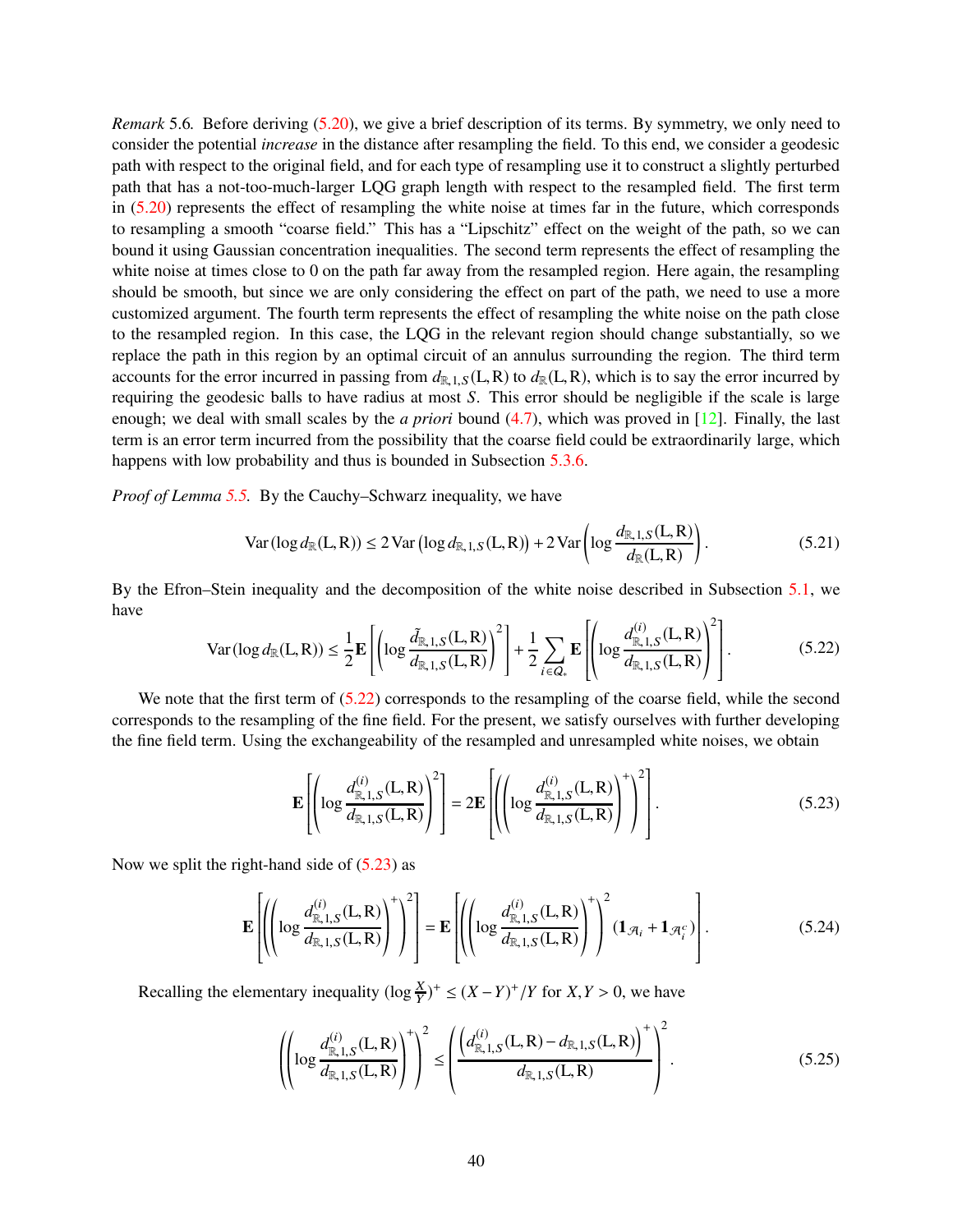*Remark* 5.6. Before deriving (5.20), we give a brief description of its terms. By symmetry, we only need to consider the potential *increase* in the distance after resampling the field. To this end, we consider a geodesic path with respect to the original field, and for each type of resampling use it to construct a slightly perturbed path that has a not-too-much-larger LQG graph length with respect to the resampled field. The first term in (5.20) represents the effect of resampling the white noise at times far in the future, which corresponds to resampling a smooth "coarse field." This has a "Lipschitz" effect on the weight of the path, so we can bound it using Gaussian concentration inequalities. The second term represents the effect of resampling the white noise at times close to 0 on the path far away from the resampled region. Here again, the resampling should be smooth, but since we are only considering the effect on part of the path, we need to use a more customized argument. The fourth term represents the effect of resampling the white noise on the path close to the resampled region. In this case, the LQG in the relevant region should change substantially, so we replace the path in this region by an optimal circuit of an annulus surrounding the region. The third term accounts for the error incurred in passing from $d_{\mathbb{R},1,S}(\mathrm{L},\mathrm{R})$ to $d_{\mathbb{R}}(\mathrm{L},\mathrm{R})$, which is to say the error incurred by requiring the geodesic balls to have radius at most $S$. This error should be negligible if the scale is large enough; we deal with small scales by the *a priori* bound (4.7), which was proved in [12]. Finally, the last term is an error term incurred from the possibility that the coarse field could be extraordinarily large, which happens with low probability and thus is bounded in Subsection 5.3.6.

*Proof of Lemma 5.5.* By the Cauchy–Schwarz inequality, we have

$$\operatorname{Var}(\log d_{\mathbb{R}}(\mathrm{L},\mathrm{R})) \le 2\operatorname{Var}\left(\log d_{\mathbb{R},1,S}(\mathrm{L},\mathrm{R})\right) + 2\operatorname{Var}\left(\log \frac{d_{\mathbb{R},1,S}(\mathrm{L},\mathrm{R})}{d_{\mathbb{R}}(\mathrm{L},\mathrm{R})}\right). \tag{5.21}$$

By the Efron–Stein inequality and the decomposition of the white noise described in Subsection 5.1, we have

$$\operatorname{Var}(\log d_{\mathbb{R}}(\mathrm{L},\mathrm{R})) \le \frac{1}{2}\mathbf{E}\left[\left(\log \frac{\tilde{d}_{\mathbb{R},1,S}(\mathrm{L},\mathrm{R})}{d_{\mathbb{R},1,S}(\mathrm{L},\mathrm{R})}\right)^2\right] + \frac{1}{2}\sum_{i\in Q_*}\mathbf{E}\left[\left(\log \frac{d^{(i)}_{\mathbb{R},1,S}(\mathrm{L},\mathrm{R})}{d_{\mathbb{R},1,S}(\mathrm{L},\mathrm{R})}\right)^2\right]. \tag{5.22}$$

We note that the first term of (5.22) corresponds to the resampling of the coarse field, while the second corresponds to the resampling of the fine field. For the present, we satisfy ourselves with further developing the fine field term. Using the exchangeability of the resampled and unresampled white noises, we obtain

$$\mathbf{E}\left[\left(\log \frac{d^{(i)}_{\mathbb{R},1,S}(\mathrm{L},\mathrm{R})}{d_{\mathbb{R},1,S}(\mathrm{L},\mathrm{R})}\right)^2\right] = 2\mathbf{E}\left[\left(\left(\log \frac{d^{(i)}_{\mathbb{R},1,S}(\mathrm{L},\mathrm{R})}{d_{\mathbb{R},1,S}(\mathrm{L},\mathrm{R})}\right)^+\right)^2\right]. \tag{5.23}$$

Now we split the right-hand side of (5.23) as

$$\mathbf{E}\left[\left(\left(\log \frac{d^{(i)}_{\mathbb{R},1,S}(\mathrm{L},\mathrm{R})}{d_{\mathbb{R},1,S}(\mathrm{L},\mathrm{R})}\right)^+\right)^2\right] = \mathbf{E}\left[\left(\left(\log \frac{d^{(i)}_{\mathbb{R},1,S}(\mathrm{L},\mathrm{R})}{d_{\mathbb{R},1,S}(\mathrm{L},\mathrm{R})}\right)^+\right)^2 (\mathbf{1}_{\mathcal{A}_i} + \mathbf{1}_{\mathcal{A}_i^c})\right]. \tag{5.24}$$

Recalling the elementary inequality $(\log \frac{X}{Y})^+ \le (X-Y)^+/Y$ for $X, Y > 0$, we have

$$\left(\left(\log \frac{d^{(i)}_{\mathbb{R},1,S}(\mathrm{L},\mathrm{R})}{d_{\mathbb{R},1,S}(\mathrm{L},\mathrm{R})}\right)^+\right)^2 \le \left(\frac{\left(d^{(i)}_{\mathbb{R},1,S}(\mathrm{L},\mathrm{R}) - d_{\mathbb{R},1,S}(\mathrm{L},\mathrm{R})\right)^+}{d_{\mathbb{R},1,S}(\mathrm{L},\mathrm{R})}\right)^2. \tag{5.25}$$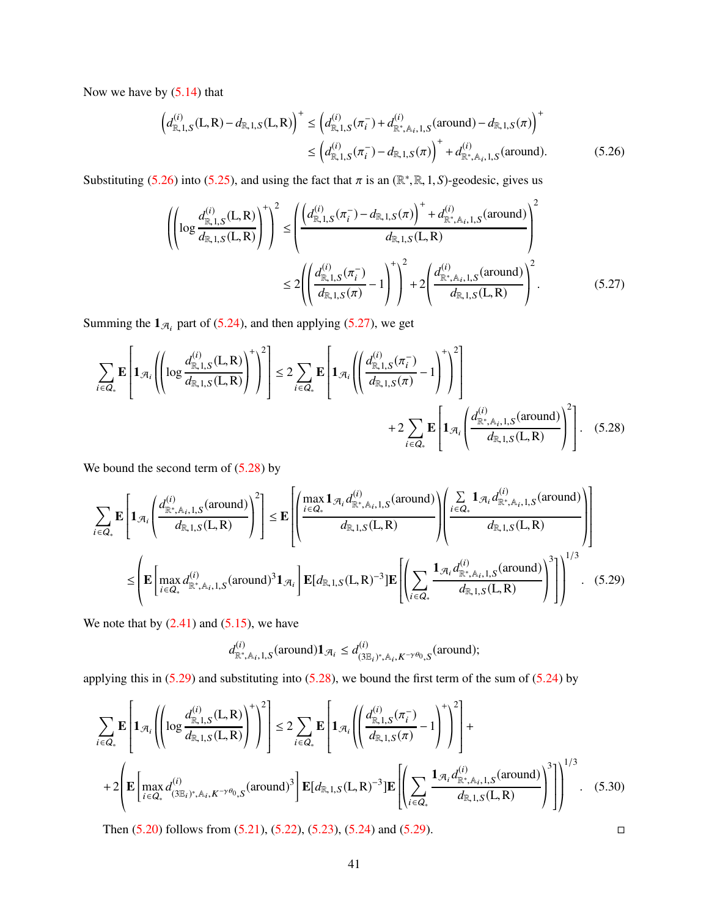Now we have by (5.14) that

$$\left(d^{(i)}_{\mathbb{R},1,S}(\mathrm{L},\mathrm{R}) - d_{\mathbb{R},1,S}(\mathrm{L},\mathrm{R})\right)^+ \leq \left(d^{(i)}_{\mathbb{R},1,S}(\pi_i^-) + d^{(i)}_{\mathbb{R}^*,\mathbb{A}_i,1,S}(\text{around}) - d_{\mathbb{R},1,S}(\pi)\right)^+$$
$$\leq \left(d^{(i)}_{\mathbb{R},1,S}(\pi_i^-) - d_{\mathbb{R},1,S}(\pi)\right)^+ + d^{(i)}_{\mathbb{R}^*,\mathbb{A}_i,1,S}(\text{around}). \tag{5.26}$$

Substituting (5.26) into (5.25), and using the fact that $\pi$ is an $(\mathbb{R}^*,\mathbb{R},1,S)$-geodesic, gives us

$$\left(\left(\log \frac{d^{(i)}_{\mathbb{R},1,S}(\mathrm{L},\mathrm{R})}{d_{\mathbb{R},1,S}(\mathrm{L},\mathrm{R})}\right)^+\right)^2 \leq \left(\frac{\left(d^{(i)}_{\mathbb{R},1,S}(\pi_i^-) - d_{\mathbb{R},1,S}(\pi)\right)^+ + d^{(i)}_{\mathbb{R}^*,\mathbb{A}_i,1,S}(\text{around})}{d_{\mathbb{R},1,S}(\mathrm{L},\mathrm{R})}\right)^2$$
$$\leq 2\left(\left(\frac{d^{(i)}_{\mathbb{R},1,S}(\pi_i^-)}{d_{\mathbb{R},1,S}(\pi)} - 1\right)^+\right)^2 + 2\left(\frac{d^{(i)}_{\mathbb{R}^*,\mathbb{A}_i,1,S}(\text{around})}{d_{\mathbb{R},1,S}(\mathrm{L},\mathrm{R})}\right)^2. \tag{5.27}$$

Summing the $\mathbf{1}_{\mathcal{A}_i}$ part of (5.24), and then applying (5.27), we get

$$\sum_{i\in Q_*}\mathbf{E}\left[\mathbf{1}_{\mathcal{A}_i}\left(\left(\log \frac{d^{(i)}_{\mathbb{R},1,S}(\mathrm{L},\mathrm{R})}{d_{\mathbb{R},1,S}(\mathrm{L},\mathrm{R})}\right)^+\right)^2\right] \leq 2\sum_{i\in Q_*}\mathbf{E}\left[\mathbf{1}_{\mathcal{A}_i}\left(\left(\frac{d^{(i)}_{\mathbb{R},1,S}(\pi_i^-)}{d_{\mathbb{R},1,S}(\pi)} - 1\right)^+\right)^2\right]$$
$$+2\sum_{i\in Q_*}\mathbf{E}\left[\mathbf{1}_{\mathcal{A}_i}\left(\frac{d^{(i)}_{\mathbb{R}^*,\mathbb{A}_i,1,S}(\text{around})}{d_{\mathbb{R},1,S}(\mathrm{L},\mathrm{R})}\right)^2\right]. \tag{5.28}$$

We bound the second term of (5.28) by

$$\sum_{i\in Q_*}\mathbf{E}\left[\mathbf{1}_{\mathcal{A}_i}\left(\frac{d^{(i)}_{\mathbb{R}^*,\mathbb{A}_i,1,S}(\text{around})}{d_{\mathbb{R},1,S}(\mathrm{L},\mathrm{R})}\right)^2\right] \leq \mathbf{E}\left[\left(\frac{\max_{i\in Q_*}\mathbf{1}_{\mathcal{A}_i} d^{(i)}_{\mathbb{R}^*,\mathbb{A}_i,1,S}(\text{around})}{d_{\mathbb{R},1,S}(\mathrm{L},\mathrm{R})}\right)\left(\frac{\sum_{i\in Q_*}\mathbf{1}_{\mathcal{A}_i} d^{(i)}_{\mathbb{R}^*,\mathbb{A}_i,1,S}(\text{around})}{d_{\mathbb{R},1,S}(\mathrm{L},\mathrm{R})}\right)\right]$$
$$\leq \left(\mathbf{E}\left[\max_{i\in Q_*} d^{(i)}_{\mathbb{R}^*,\mathbb{A}_i,1,S}(\text{around})^3\mathbf{1}_{\mathcal{A}_i}\right]\mathbf{E}[d_{\mathbb{R},1,S}(\mathrm{L},\mathrm{R})^{-3}]\mathbf{E}\left[\left(\sum_{i\in Q_*}\frac{\mathbf{1}_{\mathcal{A}_i} d^{(i)}_{\mathbb{R}^*,\mathbb{A}_i,1,S}(\text{around})}{d_{\mathbb{R},1,S}(\mathrm{L},\mathrm{R})}\right)^3\right]\right)^{1/3}. \tag{5.29}$$

We note that by (2.41) and (5.15), we have

$$d^{(i)}_{\mathbb{R}^*,\mathbb{A}_i,1,S}(\text{around})\mathbf{1}_{\mathcal{A}_i} \leq d^{(i)}_{(3\mathbb{E}_i)^*,\mathbb{A}_i,K^{-\gamma\theta_0},S}(\text{around});$$

applying this in (5.29) and substituting into (5.28), we bound the first term of the sum of (5.24) by

$$\sum_{i\in Q_*}\mathbf{E}\left[\mathbf{1}_{\mathcal{A}_i}\left(\left(\log \frac{d^{(i)}_{\mathbb{R},1,S}(\mathrm{L},\mathrm{R})}{d_{\mathbb{R},1,S}(\mathrm{L},\mathrm{R})}\right)^+\right)^2\right] \leq 2\sum_{i\in Q_*}\mathbf{E}\left[\mathbf{1}_{\mathcal{A}_i}\left(\left(\frac{d^{(i)}_{\mathbb{R},1,S}(\pi_i^-)}{d_{\mathbb{R},1,S}(\pi)} - 1\right)^+\right)^2\right]+$$
$$+2\left(\mathbf{E}\left[\max_{i\in Q_*} d^{(i)}_{(3\mathbb{E}_i)^*,\mathbb{A}_i,K^{-\gamma\theta_0},S}(\text{around})^3\right]\mathbf{E}[d_{\mathbb{R},1,S}(\mathrm{L},\mathrm{R})^{-3}]\mathbf{E}\left[\left(\sum_{i\in Q_*}\frac{\mathbf{1}_{\mathcal{A}_i} d^{(i)}_{\mathbb{R}^*,\mathbb{A}_i,1,S}(\text{around})}{d_{\mathbb{R},1,S}(\mathrm{L},\mathrm{R})}\right)^3\right]\right)^{1/3}. \tag{5.30}$$

Then (5.20) follows from (5.21), (5.22), (5.23), (5.24) and (5.29). □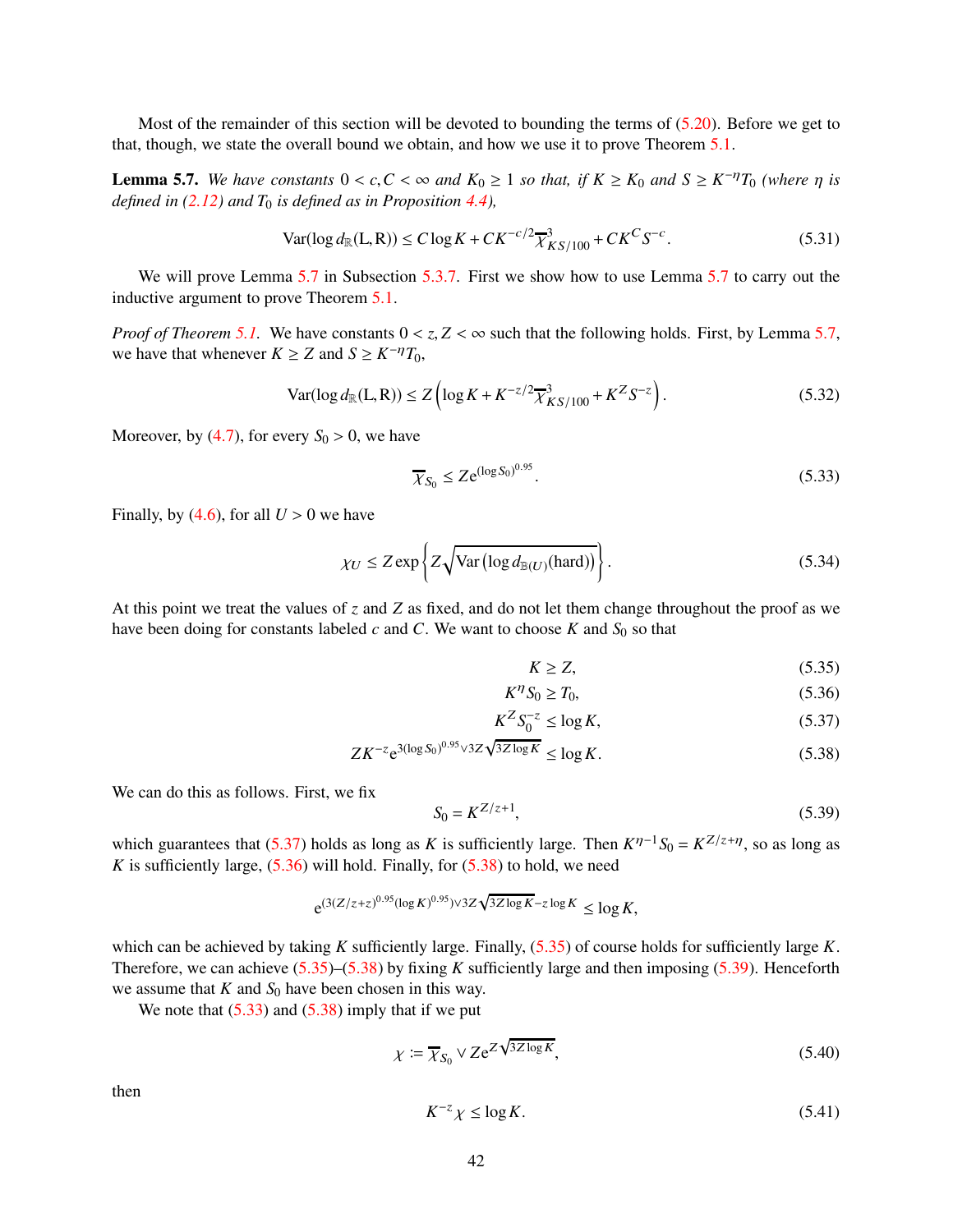Most of the remainder of this section will be devoted to bounding the terms of (5.20). Before we get to that, though, we state the overall bound we obtain, and how we use it to prove Theorem 5.1.

**Lemma 5.7.** *We have constants $0 < c, C < \infty$ and $K_0 \geq 1$ so that, if $K \geq K_0$ and $S \geq K^{-\eta} T_0$ (where $\eta$ is defined in (2.12) and $T_0$ is defined as in Proposition 4.4),*

$$\operatorname{Var}(\log d_{\mathbb{R}}(\mathrm{L}, \mathrm{R})) \leq C \log K + C K^{-c/2} \overline{\chi}^3_{KS/100} + C K^C S^{-c}. \tag{5.31}$$

We will prove Lemma 5.7 in Subsection 5.3.7. First we show how to use Lemma 5.7 to carry out the inductive argument to prove Theorem 5.1.

*Proof of Theorem 5.1.* We have constants $0 < z, Z < \infty$ such that the following holds. First, by Lemma 5.7, we have that whenever $K \geq Z$ and $S \geq K^{-\eta} T_0$,

$$\operatorname{Var}(\log d_{\mathbb{R}}(\mathrm{L}, \mathrm{R})) \leq Z \left( \log K + K^{-z/2} \overline{\chi}^3_{KS/100} + K^Z S^{-z} \right). \tag{5.32}$$

Moreover, by (4.7), for every $S_0 > 0$, we have

$$\overline{\chi}_{S_0} \leq Z \mathrm{e}^{(\log S_0)^{0.95}}. \tag{5.33}$$

Finally, by (4.6), for all $U > 0$ we have

$$\chi_U \leq Z \exp\left\{ Z \sqrt{\operatorname{Var}\left(\log d_{\mathbb{B}(U)}(\mathrm{hard})\right)} \right\}. \tag{5.34}$$

At this point we treat the values of $z$ and $Z$ as fixed, and do not let them change throughout the proof as we have been doing for constants labeled $c$ and $C$. We want to choose $K$ and $S_0$ so that

$$K \geq Z, \tag{5.35}$$

$$K^\eta S_0 \geq T_0, \tag{5.36}$$

$$K^Z S_0^{-z} \leq \log K, \tag{5.37}$$

$$Z K^{-z} \mathrm{e}^{3(\log S_0)^{0.95} \vee 3Z\sqrt{3Z \log K}} \leq \log K. \tag{5.38}$$

We can do this as follows. First, we fix

$$S_0 = K^{Z/z+1}, \tag{5.39}$$

which guarantees that (5.37) holds as long as $K$ is sufficiently large. Then $K^{\eta-1} S_0 = K^{Z/z+\eta}$, so as long as $K$ is sufficiently large, (5.36) will hold. Finally, for (5.38) to hold, we need

$$\mathrm{e}^{(3(Z/z+z)^{0.95}(\log K)^{0.95}) \vee 3Z\sqrt{3Z \log K} - z \log K} \leq \log K,$$

which can be achieved by taking $K$ sufficiently large. Finally, (5.35) of course holds for sufficiently large $K$. Therefore, we can achieve (5.35)–(5.38) by fixing $K$ sufficiently large and then imposing (5.39). Henceforth we assume that $K$ and $S_0$ have been chosen in this way.

We note that (5.33) and (5.38) imply that if we put

$$\chi \coloneqq \overline{\chi}_{S_0} \vee Z \mathrm{e}^{Z\sqrt{3Z \log K}}, \tag{5.40}$$

then

$$K^{-z} \chi \leq \log K. \tag{5.41}$$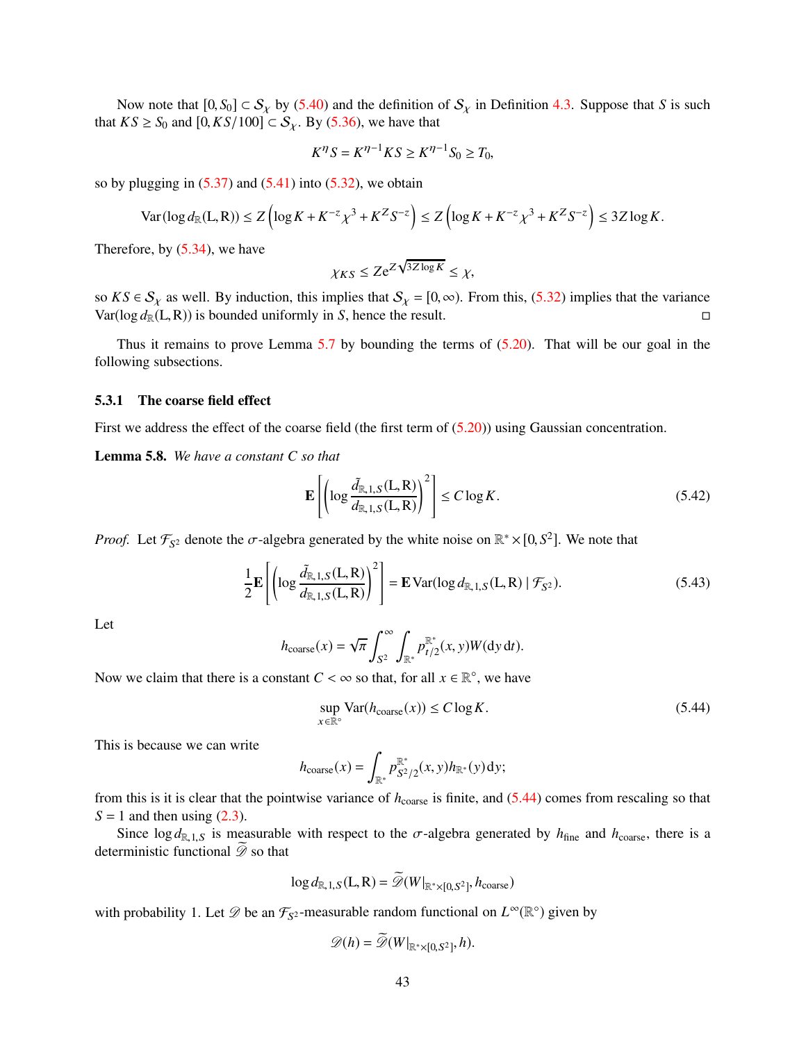Now note that $[0, S_0] \subset \mathcal{S}_\chi$ by (5.40) and the definition of $\mathcal{S}_\chi$ in Definition 4.3. Suppose that $S$ is such that $KS \geq S_0$ and $[0, KS/100] \subset \mathcal{S}_\chi$. By (5.36), we have that

$$K^\eta S = K^{\eta-1}KS \geq K^{\eta-1}S_0 \geq T_0,$$

so by plugging in (5.37) and (5.41) into (5.32), we obtain

$$\mathrm{Var}(\log d_{\mathbb{R}}(\mathrm{L}, \mathrm{R})) \leq Z\left(\log K + K^{-z}\chi^3 + K^Z S^{-z}\right) \leq Z\left(\log K + K^{-z}\chi^3 + K^Z S^{-z}\right) \leq 3Z\log K.$$

Therefore, by (5.34), we have

$$\chi_{KS} \leq Z\mathrm{e}^{Z\sqrt{3Z\log K}} \leq \chi,$$

so $KS \in \mathcal{S}_\chi$ as well. By induction, this implies that $\mathcal{S}_\chi = [0, \infty)$. From this, (5.32) implies that the variance $\mathrm{Var}(\log d_{\mathbb{R}}(\mathrm{L}, \mathrm{R}))$ is bounded uniformly in $S$, hence the result. ◻

Thus it remains to prove Lemma 5.7 by bounding the terms of (5.20). That will be our goal in the following subsections.

### 5.3.1 The coarse field effect

First we address the effect of the coarse field (the first term of (5.20)) using Gaussian concentration.

**Lemma 5.8.** *We have a constant $C$ so that*

$$\mathbf{E}\left[\left(\log \frac{\tilde{d}_{\mathbb{R},1,S}(\mathrm{L}, \mathrm{R})}{d_{\mathbb{R},1,S}(\mathrm{L}, \mathrm{R})}\right)^2\right] \leq C\log K. \tag{5.42}$$

*Proof.* Let $\mathcal{F}_{S^2}$ denote the $\sigma$-algebra generated by the white noise on $\mathbb{R}^* \times [0, S^2]$. We note that

$$\frac{1}{2}\mathbf{E}\left[\left(\log \frac{\tilde{d}_{\mathbb{R},1,S}(\mathrm{L}, \mathrm{R})}{d_{\mathbb{R},1,S}(\mathrm{L}, \mathrm{R})}\right)^2\right] = \mathbf{E}\,\mathrm{Var}(\log d_{\mathbb{R},1,S}(\mathrm{L}, \mathrm{R}) \mid \mathcal{F}_{S^2}). \tag{5.43}$$

Let

$$h_{\mathrm{coarse}}(x) = \sqrt{\pi}\int_{S^2}^\infty \int_{\mathbb{R}^*} p_{t/2}^{\mathbb{R}^*}(x, y)W(\mathrm{d}y\,\mathrm{d}t).$$

Now we claim that there is a constant $C < \infty$ so that, for all $x \in \mathbb{R}^\circ$, we have

$$\sup_{x \in \mathbb{R}^\circ} \mathrm{Var}(h_{\mathrm{coarse}}(x)) \leq C\log K. \tag{5.44}$$

This is because we can write

$$h_{\mathrm{coarse}}(x) = \int_{\mathbb{R}^*} p_{S^2/2}^{\mathbb{R}^*}(x, y)h_{\mathbb{R}^*}(y)\,\mathrm{d}y;$$

from this is it is clear that the pointwise variance of $h_{\mathrm{coarse}}$ is finite, and (5.44) comes from rescaling so that $S = 1$ and then using (2.3).

Since $\log d_{\mathbb{R},1,S}$ is measurable with respect to the $\sigma$-algebra generated by $h_{\mathrm{fine}}$ and $h_{\mathrm{coarse}}$, there is a deterministic functional $\widetilde{\mathscr{D}}$ so that

$$\log d_{\mathbb{R},1,S}(\mathrm{L}, \mathrm{R}) = \widetilde{\mathscr{D}}(W|_{\mathbb{R}^*\times[0,S^2]}, h_{\mathrm{coarse}})$$

with probability 1. Let $\mathscr{D}$ be an $\mathcal{F}_{S^2}$-measurable random functional on $L^\infty(\mathbb{R}^\circ)$ given by

$$\mathscr{D}(h) = \widetilde{\mathscr{D}}(W|_{\mathbb{R}^*\times[0,S^2]}, h).$$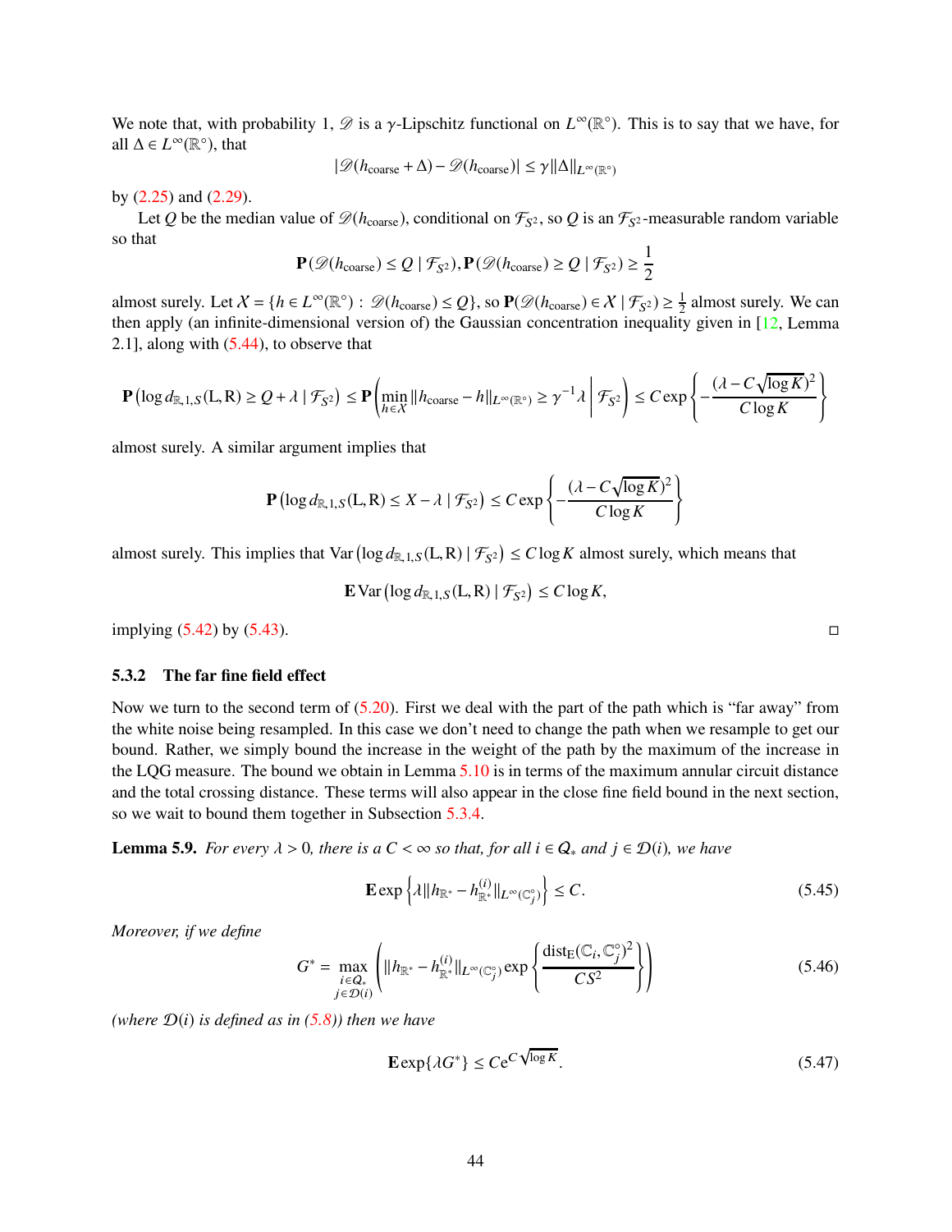We note that, with probability 1, $\mathscr{D}$ is a $\gamma$-Lipschitz functional on $L^\infty(\mathbb{R}^\circ)$. This is to say that we have, for all $\Delta \in L^\infty(\mathbb{R}^\circ)$, that

$$|\mathscr{D}(h_{\text{coarse}} + \Delta) - \mathscr{D}(h_{\text{coarse}})| \le \gamma \|\Delta\|_{L^\infty(\mathbb{R}^\circ)}$$

by (2.25) and (2.29).

Let $Q$ be the median value of $\mathscr{D}(h_{\text{coarse}})$, conditional on $\mathcal{F}_{S^2}$, so $Q$ is an $\mathcal{F}_{S^2}$-measurable random variable so that

$$\mathbf{P}(\mathscr{D}(h_{\text{coarse}}) \le Q \mid \mathcal{F}_{S^2}), \mathbf{P}(\mathscr{D}(h_{\text{coarse}}) \ge Q \mid \mathcal{F}_{S^2}) \ge \frac{1}{2}$$

almost surely. Let $\mathcal{X} = \{h \in L^\infty(\mathbb{R}^\circ) : \mathscr{D}(h_{\text{coarse}}) \le Q\}$, so $\mathbf{P}(\mathscr{D}(h_{\text{coarse}}) \in \mathcal{X} \mid \mathcal{F}_{S^2}) \ge \frac{1}{2}$ almost surely. We can then apply (an infinite-dimensional version of) the Gaussian concentration inequality given in [12, Lemma 2.1], along with (5.44), to observe that

$$\mathbf{P}\left(\log d_{\mathbb{R},1,S}(\mathrm{L},\mathrm{R}) \ge Q + \lambda \mid \mathcal{F}_{S^2}\right) \le \mathbf{P}\left(\min_{h\in\mathcal{X}} \|h_{\text{coarse}} - h\|_{L^\infty(\mathbb{R}^\circ)} \ge \gamma^{-1}\lambda \,\middle|\, \mathcal{F}_{S^2}\right) \le C\exp\left\{-\frac{(\lambda - C\sqrt{\log K})^2}{C\log K}\right\}$$

almost surely. A similar argument implies that

$$\mathbf{P}\left(\log d_{\mathbb{R},1,S}(\mathrm{L},\mathrm{R}) \le X - \lambda \mid \mathcal{F}_{S^2}\right) \le C\exp\left\{-\frac{(\lambda - C\sqrt{\log K})^2}{C\log K}\right\}$$

almost surely. This implies that $\operatorname{Var}\left(\log d_{\mathbb{R},1,S}(\mathrm{L},\mathrm{R}) \mid \mathcal{F}_{S^2}\right) \le C\log K$ almost surely, which means that

$$\mathbf{E}\operatorname{Var}\left(\log d_{\mathbb{R},1,S}(\mathrm{L},\mathrm{R}) \mid \mathcal{F}_{S^2}\right) \le C\log K,$$

implying (5.42) by (5.43). □

### 5.3.2 The far fine field effect

Now we turn to the second term of (5.20). First we deal with the part of the path which is "far away" from the white noise being resampled. In this case we don't need to change the path when we resample to get our bound. Rather, we simply bound the increase in the weight of the path by the maximum of the increase in the LQG measure. The bound we obtain in Lemma 5.10 is in terms of the maximum annular circuit distance and the total crossing distance. These terms will also appear in the close fine field bound in the next section, so we wait to bound them together in Subsection 5.3.4.

**Lemma 5.9.** *For every $\lambda > 0$, there is a $C < \infty$ so that, for all $i \in \mathcal{Q}_*$ and $j \in \mathcal{D}(i)$, we have*

$$\mathbf{E}\exp\left\{\lambda \|h_{\mathbb{R}^*} - h^{(i)}_{\mathbb{R}^*}\|_{L^\infty(\mathbb{C}_j^\circ)}\right\} \le C. \tag{5.45}$$

*Moreover, if we define*

$$G^* = \max_{\substack{i\in\mathcal{Q}_*\\ j\in\mathcal{D}(i)}} \left( \|h_{\mathbb{R}^*} - h^{(i)}_{\mathbb{R}^*}\|_{L^\infty(\mathbb{C}_j^\circ)} \exp\left\{\frac{\operatorname{dist}_{\mathrm{E}}(\mathbb{C}_i, \mathbb{C}_j^\circ)^2}{CS^2}\right\}\right) \tag{5.46}$$

*(where $\mathcal{D}(i)$ is defined as in (5.8)) then we have*

$$\mathbf{E}\exp\{\lambda G^*\} \le C\mathrm{e}^{C\sqrt{\log K}}. \tag{5.47}$$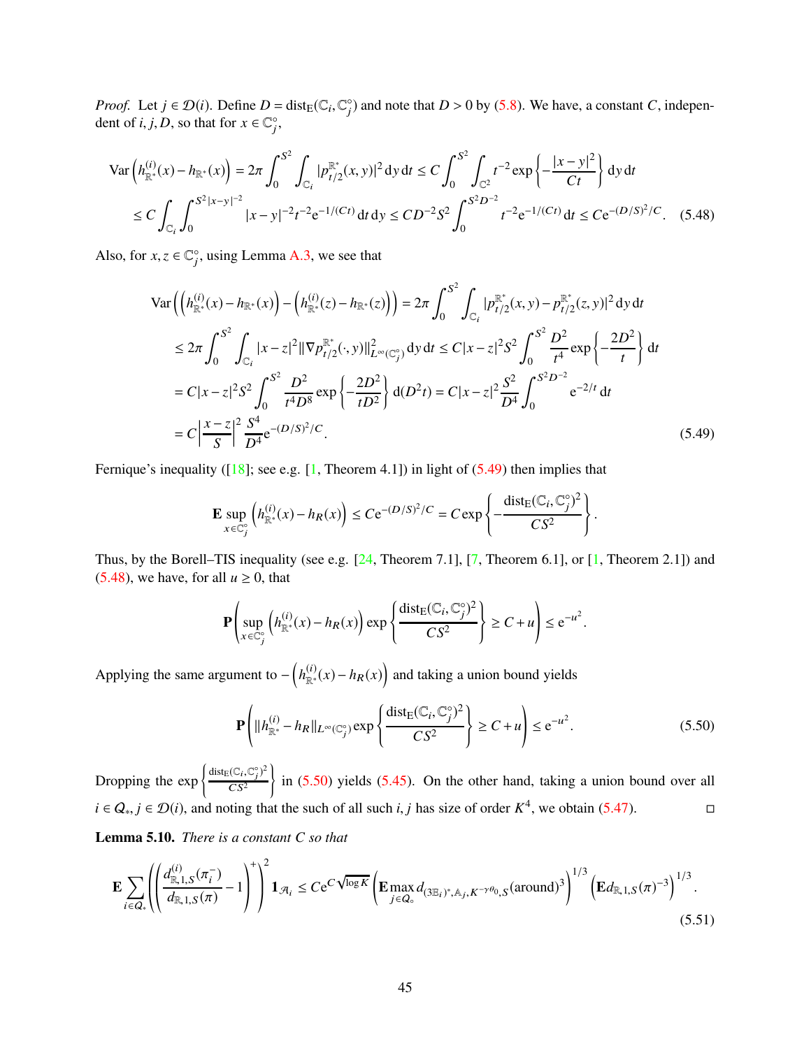*Proof.* Let $j \in \mathcal{D}(i)$. Define $D = \mathrm{dist}_{\mathrm{E}}(\mathbb{C}_i, \mathbb{C}_j^\circ)$ and note that $D > 0$ by (5.8). We have, a constant $C$, independent of $i, j, D$, so that for $x \in \mathbb{C}_j^\circ$,

$$\operatorname{Var}\left(h_{\mathbb{R}^*}^{(i)}(x) - h_{\mathbb{R}^*}(x)\right) = 2\pi \int_0^{S^2} \int_{\mathbb{C}_i} |p_{t/2}^{\mathbb{R}^*}(x,y)|^2 \,\mathrm{d}y\,\mathrm{d}t \le C \int_0^{S^2} \int_{\mathbb{C}^2} t^{-2} \exp\left\{-\frac{|x-y|^2}{Ct}\right\} \mathrm{d}y\,\mathrm{d}t$$
$$\le C \int_{\mathbb{C}_i} \int_0^{S^2|x-y|^{-2}} |x-y|^{-2} t^{-2} \mathrm{e}^{-1/(Ct)} \,\mathrm{d}t\,\mathrm{d}y \le C D^{-2} S^2 \int_0^{S^2 D^{-2}} t^{-2} \mathrm{e}^{-1/(Ct)} \,\mathrm{d}t \le C \mathrm{e}^{-(D/S)^2/C}. \quad (5.48)$$

Also, for $x, z \in \mathbb{C}_j^\circ$, using Lemma A.3, we see that

$$\operatorname{Var}\left(\left(h_{\mathbb{R}^*}^{(i)}(x) - h_{\mathbb{R}^*}(x)\right) - \left(h_{\mathbb{R}^*}^{(i)}(z) - h_{\mathbb{R}^*}(z)\right)\right) = 2\pi \int_0^{S^2} \int_{\mathbb{C}_i} |p_{t/2}^{\mathbb{R}^*}(x,y) - p_{t/2}^{\mathbb{R}^*}(z,y)|^2 \,\mathrm{d}y\,\mathrm{d}t$$
$$\le 2\pi \int_0^{S^2} \int_{\mathbb{C}_i} |x-z|^2 \|\nabla p_{t/2}^{\mathbb{R}^*}(\cdot, y)\|_{L^\infty(\mathbb{C}_j^\circ)}^2 \,\mathrm{d}y\,\mathrm{d}t \le C|x-z|^2 S^2 \int_0^{S^2} \frac{D^2}{t^4} \exp\left\{-\frac{2D^2}{t}\right\} \mathrm{d}t$$
$$= C|x-z|^2 S^2 \int_0^{S^2} \frac{D^2}{t^4 D^8} \exp\left\{-\frac{2D^2}{tD^2}\right\} \mathrm{d}(D^2 t) = C|x-z|^2 \frac{S^2}{D^4} \int_0^{S^2 D^{-2}} \mathrm{e}^{-2/t} \,\mathrm{d}t$$
$$= C\left|\frac{x-z}{S}\right|^2 \frac{S^4}{D^4} \mathrm{e}^{-(D/S)^2/C}. \quad (5.49)$$

Fernique's inequality ([18]; see e.g. [1, Theorem 4.1]) in light of (5.49) then implies that

$$\mathbf{E} \sup_{x \in \mathbb{C}_j^\circ} \left(h_{\mathbb{R}^*}^{(i)}(x) - h_R(x)\right) \le C\mathrm{e}^{-(D/S)^2/C} = C \exp\left\{-\frac{\mathrm{dist}_{\mathrm{E}}(\mathbb{C}_i, \mathbb{C}_j^\circ)^2}{CS^2}\right\}.$$

Thus, by the Borell–TIS inequality (see e.g. [24, Theorem 7.1], [7, Theorem 6.1], or [1, Theorem 2.1]) and (5.48), we have, for all $u \ge 0$, that

$$\mathbf{P}\left(\sup_{x \in \mathbb{C}_j^\circ} \left(h_{\mathbb{R}^*}^{(i)}(x) - h_R(x)\right) \exp\left\{\frac{\mathrm{dist}_{\mathrm{E}}(\mathbb{C}_i, \mathbb{C}_j^\circ)^2}{CS^2}\right\} \ge C + u\right) \le \mathrm{e}^{-u^2}.$$

Applying the same argument to $-\left(h_{\mathbb{R}^*}^{(i)}(x) - h_R(x)\right)$ and taking a union bound yields

$$\mathbf{P}\left(\|h_{\mathbb{R}^*}^{(i)} - h_R\|_{L^\infty(\mathbb{C}_j^\circ)} \exp\left\{\frac{\mathrm{dist}_{\mathrm{E}}(\mathbb{C}_i, \mathbb{C}_j^\circ)^2}{CS^2}\right\} \ge C + u\right) \le \mathrm{e}^{-u^2}. \quad (5.50)$$

Dropping the $\exp\left\{\frac{\mathrm{dist}_{\mathrm{E}}(\mathbb{C}_i, \mathbb{C}_j^\circ)^2}{CS^2}\right\}$ in (5.50) yields (5.45). On the other hand, taking a union bound over all $i \in \mathcal{Q}_*, j \in \mathcal{D}(i)$, and noting that the such of all such $i, j$ has size of order $K^4$, we obtain (5.47). $\square$

**Lemma 5.10.** *There is a constant $C$ so that*

$$\mathbf{E} \sum_{i \in \mathcal{Q}_*} \left(\left(\frac{d_{\mathbb{R},1,S}^{(i)}(\pi_i^-)}{d_{\mathbb{R},1,S}(\pi)} - 1\right)^+\right)^2 \mathbf{1}_{\mathcal{A}_i} \le C\mathrm{e}^{C\sqrt{\log K}} \left(\mathbf{E} \max_{j \in \mathcal{Q}_\circ} d_{(3\mathbb{E}_i)^*, \mathbb{A}_j, K^{-\gamma\theta_0}, S}(\mathrm{around})^3\right)^{1/3} \left(\mathbf{E} d_{\mathbb{R},1,S}(\pi)^{-3}\right)^{1/3}. \quad (5.51)$$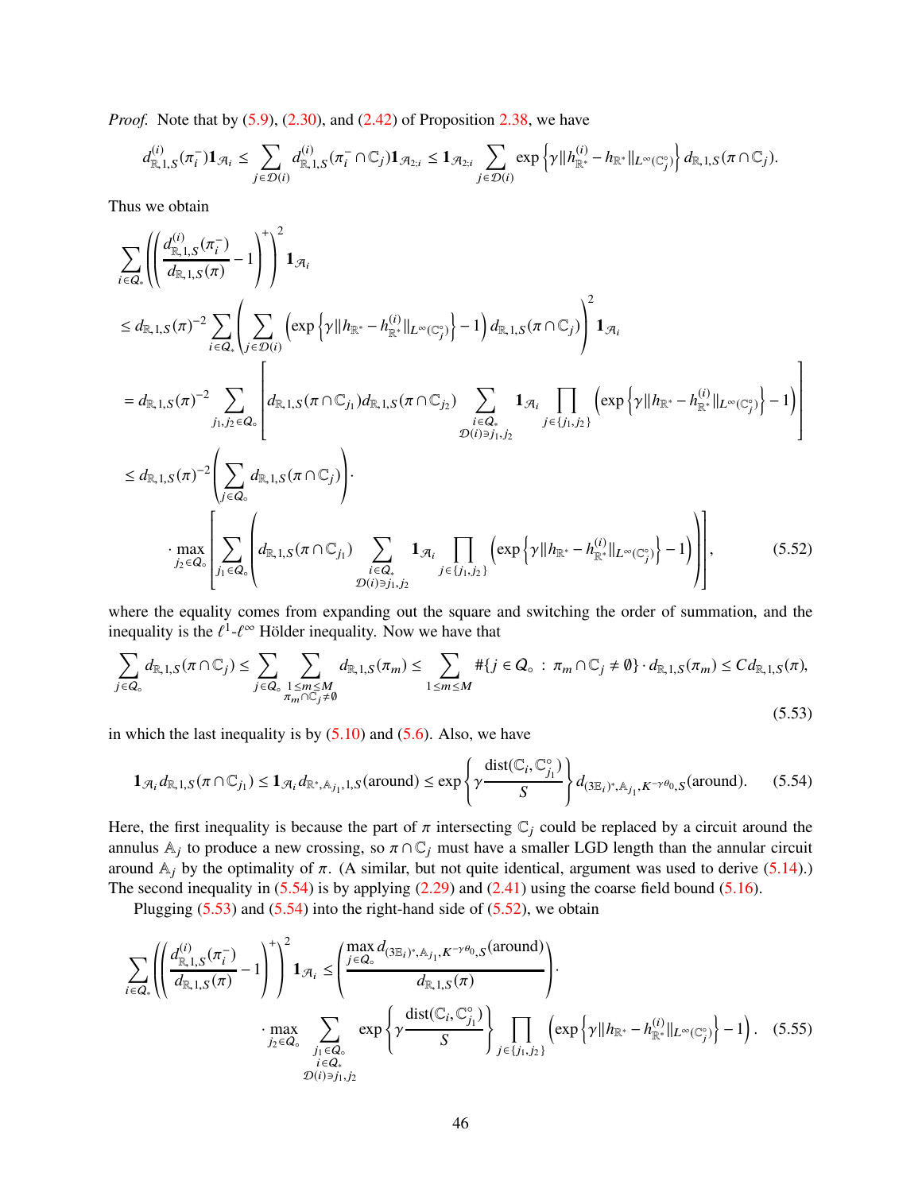*Proof.* Note that by (5.9), (2.30), and (2.42) of Proposition 2.38, we have

$$d^{(i)}_{\mathbb{R},1,S}(\pi_i^-)\mathbf{1}_{\mathcal{A}_i} \le \sum_{j\in\mathcal{D}(i)} d^{(i)}_{\mathbb{R},1,S}(\pi_i^-\cap\mathbb{C}_j)\mathbf{1}_{\mathcal{A}_{2;i}} \le \mathbf{1}_{\mathcal{A}_{2;i}}\sum_{j\in\mathcal{D}(i)}\exp\left\{\gamma\|h^{(i)}_{\mathbb{R}^*}-h_{\mathbb{R}^*}\|_{L^\infty(\mathbb{C}_j^\circ)}\right\}d_{\mathbb{R},1,S}(\pi\cap\mathbb{C}_j).$$

Thus we obtain

$$\begin{aligned}
&\sum_{i\in Q_*}\left(\left(\frac{d^{(i)}_{\mathbb{R},1,S}(\pi_i^-)}{d_{\mathbb{R},1,S}(\pi)}-1\right)^+\right)^2\mathbf{1}_{\mathcal{A}_i}\\
&\le d_{\mathbb{R},1,S}(\pi)^{-2}\sum_{i\in Q_*}\left(\sum_{j\in\mathcal{D}(i)}\left(\exp\left\{\gamma\|h_{\mathbb{R}^*}-h^{(i)}_{\mathbb{R}^*}\|_{L^\infty(\mathbb{C}_j^\circ)}\right\}-1\right)d_{\mathbb{R},1,S}(\pi\cap\mathbb{C}_j)\right)^2\mathbf{1}_{\mathcal{A}_i}\\
&= d_{\mathbb{R},1,S}(\pi)^{-2}\sum_{j_1,j_2\in Q_\circ}\left[d_{\mathbb{R},1,S}(\pi\cap\mathbb{C}_{j_1})d_{\mathbb{R},1,S}(\pi\cap\mathbb{C}_{j_2})\sum_{\substack{i\in Q_*\\ \mathcal{D}(i)\ni j_1,j_2}}\mathbf{1}_{\mathcal{A}_i}\prod_{j\in\{j_1,j_2\}}\left(\exp\left\{\gamma\|h_{\mathbb{R}^*}-h^{(i)}_{\mathbb{R}^*}\|_{L^\infty(\mathbb{C}_j^\circ)}\right\}-1\right)\right]\\
&\le d_{\mathbb{R},1,S}(\pi)^{-2}\left(\sum_{j\in Q_\circ}d_{\mathbb{R},1,S}(\pi\cap\mathbb{C}_j)\right)\cdot\\
&\qquad\cdot\max_{j_2\in Q_\circ}\left[\sum_{j_1\in Q_\circ}\left(d_{\mathbb{R},1,S}(\pi\cap\mathbb{C}_{j_1})\sum_{\substack{i\in Q_*\\ \mathcal{D}(i)\ni j_1,j_2}}\mathbf{1}_{\mathcal{A}_i}\prod_{j\in\{j_1,j_2\}}\left(\exp\left\{\gamma\|h_{\mathbb{R}^*}-h^{(i)}_{\mathbb{R}^*}\|_{L^\infty(\mathbb{C}_j^\circ)}\right\}-1\right)\right)\right],
\end{aligned}\tag{5.52}$$

where the equality comes from expanding out the square and switching the order of summation, and the inequality is the $\ell^1$-$\ell^\infty$ Hölder inequality. Now we have that

$$\sum_{j\in Q_\circ}d_{\mathbb{R},1,S}(\pi\cap\mathbb{C}_j)\le\sum_{j\in Q_\circ}\sum_{\substack{1\le m\le M\\ \pi_m\cap\mathbb{C}_j\ne\emptyset}}d_{\mathbb{R},1,S}(\pi_m)\le\sum_{1\le m\le M}\#\{j\in Q_\circ\,:\,\pi_m\cap\mathbb{C}_j\ne\emptyset\}\cdot d_{\mathbb{R},1,S}(\pi_m)\le Cd_{\mathbb{R},1,S}(\pi),\tag{5.53}$$

in which the last inequality is by (5.10) and (5.6). Also, we have

$$\mathbf{1}_{\mathcal{A}_i}d_{\mathbb{R},1,S}(\pi\cap\mathbb{C}_{j_1})\le\mathbf{1}_{\mathcal{A}_i}d_{\mathbb{R}^*,\mathbb{A}_{j_1},1,S}(\text{around})\le\exp\left\{\gamma\frac{\operatorname{dist}(\mathbb{C}_i,\mathbb{C}_{j_1}^\circ)}{S}\right\}d_{(3\mathbb{E}_i)^*,\mathbb{A}_{j_1},K^{-\gamma\theta_0},S}(\text{around}).\tag{5.54}$$

Here, the first inequality is because the part of $\pi$ intersecting $\mathbb{C}_j$ could be replaced by a circuit around the annulus $\mathbb{A}_j$ to produce a new crossing, so $\pi\cap\mathbb{C}_j$ must have a smaller LGD length than the annular circuit around $\mathbb{A}_j$ by the optimality of $\pi$. (A similar, but not quite identical, argument was used to derive (5.14).) The second inequality in (5.54) is by applying (2.29) and (2.41) using the coarse field bound (5.16).

Plugging (5.53) and (5.54) into the right-hand side of (5.52), we obtain

$$\begin{aligned}
\sum_{i\in Q_*}\left(\left(\frac{d^{(i)}_{\mathbb{R},1,S}(\pi_i^-)}{d_{\mathbb{R},1,S}(\pi)}-1\right)^+\right)^2\mathbf{1}_{\mathcal{A}_i}&\le\left(\frac{\max_{j\in Q_\circ}d_{(3\mathbb{E}_i)^*,\mathbb{A}_{j_1},K^{-\gamma\theta_0},S}(\text{around})}{d_{\mathbb{R},1,S}(\pi)}\right)\cdot\\
&\cdot\max_{j_2\in Q_\circ}\sum_{\substack{j_1\in Q_\circ\\ i\in Q_*\\ \mathcal{D}(i)\ni j_1,j_2}}\exp\left\{\gamma\frac{\operatorname{dist}(\mathbb{C}_i,\mathbb{C}_{j_1}^\circ)}{S}\right\}\prod_{j\in\{j_1,j_2\}}\left(\exp\left\{\gamma\|h_{\mathbb{R}^*}-h^{(i)}_{\mathbb{R}^*}\|_{L^\infty(\mathbb{C}_j^\circ)}\right\}-1\right).
\end{aligned}\tag{5.55}$$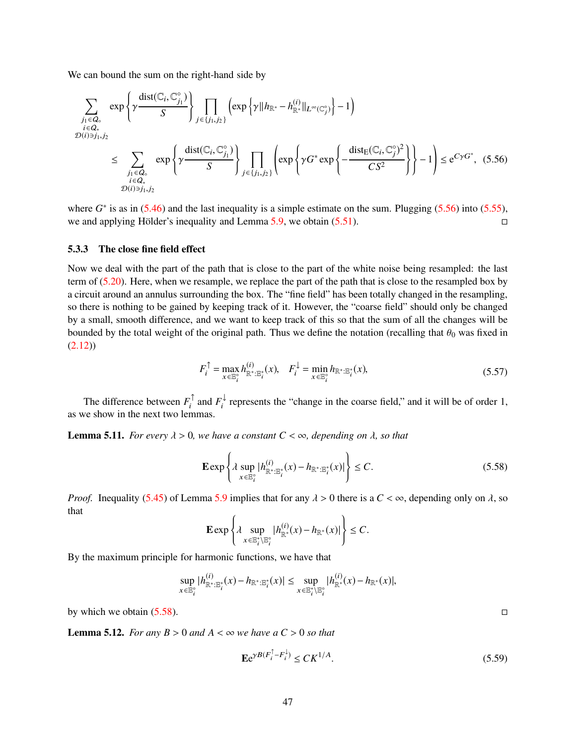We can bound the sum on the right-hand side by

$$\sum_{\substack{j_1\in Q_\circ\\ i\in Q_*\\ \mathcal{D}(i)\ni j_1,j_2}} \exp\left\{\gamma\frac{\operatorname{dist}(\mathbb{C}_i,\mathbb{C}^\circ_{j_1})}{S}\right\}\prod_{j\in\{j_1,j_2\}}\left(\exp\left\{\gamma\|h_{\mathbb{R}^*}-h^{(i)}_{\mathbb{R}^*}\|_{L^\infty(\mathbb{C}^\circ_j)}\right\}-1\right)$$

$$\leq \sum_{\substack{j_1\in Q_\circ\\ i\in Q_*\\ \mathcal{D}(i)\ni j_1,j_2}} \exp\left\{\gamma\frac{\operatorname{dist}(\mathbb{C}_i,\mathbb{C}^\circ_{j_1})}{S}\right\}\prod_{j\in\{j_1,j_2\}}\left(\exp\left\{\gamma G^*\exp\left\{-\frac{\operatorname{dist}_{\mathrm{E}}(\mathbb{C}_i,\mathbb{C}^\circ_j)^2}{CS^2}\right\}\right\}-1\right)\leq \mathrm{e}^{C\gamma G^*}, \quad (5.56)$$

where $G^*$ is as in (5.46) and the last inequality is a simple estimate on the sum. Plugging (5.56) into (5.55), we and applying Hölder's inequality and Lemma 5.9, we obtain (5.51). ◻

### 5.3.3 The close fine field effect

Now we deal with the part of the path that is close to the part of the white noise being resampled: the last term of (5.20). Here, when we resample, we replace the part of the path that is close to the resampled box by a circuit around an annulus surrounding the box. The "fine field" has been totally changed in the resampling, so there is nothing to be gained by keeping track of it. However, the "coarse field" should only be changed by a small, smooth difference, and we want to keep track of this so that the sum of all the changes will be bounded by the total weight of the original path. Thus we define the notation (recalling that $\theta_0$ was fixed in (2.12))

$$F_i^{\uparrow}=\max_{x\in\mathbb{E}_i^\circ}h^{(i)}_{\mathbb{R}^*:\mathbb{E}_i^*}(x),\quad F_i^{\downarrow}=\min_{x\in\mathbb{E}_i^\circ}h_{\mathbb{R}^*:\mathbb{E}_i^*}(x), \quad (5.57)$$

The difference between $F_i^{\uparrow}$ and $F_i^{\downarrow}$ represents the "change in the coarse field," and it will be of order 1, as we show in the next two lemmas.

**Lemma 5.11.** *For every $\lambda>0$, we have a constant $C<\infty$, depending on $\lambda$, so that*

$$\mathbf{E}\exp\left\{\lambda\sup_{x\in\mathbb{E}_i^\circ}|h^{(i)}_{\mathbb{R}^*:\mathbb{E}_i^*}(x)-h_{\mathbb{R}^*:\mathbb{E}_i^*}(x)|\right\}\leq C. \quad (5.58)$$

*Proof.* Inequality (5.45) of Lemma 5.9 implies that for any $\lambda>0$ there is a $C<\infty$, depending only on $\lambda$, so that

$$\mathbf{E}\exp\left\{\lambda\sup_{x\in\mathbb{E}_i^*\setminus\mathbb{E}_i^\circ}|h^{(i)}_{\mathbb{R}^*}(x)-h_{\mathbb{R}^*}(x)|\right\}\leq C.$$

By the maximum principle for harmonic functions, we have that

$$\sup_{x\in\mathbb{E}_i^\circ}|h^{(i)}_{\mathbb{R}^*:\mathbb{E}_i^*}(x)-h_{\mathbb{R}^*:\mathbb{E}_i^*}(x)|\leq\sup_{x\in\mathbb{E}_i^*\setminus\mathbb{E}_i^\circ}|h^{(i)}_{\mathbb{R}^*}(x)-h_{\mathbb{R}^*}(x)|,$$

by which we obtain (5.58). ◻

**Lemma 5.12.** *For any $B>0$ and $A<\infty$ we have a $C>0$ so that*

$$\mathbf{E}\mathrm{e}^{\gamma B(F_i^{\uparrow}-F_i^{\downarrow})}\leq CK^{1/A}. \quad (5.59)$$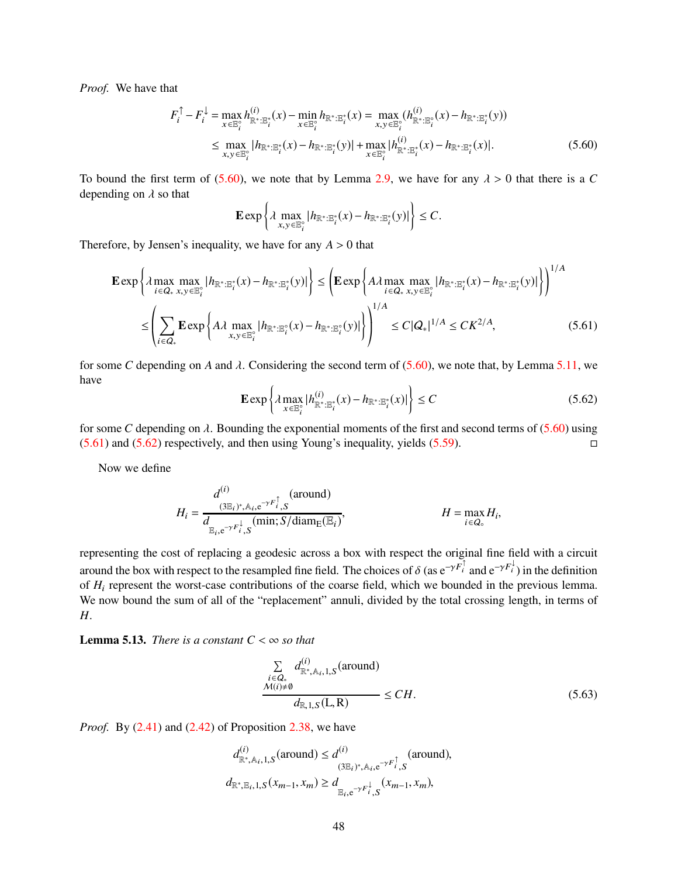*Proof.* We have that

$$
\begin{aligned}
F_i^{\uparrow} - F_i^{\downarrow} &= \max_{x\in\mathbb{E}_i^\circ} h^{(i)}_{\mathbb{R}^*:\mathbb{E}_i^*}(x) - \min_{x\in\mathbb{E}_i^\circ} h_{\mathbb{R}^*:\mathbb{E}_i^*}(x) = \max_{x,y\in\mathbb{E}_i^\circ}(h^{(i)}_{\mathbb{R}^*:\mathbb{E}_i^\circ}(x) - h_{\mathbb{R}^*:\mathbb{E}_i^*}(y)) \\
&\le \max_{x,y\in\mathbb{E}_i^\circ} |h_{\mathbb{R}^*:\mathbb{E}_i^*}(x) - h_{\mathbb{R}^*:\mathbb{E}_i^*}(y)| + \max_{x\in\mathbb{E}_i^\circ} |h^{(i)}_{\mathbb{R}^*:\mathbb{E}_i^*}(x) - h_{\mathbb{R}^*:\mathbb{E}_i^*}(x)|.
\end{aligned} \tag{5.60}
$$

To bound the first term of (5.60), we note that by Lemma 2.9, we have for any $\lambda > 0$ that there is a $C$ depending on $\lambda$ so that

$$
\mathbf{E}\exp\left\{\lambda \max_{x,y\in\mathbb{E}_i^\circ} |h_{\mathbb{R}^*:\mathbb{E}_i^*}(x) - h_{\mathbb{R}^*:\mathbb{E}_i^*}(y)|\right\} \le C.
$$

Therefore, by Jensen's inequality, we have for any $A > 0$ that

$$
\begin{aligned}
\mathbf{E}\exp\left\{\lambda \max_{i\in Q_*}\max_{x,y\in\mathbb{E}_i^\circ} |h_{\mathbb{R}^*:\mathbb{E}_i^*}(x) - h_{\mathbb{R}^*:\mathbb{E}_i^*}(y)|\right\} &\le \left(\mathbf{E}\exp\left\{A\lambda \max_{i\in Q_*}\max_{x,y\in\mathbb{E}_i^\circ} |h_{\mathbb{R}^*:\mathbb{E}_i^*}(x) - h_{\mathbb{R}^*:\mathbb{E}_i^*}(y)|\right\}\right)^{1/A} \\
\le \left(\sum_{i\in Q_*}\mathbf{E}\exp\left\{A\lambda \max_{x,y\in\mathbb{E}_i^\circ} |h_{\mathbb{R}^*:\mathbb{E}_i^\circ}(x) - h_{\mathbb{R}^*:\mathbb{E}_i^\circ}(y)|\right\}\right)^{1/A} &\le C|Q_*|^{1/A} \le CK^{2/A},
\end{aligned} \tag{5.61}
$$

for some $C$ depending on $A$ and $\lambda$. Considering the second term of (5.60), we note that, by Lemma 5.11, we have

$$
\mathbf{E}\exp\left\{\lambda \max_{x\in\mathbb{E}_i^\circ} |h^{(i)}_{\mathbb{R}^*:\mathbb{E}_i^*}(x) - h_{\mathbb{R}^*:\mathbb{E}_i^*}(x)|\right\} \le C \tag{5.62}
$$

for some $C$ depending on $\lambda$. Bounding the exponential moments of the first and second terms of (5.60) using (5.61) and (5.62) respectively, and then using Young's inequality, yields (5.59). $\square$

Now we define

$$
H_i = \frac{d^{(i)}_{(3\mathbb{E}_i)^*,\mathbb{A}_i,\mathrm{e}^{-\gamma F_i^{\uparrow}},S}(\text{around})}{d_{\mathbb{E}_i,\mathrm{e}^{-\gamma F_i^{\downarrow}},S}(\text{min}; S/\mathrm{diam}_{\mathrm{E}}(\mathbb{E}_i))}, \qquad\qquad H = \max_{i\in Q_\circ} H_i,
$$

representing the cost of replacing a geodesic across a box with respect the original fine field with a circuit around the box with respect to the resampled fine field. The choices of $\delta$ (as $\mathrm{e}^{-\gamma F_i^{\uparrow}}$ and $\mathrm{e}^{-\gamma F_i^{\downarrow}}$) in the definition of $H_i$ represent the worst-case contributions of the coarse field, which we bounded in the previous lemma. We now bound the sum of all of the "replacement" annuli, divided by the total crossing length, in terms of $H$.

**Lemma 5.13.** *There is a constant $C < \infty$ so that*

$$
\frac{\sum_{\substack{i\in Q_* \\ \mathcal{M}(i)\neq\emptyset}} d^{(i)}_{\mathbb{R}^*,\mathbb{A}_i,1,S}(\text{around})}{d_{\mathbb{R},1,S}(\mathrm{L},\mathrm{R})} \le CH. \tag{5.63}
$$

*Proof.* By (2.41) and (2.42) of Proposition 2.38, we have

$$
\begin{aligned}
d^{(i)}_{\mathbb{R}^*,\mathbb{A}_i,1,S}(\text{around}) &\le d^{(i)}_{(3\mathbb{E}_i)^*,\mathbb{A}_i,\mathrm{e}^{-\gamma F_i^{\uparrow}},S}(\text{around}), \\
d_{\mathbb{R}^*,\mathbb{E}_i,1,S}(x_{m-1},x_m) &\ge d_{\mathbb{E}_i,\mathrm{e}^{-\gamma F_i^{\downarrow}},S}(x_{m-1},x_m),
\end{aligned}
$$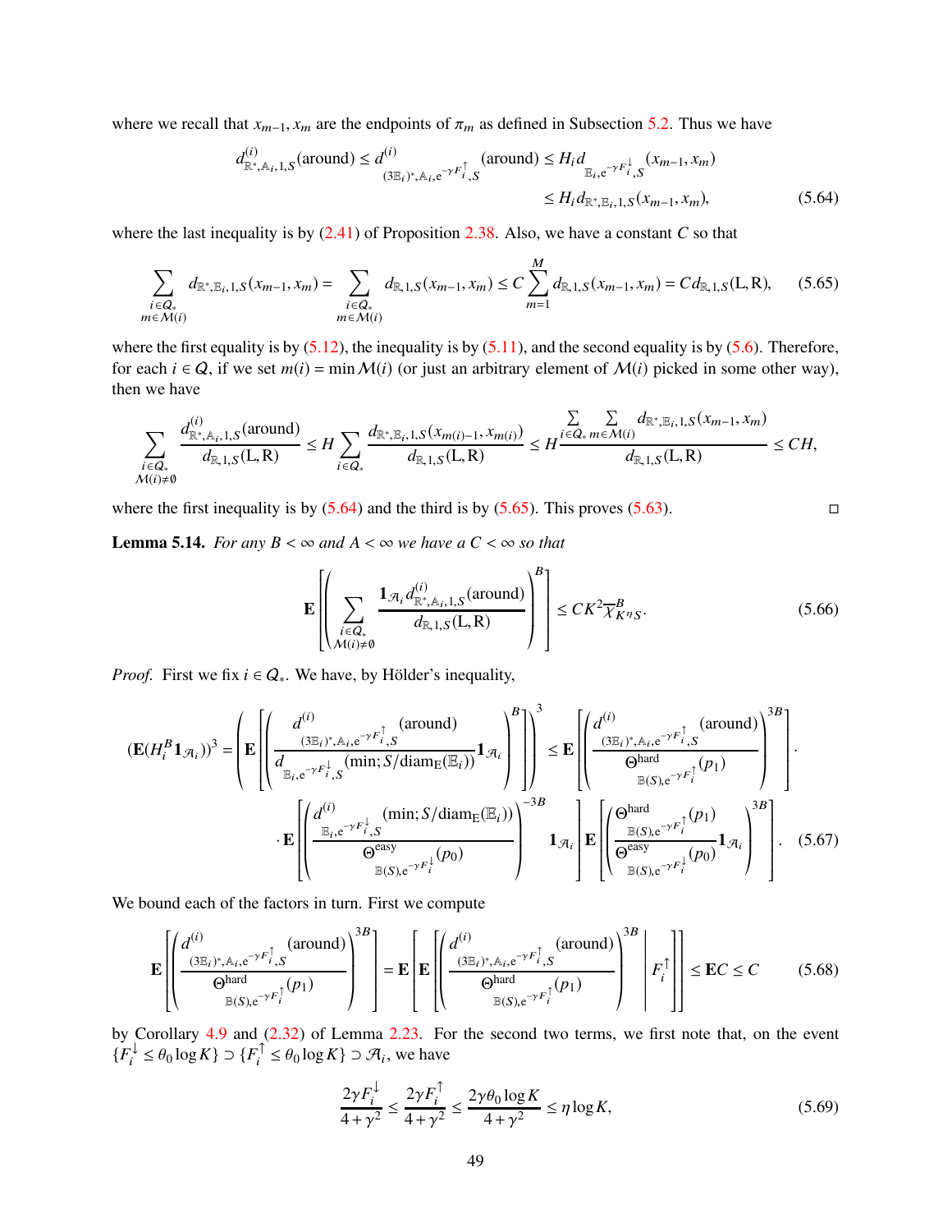where we recall that $x_{m-1}, x_m$ are the endpoints of $\pi_m$ as defined in Subsection 5.2. Thus we have

$$d^{(i)}_{\mathbb{R}^*,\mathbb{A}_i,1,S}(\text{around}) \le d^{(i)}_{(3\mathbb{E}_i)^*,\mathbb{A}_i,e^{-\gamma F_i^{\uparrow}},S}(\text{around}) \le H_i d_{\mathbb{E}_i,e^{-\gamma F_i^{\downarrow}},S}(x_{m-1},x_m)$$
$$\le H_i d_{\mathbb{R}^*,\mathbb{E}_i,1,S}(x_{m-1},x_m), \tag{5.64}$$

where the last inequality is by (2.41) of Proposition 2.38. Also, we have a constant $C$ so that

$$\sum_{\substack{i\in\mathcal{Q}_*\\ m\in\mathcal{M}(i)}} d_{\mathbb{R}^*,\mathbb{E}_i,1,S}(x_{m-1},x_m) = \sum_{\substack{i\in\mathcal{Q}_*\\ m\in\mathcal{M}(i)}} d_{\mathbb{R},1,S}(x_{m-1},x_m) \le C\sum_{m=1}^{M} d_{\mathbb{R},1,S}(x_{m-1},x_m) = Cd_{\mathbb{R},1,S}(\mathrm{L},\mathrm{R}), \tag{5.65}$$

where the first equality is by (5.12), the inequality is by (5.11), and the second equality is by (5.6). Therefore, for each $i\in\mathcal{Q}$, if we set $m(i)=\min\mathcal{M}(i)$ (or just an arbitrary element of $\mathcal{M}(i)$ picked in some other way), then we have

$$\sum_{\substack{i\in\mathcal{Q}_*\\ \mathcal{M}(i)\neq\emptyset}} \frac{d^{(i)}_{\mathbb{R}^*,\mathbb{A}_i,1,S}(\text{around})}{d_{\mathbb{R},1,S}(\mathrm{L},\mathrm{R})} \le H\sum_{i\in\mathcal{Q}_*}\frac{d_{\mathbb{R}^*,\mathbb{E}_i,1,S}(x_{m(i)-1},x_{m(i)})}{d_{\mathbb{R},1,S}(\mathrm{L},\mathrm{R})} \le H\frac{\sum\limits_{i\in\mathcal{Q}_*}\sum\limits_{m\in\mathcal{M}(i)} d_{\mathbb{R}^*,\mathbb{E}_i,1,S}(x_{m-1},x_m)}{d_{\mathbb{R},1,S}(\mathrm{L},\mathrm{R})} \le CH,$$

where the first inequality is by (5.64) and the third is by (5.65). This proves (5.63). □

**Lemma 5.14.** *For any $B<\infty$ and $A<\infty$ we have a $C<\infty$ so that*

$$\mathbf{E}\left[\left(\sum_{\substack{i\in\mathcal{Q}_*\\ \mathcal{M}(i)\neq\emptyset}} \frac{\mathbf{1}_{\mathcal{A}_i} d^{(i)}_{\mathbb{R}^*,\mathbb{A}_i,1,S}(\text{around})}{d_{\mathbb{R},1,S}(\mathrm{L},\mathrm{R})}\right)^B\right] \le CK^2\overline{\chi}^B_{K^\eta S}. \tag{5.66}$$

*Proof.* First we fix $i\in\mathcal{Q}_*$. We have, by Hölder's inequality,

$$(\mathbf{E}(H_i^B\mathbf{1}_{\mathcal{A}_i}))^3 = \left(\mathbf{E}\left[\left(\frac{d^{(i)}_{(3\mathbb{E}_i)^*,\mathbb{A}_i,e^{-\gamma F_i^{\uparrow}},S}(\text{around})}{d_{\mathbb{E}_i,e^{-\gamma F_i^{\downarrow}},S}(\min;S/\mathrm{diam}_{\mathrm{E}}(\mathbb{E}_i))}\mathbf{1}_{\mathcal{A}_i}\right)^B\right]\right)^3 \le \mathbf{E}\left[\left(\frac{d^{(i)}_{(3\mathbb{E}_i)^*,\mathbb{A}_i,e^{-\gamma F_i^{\uparrow}},S}(\text{around})}{\Theta^{\text{hard}}_{\mathbb{B}(S),e^{-\gamma F_i^{\uparrow}}}(p_1)}\right)^{3B}\right]\cdot$$
$$\cdot\mathbf{E}\left[\left(\frac{d^{(i)}_{\mathbb{E}_i,e^{-\gamma F_i^{\downarrow}},S}(\min;S/\mathrm{diam}_{\mathrm{E}}(\mathbb{E}_i))}{\Theta^{\text{easy}}_{\mathbb{B}(S),e^{-\gamma F_i^{\downarrow}}}(p_0)}\right)^{-3B}\mathbf{1}_{\mathcal{A}_i}\right]\mathbf{E}\left[\left(\frac{\Theta^{\text{hard}}_{\mathbb{B}(S),e^{-\gamma F_i^{\uparrow}}}(p_1)}{\Theta^{\text{easy}}_{\mathbb{B}(S),e^{-\gamma F_i^{\downarrow}}}(p_0)}\mathbf{1}_{\mathcal{A}_i}\right)^{3B}\right]. \tag{5.67}$$

We bound each of the factors in turn. First we compute

$$\mathbf{E}\left[\left(\frac{d^{(i)}_{(3\mathbb{E}_i)^*,\mathbb{A}_i,e^{-\gamma F_i^{\uparrow}},S}(\text{around})}{\Theta^{\text{hard}}_{\mathbb{B}(S),e^{-\gamma F_i^{\uparrow}}}(p_1)}\right)^{3B}\right] = \mathbf{E}\left[\mathbf{E}\left[\left(\frac{d^{(i)}_{(3\mathbb{E}_i)^*,\mathbb{A}_i,e^{-\gamma F_i^{\uparrow}},S}(\text{around})}{\Theta^{\text{hard}}_{\mathbb{B}(S),e^{-\gamma F_i^{\uparrow}}}(p_1)}\right)^{3B}\;\middle|\; F_i^{\uparrow}\right]\right] \le \mathbf{E}C \le C \tag{5.68}$$

by Corollary 4.9 and (2.32) of Lemma 2.23. For the second two terms, we first note that, on the event $\{F_i^{\downarrow}\le\theta_0\log K\}\supset\{F_i^{\uparrow}\le\theta_0\log K\}\supset\mathcal{A}_i$, we have

$$\frac{2\gamma F_i^{\downarrow}}{4+\gamma^2} \le \frac{2\gamma F_i^{\uparrow}}{4+\gamma^2} \le \frac{2\gamma\theta_0\log K}{4+\gamma^2} \le \eta\log K, \tag{5.69}$$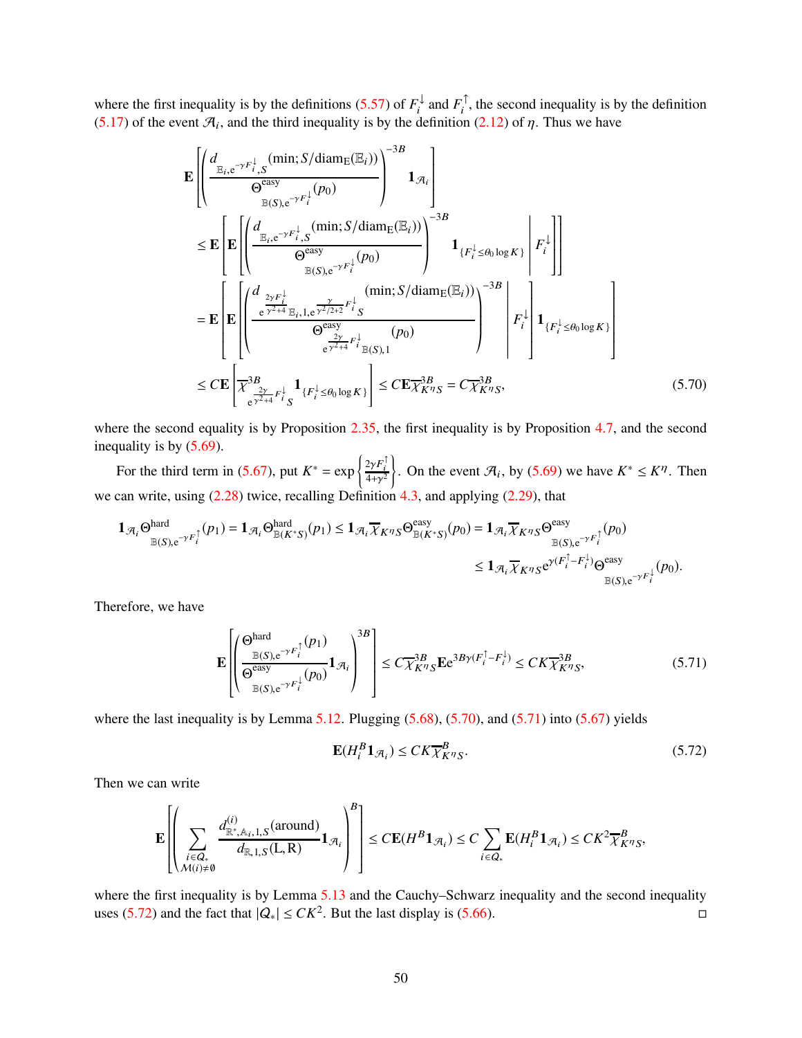where the first inequality is by the definitions (5.57) of $F_i^{\downarrow}$ and $F_i^{\uparrow}$, the second inequality is by the definition (5.17) of the event $\mathcal{A}_i$, and the third inequality is by the definition (2.12) of $\eta$. Thus we have

$$
\begin{aligned}
&\mathbf{E}\left[\left(\frac{d_{\mathbb{E}_i,\mathrm{e}^{-\gamma F_i^{\downarrow}},S}(\min;S/\operatorname{diam}_{\mathrm{E}}(\mathbb{E}_i))}{\Theta^{\mathrm{easy}}_{\mathbb{B}(S),\mathrm{e}^{-\gamma F_i^{\downarrow}}}(p_0)}\right)^{-3B}\mathbf{1}_{\mathcal{A}_i}\right]\\
&\le \mathbf{E}\left[\mathbf{E}\left[\left(\frac{d_{\mathbb{E}_i,\mathrm{e}^{-\gamma F_i^{\downarrow}},S}(\min;S/\operatorname{diam}_{\mathrm{E}}(\mathbb{E}_i))}{\Theta^{\mathrm{easy}}_{\mathbb{B}(S),\mathrm{e}^{-\gamma F_i^{\downarrow}}}(p_0)}\right)^{-3B}\mathbf{1}_{\{F_i^{\downarrow}\le\theta_0\log K\}}\;\middle|\;F_i^{\downarrow}\right]\right]\\
&=\mathbf{E}\left[\mathbf{E}\left[\left(\frac{d_{\mathrm{e}^{\frac{2\gamma F_i^{\downarrow}}{\gamma^2+4}}\mathbb{E}_i,1,\mathrm{e}^{\frac{\gamma}{\gamma^2/2+2}F_i^{\downarrow}}S}(\min;S/\operatorname{diam}_{\mathrm{E}}(\mathbb{E}_i))}{\Theta^{\mathrm{easy}}_{\mathrm{e}^{\frac{2\gamma}{\gamma^2+4}F_i^{\downarrow}}\mathbb{B}(S),1}(p_0)}\right)^{-3B}\;\middle|\;F_i^{\downarrow}\right]\mathbf{1}_{\{F_i^{\downarrow}\le\theta_0\log K\}}\right]\\
&\le C\mathbf{E}\left[\overline{\chi}^{3B}_{\mathrm{e}^{\frac{2\gamma}{\gamma^2+4}F_i^{\downarrow}}S}\mathbf{1}_{\{F_i^{\downarrow}\le\theta_0\log K\}}\right]\le C\mathbf{E}\overline{\chi}^{3B}_{K^{\eta}S}=C\overline{\chi}^{3B}_{K^{\eta}S},
\end{aligned}\tag{5.70}
$$

where the second equality is by Proposition 2.35, the first inequality is by Proposition 4.7, and the second inequality is by (5.69).

For the third term in (5.67), put $K^*=\exp\left\{\frac{2\gamma F_i^{\uparrow}}{4+\gamma^2}\right\}$. On the event $\mathcal{A}_i$, by (5.69) we have $K^*\le K^{\eta}$. Then we can write, using (2.28) twice, recalling Definition 4.3, and applying (2.29), that

$$
\begin{aligned}
\mathbf{1}_{\mathcal{A}_i}\Theta^{\mathrm{hard}}_{\mathbb{B}(S),\mathrm{e}^{-\gamma F_i^{\uparrow}}}(p_1)=\mathbf{1}_{\mathcal{A}_i}\Theta^{\mathrm{hard}}_{\mathbb{B}(K^*S)}(p_1)\le\mathbf{1}_{\mathcal{A}_i}\overline{\chi}_{K^{\eta}S}\Theta^{\mathrm{easy}}_{\mathbb{B}(K^*S)}(p_0)&=\mathbf{1}_{\mathcal{A}_i}\overline{\chi}_{K^{\eta}S}\Theta^{\mathrm{easy}}_{\mathbb{B}(S),\mathrm{e}^{-\gamma F_i^{\uparrow}}}(p_0)\\
&\le\mathbf{1}_{\mathcal{A}_i}\overline{\chi}_{K^{\eta}S}\mathrm{e}^{\gamma(F_i^{\uparrow}-F_i^{\downarrow})}\Theta^{\mathrm{easy}}_{\mathbb{B}(S),\mathrm{e}^{-\gamma F_i^{\downarrow}}}(p_0).
\end{aligned}
$$

Therefore, we have

$$
\mathbf{E}\left[\left(\frac{\Theta^{\mathrm{hard}}_{\mathbb{B}(S),\mathrm{e}^{-\gamma F_i^{\uparrow}}}(p_1)}{\Theta^{\mathrm{easy}}_{\mathbb{B}(S),\mathrm{e}^{-\gamma F_i^{\downarrow}}}(p_0)}\mathbf{1}_{\mathcal{A}_i}\right)^{3B}\right]\le C\overline{\chi}^{3B}_{K^{\eta}S}\mathbf{E}\mathrm{e}^{3B\gamma(F_i^{\uparrow}-F_i^{\downarrow})}\le CK\overline{\chi}^{3B}_{K^{\eta}S},\tag{5.71}
$$

where the last inequality is by Lemma 5.12. Plugging (5.68), (5.70), and (5.71) into (5.67) yields

$$
\mathbf{E}(H_i^B\mathbf{1}_{\mathcal{A}_i})\le CK\overline{\chi}^{B}_{K^{\eta}S}.\tag{5.72}
$$

Then we can write

$$
\mathbf{E}\left[\left(\sum_{\substack{i\in Q_*\\ \mathcal{M}(i)\neq\emptyset}}\frac{d^{(i)}_{\mathbb{R}^*,\mathbb{A}_i,1,S}(\text{around})}{d_{\mathbb{R},1,S}(\mathrm{L},\mathrm{R})}\mathbf{1}_{\mathcal{A}_i}\right)^B\right]\le C\mathbf{E}(H^B\mathbf{1}_{\mathcal{A}_i})\le C\sum_{i\in Q_*}\mathbf{E}(H_i^B\mathbf{1}_{\mathcal{A}_i})\le CK^2\overline{\chi}^{B}_{K^{\eta}S},
$$

where the first inequality is by Lemma 5.13 and the Cauchy–Schwarz inequality and the second inequality uses (5.72) and the fact that $|Q_*|\le CK^2$. But the last display is (5.66). $\square$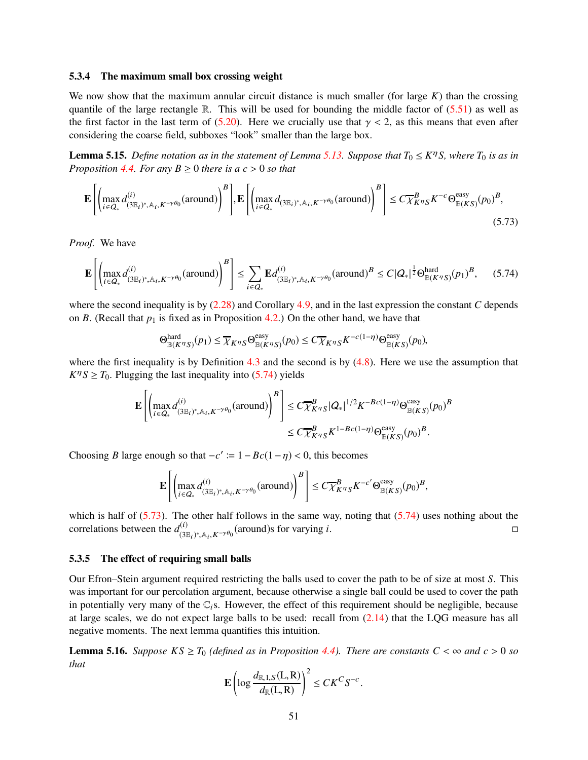### 5.3.4 The maximum small box crossing weight

We now show that the maximum annular circuit distance is much smaller (for large $K$) than the crossing quantile of the large rectangle $\mathbb{R}$. This will be used for bounding the middle factor of (5.51) as well as the first factor in the last term of (5.20). Here we crucially use that $\gamma < 2$, as this means that even after considering the coarse field, subboxes "look" smaller than the large box.

**Lemma 5.15.** *Define notation as in the statement of Lemma 5.13. Suppose that $T_0 \le K^\eta S$, where $T_0$ is as in Proposition 4.4. For any $B \ge 0$ there is a $c > 0$ so that*

$$\mathbf{E}\left[\left(\max_{i\in Q_*} d^{(i)}_{(3\mathbb{E}_i)^*,\mathbb{A}_i,K^{-\gamma\theta_0}}(\text{around})\right)^B\right], \mathbf{E}\left[\left(\max_{i\in Q_*} d_{(3\mathbb{E}_i)^*,\mathbb{A}_i,K^{-\gamma\theta_0}}(\text{around})\right)^B\right] \le C\overline{\chi}^B_{K^\eta S} K^{-c}\Theta^{\text{easy}}_{\mathbb{B}(KS)}(p_0)^B, \tag{5.73}$$

*Proof.* We have

$$\mathbf{E}\left[\left(\max_{i\in Q_*} d^{(i)}_{(3\mathbb{E}_i)^*,\mathbb{A}_i,K^{-\gamma\theta_0}}(\text{around})\right)^B\right] \le \sum_{i\in Q_*} \mathbf{E} d^{(i)}_{(3\mathbb{E}_i)^*,\mathbb{A}_i,K^{-\gamma\theta_0}}(\text{around})^B \le C|Q_*|^{\frac{1}{2}}\Theta^{\text{hard}}_{\mathbb{B}(K^\eta S)}(p_1)^B, \tag{5.74}$$

where the second inequality is by (2.28) and Corollary 4.9, and in the last expression the constant $C$ depends on $B$. (Recall that $p_1$ is fixed as in Proposition 4.2.) On the other hand, we have that

$$\Theta^{\text{hard}}_{\mathbb{B}(K^\eta S)}(p_1) \le \overline{\chi}_{K^\eta S}\Theta^{\text{easy}}_{\mathbb{B}(K^\eta S)}(p_0) \le C\overline{\chi}_{K^\eta S}K^{-c(1-\eta)}\Theta^{\text{easy}}_{\mathbb{B}(KS)}(p_0),$$

where the first inequality is by Definition 4.3 and the second is by (4.8). Here we use the assumption that $K^\eta S \ge T_0$. Plugging the last inequality into (5.74) yields

$$\begin{aligned}
\mathbf{E}\left[\left(\max_{i\in Q_*} d^{(i)}_{(3\mathbb{E}_i)^*,\mathbb{A}_i,K^{-\gamma\theta_0}}(\text{around})\right)^B\right] &\le C\overline{\chi}^B_{K^\eta S}|Q_*|^{1/2}K^{-Bc(1-\eta)}\Theta^{\text{easy}}_{\mathbb{B}(KS)}(p_0)^B \\
&\le C\overline{\chi}^B_{K^\eta S}K^{1-Bc(1-\eta)}\Theta^{\text{easy}}_{\mathbb{B}(KS)}(p_0)^B.
\end{aligned}$$

Choosing $B$ large enough so that $-c' := 1 - Bc(1-\eta) < 0$, this becomes

$$\mathbf{E}\left[\left(\max_{i\in Q_*} d^{(i)}_{(3\mathbb{E}_i)^*,\mathbb{A}_i,K^{-\gamma\theta_0}}(\text{around})\right)^B\right] \le C\overline{\chi}^B_{K^\eta S}K^{-c'}\Theta^{\text{easy}}_{\mathbb{B}(KS)}(p_0)^B,$$

which is half of (5.73). The other half follows in the same way, noting that (5.74) uses nothing about the correlations between the $d^{(i)}_{(3\mathbb{E}_i)^*,\mathbb{A}_i,K^{-\gamma\theta_0}}(\text{around})$s for varying $i$. □

### 5.3.5 The effect of requiring small balls

Our Efron–Stein argument required restricting the balls used to cover the path to be of size at most $S$. This was important for our percolation argument, because otherwise a single ball could be used to cover the path in potentially very many of the $\mathbb{C}_i$s. However, the effect of this requirement should be negligible, because at large scales, we do not expect large balls to be used: recall from (2.14) that the LQG measure has all negative moments. The next lemma quantifies this intuition.

**Lemma 5.16.** *Suppose $KS \ge T_0$ (defined as in Proposition 4.4). There are constants $C < \infty$ and $c > 0$ so that*

$$\mathbf{E}\left(\log\frac{d_{\mathbb{R},1,S}(\mathrm{L},\mathrm{R})}{d_{\mathbb{R}}(\mathrm{L},\mathrm{R})}\right)^2 \le CK^C S^{-c}.$$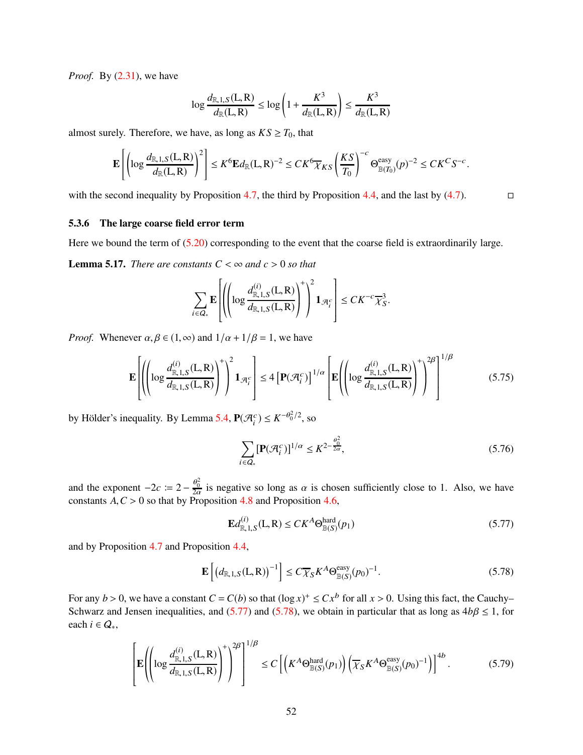*Proof.* By (2.31), we have

$$\log \frac{d_{\mathbb{R},1,S}(\mathrm{L},\mathrm{R})}{d_{\mathbb{R}}(\mathrm{L},\mathrm{R})} \le \log\left(1+\frac{K^3}{d_{\mathbb{R}}(\mathrm{L},\mathrm{R})}\right) \le \frac{K^3}{d_{\mathbb{R}}(\mathrm{L},\mathrm{R})}$$

almost surely. Therefore, we have, as long as $KS \ge T_0$, that

$$\mathbf{E}\left[\left(\log\frac{d_{\mathbb{R},1,S}(\mathrm{L},\mathrm{R})}{d_{\mathbb{R}}(\mathrm{L},\mathrm{R})}\right)^2\right] \le K^6 \mathbf{E} d_{\mathbb{R}}(\mathrm{L},\mathrm{R})^{-2} \le CK^6 \overline{\chi}_{KS}\left(\frac{KS}{T_0}\right)^{-c} \Theta^{\mathrm{easy}}_{\mathbb{B}(T_0)}(p)^{-2} \le CK^C S^{-c}.$$

with the second inequality by Proposition 4.7, the third by Proposition 4.4, and the last by (4.7). $\square$

### 5.3.6 The large coarse field error term

Here we bound the term of (5.20) corresponding to the event that the coarse field is extraordinarily large.

**Lemma 5.17.** *There are constants $C<\infty$ and $c>0$ so that*

$$\sum_{i\in Q_*} \mathbf{E}\left[\left(\left(\log\frac{d^{(i)}_{\mathbb{R},1,S}(\mathrm{L},\mathrm{R})}{d_{\mathbb{R},1,S}(\mathrm{L},\mathrm{R})}\right)^+\right)^2 \mathbf{1}_{\mathcal{A}_i^c}\right] \le CK^{-c}\overline{\chi}_S^3.$$

*Proof.* Whenever $\alpha,\beta\in(1,\infty)$ and $1/\alpha+1/\beta=1$, we have

$$\mathbf{E}\left[\left(\left(\log\frac{d^{(i)}_{\mathbb{R},1,S}(\mathrm{L},\mathrm{R})}{d_{\mathbb{R},1,S}(\mathrm{L},\mathrm{R})}\right)^+\right)^2 \mathbf{1}_{\mathcal{A}_i^c}\right] \le 4\left[\mathbf{P}(\mathcal{A}_i^c)\right]^{1/\alpha}\left[\mathbf{E}\left(\left(\log\frac{d^{(i)}_{\mathbb{R},1,S}(\mathrm{L},\mathrm{R})}{d_{\mathbb{R},1,S}(\mathrm{L},\mathrm{R})}\right)^+\right)^{2\beta}\right]^{1/\beta} \tag{5.75}$$

by Hölder's inequality. By Lemma 5.4, $\mathbf{P}(\mathcal{A}_i^c)\le K^{-\theta_0^2/2}$, so

$$\sum_{i\in Q_*}[\mathbf{P}(\mathcal{A}_i^c)]^{1/\alpha} \le K^{2-\frac{\theta_0^2}{2\alpha}}, \tag{5.76}$$

and the exponent $-2c := 2-\frac{\theta_0^2}{2\alpha}$ is negative so long as $\alpha$ is chosen sufficiently close to 1. Also, we have constants $A,C>0$ so that by Proposition 4.8 and Proposition 4.6,

$$\mathbf{E} d^{(i)}_{\mathbb{R},1,S}(\mathrm{L},\mathrm{R}) \le CK^A \Theta^{\mathrm{hard}}_{\mathbb{B}(S)}(p_1) \tag{5.77}$$

and by Proposition 4.7 and Proposition 4.4,

$$\mathbf{E}\left[\left(d_{\mathbb{R},1,S}(\mathrm{L},\mathrm{R})\right)^{-1}\right] \le C\overline{\chi}_S K^A \Theta^{\mathrm{easy}}_{\mathbb{B}(S)}(p_0)^{-1}. \tag{5.78}$$

For any $b>0$, we have a constant $C=C(b)$ so that $(\log x)^+\le Cx^b$ for all $x>0$. Using this fact, the Cauchy–Schwarz and Jensen inequalities, and (5.77) and (5.78), we obtain in particular that as long as $4b\beta\le 1$, for each $i\in Q_*$,

$$\left[\mathbf{E}\left(\left(\log\frac{d^{(i)}_{\mathbb{R},1,S}(\mathrm{L},\mathrm{R})}{d_{\mathbb{R},1,S}(\mathrm{L},\mathrm{R})}\right)^+\right)^{2\beta}\right]^{1/\beta} \le C\left[\left(K^A\Theta^{\mathrm{hard}}_{\mathbb{B}(S)}(p_1)\right)\left(\overline{\chi}_S K^A \Theta^{\mathrm{easy}}_{\mathbb{B}(S)}(p_0)^{-1}\right)\right]^{4b}. \tag{5.79}$$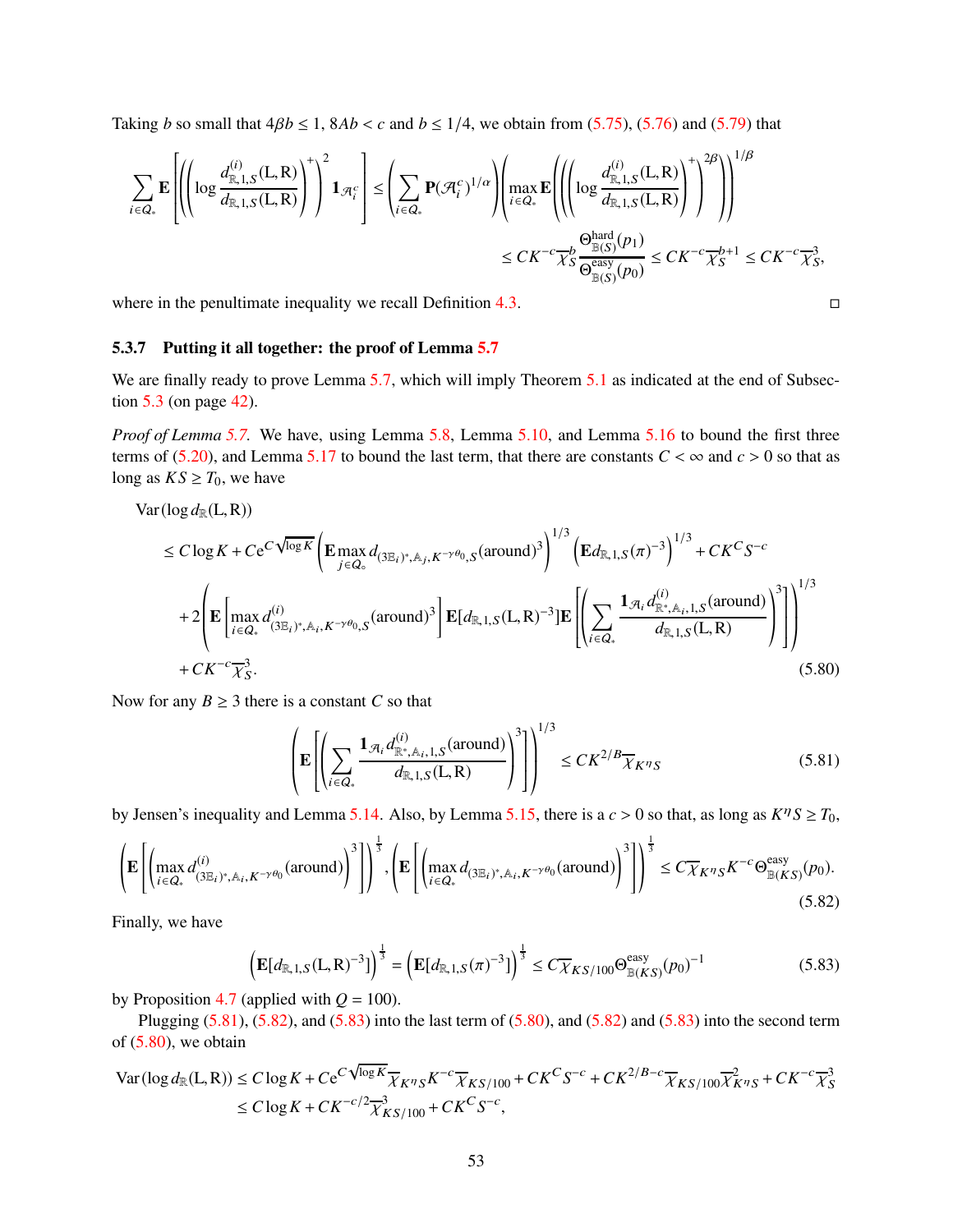Taking $b$ so small that $4\beta b \le 1$, $8Ab < c$ and $b \le 1/4$, we obtain from (5.75), (5.76) and (5.79) that

$$\sum_{i\in Q_*} \mathbf{E}\left[\left(\left(\log \frac{d^{(i)}_{\mathbb{R},1,S}(\mathrm{L},\mathrm{R})}{d_{\mathbb{R},1,S}(\mathrm{L},\mathrm{R})}\right)^+\right)^2 \mathbf{1}_{\mathcal{A}_i^c}\right] \le \left(\sum_{i\in Q_*} \mathbf{P}(\mathcal{A}_i^c)^{1/\alpha}\right)\left(\max_{i\in Q_*} \mathbf{E}\left(\left(\left(\log \frac{d^{(i)}_{\mathbb{R},1,S}(\mathrm{L},\mathrm{R})}{d_{\mathbb{R},1,S}(\mathrm{L},\mathrm{R})}\right)^+\right)^{2\beta}\right)\right)^{1/\beta}$$

$$\le CK^{-c}\overline{\chi}_S^{\,b}\frac{\Theta^{\mathrm{hard}}_{\mathbb{B}(S)}(p_1)}{\Theta^{\mathrm{easy}}_{\mathbb{B}(S)}(p_0)} \le CK^{-c}\overline{\chi}_S^{\,b+1} \le CK^{-c}\overline{\chi}_S^{\,3},$$

where in the penultimate inequality we recall Definition 4.3. □

### 5.3.7 Putting it all together: the proof of Lemma 5.7

We are finally ready to prove Lemma 5.7, which will imply Theorem 5.1 as indicated at the end of Subsection 5.3 (on page 42).

*Proof of Lemma 5.7.* We have, using Lemma 5.8, Lemma 5.10, and Lemma 5.16 to bound the first three terms of (5.20), and Lemma 5.17 to bound the last term, that there are constants $C < \infty$ and $c > 0$ so that as long as $KS \ge T_0$, we have

$$\begin{aligned}
&\operatorname{Var}(\log d_{\mathbb{R}}(\mathrm{L},\mathrm{R}))\\
&\le C\log K + Ce^{C\sqrt{\log K}}\left(\mathbf{E}\max_{j\in Q_\circ} d_{(3\mathbb{E}_i)^*,\mathbb{A}_j,K^{-\gamma\theta_0},S}(\text{around})^3\right)^{1/3}\left(\mathbf{E}d_{\mathbb{R},1,S}(\pi)^{-3}\right)^{1/3} + CK^C S^{-c}\\
&\quad + 2\left(\mathbf{E}\left[\max_{i\in Q_*} d^{(i)}_{(3\mathbb{E}_i)^*,\mathbb{A}_i,K^{-\gamma\theta_0},S}(\text{around})^3\right]\mathbf{E}[d_{\mathbb{R},1,S}(\mathrm{L},\mathrm{R})^{-3}]\mathbf{E}\left[\left(\sum_{i\in Q_*}\frac{\mathbf{1}_{\mathcal{A}_i} d^{(i)}_{\mathbb{R}^*,\mathbb{A}_i,1,S}(\text{around})}{d_{\mathbb{R},1,S}(\mathrm{L},\mathrm{R})}\right)^3\right]\right)^{1/3}\\
&\quad + CK^{-c}\overline{\chi}_S^{\,3}.
\end{aligned} \tag{5.80}$$

Now for any $B \ge 3$ there is a constant $C$ so that

$$\left(\mathbf{E}\left[\left(\sum_{i\in Q_*}\frac{\mathbf{1}_{\mathcal{A}_i} d^{(i)}_{\mathbb{R}^*,\mathbb{A}_i,1,S}(\text{around})}{d_{\mathbb{R},1,S}(\mathrm{L},\mathrm{R})}\right)^3\right]\right)^{1/3} \le CK^{2/B}\overline{\chi}_{K^\eta S} \tag{5.81}$$

by Jensen's inequality and Lemma 5.14. Also, by Lemma 5.15, there is a $c > 0$ so that, as long as $K^\eta S \ge T_0$,

$$\left(\mathbf{E}\left[\left(\max_{i\in Q_*} d^{(i)}_{(3\mathbb{E}_i)^*,\mathbb{A}_i,K^{-\gamma\theta_0}}(\text{around})\right)^3\right]\right)^{\frac{1}{3}}, \left(\mathbf{E}\left[\left(\max_{i\in Q_*} d_{(3\mathbb{E}_i)^*,\mathbb{A}_i,K^{-\gamma\theta_0}}(\text{around})\right)^3\right]\right)^{\frac{1}{3}} \le C\overline{\chi}_{K^\eta S}K^{-c}\Theta^{\mathrm{easy}}_{\mathbb{B}(KS)}(p_0). \tag{5.82}$$

Finally, we have

$$\left(\mathbf{E}[d_{\mathbb{R},1,S}(\mathrm{L},\mathrm{R})^{-3}]\right)^{\frac{1}{3}} = \left(\mathbf{E}[d_{\mathbb{R},1,S}(\pi)^{-3}]\right)^{\frac{1}{3}} \le C\overline{\chi}_{KS/100}\Theta^{\mathrm{easy}}_{\mathbb{B}(KS)}(p_0)^{-1} \tag{5.83}$$

by Proposition 4.7 (applied with $Q = 100$).

Plugging (5.81), (5.82), and (5.83) into the last term of (5.80), and (5.82) and (5.83) into the second term of (5.80), we obtain

$$\begin{aligned}
\operatorname{Var}(\log d_{\mathbb{R}}(\mathrm{L},\mathrm{R})) &\le C\log K + Ce^{C\sqrt{\log K}}\overline{\chi}_{K^\eta S}K^{-c}\overline{\chi}_{KS/100} + CK^C S^{-c} + CK^{2/B-c}\overline{\chi}_{KS/100}\overline{\chi}^2_{K^\eta S} + CK^{-c}\overline{\chi}_S^{\,3}\\
&\le C\log K + CK^{-c/2}\overline{\chi}^3_{KS/100} + CK^C S^{-c},
\end{aligned}$$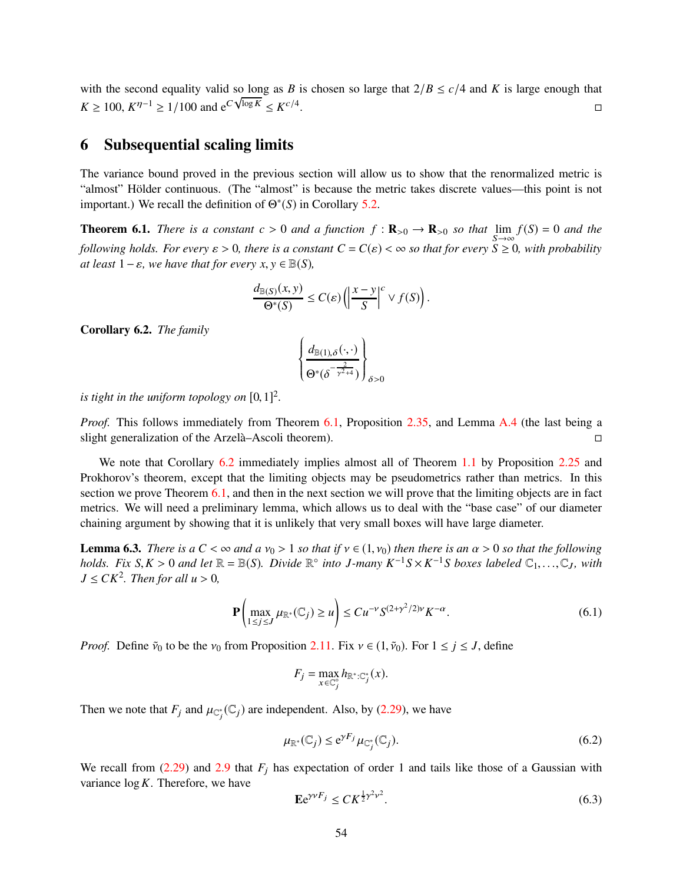with the second equality valid so long as $B$ is chosen so large that $2/B \le c/4$ and $K$ is large enough that $K \ge 100$, $K^{\eta-1} \ge 1/100$ and $e^{C\sqrt{\log K}} \le K^{c/4}$. $\square$

# 6 Subsequential scaling limits

The variance bound proved in the previous section will allow us to show that the renormalized metric is "almost" Hölder continuous. (The "almost" is because the metric takes discrete values—this point is not important.) We recall the definition of $\Theta^*(S)$ in Corollary 5.2.

**Theorem 6.1.** *There is a constant $c > 0$ and a function $f : \mathbf{R}_{>0} \to \mathbf{R}_{>0}$ so that $\lim_{S\to\infty} f(S) = 0$ and the following holds. For every $\varepsilon > 0$, there is a constant $C = C(\varepsilon) < \infty$ so that for every $S \ge 0$, with probability at least $1 - \varepsilon$, we have that for every $x, y \in \mathbb{B}(S)$,*

$$\frac{d_{\mathbb{B}(S)}(x,y)}{\Theta^*(S)} \le C(\varepsilon)\left(\left|\frac{x-y}{S}\right|^c \vee f(S)\right).$$

**Corollary 6.2.** *The family*

$$\left\{\frac{d_{\mathbb{B}(1),\delta}(\cdot,\cdot)}{\Theta^*(\delta^{-\frac{2}{\gamma^2+4}})}\right\}_{\delta>0}$$

*is tight in the uniform topology on $[0,1]^2$.*

*Proof.* This follows immediately from Theorem 6.1, Proposition 2.35, and Lemma A.4 (the last being a slight generalization of the Arzelà–Ascoli theorem). $\square$

We note that Corollary 6.2 immediately implies almost all of Theorem 1.1 by Proposition 2.25 and Prokhorov's theorem, except that the limiting objects may be pseudometrics rather than metrics. In this section we prove Theorem 6.1, and then in the next section we will prove that the limiting objects are in fact metrics. We will need a preliminary lemma, which allows us to deal with the "base case" of our diameter chaining argument by showing that it is unlikely that very small boxes will have large diameter.

**Lemma 6.3.** *There is a $C < \infty$ and a $\nu_0 > 1$ so that if $\nu \in (1, \nu_0)$ then there is an $\alpha > 0$ so that the following holds. Fix $S, K > 0$ and let $\mathbb{R} = \mathbb{B}(S)$. Divide $\mathbb{R}^\circ$ into $J$-many $K^{-1}S \times K^{-1}S$ boxes labeled $\mathbb{C}_1, \ldots, \mathbb{C}_J$, with $J \le CK^2$. Then for all $u > 0$,*

$$\mathbf{P}\left(\max_{1\le j\le J}\mu_{\mathbb{R}^*}(\mathbb{C}_j) \ge u\right) \le Cu^{-\nu}S^{(2+\gamma^2/2)\nu}K^{-\alpha}. \tag{6.1}$$

*Proof.* Define $\tilde{\nu}_0$ to be the $\nu_0$ from Proposition 2.11. Fix $\nu \in (1, \tilde{\nu}_0)$. For $1 \le j \le J$, define

$$F_j = \max_{x\in\mathbb{C}_j^\circ} h_{\mathbb{R}^*:\mathbb{C}_j^*}(x).$$

Then we note that $F_j$ and $\mu_{\mathbb{C}_j^*}(\mathbb{C}_j)$ are independent. Also, by (2.29), we have

$$\mu_{\mathbb{R}^*}(\mathbb{C}_j) \le e^{\gamma F_j}\mu_{\mathbb{C}_j^*}(\mathbb{C}_j). \tag{6.2}$$

We recall from (2.29) and 2.9 that $F_j$ has expectation of order 1 and tails like those of a Gaussian with variance $\log K$. Therefore, we have

$$\mathbf{E}e^{\gamma\nu F_j} \le CK^{\frac{1}{2}\gamma^2\nu^2}. \tag{6.3}$$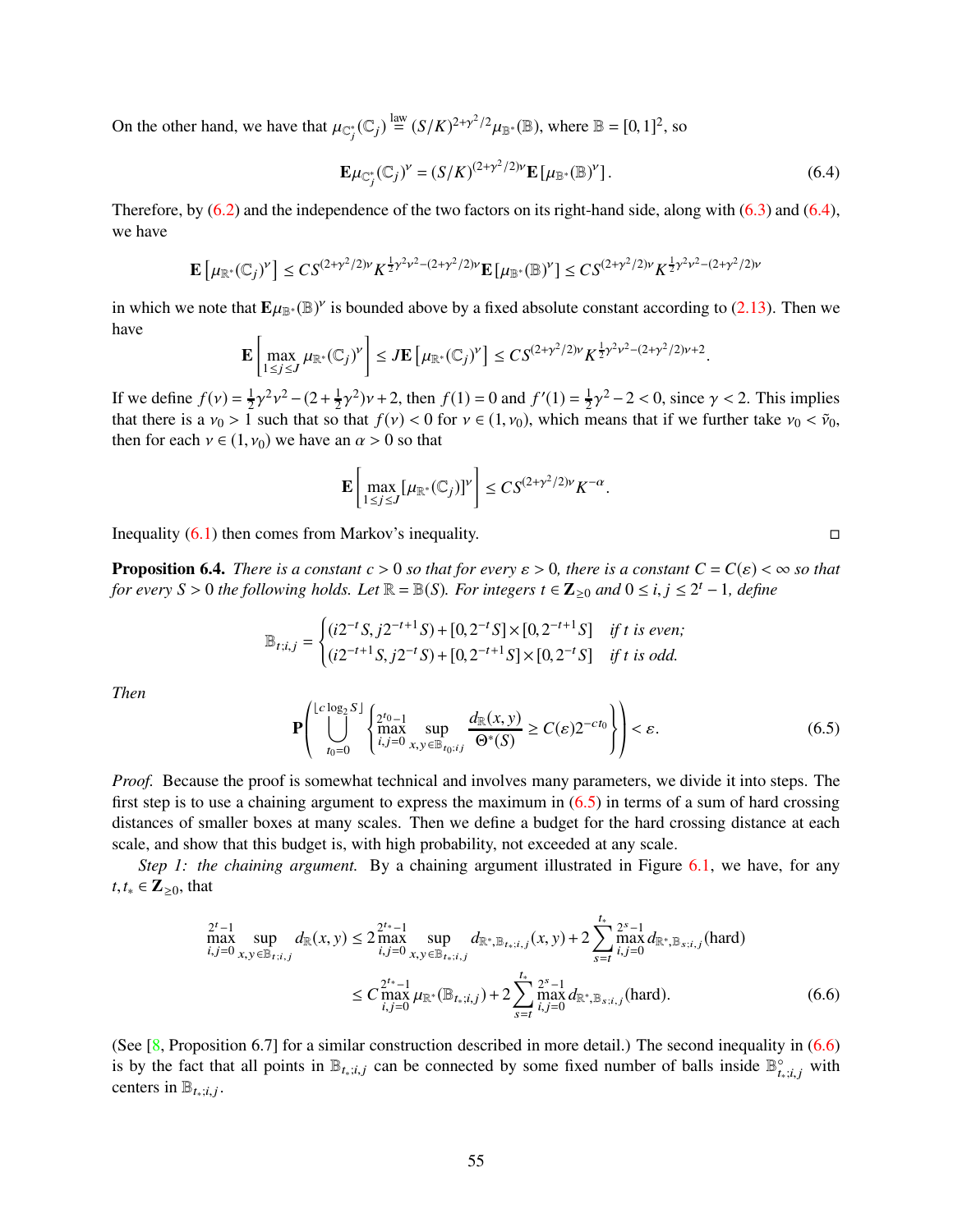On the other hand, we have that $\mu_{\mathbb{C}_j^*}(\mathbb{C}_j) \overset{\text{law}}{=} (S/K)^{2+\gamma^2/2}\mu_{\mathbb{B}^*}(\mathbb{B})$, where $\mathbb{B} = [0,1]^2$, so

$$\mathbf{E}\mu_{\mathbb{C}_j^*}(\mathbb{C}_j)^\nu = (S/K)^{(2+\gamma^2/2)\nu}\mathbf{E}\left[\mu_{\mathbb{B}^*}(\mathbb{B})^\nu\right]. \tag{6.4}$$

Therefore, by (6.2) and the independence of the two factors on its right-hand side, along with (6.3) and (6.4), we have

$$\mathbf{E}\left[\mu_{\mathbb{R}^*}(\mathbb{C}_j)^\nu\right] \le CS^{(2+\gamma^2/2)\nu}K^{\frac{1}{2}\gamma^2\nu^2-(2+\gamma^2/2)\nu}\mathbf{E}\left[\mu_{\mathbb{B}^*}(\mathbb{B})^\nu\right] \le CS^{(2+\gamma^2/2)\nu}K^{\frac{1}{2}\gamma^2\nu^2-(2+\gamma^2/2)\nu}$$

in which we note that $\mathbf{E}\mu_{\mathbb{B}^*}(\mathbb{B})^\nu$ is bounded above by a fixed absolute constant according to (2.13). Then we have

$$\mathbf{E}\left[\max_{1\le j\le J}\mu_{\mathbb{R}^*}(\mathbb{C}_j)^\nu\right] \le J\mathbf{E}\left[\mu_{\mathbb{R}^*}(\mathbb{C}_j)^\nu\right] \le CS^{(2+\gamma^2/2)\nu}K^{\frac{1}{2}\gamma^2\nu^2-(2+\gamma^2/2)\nu+2}.$$

If we define $f(\nu) = \frac{1}{2}\gamma^2\nu^2 - (2+\frac{1}{2}\gamma^2)\nu + 2$, then $f(1) = 0$ and $f'(1) = \frac{1}{2}\gamma^2 - 2 < 0$, since $\gamma < 2$. This implies that there is a $\nu_0 > 1$ such that so that $f(\nu) < 0$ for $\nu \in (1, \nu_0)$, which means that if we further take $\nu_0 < \tilde{\nu}_0$, then for each $\nu \in (1, \nu_0)$ we have an $\alpha > 0$ so that

$$\mathbf{E}\left[\max_{1\le j\le J}\left[\mu_{\mathbb{R}^*}(\mathbb{C}_j)\right]^\nu\right] \le CS^{(2+\gamma^2/2)\nu}K^{-\alpha}.$$

Inequality (6.1) then comes from Markov's inequality. □

**Proposition 6.4.** *There is a constant $c > 0$ so that for every $\varepsilon > 0$, there is a constant $C = C(\varepsilon) < \infty$ so that for every $S > 0$ the following holds. Let $\mathbb{R} = \mathbb{B}(S)$. For integers $t \in \mathbf{Z}_{\ge 0}$ and $0 \le i, j \le 2^t - 1$, define*

$$\mathbb{B}_{t;i,j} = \begin{cases} (i2^{-t}S, j2^{-t+1}S) + [0, 2^{-t}S] \times [0, 2^{-t+1}S] & \text{if } t \text{ is even;} \\ (i2^{-t+1}S, j2^{-t}S) + [0, 2^{-t+1}S] \times [0, 2^{-t}S] & \text{if } t \text{ is odd.} \end{cases}$$

*Then*

$$\mathbf{P}\left(\bigcup_{t_0=0}^{\lfloor c\log_2 S\rfloor}\left\{\max_{i,j=0}^{2^{t_0}-1}\sup_{x,y\in\mathbb{B}_{t_0;i,j}}\frac{d_{\mathbb{R}}(x,y)}{\Theta^*(S)} \ge C(\varepsilon)2^{-ct_0}\right\}\right) < \varepsilon. \tag{6.5}$$

*Proof.* Because the proof is somewhat technical and involves many parameters, we divide it into steps. The first step is to use a chaining argument to express the maximum in (6.5) in terms of a sum of hard crossing distances of smaller boxes at many scales. Then we define a budget for the hard crossing distance at each scale, and show that this budget is, with high probability, not exceeded at any scale.

*Step 1: the chaining argument.* By a chaining argument illustrated in Figure 6.1, we have, for any $t, t_* \in \mathbf{Z}_{\ge 0}$, that

$$\begin{aligned}\max_{i,j=0}^{2^t-1}\sup_{x,y\in\mathbb{B}_{t;i,j}} d_{\mathbb{R}}(x,y) &\le 2\max_{i,j=0}^{2^{t_*}-1}\sup_{x,y\in\mathbb{B}_{t_*;i,j}} d_{\mathbb{R}^*,\mathbb{B}_{t_*;i,j}}(x,y) + 2\sum_{s=t}^{t_*}\max_{i,j=0}^{2^s-1} d_{\mathbb{R}^*,\mathbb{B}_{s;i,j}}(\text{hard}) \\ &\le C\max_{i,j=0}^{2^{t_*}-1}\mu_{\mathbb{R}^*}(\mathbb{B}_{t_*;i,j}) + 2\sum_{s=t}^{t_*}\max_{i,j=0}^{2^s-1} d_{\mathbb{R}^*,\mathbb{B}_{s;i,j}}(\text{hard}).\end{aligned} \tag{6.6}$$

(See [8, Proposition 6.7] for a similar construction described in more detail.) The second inequality in (6.6) is by the fact that all points in $\mathbb{B}_{t_*;i,j}$ can be connected by some fixed number of balls inside $\mathbb{B}_{t_*;i,j}^\circ$ with centers in $\mathbb{B}_{t_*;i,j}$.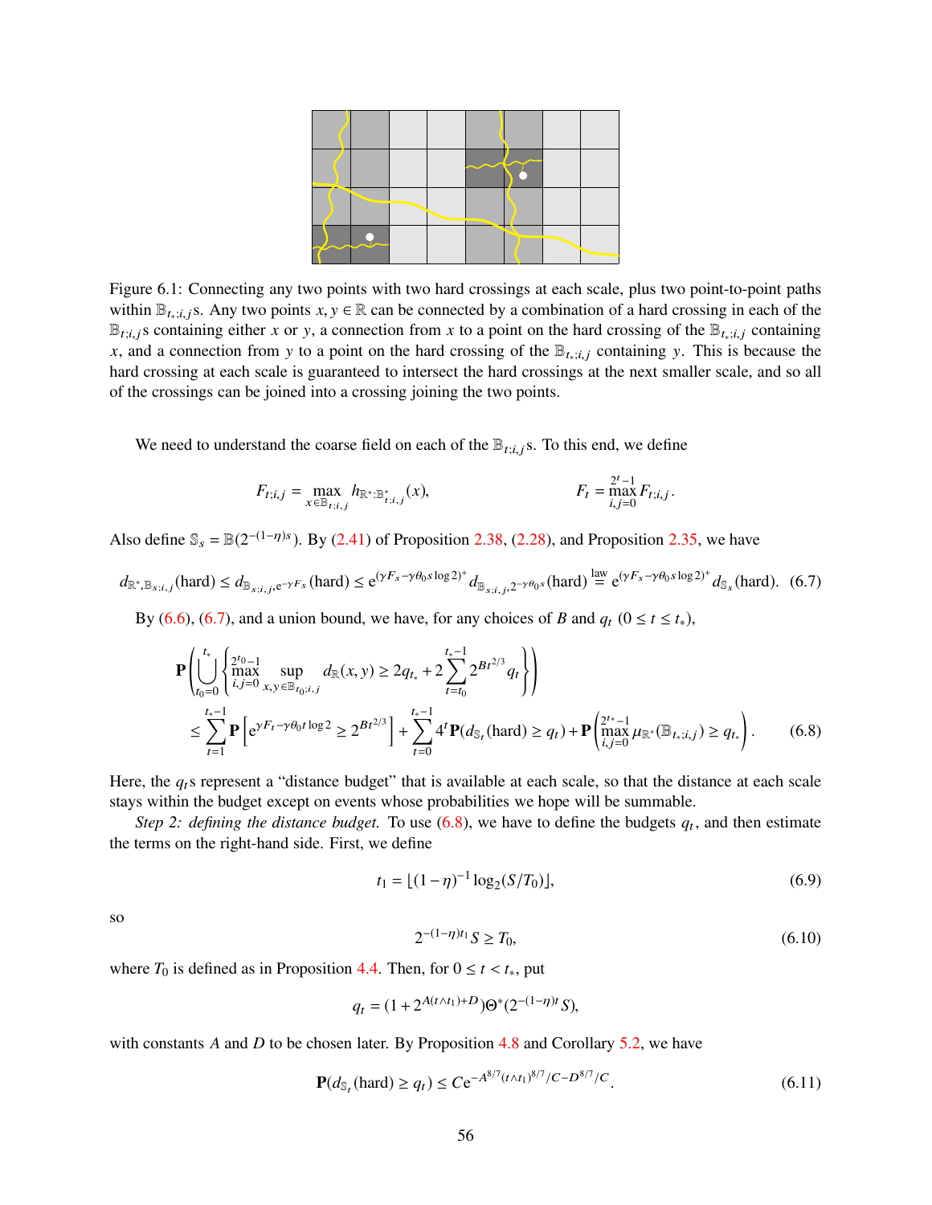Figure 6.1: Connecting any two points with two hard crossings at each scale, plus two point-to-point paths within $\mathbb{B}_{t_*;i,j}$s. Any two points $x, y \in \mathbb{R}$ can be connected by a combination of a hard crossing in each of the $\mathbb{B}_{t;i,j}$s containing either $x$ or $y$, a connection from $x$ to a point on the hard crossing of the $\mathbb{B}_{t_*;i,j}$ containing $x$, and a connection from $y$ to a point on the hard crossing of the $\mathbb{B}_{t_*;i,j}$ containing $y$. This is because the hard crossing at each scale is guaranteed to intersect the hard crossings at the next smaller scale, and so all of the crossings can be joined into a crossing joining the two points.

We need to understand the coarse field on each of the $\mathbb{B}_{t;i,j}$s. To this end, we define

$$F_{t;i,j} = \max_{x \in \mathbb{B}_{t;i,j}} h_{\mathbb{R}^*:\mathbb{B}^*_{t;i,j}}(x), \qquad\qquad F_t = \max_{i,j=0}^{2^t-1} F_{t;i,j}.$$

Also define $\mathbb{S}_s = \mathbb{B}(2^{-(1-\eta)s})$. By (2.41) of Proposition 2.38, (2.28), and Proposition 2.35, we have

$$d_{\mathbb{R}^*,\mathbb{B}_{s;i,j}}(\text{hard}) \le d_{\mathbb{B}_{s;i,j},\mathrm{e}^{-\gamma F_s}}(\text{hard}) \le \mathrm{e}^{(\gamma F_s - \gamma\theta_0 s \log 2)^+} d_{\mathbb{B}_{s;i,j},2^{-\gamma\theta_0 s}}(\text{hard}) \overset{\text{law}}{=} \mathrm{e}^{(\gamma F_s - \gamma\theta_0 s\log 2)^+} d_{\mathbb{S}_s}(\text{hard}). \quad (6.7)$$

By (6.6), (6.7), and a union bound, we have, for any choices of $B$ and $q_t$ $(0 \le t \le t_*)$,

$$\begin{aligned}
&\mathbf{P}\left(\bigcup_{t_0=0}^{t_*}\left\{\max_{i,j=0}^{2^{t_0}-1} \sup_{x,y\in\mathbb{B}_{t_0;i,j}} d_{\mathbb{R}}(x,y) \ge 2q_{t_*} + 2\sum_{t=t_0}^{t_*-1} 2^{Bt^{2/3}} q_t\right\}\right) \\
&\quad \le \sum_{t=1}^{t_*-1} \mathbf{P}\left[\mathrm{e}^{\gamma F_t - \gamma\theta_0 t\log 2} \ge 2^{Bt^{2/3}}\right] + \sum_{t=0}^{t_*-1} 4^t \mathbf{P}(d_{\mathbb{S}_t}(\text{hard}) \ge q_t) + \mathbf{P}\left(\max_{i,j=0}^{2^{t_*}-1} \mu_{\mathbb{R}^*}(\mathbb{B}_{t_*;i,j}) \ge q_{t_*}\right). \qquad (6.8)
\end{aligned}$$

Here, the $q_t$s represent a "distance budget" that is available at each scale, so that the distance at each scale stays within the budget except on events whose probabilities we hope will be summable.

*Step 2: defining the distance budget.* To use (6.8), we have to define the budgets $q_t$, and then estimate the terms on the right-hand side. First, we define

$$t_1 = \lfloor (1-\eta)^{-1} \log_2(S/T_0) \rfloor, \qquad (6.9)$$

so

$$2^{-(1-\eta)t_1} S \ge T_0, \qquad (6.10)$$

where $T_0$ is defined as in Proposition 4.4. Then, for $0 \le t < t_*$, put

$$q_t = (1 + 2^{A(t\wedge t_1)+D}) \Theta^*(2^{-(1-\eta)t} S),$$

with constants $A$ and $D$ to be chosen later. By Proposition 4.8 and Corollary 5.2, we have

$$\mathbf{P}(d_{\mathbb{S}_t}(\text{hard}) \ge q_t) \le C\mathrm{e}^{-A^{8/7}(t\wedge t_1)^{8/7}/C - D^{8/7}/C}. \qquad (6.11)$$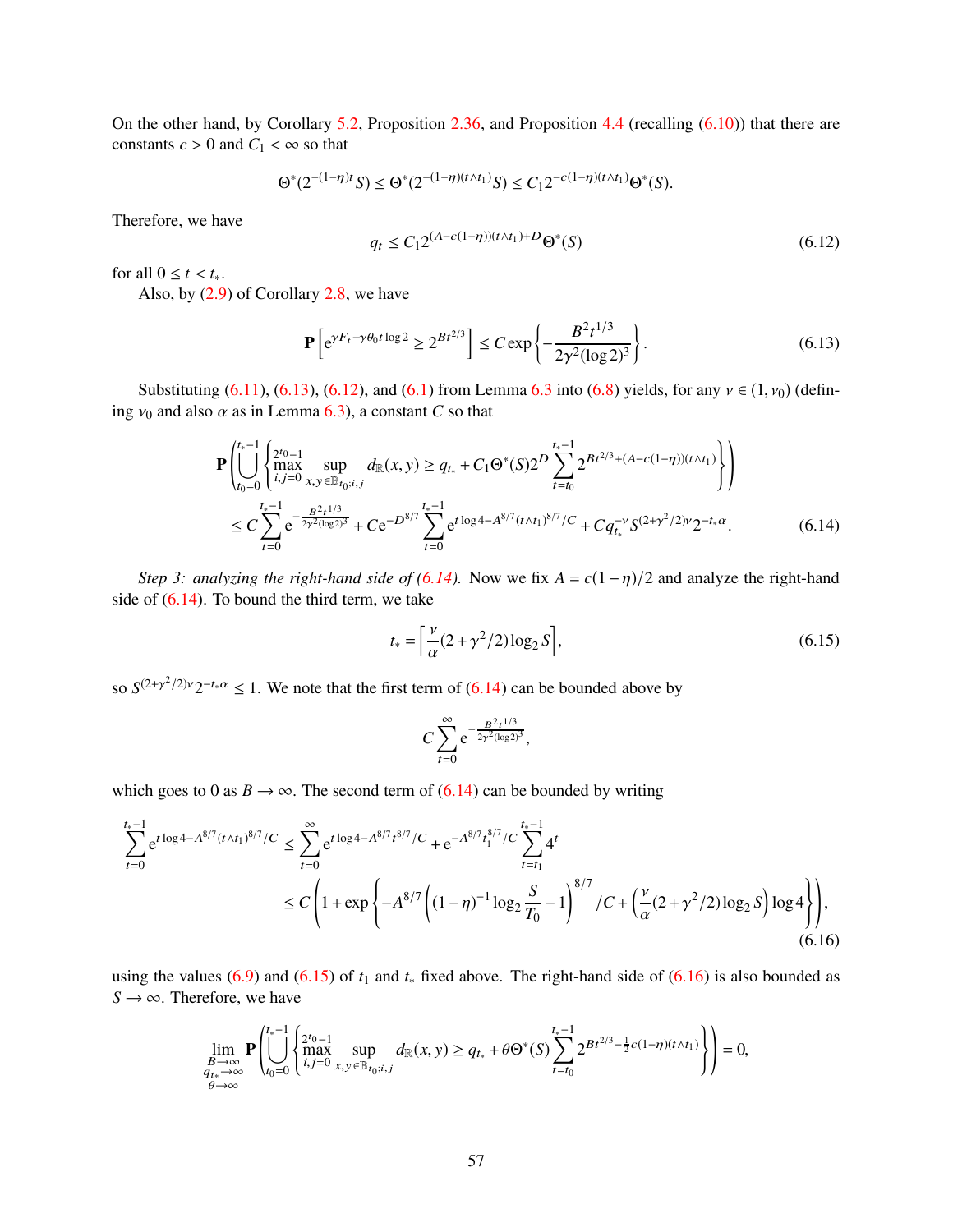On the other hand, by Corollary 5.2, Proposition 2.36, and Proposition 4.4 (recalling (6.10)) that there are constants $c > 0$ and $C_1 < \infty$ so that

$$\Theta^*(2^{-(1-\eta)t} S) \le \Theta^*(2^{-(1-\eta)(t\wedge t_1)} S) \le C_1 2^{-c(1-\eta)(t\wedge t_1)} \Theta^*(S).$$

Therefore, we have

$$q_t \le C_1 2^{(A-c(1-\eta))(t\wedge t_1)+D} \Theta^*(S) \tag{6.12}$$

for all $0 \le t < t_*$.

Also, by (2.9) of Corollary 2.8, we have

$$\mathbf{P}\left[\mathrm{e}^{\gamma F_t - \gamma\theta_0 t \log 2} \ge 2^{Bt^{2/3}}\right] \le C\exp\left\{-\frac{B^2 t^{1/3}}{2\gamma^2(\log 2)^3}\right\}. \tag{6.13}$$

Substituting (6.11), (6.13), (6.12), and (6.1) from Lemma 6.3 into (6.8) yields, for any $\nu \in (1, \nu_0)$ (defining $\nu_0$ and also $\alpha$ as in Lemma 6.3), a constant $C$ so that

$$\begin{aligned}
&\mathbf{P}\left(\bigcup_{t_0=0}^{t_*-1}\left\{\max_{i,j=0}^{2^{t_0}-1} \sup_{x,y\in\mathbb{B}_{t_0;i,j}} d_{\mathbb{R}}(x,y) \ge q_{t_*} + C_1\Theta^*(S)2^D \sum_{t=t_0}^{t_*-1} 2^{Bt^{2/3}+(A-c(1-\eta))(t\wedge t_1)}\right\}\right)\\
&\qquad \le C\sum_{t=0}^{t_*-1} \mathrm{e}^{-\frac{B^2 t^{1/3}}{2\gamma^2(\log 2)^3}} + C\mathrm{e}^{-D^{8/7}} \sum_{t=0}^{t_*-1} \mathrm{e}^{t\log 4 - A^{8/7}(t\wedge t_1)^{8/7}/C} + Cq_{t_*}^{-\nu} S^{(2+\gamma^2/2)\nu} 2^{-t_*\alpha}.
\end{aligned} \tag{6.14}$$

*Step 3: analyzing the right-hand side of (6.14).* Now we fix $A = c(1-\eta)/2$ and analyze the right-hand side of (6.14). To bound the third term, we take

$$t_* = \left\lceil \frac{\nu}{\alpha}(2+\gamma^2/2)\log_2 S\right\rceil, \tag{6.15}$$

so $S^{(2+\gamma^2/2)\nu} 2^{-t_*\alpha} \le 1$. We note that the first term of (6.14) can be bounded above by

$$C\sum_{t=0}^{\infty} \mathrm{e}^{-\frac{B^2 t^{1/3}}{2\gamma^2(\log 2)^3}},$$

which goes to 0 as $B \to \infty$. The second term of (6.14) can be bounded by writing

$$\begin{aligned}
\sum_{t=0}^{t_*-1} \mathrm{e}^{t\log 4 - A^{8/7}(t\wedge t_1)^{8/7}/C} &\le \sum_{t=0}^{\infty} \mathrm{e}^{t\log 4 - A^{8/7}t^{8/7}/C} + \mathrm{e}^{-A^{8/7}t_1^{8/7}/C}\sum_{t=t_1}^{t_*-1} 4^t\\
&\le C\left(1 + \exp\left\{-A^{8/7}\left((1-\eta)^{-1}\log_2\frac{S}{T_0} - 1\right)^{8/7}/C + \left(\frac{\nu}{\alpha}(2+\gamma^2/2)\log_2 S\right)\log 4\right\}\right),
\end{aligned} \tag{6.16}$$

using the values (6.9) and (6.15) of $t_1$ and $t_*$ fixed above. The right-hand side of (6.16) is also bounded as $S \to \infty$. Therefore, we have

$$\lim_{\substack{B\to\infty\\ q_{t_*}\to\infty\\ \theta\to\infty}} \mathbf{P}\left(\bigcup_{t_0=0}^{t_*-1}\left\{\max_{i,j=0}^{2^{t_0}-1} \sup_{x,y\in\mathbb{B}_{t_0;i,j}} d_{\mathbb{R}}(x,y) \ge q_{t_*} + \theta\Theta^*(S)\sum_{t=t_0}^{t_*-1} 2^{Bt^{2/3}-\frac{1}{2}c(1-\eta)(t\wedge t_1)}\right\}\right) = 0,$$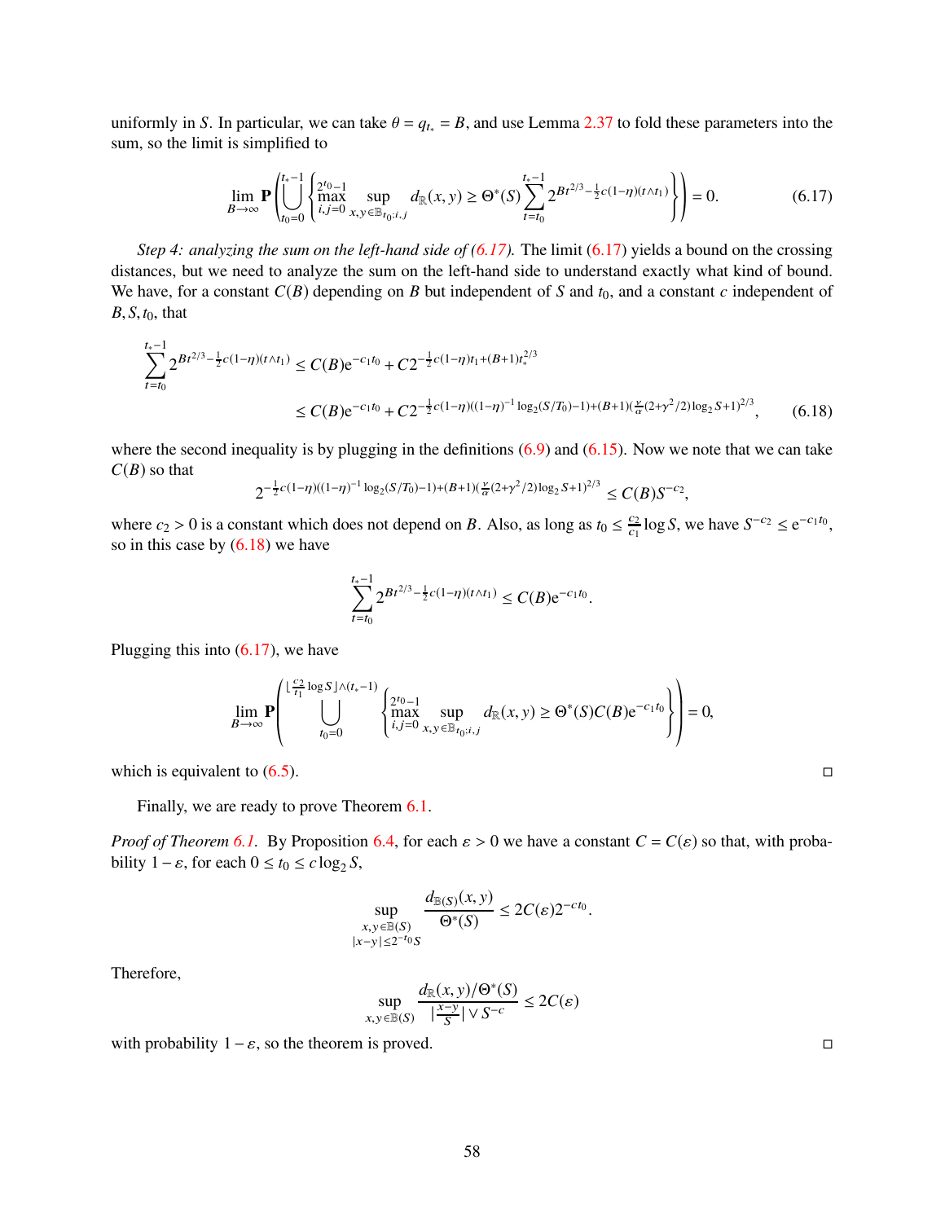uniformly in $S$. In particular, we can take $\theta = q_{t_*} = B$, and use Lemma 2.37 to fold these parameters into the sum, so the limit is simplified to

$$\lim_{B\to\infty} \mathbf{P}\left(\bigcup_{t_0=0}^{t_*-1}\left\{\max_{i,j=0}^{2^{t_0}-1}\sup_{x,y\in\mathbb{B}_{t_0;i,j}} d_{\mathbb{R}}(x,y) \geq \Theta^*(S)\sum_{t=t_0}^{t_*-1} 2^{Bt^{2/3}-\frac{1}{2}c(1-\eta)(t\wedge t_1)}\right\}\right) = 0. \tag{6.17}$$

*Step 4: analyzing the sum on the left-hand side of (6.17).* The limit (6.17) yields a bound on the crossing distances, but we need to analyze the sum on the left-hand side to understand exactly what kind of bound. We have, for a constant $C(B)$ depending on $B$ but independent of $S$ and $t_0$, and a constant $c$ independent of $B, S, t_0$, that

$$\begin{aligned}\sum_{t=t_0}^{t_*-1} 2^{Bt^{2/3}-\frac{1}{2}c(1-\eta)(t\wedge t_1)} &\leq C(B)\mathrm{e}^{-c_1 t_0} + C2^{-\frac{1}{2}c(1-\eta)t_1+(B+1)t_*^{2/3}} \\ &\leq C(B)\mathrm{e}^{-c_1 t_0} + C2^{-\frac{1}{2}c(1-\eta)((1-\eta)^{-1}\log_2(S/T_0)-1)+(B+1)(\frac{\nu}{\alpha}(2+\gamma^2/2)\log_2 S+1)^{2/3}},\end{aligned} \tag{6.18}$$

where the second inequality is by plugging in the definitions (6.9) and (6.15). Now we note that we can take $C(B)$ so that

$$2^{-\frac{1}{2}c(1-\eta)((1-\eta)^{-1}\log_2(S/T_0)-1)+(B+1)(\frac{\nu}{\alpha}(2+\gamma^2/2)\log_2 S+1)^{2/3}} \leq C(B)S^{-c_2},$$

where $c_2 > 0$ is a constant which does not depend on $B$. Also, as long as $t_0 \leq \frac{c_2}{c_1}\log S$, we have $S^{-c_2} \leq \mathrm{e}^{-c_1 t_0}$, so in this case by (6.18) we have

$$\sum_{t=t_0}^{t_*-1} 2^{Bt^{2/3}-\frac{1}{2}c(1-\eta)(t\wedge t_1)} \leq C(B)\mathrm{e}^{-c_1 t_0}.$$

Plugging this into (6.17), we have

$$\lim_{B\to\infty}\mathbf{P}\left(\bigcup_{t_0=0}^{\lfloor\frac{c_2}{c_1}\log S\rfloor\wedge(t_*-1)}\left\{\max_{i,j=0}^{2^{t_0}-1}\sup_{x,y\in\mathbb{B}_{t_0;i,j}} d_{\mathbb{R}}(x,y) \geq \Theta^*(S)C(B)\mathrm{e}^{-c_1 t_0}\right\}\right) = 0,$$

which is equivalent to (6.5). $\square$

Finally, we are ready to prove Theorem 6.1.

*Proof of Theorem 6.1.* By Proposition 6.4, for each $\varepsilon > 0$ we have a constant $C = C(\varepsilon)$ so that, with probability $1-\varepsilon$, for each $0 \leq t_0 \leq c\log_2 S$,

$$\sup_{\substack{x,y\in\mathbb{B}(S)\\|x-y|\leq 2^{-t_0}S}} \frac{d_{\mathbb{B}(S)}(x,y)}{\Theta^*(S)} \leq 2C(\varepsilon)2^{-ct_0}.$$

Therefore,

$$\sup_{x,y\in\mathbb{B}(S)} \frac{d_{\mathbb{R}}(x,y)/\Theta^*(S)}{|\frac{x-y}{S}|\vee S^{-c}} \leq 2C(\varepsilon)$$

with probability $1-\varepsilon$, so the theorem is proved. $\square$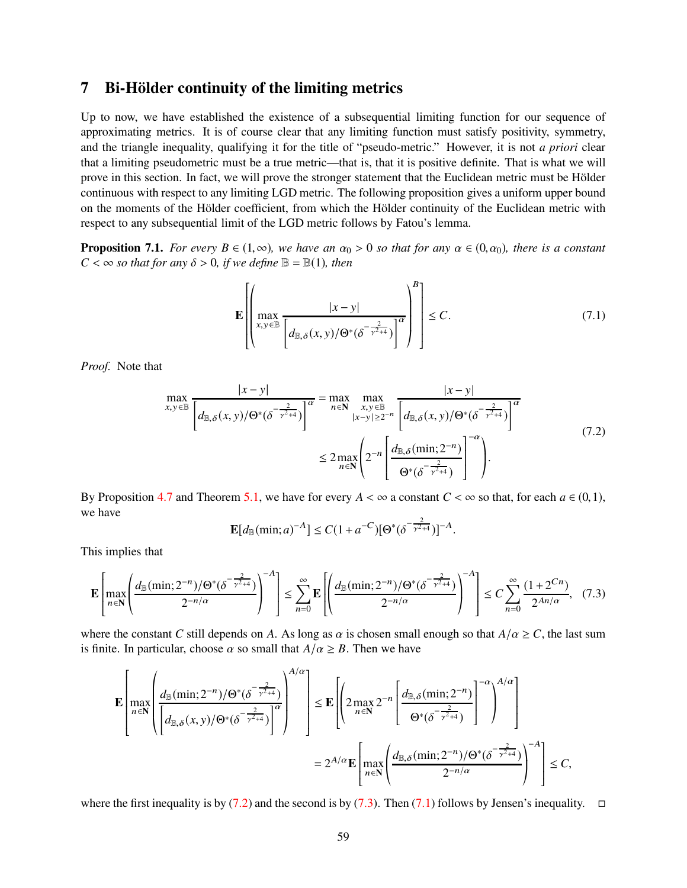## 7 Bi-Hölder continuity of the limiting metrics

Up to now, we have established the existence of a subsequential limiting function for our sequence of approximating metrics. It is of course clear that any limiting function must satisfy positivity, symmetry, and the triangle inequality, qualifying it for the title of "pseudo-metric." However, it is not *a priori* clear that a limiting pseudometric must be a true metric—that is, that it is positive definite. That is what we will prove in this section. In fact, we will prove the stronger statement that the Euclidean metric must be Hölder continuous with respect to any limiting LGD metric. The following proposition gives a uniform upper bound on the moments of the Hölder coefficient, from which the Hölder continuity of the Euclidean metric with respect to any subsequential limit of the LGD metric follows by Fatou's lemma.

**Proposition 7.1.** *For every $B \in (1, \infty)$, we have an $\alpha_0 > 0$ so that for any $\alpha \in (0, \alpha_0)$, there is a constant $C < \infty$ so that for any $\delta > 0$, if we define $\mathbb{B} = \mathbb{B}(1)$, then*

$$\mathbf{E}\left[\left(\max_{x,y\in\mathbb{B}} \frac{|x-y|}{\left[d_{\mathbb{B},\delta}(x,y)/\Theta^*(\delta^{-\frac{2}{\gamma^2+4}})\right]^{\alpha}}\right)^{B}\right] \le C. \tag{7.1}$$

*Proof.* Note that

$$\begin{aligned}\max_{x,y\in\mathbb{B}} \frac{|x-y|}{\left[d_{\mathbb{B},\delta}(x,y)/\Theta^*(\delta^{-\frac{2}{\gamma^2+4}})\right]^{\alpha}} &= \max_{n\in\mathbf{N}} \max_{\substack{x,y\in\mathbb{B}\\|x-y|\ge 2^{-n}}} \frac{|x-y|}{\left[d_{\mathbb{B},\delta}(x,y)/\Theta^*(\delta^{-\frac{2}{\gamma^2+4}})\right]^{\alpha}} \\ &\le 2\max_{n\in\mathbf{N}}\left(2^{-n}\left[\frac{d_{\mathbb{B},\delta}(\min;2^{-n})}{\Theta^*(\delta^{-\frac{2}{\gamma^2+4}})}\right]^{-\alpha}\right).\end{aligned} \tag{7.2}$$

By Proposition 4.7 and Theorem 5.1, we have for every $A < \infty$ a constant $C < \infty$ so that, for each $a \in (0,1)$, we have

$$\mathbf{E}[d_{\mathbb{B}}(\min;a)^{-A}] \le C(1+a^{-C})[\Theta^*(\delta^{-\frac{2}{\gamma^2+4}})]^{-A}.$$

This implies that

$$\mathbf{E}\left[\max_{n\in\mathbf{N}}\left(\frac{d_{\mathbb{B}}(\min;2^{-n})/\Theta^*(\delta^{-\frac{2}{\gamma^2+4}})}{2^{-n/\alpha}}\right)^{-A}\right] \le \sum_{n=0}^{\infty}\mathbf{E}\left[\left(\frac{d_{\mathbb{B}}(\min;2^{-n})/\Theta^*(\delta^{-\frac{2}{\gamma^2+4}})}{2^{-n/\alpha}}\right)^{-A}\right] \le C\sum_{n=0}^{\infty}\frac{(1+2^{Cn})}{2^{An/\alpha}}, \tag{7.3}$$

where the constant $C$ still depends on $A$. As long as $\alpha$ is chosen small enough so that $A/\alpha \ge C$, the last sum is finite. In particular, choose $\alpha$ so small that $A/\alpha \ge B$. Then we have

$$\begin{aligned}\mathbf{E}\left[\max_{n\in\mathbf{N}}\left(\frac{d_{\mathbb{B}}(\min;2^{-n})/\Theta^*(\delta^{-\frac{2}{\gamma^2+4}})}{\left[d_{\mathbb{B},\delta}(x,y)/\Theta^*(\delta^{-\frac{2}{\gamma^2+4}})\right]^{\alpha}}\right)^{A/\alpha}\right] &\le \mathbf{E}\left[\left(2\max_{n\in\mathbf{N}}2^{-n}\left[\frac{d_{\mathbb{B},\delta}(\min;2^{-n})}{\Theta^*(\delta^{-\frac{2}{\gamma^2+4}})}\right]^{-\alpha}\right)^{A/\alpha}\right] \\ &= 2^{A/\alpha}\mathbf{E}\left[\max_{n\in\mathbf{N}}\left(\frac{d_{\mathbb{B},\delta}(\min;2^{-n})/\Theta^*(\delta^{-\frac{2}{\gamma^2+4}})}{2^{-n/\alpha}}\right)^{-A}\right] \le C,\end{aligned}$$

where the first inequality is by (7.2) and the second is by (7.3). Then (7.1) follows by Jensen's inequality. $\square$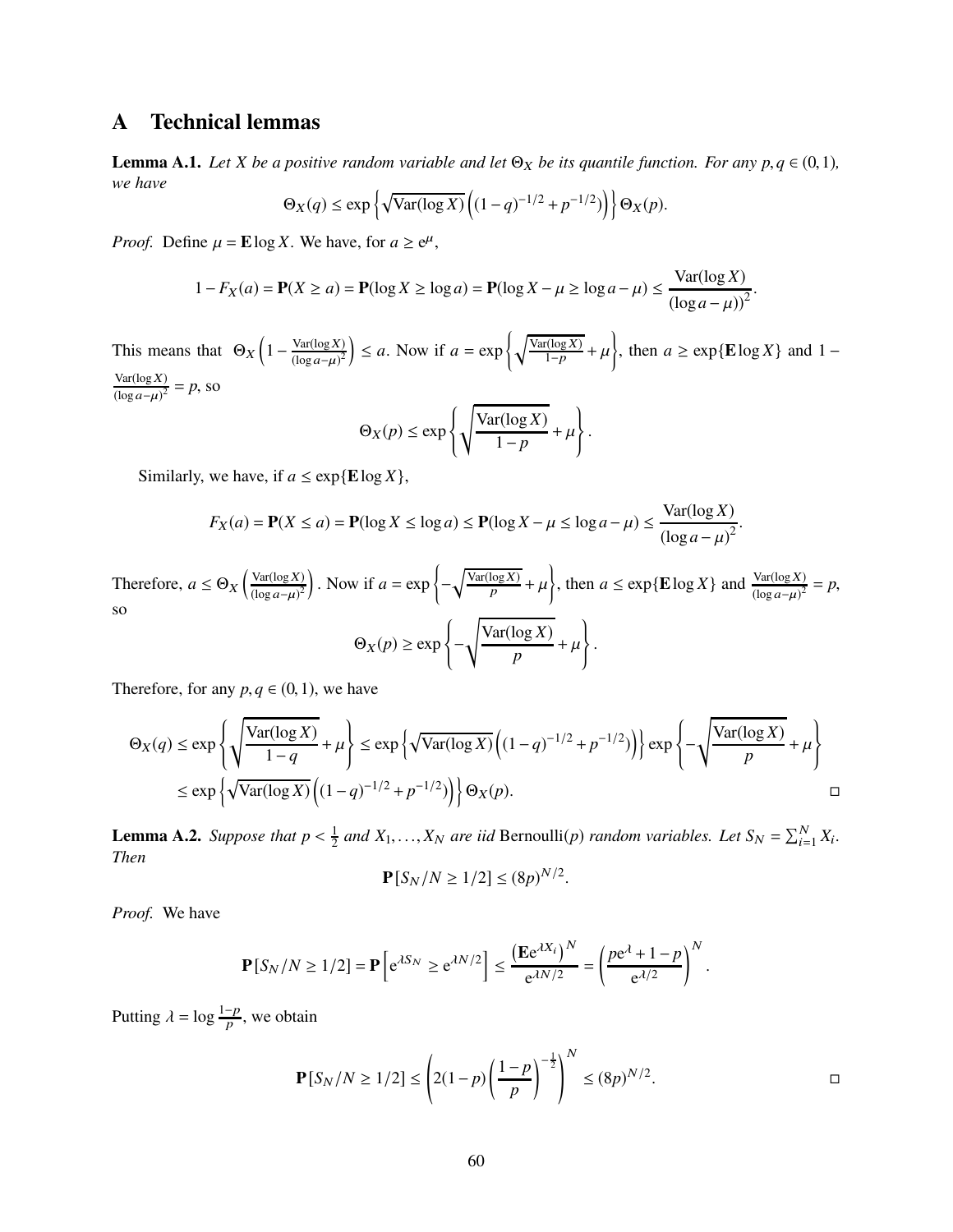# A Technical lemmas

**Lemma A.1.** *Let $X$ be a positive random variable and let $\Theta_X$ be its quantile function. For any $p, q \in (0,1)$, we have*

$$\Theta_X(q) \leq \exp\left\{\sqrt{\operatorname{Var}(\log X)}\left((1-q)^{-1/2} + p^{-1/2}\right)\right\}\Theta_X(p).$$

*Proof.* Define $\mu = \mathbf{E}\log X$. We have, for $a \geq e^{\mu}$,

$$1 - F_X(a) = \mathbf{P}(X \geq a) = \mathbf{P}(\log X \geq \log a) = \mathbf{P}(\log X - \mu \geq \log a - \mu) \leq \frac{\operatorname{Var}(\log X)}{(\log a - \mu)^2}.$$

This means that $\Theta_X\left(1 - \frac{\operatorname{Var}(\log X)}{(\log a - \mu)^2}\right) \leq a$. Now if $a = \exp\left\{\sqrt{\frac{\operatorname{Var}(\log X)}{1-p}} + \mu\right\}$, then $a \geq \exp\{\mathbf{E}\log X\}$ and $1 - \frac{\operatorname{Var}(\log X)}{(\log a - \mu)^2} = p$, so

$$\Theta_X(p) \leq \exp\left\{\sqrt{\frac{\operatorname{Var}(\log X)}{1-p}} + \mu\right\}.$$

Similarly, we have, if $a \leq \exp\{\mathbf{E}\log X\}$,

$$F_X(a) = \mathbf{P}(X \leq a) = \mathbf{P}(\log X \leq \log a) \leq \mathbf{P}(\log X - \mu \leq \log a - \mu) \leq \frac{\operatorname{Var}(\log X)}{(\log a - \mu)^2}.$$

Therefore, $a \leq \Theta_X\left(\frac{\operatorname{Var}(\log X)}{(\log a - \mu)^2}\right)$. Now if $a = \exp\left\{-\sqrt{\frac{\operatorname{Var}(\log X)}{p}} + \mu\right\}$, then $a \leq \exp\{\mathbf{E}\log X\}$ and $\frac{\operatorname{Var}(\log X)}{(\log a - \mu)^2} = p$, so

$$\Theta_X(p) \geq \exp\left\{-\sqrt{\frac{\operatorname{Var}(\log X)}{p}} + \mu\right\}.$$

Therefore, for any $p, q \in (0,1)$, we have

$$\begin{aligned}
\Theta_X(q) &\leq \exp\left\{\sqrt{\frac{\operatorname{Var}(\log X)}{1-q}} + \mu\right\} \leq \exp\left\{\sqrt{\operatorname{Var}(\log X)}\left((1-q)^{-1/2} + p^{-1/2}\right)\right\}\exp\left\{-\sqrt{\frac{\operatorname{Var}(\log X)}{p}} + \mu\right\} \\
&\leq \exp\left\{\sqrt{\operatorname{Var}(\log X)}\left((1-q)^{-1/2} + p^{-1/2}\right)\right\}\Theta_X(p).
\end{aligned}$$

□

**Lemma A.2.** *Suppose that $p < \frac{1}{2}$ and $X_1, \ldots, X_N$ are iid* Bernoulli($p$) *random variables. Let $S_N = \sum_{i=1}^N X_i$. Then*

$$\mathbf{P}[S_N/N \geq 1/2] \leq (8p)^{N/2}.$$

*Proof.* We have

$$\mathbf{P}[S_N/N \geq 1/2] = \mathbf{P}\left[e^{\lambda S_N} \geq e^{\lambda N/2}\right] \leq \frac{\left(\mathbf{E}e^{\lambda X_i}\right)^N}{e^{\lambda N/2}} = \left(\frac{pe^{\lambda} + 1 - p}{e^{\lambda/2}}\right)^N.$$

Putting $\lambda = \log\frac{1-p}{p}$, we obtain

$$\mathbf{P}[S_N/N \geq 1/2] \leq \left(2(1-p)\left(\frac{1-p}{p}\right)^{-\frac{1}{2}}\right)^N \leq (8p)^{N/2}.$$

□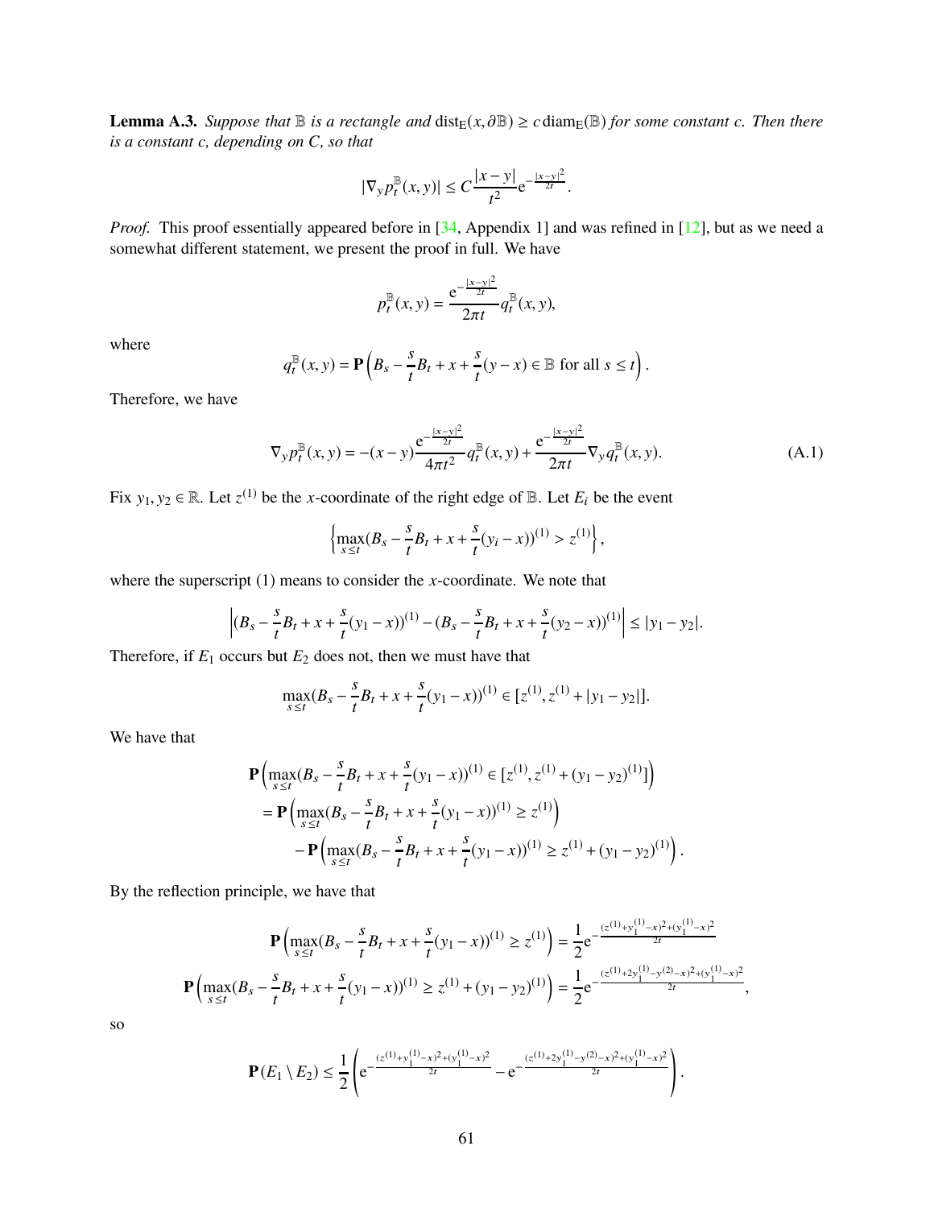**Lemma A.3.** *Suppose that $\mathbb{B}$ is a rectangle and $\mathrm{dist}_{\mathrm{E}}(x, \partial\mathbb{B}) \geq c\,\mathrm{diam}_{\mathrm{E}}(\mathbb{B})$ for some constant $c$. Then there is a constant $c$, depending on $C$, so that*

$$|\nabla_y p_t^{\mathbb{B}}(x,y)| \leq C \frac{|x-y|}{t^2} \mathrm{e}^{-\frac{|x-y|^2}{2t}}.$$

*Proof.* This proof essentially appeared before in [34, Appendix 1] and was refined in [12], but as we need a somewhat different statement, we present the proof in full. We have

$$p_t^{\mathbb{B}}(x,y) = \frac{\mathrm{e}^{-\frac{|x-y|^2}{2t}}}{2\pi t} q_t^{\mathbb{B}}(x,y),$$

where

$$q_t^{\mathbb{B}}(x,y) = \mathbf{P}\left(B_s - \frac{s}{t}B_t + x + \frac{s}{t}(y-x) \in \mathbb{B} \text{ for all } s \leq t\right).$$

Therefore, we have

$$\nabla_y p_t^{\mathbb{B}}(x,y) = -(x-y)\frac{\mathrm{e}^{-\frac{|x-y|^2}{2t}}}{4\pi t^2} q_t^{\mathbb{B}}(x,y) + \frac{\mathrm{e}^{-\frac{|x-y|^2}{2t}}}{2\pi t} \nabla_y q_t^{\mathbb{B}}(x,y). \tag{A.1}$$

Fix $y_1, y_2 \in \mathbb{R}$. Let $z^{(1)}$ be the $x$-coordinate of the right edge of $\mathbb{B}$. Let $E_i$ be the event

$$\left\{\max_{s\leq t}(B_s - \frac{s}{t}B_t + x + \frac{s}{t}(y_i - x))^{(1)} > z^{(1)}\right\},$$

where the superscript (1) means to consider the $x$-coordinate. We note that

$$\left|(B_s - \frac{s}{t}B_t + x + \frac{s}{t}(y_1 - x))^{(1)} - (B_s - \frac{s}{t}B_t + x + \frac{s}{t}(y_2 - x))^{(1)}\right| \leq |y_1 - y_2|.$$

Therefore, if $E_1$ occurs but $E_2$ does not, then we must have that

$$\max_{s\leq t}(B_s - \frac{s}{t}B_t + x + \frac{s}{t}(y_1 - x))^{(1)} \in [z^{(1)}, z^{(1)} + |y_1 - y_2|].$$

We have that

$$\begin{aligned}
&\mathbf{P}\left(\max_{s\leq t}(B_s - \frac{s}{t}B_t + x + \frac{s}{t}(y_1 - x))^{(1)} \in [z^{(1)}, z^{(1)} + (y_1 - y_2)^{(1)}]\right) \\
&\quad = \mathbf{P}\left(\max_{s\leq t}(B_s - \frac{s}{t}B_t + x + \frac{s}{t}(y_1 - x))^{(1)} \geq z^{(1)}\right) \\
&\quad\quad - \mathbf{P}\left(\max_{s\leq t}(B_s - \frac{s}{t}B_t + x + \frac{s}{t}(y_1 - x))^{(1)} \geq z^{(1)} + (y_1 - y_2)^{(1)}\right).
\end{aligned}$$

By the reflection principle, we have that

$$\begin{aligned}
\mathbf{P}\left(\max_{s\leq t}(B_s - \frac{s}{t}B_t + x + \frac{s}{t}(y_1 - x))^{(1)} \geq z^{(1)}\right) &= \frac{1}{2}\mathrm{e}^{-\frac{(z^{(1)} + y_1^{(1)} - x)^2 + (y_1^{(1)} - x)^2}{2t}} \\
\mathbf{P}\left(\max_{s\leq t}(B_s - \frac{s}{t}B_t + x + \frac{s}{t}(y_1 - x))^{(1)} \geq z^{(1)} + (y_1 - y_2)^{(1)}\right) &= \frac{1}{2}\mathrm{e}^{-\frac{(z^{(1)} + 2y_1^{(1)} - y^{(2)} - x)^2 + (y_1^{(1)} - x)^2}{2t}},
\end{aligned}$$

so

$$\mathbf{P}(E_1 \setminus E_2) \leq \frac{1}{2}\left(\mathrm{e}^{-\frac{(z^{(1)} + y_1^{(1)} - x)^2 + (y_1^{(1)} - x)^2}{2t}} - \mathrm{e}^{-\frac{(z^{(1)} + 2y_1^{(1)} - y^{(2)} - x)^2 + (y_1^{(1)} - x)^2}{2t}}\right).$$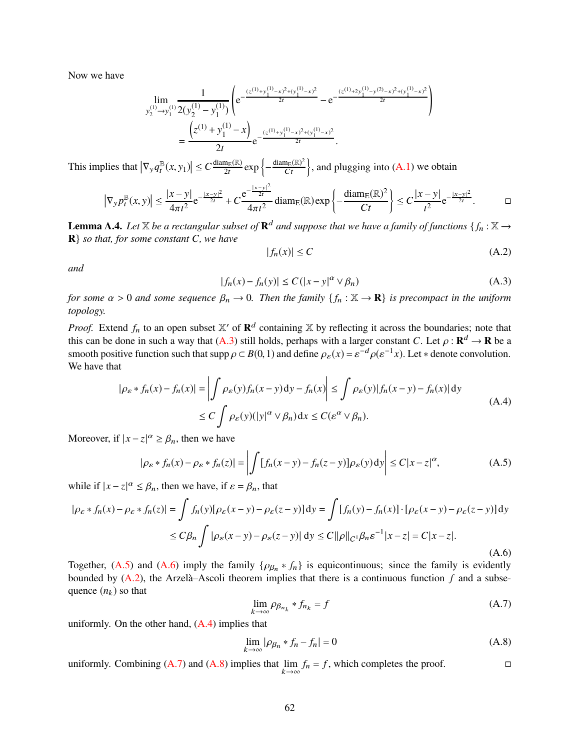Now we have

$$\lim_{y_2^{(1)}\to y_1^{(1)}} \frac{1}{2(y_2^{(1)}-y_1^{(1)})}\left(\mathrm{e}^{-\frac{(z^{(1)}+y_1^{(1)}-x)^2+(y_1^{(1)}-x)^2}{2t}} - \mathrm{e}^{-\frac{(z^{(1)}+2y_1^{(1)}-y^{(2)}-x)^2+(y_1^{(1)}-x)^2}{2t}}\right)$$
$$= \frac{\left(z^{(1)}+y_1^{(1)}-x\right)}{2t}\mathrm{e}^{-\frac{(z^{(1)}+y_1^{(1)}-x)^2+(y_1^{(1)}-x)^2}{2t}}.$$

This implies that $\left|\nabla_y q_t^{\mathbb{B}}(x,y_1)\right| \le C\frac{\mathrm{diam}_{\mathrm{E}}(\mathbb{R})}{2t}\exp\left\{-\frac{\mathrm{diam}_{\mathrm{E}}(\mathbb{R})^2}{Ct}\right\}$, and plugging into (A.1) we obtain

$$\left|\nabla_y p_t^{\mathbb{B}}(x,y)\right| \le \frac{|x-y|}{4\pi t^2}\mathrm{e}^{-\frac{|x-y|^2}{2t}} + C\frac{\mathrm{e}^{-\frac{|x-y|^2}{2t}}}{4\pi t^2}\mathrm{diam}_{\mathrm{E}}(\mathbb{R})\exp\left\{-\frac{\mathrm{diam}_{\mathrm{E}}(\mathbb{R})^2}{Ct}\right\} \le C\frac{|x-y|}{t^2}\mathrm{e}^{-\frac{|x-y|^2}{2t}}. \qquad \square$$

**Lemma A.4.** *Let $\mathbb{X}$ be a rectangular subset of $\mathbf{R}^d$ and suppose that we have a family of functions $\{f_n : \mathbb{X} \to \mathbf{R}\}$ so that, for some constant $C$, we have*

$$|f_n(x)| \le C \tag{A.2}$$

*and*

$$|f_n(x) - f_n(y)| \le C(|x-y|^\alpha \vee \beta_n) \tag{A.3}$$

*for some $\alpha > 0$ and some sequence $\beta_n \to 0$. Then the family $\{f_n : \mathbb{X} \to \mathbf{R}\}$ is precompact in the uniform topology.*

*Proof.* Extend $f_n$ to an open subset $\mathbb{X}'$ of $\mathbf{R}^d$ containing $\mathbb{X}$ by reflecting it across the boundaries; note that this can be done in such a way that (A.3) still holds, perhaps with a larger constant $C$. Let $\rho : \mathbf{R}^d \to \mathbf{R}$ be a smooth positive function such that $\operatorname{supp}\rho \subset B(0,1)$ and define $\rho_\varepsilon(x) = \varepsilon^{-d}\rho(\varepsilon^{-1}x)$. Let $*$ denote convolution. We have that

$$\begin{aligned}|\rho_\varepsilon * f_n(x) - f_n(x)| &= \left|\int \rho_\varepsilon(y) f_n(x-y)\,\mathrm{d}y - f_n(x)\right| \le \int \rho_\varepsilon(y)|f_n(x-y) - f_n(x)|\,\mathrm{d}y \\ &\le C\int \rho_\varepsilon(y)(|y|^\alpha \vee \beta_n)\,\mathrm{d}x \le C(\varepsilon^\alpha \vee \beta_n).\end{aligned} \tag{A.4}$$

Moreover, if $|x-z|^\alpha \ge \beta_n$, then we have

$$|\rho_\varepsilon * f_n(x) - \rho_\varepsilon * f_n(z)| = \left|\int [f_n(x-y) - f_n(z-y)]\rho_\varepsilon(y)\,\mathrm{d}y\right| \le C|x-z|^\alpha, \tag{A.5}$$

while if $|x-z|^\alpha \le \beta_n$, then we have, if $\varepsilon = \beta_n$, that

$$\begin{aligned}|\rho_\varepsilon * f_n(x) - \rho_\varepsilon * f_n(z)| &= \int f_n(y)[\rho_\varepsilon(x-y) - \rho_\varepsilon(z-y)]\,\mathrm{d}y = \int [f_n(y) - f_n(x)]\cdot[\rho_\varepsilon(x-y) - \rho_\varepsilon(z-y)]\,\mathrm{d}y \\ &\le C\beta_n \int |\rho_\varepsilon(x-y) - \rho_\varepsilon(z-y)|\,\mathrm{d}y \le C\|\rho\|_{C^1}\beta_n\varepsilon^{-1}|x-z| = C|x-z|.\end{aligned} \tag{A.6}$$

Together, (A.5) and (A.6) imply the family $\{\rho_{\beta_n} * f_n\}$ is equicontinuous; since the family is evidently bounded by (A.2), the Arzelà–Ascoli theorem implies that there is a continuous function $f$ and a subsequence $(n_k)$ so that

$$\lim_{k\to\infty} \rho_{\beta_{n_k}} * f_{n_k} = f \tag{A.7}$$

uniformly. On the other hand, (A.4) implies that

$$\lim_{k\to\infty} |\rho_{\beta_n} * f_n - f_n| = 0 \tag{A.8}$$

uniformly. Combining (A.7) and (A.8) implies that $\lim_{k\to\infty} f_n = f$, which completes the proof. $\square$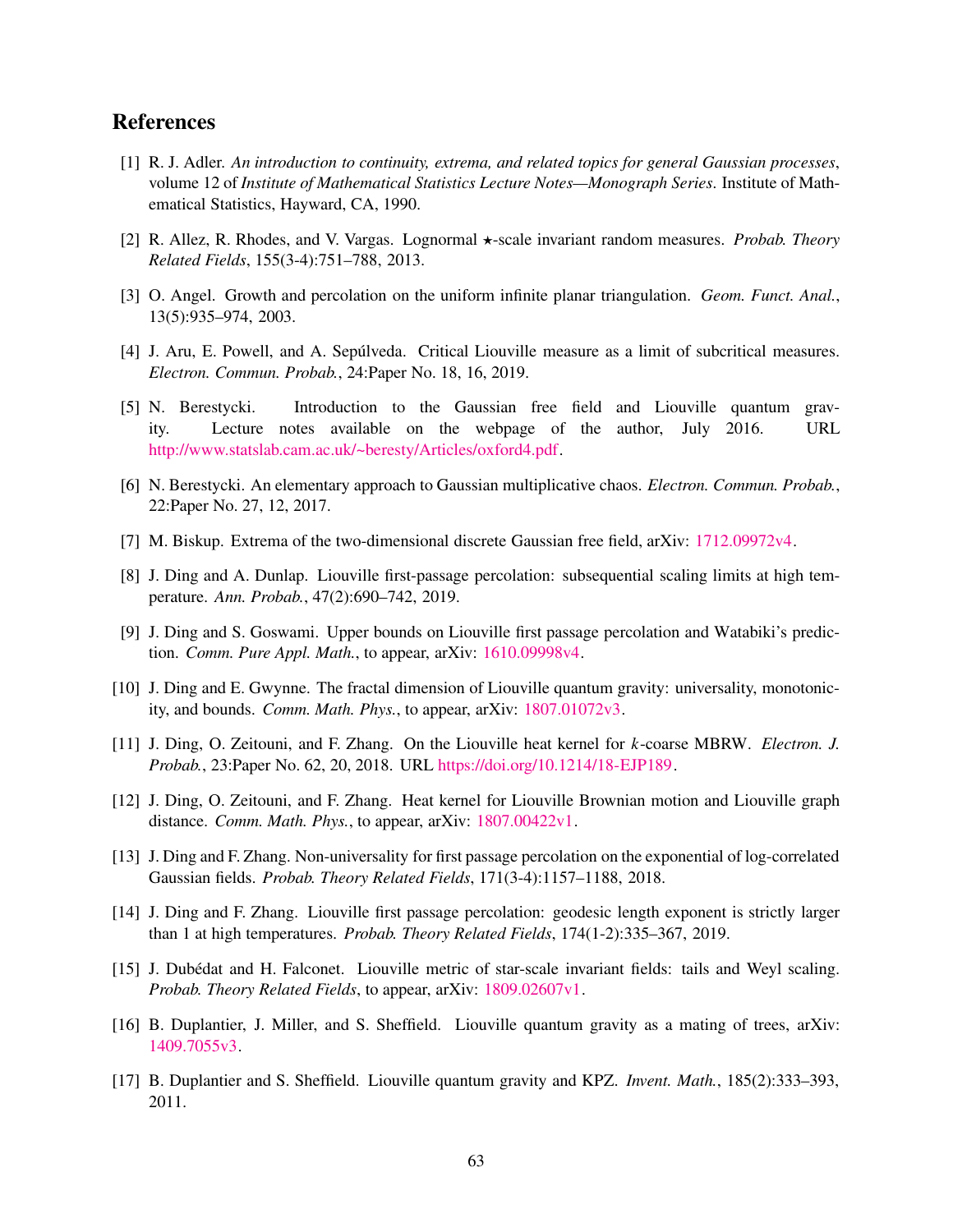# References

[1] R. J. Adler. *An introduction to continuity, extrema, and related topics for general Gaussian processes*, volume 12 of *Institute of Mathematical Statistics Lecture Notes—Monograph Series*. Institute of Mathematical Statistics, Hayward, CA, 1990.

[2] R. Allez, R. Rhodes, and V. Vargas. Lognormal ⋆-scale invariant random measures. *Probab. Theory Related Fields*, 155(3-4):751–788, 2013.

[3] O. Angel. Growth and percolation on the uniform infinite planar triangulation. *Geom. Funct. Anal.*, 13(5):935–974, 2003.

[4] J. Aru, E. Powell, and A. Sepúlveda. Critical Liouville measure as a limit of subcritical measures. *Electron. Commun. Probab.*, 24:Paper No. 18, 16, 2019.

[5] N. Berestycki. Introduction to the Gaussian free field and Liouville quantum gravity. Lecture notes available on the webpage of the author, July 2016. URL http://www.statslab.cam.ac.uk/~beresty/Articles/oxford4.pdf.

[6] N. Berestycki. An elementary approach to Gaussian multiplicative chaos. *Electron. Commun. Probab.*, 22:Paper No. 27, 12, 2017.

[7] M. Biskup. Extrema of the two-dimensional discrete Gaussian free field, arXiv: 1712.09972v4.

[8] J. Ding and A. Dunlap. Liouville first-passage percolation: subsequential scaling limits at high temperature. *Ann. Probab.*, 47(2):690–742, 2019.

[9] J. Ding and S. Goswami. Upper bounds on Liouville first passage percolation and Watabiki's prediction. *Comm. Pure Appl. Math.*, to appear, arXiv: 1610.09998v4.

[10] J. Ding and E. Gwynne. The fractal dimension of Liouville quantum gravity: universality, monotonicity, and bounds. *Comm. Math. Phys.*, to appear, arXiv: 1807.01072v3.

[11] J. Ding, O. Zeitouni, and F. Zhang. On the Liouville heat kernel for $k$-coarse MBRW. *Electron. J. Probab.*, 23:Paper No. 62, 20, 2018. URL https://doi.org/10.1214/18-EJP189.

[12] J. Ding, O. Zeitouni, and F. Zhang. Heat kernel for Liouville Brownian motion and Liouville graph distance. *Comm. Math. Phys.*, to appear, arXiv: 1807.00422v1.

[13] J. Ding and F. Zhang. Non-universality for first passage percolation on the exponential of log-correlated Gaussian fields. *Probab. Theory Related Fields*, 171(3-4):1157–1188, 2018.

[14] J. Ding and F. Zhang. Liouville first passage percolation: geodesic length exponent is strictly larger than 1 at high temperatures. *Probab. Theory Related Fields*, 174(1-2):335–367, 2019.

[15] J. Dubédat and H. Falconet. Liouville metric of star-scale invariant fields: tails and Weyl scaling. *Probab. Theory Related Fields*, to appear, arXiv: 1809.02607v1.

[16] B. Duplantier, J. Miller, and S. Sheffield. Liouville quantum gravity as a mating of trees, arXiv: 1409.7055v3.

[17] B. Duplantier and S. Sheffield. Liouville quantum gravity and KPZ. *Invent. Math.*, 185(2):333–393, 2011.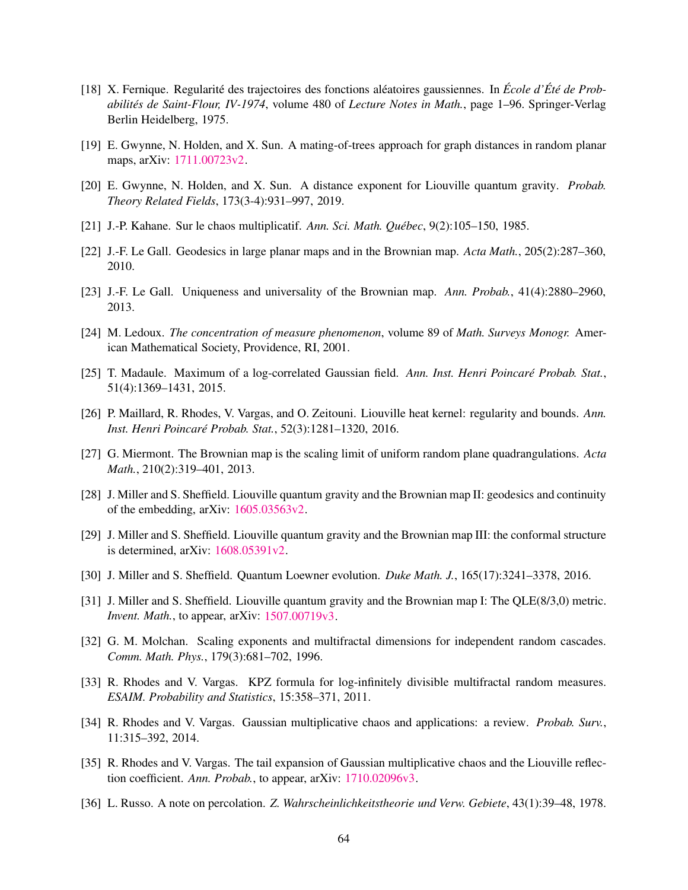[18] X. Fernique. Regularité des trajectoires des fonctions aléatoires gaussiennes. In *École d'Été de Probabilités de Saint-Flour, IV-1974*, volume 480 of *Lecture Notes in Math.*, page 1–96. Springer-Verlag Berlin Heidelberg, 1975.

[19] E. Gwynne, N. Holden, and X. Sun. A mating-of-trees approach for graph distances in random planar maps, arXiv: 1711.00723v2.

[20] E. Gwynne, N. Holden, and X. Sun. A distance exponent for Liouville quantum gravity. *Probab. Theory Related Fields*, 173(3-4):931–997, 2019.

[21] J.-P. Kahane. Sur le chaos multiplicatif. *Ann. Sci. Math. Québec*, 9(2):105–150, 1985.

[22] J.-F. Le Gall. Geodesics in large planar maps and in the Brownian map. *Acta Math.*, 205(2):287–360, 2010.

[23] J.-F. Le Gall. Uniqueness and universality of the Brownian map. *Ann. Probab.*, 41(4):2880–2960, 2013.

[24] M. Ledoux. *The concentration of measure phenomenon*, volume 89 of *Math. Surveys Monogr.* American Mathematical Society, Providence, RI, 2001.

[25] T. Madaule. Maximum of a log-correlated Gaussian field. *Ann. Inst. Henri Poincaré Probab. Stat.*, 51(4):1369–1431, 2015.

[26] P. Maillard, R. Rhodes, V. Vargas, and O. Zeitouni. Liouville heat kernel: regularity and bounds. *Ann. Inst. Henri Poincaré Probab. Stat.*, 52(3):1281–1320, 2016.

[27] G. Miermont. The Brownian map is the scaling limit of uniform random plane quadrangulations. *Acta Math.*, 210(2):319–401, 2013.

[28] J. Miller and S. Sheffield. Liouville quantum gravity and the Brownian map II: geodesics and continuity of the embedding, arXiv: 1605.03563v2.

[29] J. Miller and S. Sheffield. Liouville quantum gravity and the Brownian map III: the conformal structure is determined, arXiv: 1608.05391v2.

[30] J. Miller and S. Sheffield. Quantum Loewner evolution. *Duke Math. J.*, 165(17):3241–3378, 2016.

[31] J. Miller and S. Sheffield. Liouville quantum gravity and the Brownian map I: The QLE(8/3,0) metric. *Invent. Math.*, to appear, arXiv: 1507.00719v3.

[32] G. M. Molchan. Scaling exponents and multifractal dimensions for independent random cascades. *Comm. Math. Phys.*, 179(3):681–702, 1996.

[33] R. Rhodes and V. Vargas. KPZ formula for log-infinitely divisible multifractal random measures. *ESAIM. Probability and Statistics*, 15:358–371, 2011.

[34] R. Rhodes and V. Vargas. Gaussian multiplicative chaos and applications: a review. *Probab. Surv.*, 11:315–392, 2014.

[35] R. Rhodes and V. Vargas. The tail expansion of Gaussian multiplicative chaos and the Liouville reflection coefficient. *Ann. Probab.*, to appear, arXiv: 1710.02096v3.

[36] L. Russo. A note on percolation. *Z. Wahrscheinlichkeitstheorie und Verw. Gebiete*, 43(1):39–48, 1978.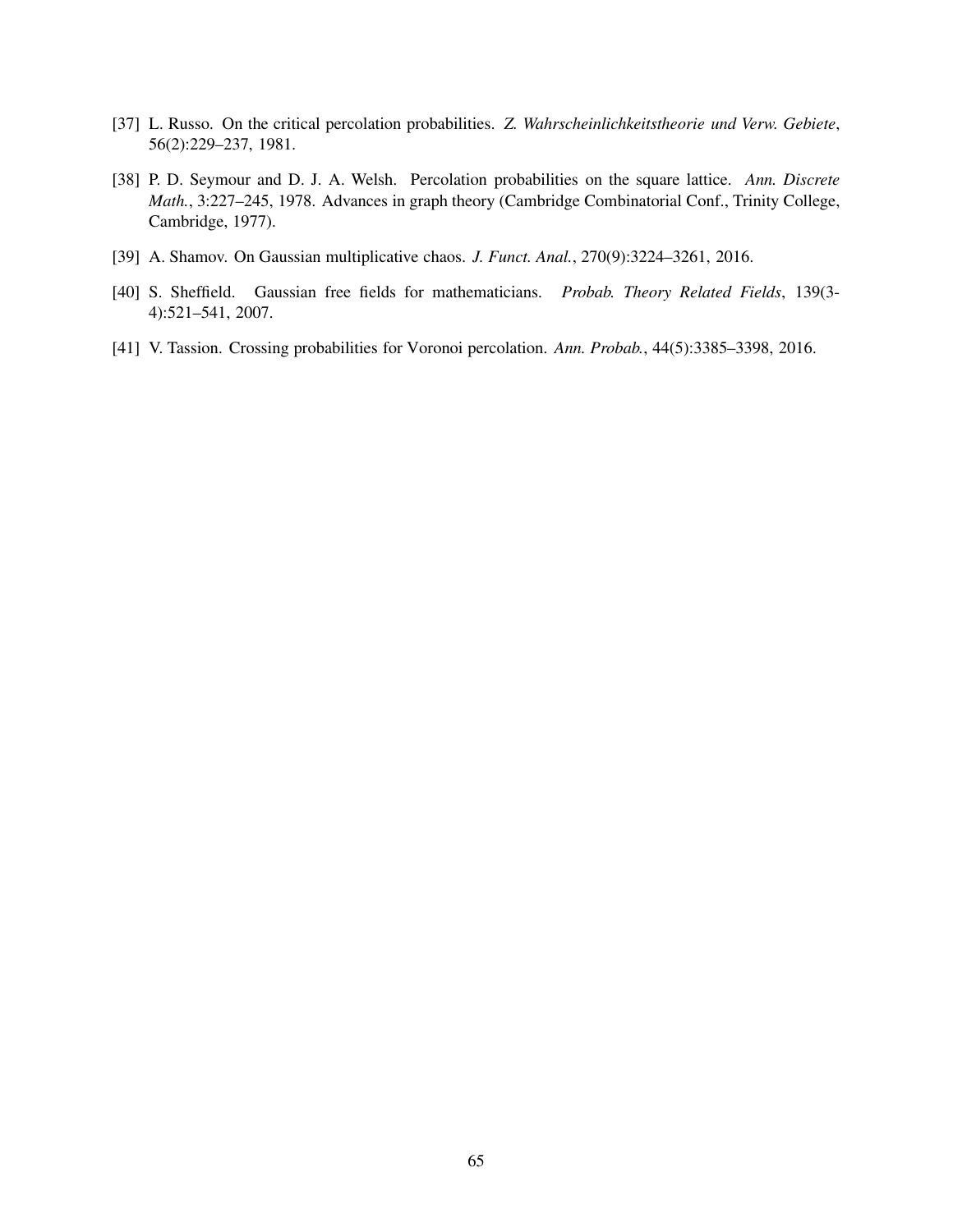[37] L. Russo. On the critical percolation probabilities. *Z. Wahrscheinlichkeitstheorie und Verw. Gebiete*, 56(2):229–237, 1981.

[38] P. D. Seymour and D. J. A. Welsh. Percolation probabilities on the square lattice. *Ann. Discrete Math.*, 3:227–245, 1978. Advances in graph theory (Cambridge Combinatorial Conf., Trinity College, Cambridge, 1977).

[39] A. Shamov. On Gaussian multiplicative chaos. *J. Funct. Anal.*, 270(9):3224–3261, 2016.

[40] S. Sheffield. Gaussian free fields for mathematicians. *Probab. Theory Related Fields*, 139(3-4):521–541, 2007.

[41] V. Tassion. Crossing probabilities for Voronoi percolation. *Ann. Probab.*, 44(5):3385–3398, 2016.